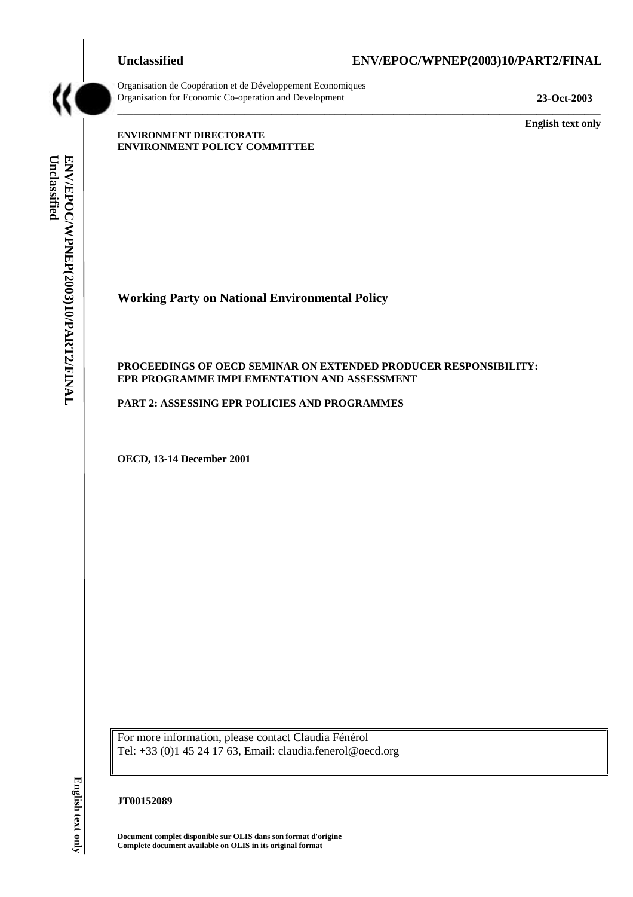**Unclassified** **ENV/EPOC/WPNEP(2003)10/PART2/FINAL**

Organisation de Coopération et de Développement Economiques
Organisation for Economic Co-operation and Development

**23-Oct-2003**

**English text only**

**ENVIRONMENT DIRECTORATE**
**ENVIRONMENT POLICY COMMITTEE**

## Working Party on National Environmental Policy

**PROCEEDINGS OF OECD SEMINAR ON EXTENDED PRODUCER RESPONSIBILITY: EPR PROGRAMME IMPLEMENTATION AND ASSESSMENT**

**PART 2: ASSESSING EPR POLICIES AND PROGRAMMES**

**OECD, 13-14 December 2001**

For more information, please contact Claudia Fénérol
Tel: +33 (0)1 45 24 17 63, Email: claudia.fenerol@oecd.org

**JT00152089**

**Document complet disponible sur OLIS dans son format d'origine**
**Complete document available on OLIS in its original format**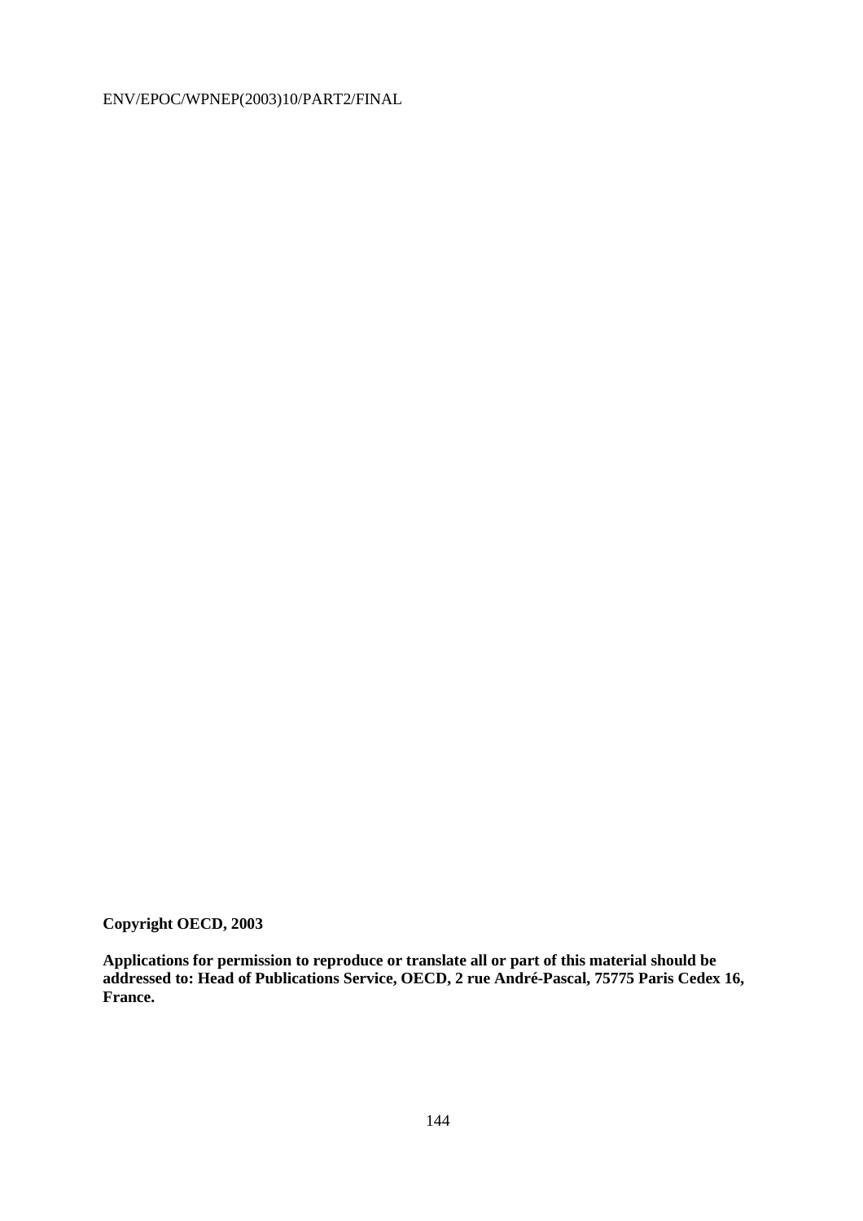**Copyright OECD, 2003**

**Applications for permission to reproduce or translate all or part of this material should be addressed to: Head of Publications Service, OECD, 2 rue André-Pascal, 75775 Paris Cedex 16, France.**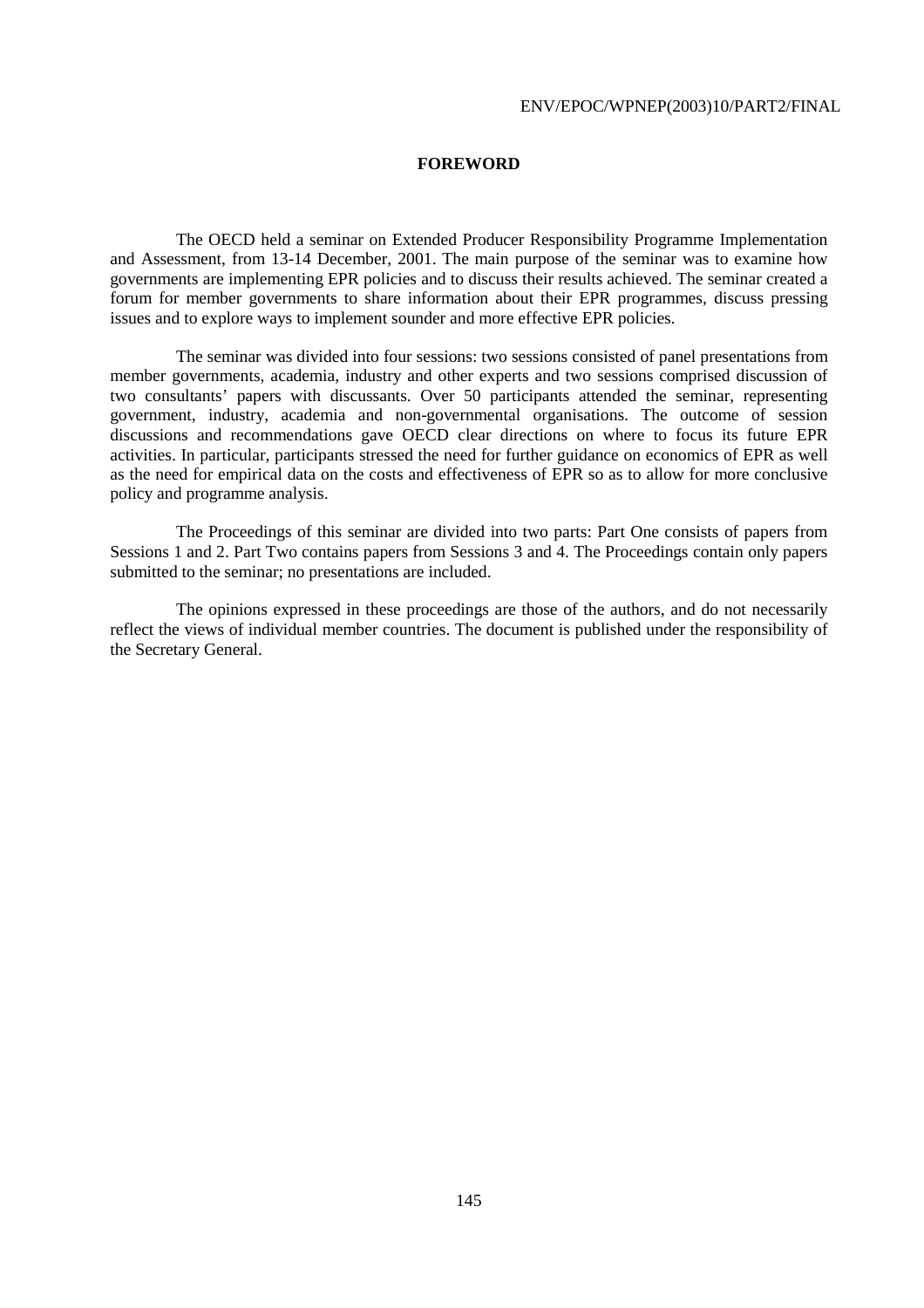# FOREWORD

The OECD held a seminar on Extended Producer Responsibility Programme Implementation and Assessment, from 13-14 December, 2001. The main purpose of the seminar was to examine how governments are implementing EPR policies and to discuss their results achieved. The seminar created a forum for member governments to share information about their EPR programmes, discuss pressing issues and to explore ways to implement sounder and more effective EPR policies.

The seminar was divided into four sessions: two sessions consisted of panel presentations from member governments, academia, industry and other experts and two sessions comprised discussion of two consultants' papers with discussants. Over 50 participants attended the seminar, representing government, industry, academia and non-governmental organisations. The outcome of session discussions and recommendations gave OECD clear directions on where to focus its future EPR activities. In particular, participants stressed the need for further guidance on economics of EPR as well as the need for empirical data on the costs and effectiveness of EPR so as to allow for more conclusive policy and programme analysis.

The Proceedings of this seminar are divided into two parts: Part One consists of papers from Sessions 1 and 2. Part Two contains papers from Sessions 3 and 4. The Proceedings contain only papers submitted to the seminar; no presentations are included.

The opinions expressed in these proceedings are those of the authors, and do not necessarily reflect the views of individual member countries. The document is published under the responsibility of the Secretary General.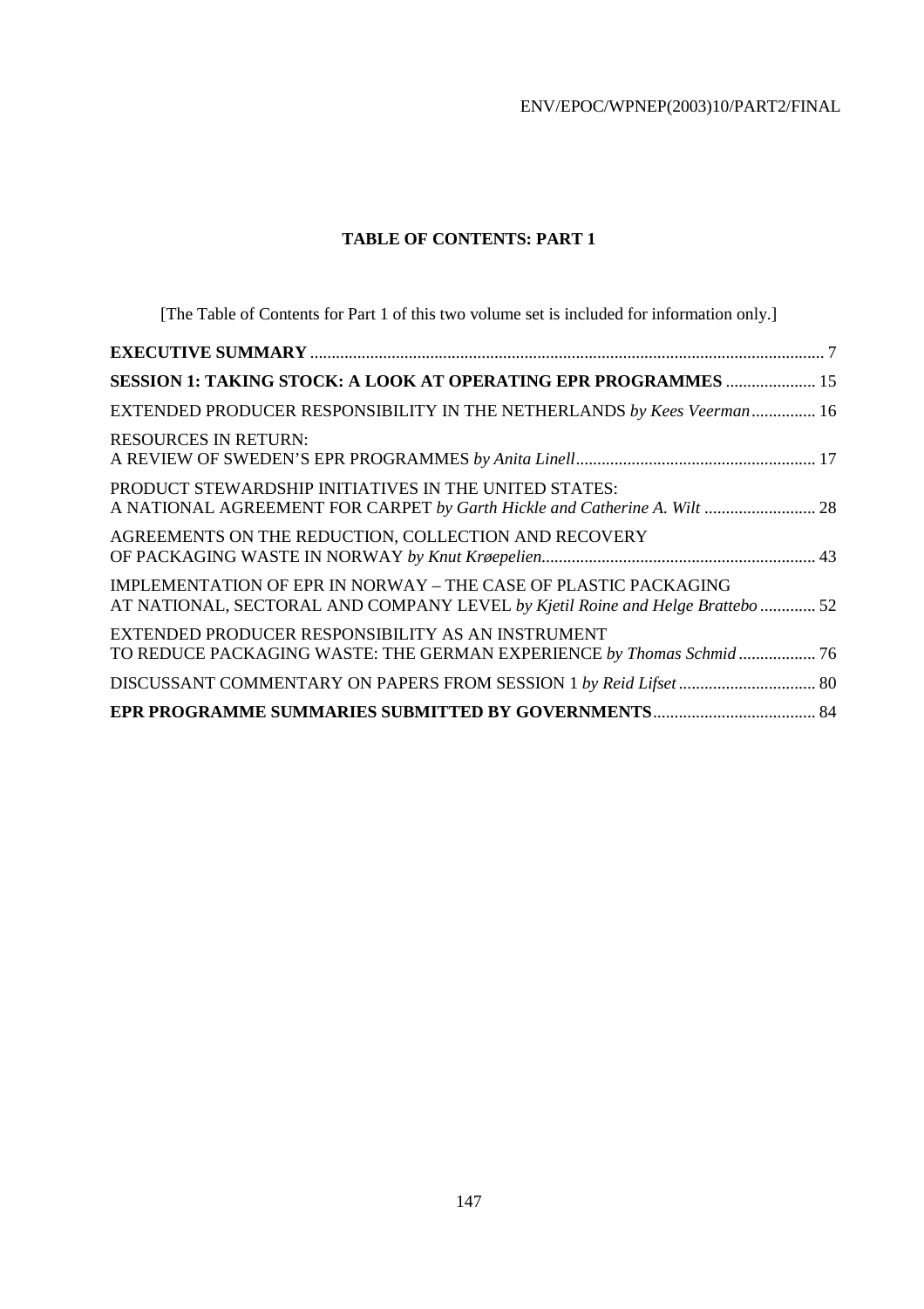## TABLE OF CONTENTS: PART 1

[The Table of Contents for Part 1 of this two volume set is included for information only.]

**EXECUTIVE SUMMARY** ........................................................................ 7

**SESSION 1: TAKING STOCK: A LOOK AT OPERATING EPR PROGRAMMES** ..................... 15

EXTENDED PRODUCER RESPONSIBILITY IN THE NETHERLANDS *by Kees Veerman* ............... 16

RESOURCES IN RETURN:
A REVIEW OF SWEDEN'S EPR PROGRAMMES *by Anita Linell* ........................................ 17

PRODUCT STEWARDSHIP INITIATIVES IN THE UNITED STATES:
A NATIONAL AGREEMENT FOR CARPET *by Garth Hickle and Catherine A. Wilt* ..................... 28

AGREEMENTS ON THE REDUCTION, COLLECTION AND RECOVERY
OF PACKAGING WASTE IN NORWAY *by Knut Krøepelien* ................................................ 43

IMPLEMENTATION OF EPR IN NORWAY – THE CASE OF PLASTIC PACKAGING
AT NATIONAL, SECTORAL AND COMPANY LEVEL *by Kjetil Roine and Helge Brattebo* ............ 52

EXTENDED PRODUCER RESPONSIBILITY AS AN INSTRUMENT
TO REDUCE PACKAGING WASTE: THE GERMAN EXPERIENCE *by Thomas Schmid* .................. 76

DISCUSSANT COMMENTARY ON PAPERS FROM SESSION 1 *by Reid Lifset* ................................ 80

**EPR PROGRAMME SUMMARIES SUBMITTED BY GOVERNMENTS** ...................................... 84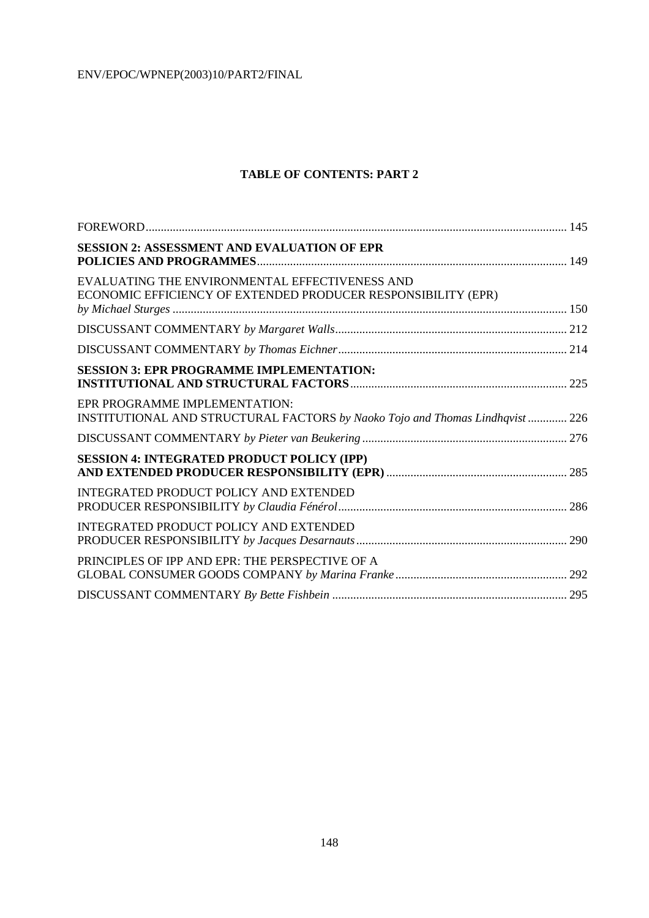## TABLE OF CONTENTS: PART 2

| | |
|---|---|
| FOREWORD | 145 |
| **SESSION 2: ASSESSMENT AND EVALUATION OF EPR POLICIES AND PROGRAMMES** | 149 |
| EVALUATING THE ENVIRONMENTAL EFFECTIVENESS AND ECONOMIC EFFICIENCY OF EXTENDED PRODUCER RESPONSIBILITY (EPR) *by Michael Sturges* | 150 |
| DISCUSSANT COMMENTARY *by Margaret Walls* | 212 |
| DISCUSSANT COMMENTARY *by Thomas Eichner* | 214 |
| **SESSION 3: EPR PROGRAMME IMPLEMENTATION: INSTITUTIONAL AND STRUCTURAL FACTORS** | 225 |
| EPR PROGRAMME IMPLEMENTATION: INSTITUTIONAL AND STRUCTURAL FACTORS *by Naoko Tojo and Thomas Lindhqvist* | 226 |
| DISCUSSANT COMMENTARY *by Pieter van Beukering* | 276 |
| **SESSION 4: INTEGRATED PRODUCT POLICY (IPP) AND EXTENDED PRODUCER RESPONSIBILITY (EPR)** | 285 |
| INTEGRATED PRODUCT POLICY AND EXTENDED PRODUCER RESPONSIBILITY *by Claudia Fénérol* | 286 |
| INTEGRATED PRODUCT POLICY AND EXTENDED PRODUCER RESPONSIBILITY *by Jacques Desarnauts* | 290 |
| PRINCIPLES OF IPP AND EPR: THE PERSPECTIVE OF A GLOBAL CONSUMER GOODS COMPANY *by Marina Franke* | 292 |
| DISCUSSANT COMMENTARY *By Bette Fishbein* | 295 |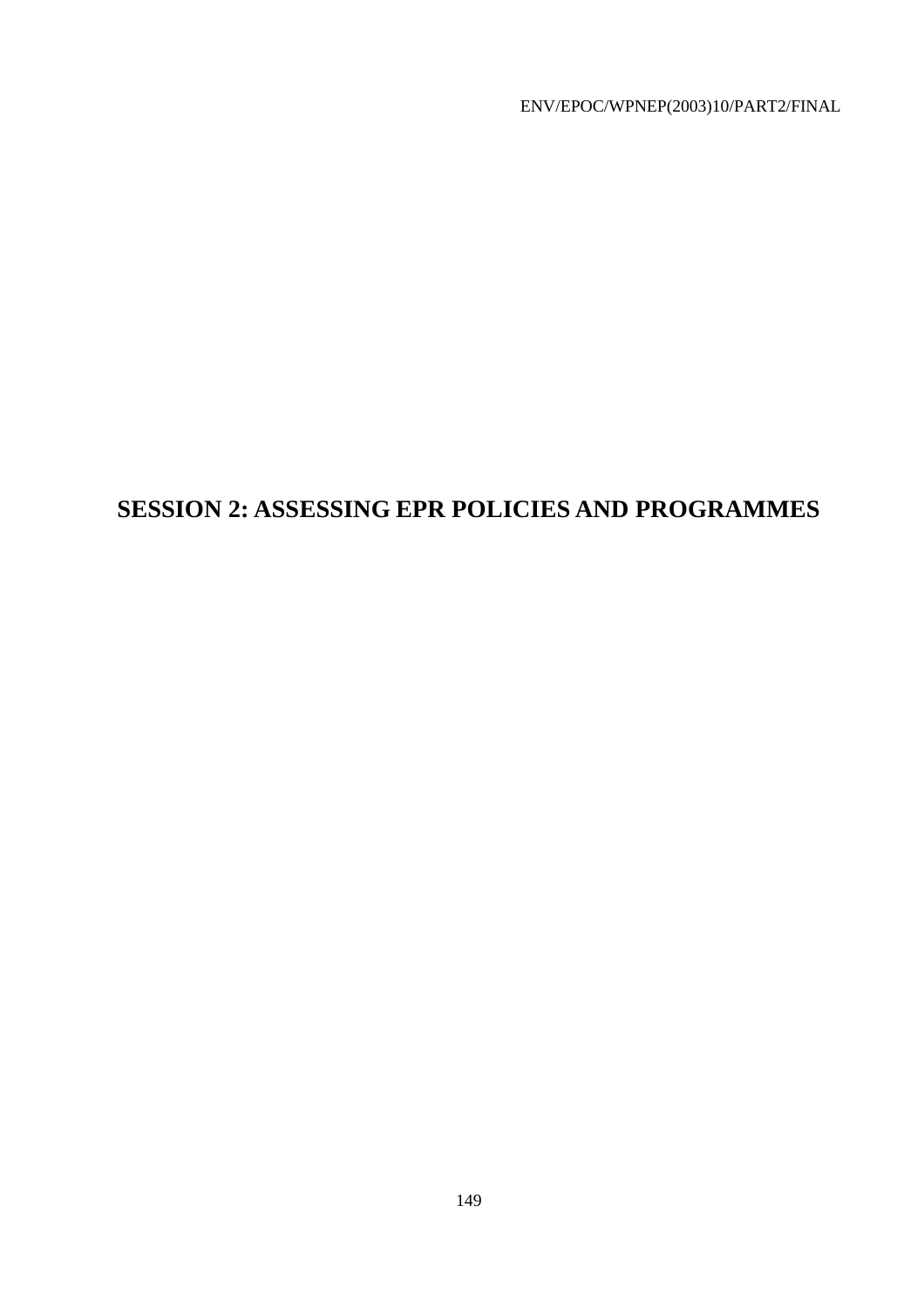# SESSION 2: ASSESSING EPR POLICIES AND PROGRAMMES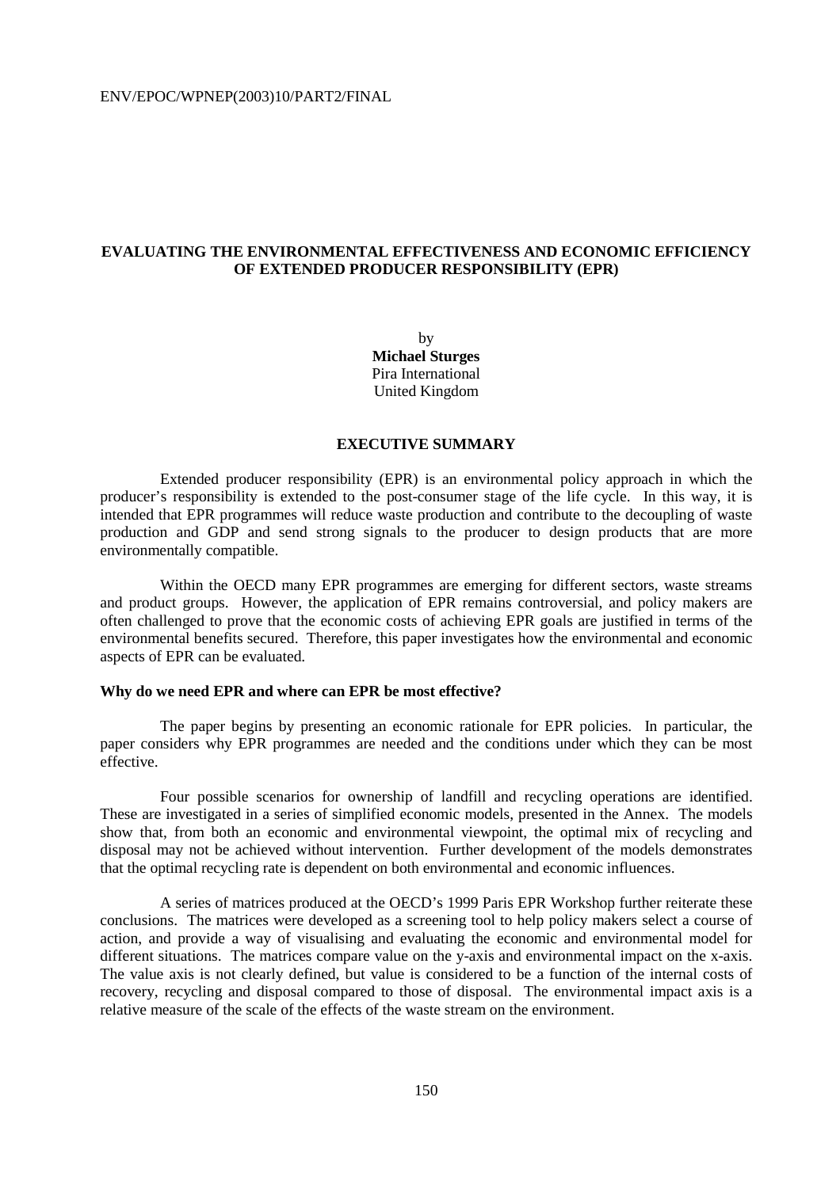# EVALUATING THE ENVIRONMENTAL EFFECTIVENESS AND ECONOMIC EFFICIENCY OF EXTENDED PRODUCER RESPONSIBILITY (EPR)

by
**Michael Sturges**
Pira International
United Kingdom

## EXECUTIVE SUMMARY

Extended producer responsibility (EPR) is an environmental policy approach in which the producer's responsibility is extended to the post-consumer stage of the life cycle. In this way, it is intended that EPR programmes will reduce waste production and contribute to the decoupling of waste production and GDP and send strong signals to the producer to design products that are more environmentally compatible.

Within the OECD many EPR programmes are emerging for different sectors, waste streams and product groups. However, the application of EPR remains controversial, and policy makers are often challenged to prove that the economic costs of achieving EPR goals are justified in terms of the environmental benefits secured. Therefore, this paper investigates how the environmental and economic aspects of EPR can be evaluated.

### Why do we need EPR and where can EPR be most effective?

The paper begins by presenting an economic rationale for EPR policies. In particular, the paper considers why EPR programmes are needed and the conditions under which they can be most effective.

Four possible scenarios for ownership of landfill and recycling operations are identified. These are investigated in a series of simplified economic models, presented in the Annex. The models show that, from both an economic and environmental viewpoint, the optimal mix of recycling and disposal may not be achieved without intervention. Further development of the models demonstrates that the optimal recycling rate is dependent on both environmental and economic influences.

A series of matrices produced at the OECD's 1999 Paris EPR Workshop further reiterate these conclusions. The matrices were developed as a screening tool to help policy makers select a course of action, and provide a way of visualising and evaluating the economic and environmental model for different situations. The matrices compare value on the y-axis and environmental impact on the x-axis. The value axis is not clearly defined, but value is considered to be a function of the internal costs of recovery, recycling and disposal compared to those of disposal. The environmental impact axis is a relative measure of the scale of the effects of the waste stream on the environment.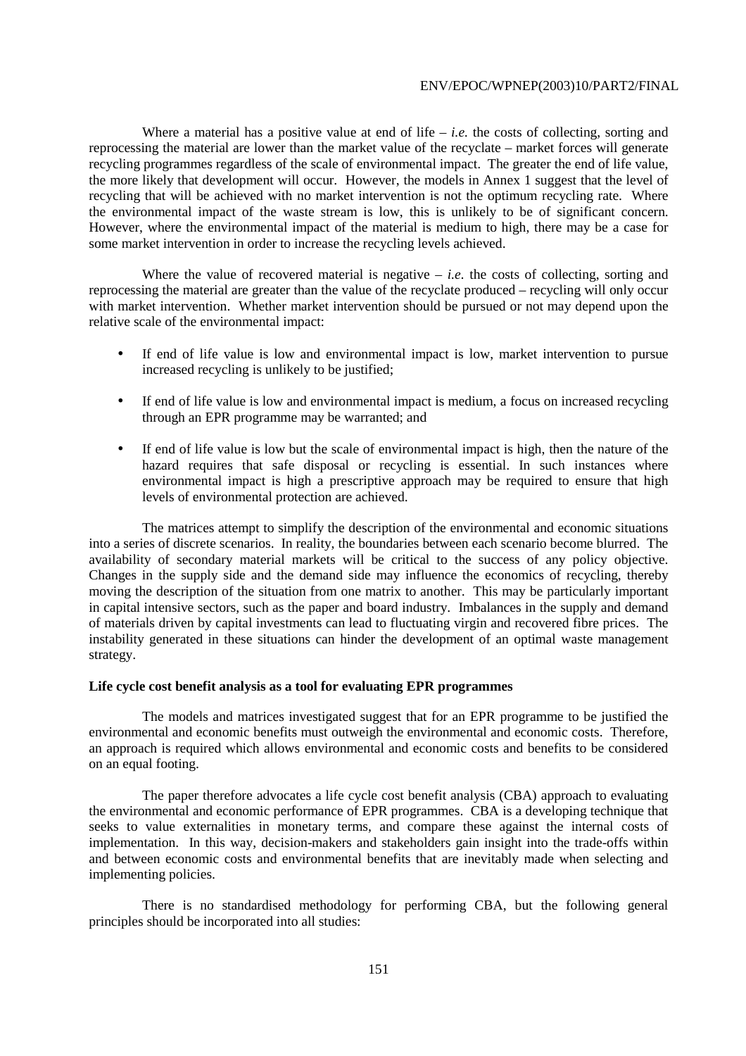Where a material has a positive value at end of life – *i.e.* the costs of collecting, sorting and reprocessing the material are lower than the market value of the recyclate – market forces will generate recycling programmes regardless of the scale of environmental impact. The greater the end of life value, the more likely that development will occur. However, the models in Annex 1 suggest that the level of recycling that will be achieved with no market intervention is not the optimum recycling rate. Where the environmental impact of the waste stream is low, this is unlikely to be of significant concern. However, where the environmental impact of the material is medium to high, there may be a case for some market intervention in order to increase the recycling levels achieved.

Where the value of recovered material is negative – *i.e.* the costs of collecting, sorting and reprocessing the material are greater than the value of the recyclate produced – recycling will only occur with market intervention. Whether market intervention should be pursued or not may depend upon the relative scale of the environmental impact:

- If end of life value is low and environmental impact is low, market intervention to pursue increased recycling is unlikely to be justified;
- If end of life value is low and environmental impact is medium, a focus on increased recycling through an EPR programme may be warranted; and
- If end of life value is low but the scale of environmental impact is high, then the nature of the hazard requires that safe disposal or recycling is essential. In such instances where environmental impact is high a prescriptive approach may be required to ensure that high levels of environmental protection are achieved.

The matrices attempt to simplify the description of the environmental and economic situations into a series of discrete scenarios. In reality, the boundaries between each scenario become blurred. The availability of secondary material markets will be critical to the success of any policy objective. Changes in the supply side and the demand side may influence the economics of recycling, thereby moving the description of the situation from one matrix to another. This may be particularly important in capital intensive sectors, such as the paper and board industry. Imbalances in the supply and demand of materials driven by capital investments can lead to fluctuating virgin and recovered fibre prices. The instability generated in these situations can hinder the development of an optimal waste management strategy.

**Life cycle cost benefit analysis as a tool for evaluating EPR programmes**

The models and matrices investigated suggest that for an EPR programme to be justified the environmental and economic benefits must outweigh the environmental and economic costs. Therefore, an approach is required which allows environmental and economic costs and benefits to be considered on an equal footing.

The paper therefore advocates a life cycle cost benefit analysis (CBA) approach to evaluating the environmental and economic performance of EPR programmes. CBA is a developing technique that seeks to value externalities in monetary terms, and compare these against the internal costs of implementation. In this way, decision-makers and stakeholders gain insight into the trade-offs within and between economic costs and environmental benefits that are inevitably made when selecting and implementing policies.

There is no standardised methodology for performing CBA, but the following general principles should be incorporated into all studies: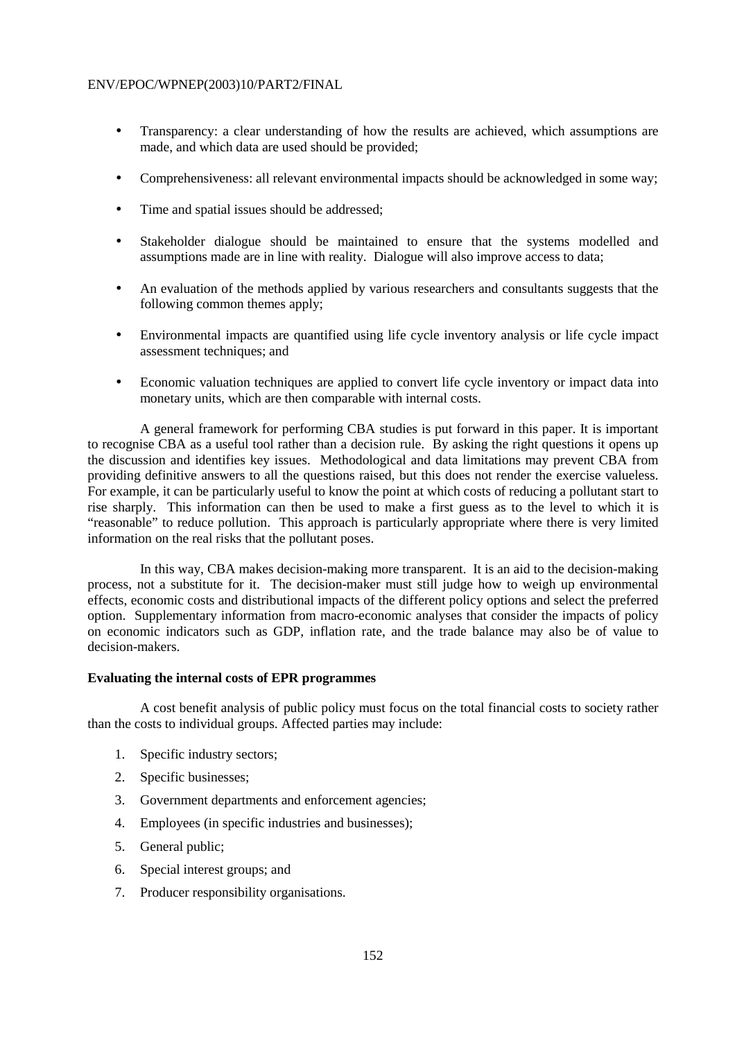- Transparency: a clear understanding of how the results are achieved, which assumptions are made, and which data are used should be provided;
- Comprehensiveness: all relevant environmental impacts should be acknowledged in some way;
- Time and spatial issues should be addressed;
- Stakeholder dialogue should be maintained to ensure that the systems modelled and assumptions made are in line with reality. Dialogue will also improve access to data;
- An evaluation of the methods applied by various researchers and consultants suggests that the following common themes apply;
- Environmental impacts are quantified using life cycle inventory analysis or life cycle impact assessment techniques; and
- Economic valuation techniques are applied to convert life cycle inventory or impact data into monetary units, which are then comparable with internal costs.

A general framework for performing CBA studies is put forward in this paper. It is important to recognise CBA as a useful tool rather than a decision rule. By asking the right questions it opens up the discussion and identifies key issues. Methodological and data limitations may prevent CBA from providing definitive answers to all the questions raised, but this does not render the exercise valueless. For example, it can be particularly useful to know the point at which costs of reducing a pollutant start to rise sharply. This information can then be used to make a first guess as to the level to which it is "reasonable" to reduce pollution. This approach is particularly appropriate where there is very limited information on the real risks that the pollutant poses.

In this way, CBA makes decision-making more transparent. It is an aid to the decision-making process, not a substitute for it. The decision-maker must still judge how to weigh up environmental effects, economic costs and distributional impacts of the different policy options and select the preferred option. Supplementary information from macro-economic analyses that consider the impacts of policy on economic indicators such as GDP, inflation rate, and the trade balance may also be of value to decision-makers.

**Evaluating the internal costs of EPR programmes**

A cost benefit analysis of public policy must focus on the total financial costs to society rather than the costs to individual groups. Affected parties may include:

1. Specific industry sectors;
2. Specific businesses;
3. Government departments and enforcement agencies;
4. Employees (in specific industries and businesses);
5. General public;
6. Special interest groups; and
7. Producer responsibility organisations.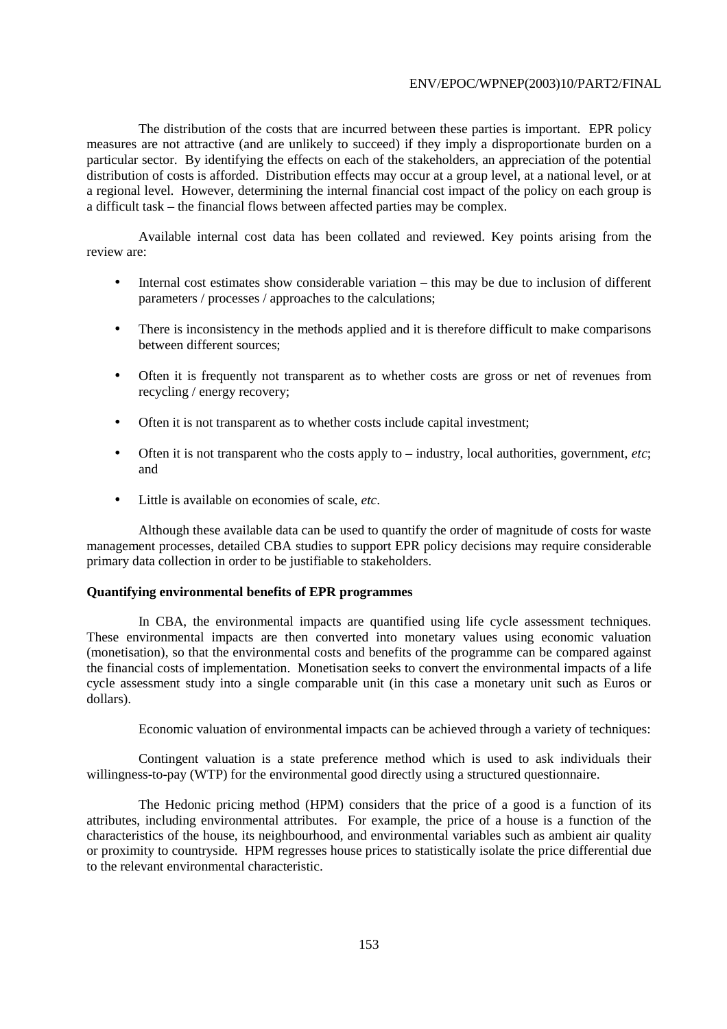The distribution of the costs that are incurred between these parties is important. EPR policy measures are not attractive (and are unlikely to succeed) if they imply a disproportionate burden on a particular sector. By identifying the effects on each of the stakeholders, an appreciation of the potential distribution of costs is afforded. Distribution effects may occur at a group level, at a national level, or at a regional level. However, determining the internal financial cost impact of the policy on each group is a difficult task – the financial flows between affected parties may be complex.

Available internal cost data has been collated and reviewed. Key points arising from the review are:

- Internal cost estimates show considerable variation – this may be due to inclusion of different parameters / processes / approaches to the calculations;
- There is inconsistency in the methods applied and it is therefore difficult to make comparisons between different sources;
- Often it is frequently not transparent as to whether costs are gross or net of revenues from recycling / energy recovery;
- Often it is not transparent as to whether costs include capital investment;
- Often it is not transparent who the costs apply to – industry, local authorities, government, *etc*; and
- Little is available on economies of scale, *etc*.

Although these available data can be used to quantify the order of magnitude of costs for waste management processes, detailed CBA studies to support EPR policy decisions may require considerable primary data collection in order to be justifiable to stakeholders.

**Quantifying environmental benefits of EPR programmes**

In CBA, the environmental impacts are quantified using life cycle assessment techniques. These environmental impacts are then converted into monetary values using economic valuation (monetisation), so that the environmental costs and benefits of the programme can be compared against the financial costs of implementation. Monetisation seeks to convert the environmental impacts of a life cycle assessment study into a single comparable unit (in this case a monetary unit such as Euros or dollars).

Economic valuation of environmental impacts can be achieved through a variety of techniques:

Contingent valuation is a state preference method which is used to ask individuals their willingness-to-pay (WTP) for the environmental good directly using a structured questionnaire.

The Hedonic pricing method (HPM) considers that the price of a good is a function of its attributes, including environmental attributes. For example, the price of a house is a function of the characteristics of the house, its neighbourhood, and environmental variables such as ambient air quality or proximity to countryside. HPM regresses house prices to statistically isolate the price differential due to the relevant environmental characteristic.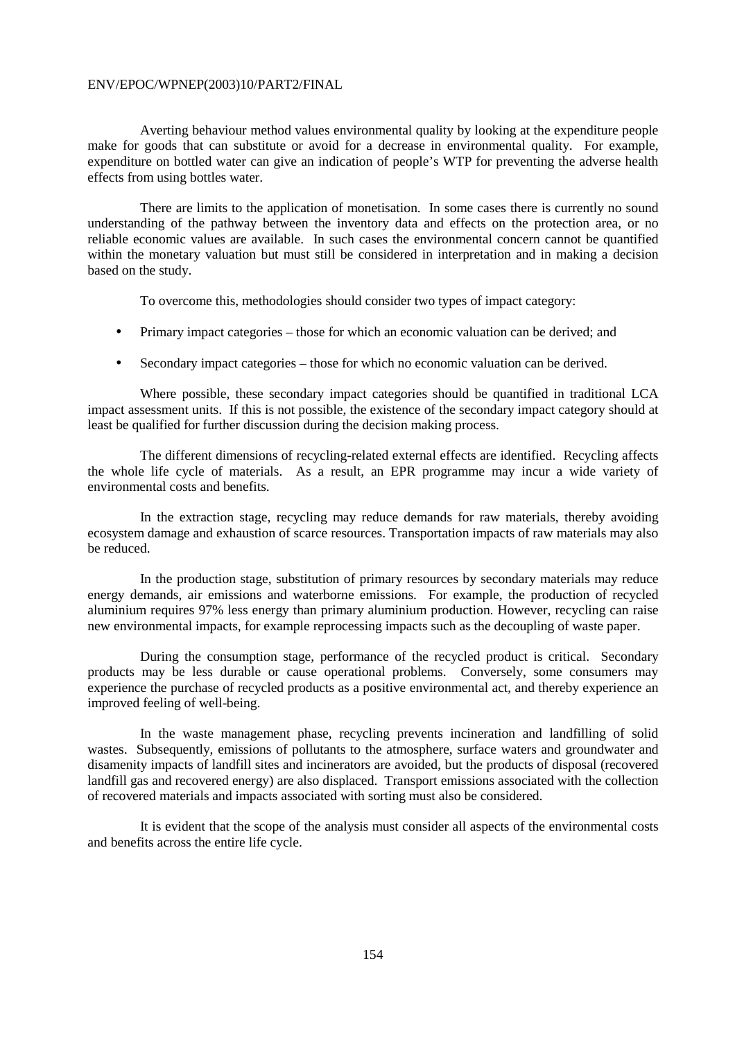Averting behaviour method values environmental quality by looking at the expenditure people make for goods that can substitute or avoid for a decrease in environmental quality. For example, expenditure on bottled water can give an indication of people's WTP for preventing the adverse health effects from using bottles water.

There are limits to the application of monetisation. In some cases there is currently no sound understanding of the pathway between the inventory data and effects on the protection area, or no reliable economic values are available. In such cases the environmental concern cannot be quantified within the monetary valuation but must still be considered in interpretation and in making a decision based on the study.

To overcome this, methodologies should consider two types of impact category:

- Primary impact categories – those for which an economic valuation can be derived; and
- Secondary impact categories – those for which no economic valuation can be derived.

Where possible, these secondary impact categories should be quantified in traditional LCA impact assessment units. If this is not possible, the existence of the secondary impact category should at least be qualified for further discussion during the decision making process.

The different dimensions of recycling-related external effects are identified. Recycling affects the whole life cycle of materials. As a result, an EPR programme may incur a wide variety of environmental costs and benefits.

In the extraction stage, recycling may reduce demands for raw materials, thereby avoiding ecosystem damage and exhaustion of scarce resources. Transportation impacts of raw materials may also be reduced.

In the production stage, substitution of primary resources by secondary materials may reduce energy demands, air emissions and waterborne emissions. For example, the production of recycled aluminium requires 97% less energy than primary aluminium production. However, recycling can raise new environmental impacts, for example reprocessing impacts such as the decoupling of waste paper.

During the consumption stage, performance of the recycled product is critical. Secondary products may be less durable or cause operational problems. Conversely, some consumers may experience the purchase of recycled products as a positive environmental act, and thereby experience an improved feeling of well-being.

In the waste management phase, recycling prevents incineration and landfilling of solid wastes. Subsequently, emissions of pollutants to the atmosphere, surface waters and groundwater and disamenity impacts of landfill sites and incinerators are avoided, but the products of disposal (recovered landfill gas and recovered energy) are also displaced. Transport emissions associated with the collection of recovered materials and impacts associated with sorting must also be considered.

It is evident that the scope of the analysis must consider all aspects of the environmental costs and benefits across the entire life cycle.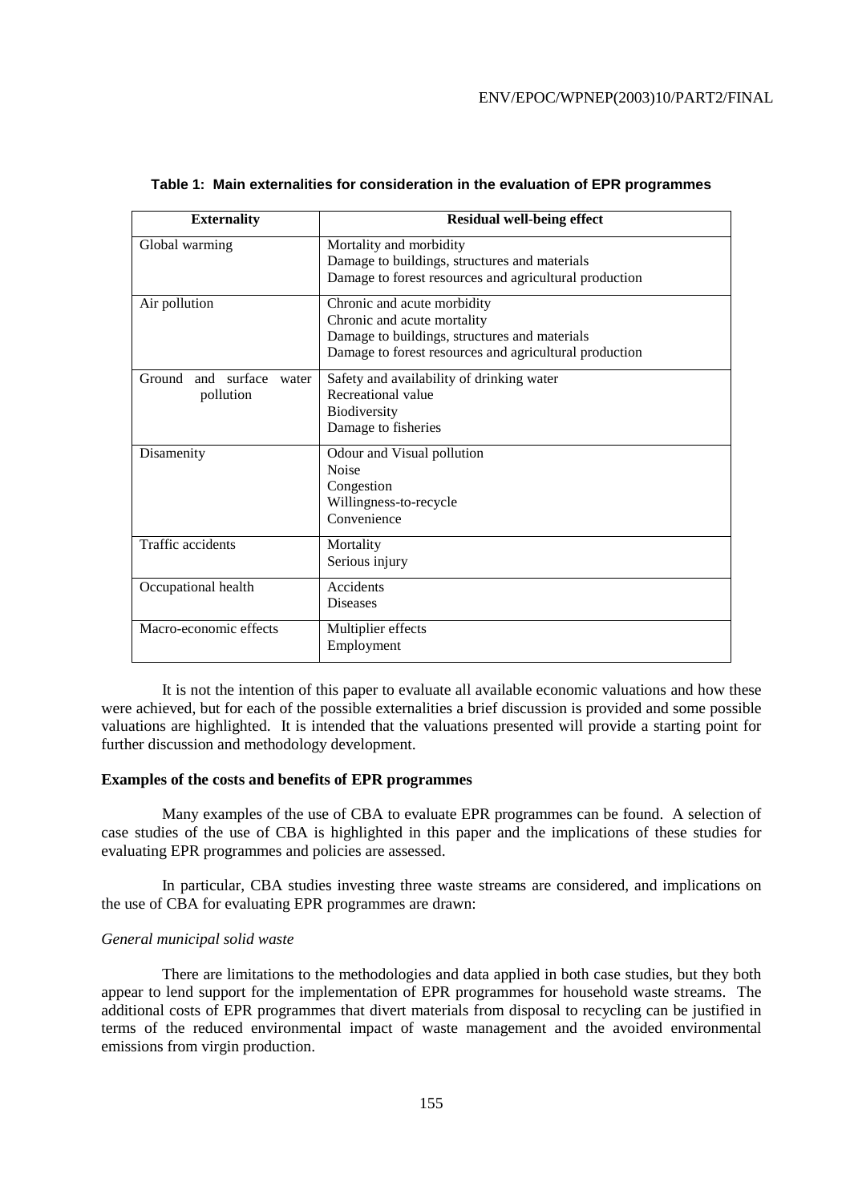**Table 1: Main externalities for consideration in the evaluation of EPR programmes**

| Externality | Residual well-being effect |
|---|---|
| Global warming | Mortality and morbidity<br>Damage to buildings, structures and materials<br>Damage to forest resources and agricultural production |
| Air pollution | Chronic and acute morbidity<br>Chronic and acute mortality<br>Damage to buildings, structures and materials<br>Damage to forest resources and agricultural production |
| Ground and surface water pollution | Safety and availability of drinking water<br>Recreational value<br>Biodiversity<br>Damage to fisheries |
| Disamenity | Odour and Visual pollution<br>Noise<br>Congestion<br>Willingness-to-recycle<br>Convenience |
| Traffic accidents | Mortality<br>Serious injury |
| Occupational health | Accidents<br>Diseases |
| Macro-economic effects | Multiplier effects<br>Employment |

It is not the intention of this paper to evaluate all available economic valuations and how these were achieved, but for each of the possible externalities a brief discussion is provided and some possible valuations are highlighted. It is intended that the valuations presented will provide a starting point for further discussion and methodology development.

**Examples of the costs and benefits of EPR programmes**

Many examples of the use of CBA to evaluate EPR programmes can be found. A selection of case studies of the use of CBA is highlighted in this paper and the implications of these studies for evaluating EPR programmes and policies are assessed.

In particular, CBA studies investing three waste streams are considered, and implications on the use of CBA for evaluating EPR programmes are drawn:

*General municipal solid waste*

There are limitations to the methodologies and data applied in both case studies, but they both appear to lend support for the implementation of EPR programmes for household waste streams. The additional costs of EPR programmes that divert materials from disposal to recycling can be justified in terms of the reduced environmental impact of waste management and the avoided environmental emissions from virgin production.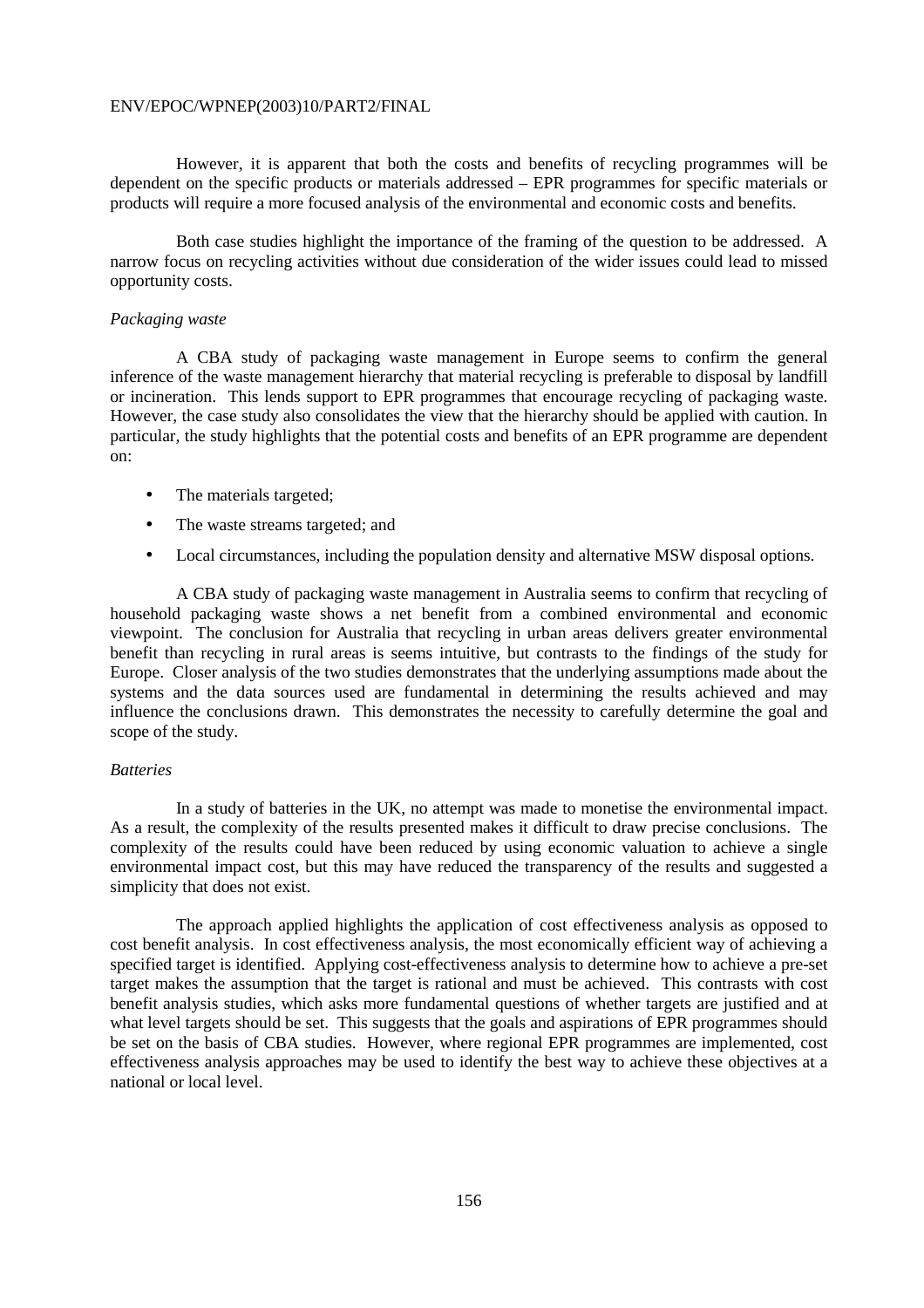However, it is apparent that both the costs and benefits of recycling programmes will be dependent on the specific products or materials addressed – EPR programmes for specific materials or products will require a more focused analysis of the environmental and economic costs and benefits.

Both case studies highlight the importance of the framing of the question to be addressed. A narrow focus on recycling activities without due consideration of the wider issues could lead to missed opportunity costs.

*Packaging waste*

A CBA study of packaging waste management in Europe seems to confirm the general inference of the waste management hierarchy that material recycling is preferable to disposal by landfill or incineration. This lends support to EPR programmes that encourage recycling of packaging waste. However, the case study also consolidates the view that the hierarchy should be applied with caution. In particular, the study highlights that the potential costs and benefits of an EPR programme are dependent on:

- The materials targeted;
- The waste streams targeted; and
- Local circumstances, including the population density and alternative MSW disposal options.

A CBA study of packaging waste management in Australia seems to confirm that recycling of household packaging waste shows a net benefit from a combined environmental and economic viewpoint. The conclusion for Australia that recycling in urban areas delivers greater environmental benefit than recycling in rural areas is seems intuitive, but contrasts to the findings of the study for Europe. Closer analysis of the two studies demonstrates that the underlying assumptions made about the systems and the data sources used are fundamental in determining the results achieved and may influence the conclusions drawn. This demonstrates the necessity to carefully determine the goal and scope of the study.

*Batteries*

In a study of batteries in the UK, no attempt was made to monetise the environmental impact. As a result, the complexity of the results presented makes it difficult to draw precise conclusions. The complexity of the results could have been reduced by using economic valuation to achieve a single environmental impact cost, but this may have reduced the transparency of the results and suggested a simplicity that does not exist.

The approach applied highlights the application of cost effectiveness analysis as opposed to cost benefit analysis. In cost effectiveness analysis, the most economically efficient way of achieving a specified target is identified. Applying cost-effectiveness analysis to determine how to achieve a pre-set target makes the assumption that the target is rational and must be achieved. This contrasts with cost benefit analysis studies, which asks more fundamental questions of whether targets are justified and at what level targets should be set. This suggests that the goals and aspirations of EPR programmes should be set on the basis of CBA studies. However, where regional EPR programmes are implemented, cost effectiveness analysis approaches may be used to identify the best way to achieve these objectives at a national or local level.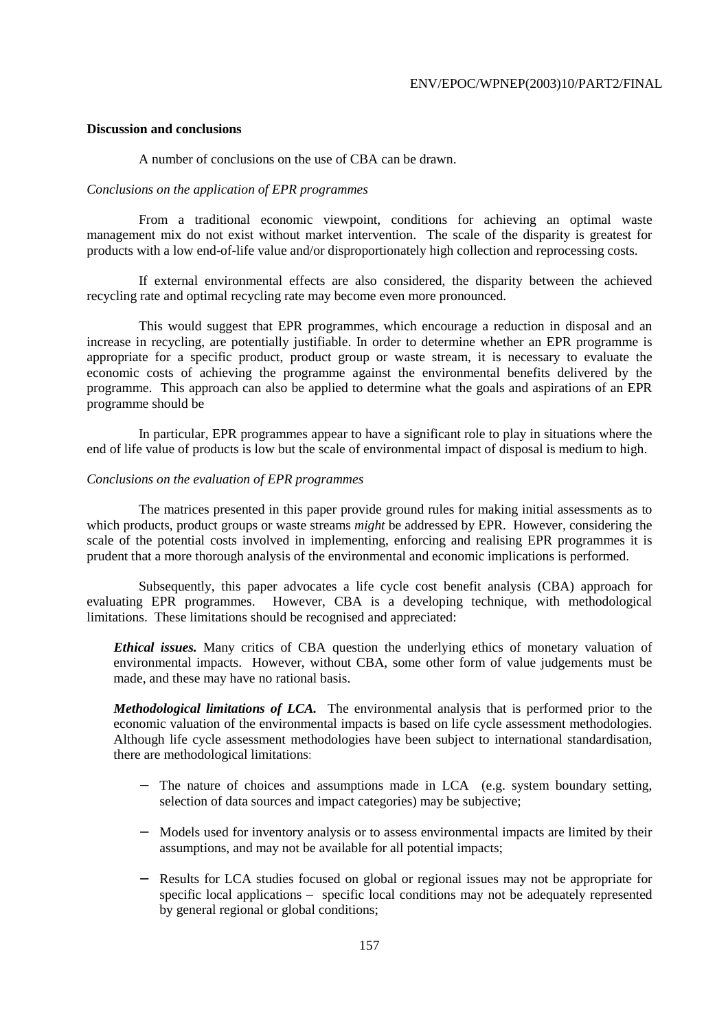**Discussion and conclusions**

A number of conclusions on the use of CBA can be drawn.

*Conclusions on the application of EPR programmes*

From a traditional economic viewpoint, conditions for achieving an optimal waste management mix do not exist without market intervention. The scale of the disparity is greatest for products with a low end-of-life value and/or disproportionately high collection and reprocessing costs.

If external environmental effects are also considered, the disparity between the achieved recycling rate and optimal recycling rate may become even more pronounced.

This would suggest that EPR programmes, which encourage a reduction in disposal and an increase in recycling, are potentially justifiable. In order to determine whether an EPR programme is appropriate for a specific product, product group or waste stream, it is necessary to evaluate the economic costs of achieving the programme against the environmental benefits delivered by the programme. This approach can also be applied to determine what the goals and aspirations of an EPR programme should be

In particular, EPR programmes appear to have a significant role to play in situations where the end of life value of products is low but the scale of environmental impact of disposal is medium to high.

*Conclusions on the evaluation of EPR programmes*

The matrices presented in this paper provide ground rules for making initial assessments as to which products, product groups or waste streams *might* be addressed by EPR. However, considering the scale of the potential costs involved in implementing, enforcing and realising EPR programmes it is prudent that a more thorough analysis of the environmental and economic implications is performed.

Subsequently, this paper advocates a life cycle cost benefit analysis (CBA) approach for evaluating EPR programmes. However, CBA is a developing technique, with methodological limitations. These limitations should be recognised and appreciated:

***Ethical issues.*** Many critics of CBA question the underlying ethics of monetary valuation of environmental impacts. However, without CBA, some other form of value judgements must be made, and these may have no rational basis.

***Methodological limitations of LCA.*** The environmental analysis that is performed prior to the economic valuation of the environmental impacts is based on life cycle assessment methodologies. Although life cycle assessment methodologies have been subject to international standardisation, there are methodological limitations:

- The nature of choices and assumptions made in LCA (e.g. system boundary setting, selection of data sources and impact categories) may be subjective;
- Models used for inventory analysis or to assess environmental impacts are limited by their assumptions, and may not be available for all potential impacts;
- Results for LCA studies focused on global or regional issues may not be appropriate for specific local applications – specific local conditions may not be adequately represented by general regional or global conditions;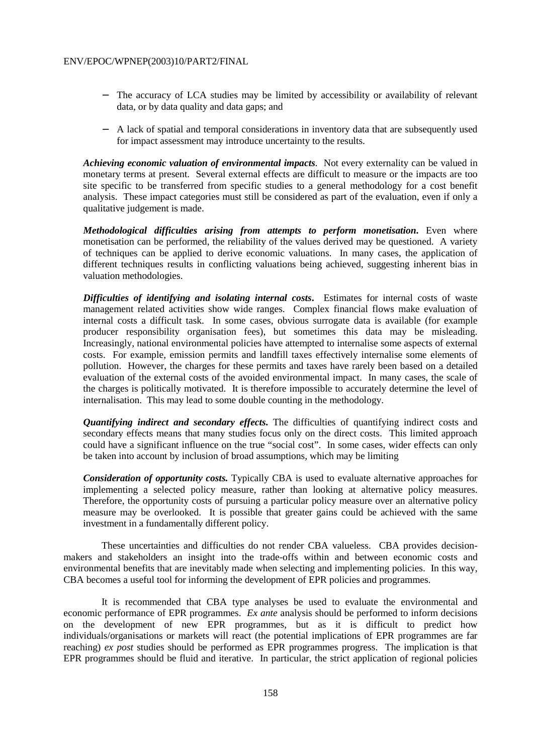- The accuracy of LCA studies may be limited by accessibility or availability of relevant data, or by data quality and data gaps; and

- A lack of spatial and temporal considerations in inventory data that are subsequently used for impact assessment may introduce uncertainty to the results.

***Achieving economic valuation of environmental impacts***. Not every externality can be valued in monetary terms at present. Several external effects are difficult to measure or the impacts are too site specific to be transferred from specific studies to a general methodology for a cost benefit analysis. These impact categories must still be considered as part of the evaluation, even if only a qualitative judgement is made.

***Methodological difficulties arising from attempts to perform monetisation***. Even where monetisation can be performed, the reliability of the values derived may be questioned. A variety of techniques can be applied to derive economic valuations. In many cases, the application of different techniques results in conflicting valuations being achieved, suggesting inherent bias in valuation methodologies.

***Difficulties of identifying and isolating internal costs***. Estimates for internal costs of waste management related activities show wide ranges. Complex financial flows make evaluation of internal costs a difficult task. In some cases, obvious surrogate data is available (for example producer responsibility organisation fees), but sometimes this data may be misleading. Increasingly, national environmental policies have attempted to internalise some aspects of external costs. For example, emission permits and landfill taxes effectively internalise some elements of pollution. However, the charges for these permits and taxes have rarely been based on a detailed evaluation of the external costs of the avoided environmental impact. In many cases, the scale of the charges is politically motivated. It is therefore impossible to accurately determine the level of internalisation. This may lead to some double counting in the methodology.

***Quantifying indirect and secondary effects.*** The difficulties of quantifying indirect costs and secondary effects means that many studies focus only on the direct costs. This limited approach could have a significant influence on the true "social cost". In some cases, wider effects can only be taken into account by inclusion of broad assumptions, which may be limiting

***Consideration of opportunity costs.*** Typically CBA is used to evaluate alternative approaches for implementing a selected policy measure, rather than looking at alternative policy measures. Therefore, the opportunity costs of pursuing a particular policy measure over an alternative policy measure may be overlooked. It is possible that greater gains could be achieved with the same investment in a fundamentally different policy.

These uncertainties and difficulties do not render CBA valueless. CBA provides decision-makers and stakeholders an insight into the trade-offs within and between economic costs and environmental benefits that are inevitably made when selecting and implementing policies. In this way, CBA becomes a useful tool for informing the development of EPR policies and programmes.

It is recommended that CBA type analyses be used to evaluate the environmental and economic performance of EPR programmes. *Ex ante* analysis should be performed to inform decisions on the development of new EPR programmes, but as it is difficult to predict how individuals/organisations or markets will react (the potential implications of EPR programmes are far reaching) *ex post* studies should be performed as EPR programmes progress. The implication is that EPR programmes should be fluid and iterative. In particular, the strict application of regional policies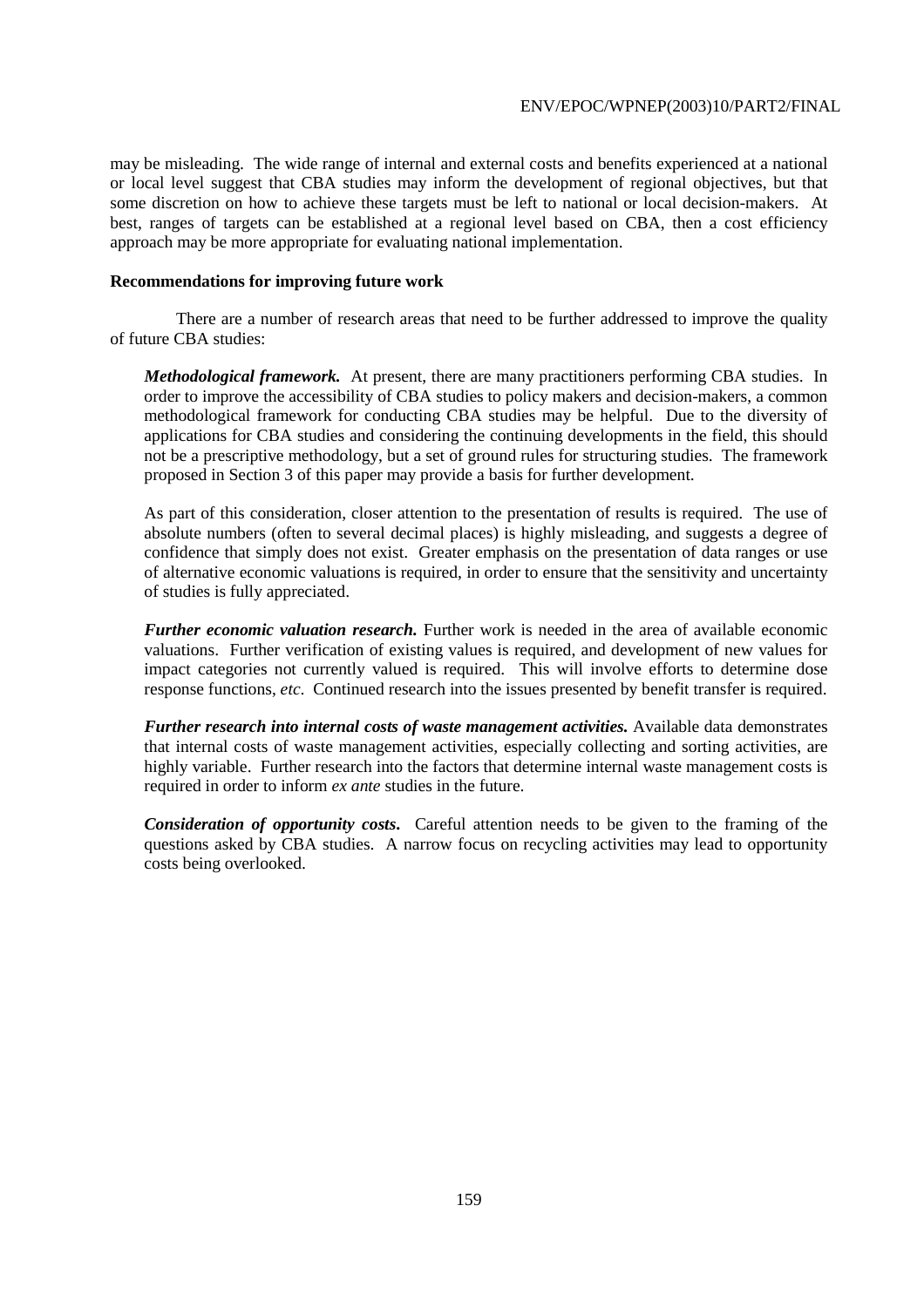may be misleading. The wide range of internal and external costs and benefits experienced at a national or local level suggest that CBA studies may inform the development of regional objectives, but that some discretion on how to achieve these targets must be left to national or local decision-makers. At best, ranges of targets can be established at a regional level based on CBA, then a cost efficiency approach may be more appropriate for evaluating national implementation.

**Recommendations for improving future work**

There are a number of research areas that need to be further addressed to improve the quality of future CBA studies:

***Methodological framework.*** At present, there are many practitioners performing CBA studies. In order to improve the accessibility of CBA studies to policy makers and decision-makers, a common methodological framework for conducting CBA studies may be helpful. Due to the diversity of applications for CBA studies and considering the continuing developments in the field, this should not be a prescriptive methodology, but a set of ground rules for structuring studies. The framework proposed in Section 3 of this paper may provide a basis for further development.

As part of this consideration, closer attention to the presentation of results is required. The use of absolute numbers (often to several decimal places) is highly misleading, and suggests a degree of confidence that simply does not exist. Greater emphasis on the presentation of data ranges or use of alternative economic valuations is required, in order to ensure that the sensitivity and uncertainty of studies is fully appreciated.

***Further economic valuation research.*** Further work is needed in the area of available economic valuations. Further verification of existing values is required, and development of new values for impact categories not currently valued is required. This will involve efforts to determine dose response functions, *etc*. Continued research into the issues presented by benefit transfer is required.

***Further research into internal costs of waste management activities.*** Available data demonstrates that internal costs of waste management activities, especially collecting and sorting activities, are highly variable. Further research into the factors that determine internal waste management costs is required in order to inform *ex ante* studies in the future.

***Consideration of opportunity costs*.** Careful attention needs to be given to the framing of the questions asked by CBA studies. A narrow focus on recycling activities may lead to opportunity costs being overlooked.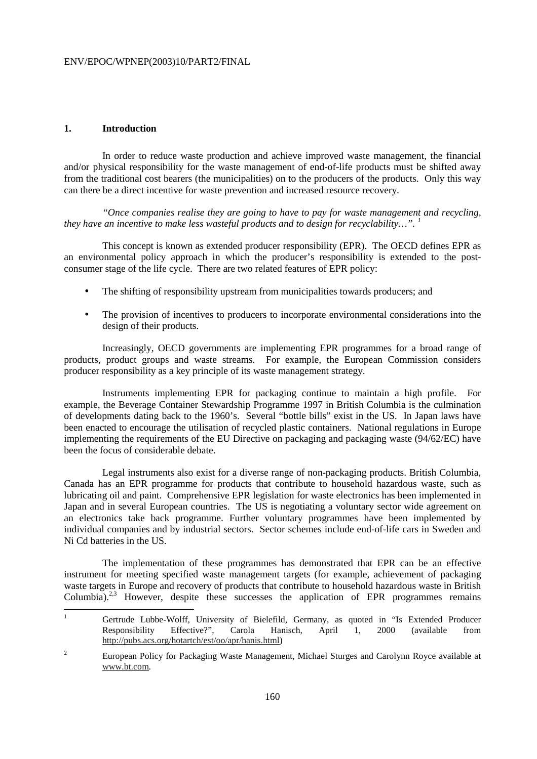## 1. Introduction

In order to reduce waste production and achieve improved waste management, the financial and/or physical responsibility for the waste management of end-of-life products must be shifted away from the traditional cost bearers (the municipalities) on to the producers of the products. Only this way can there be a direct incentive for waste prevention and increased resource recovery.

*"Once companies realise they are going to have to pay for waste management and recycling, they have an incentive to make less wasteful products and to design for recyclability…".* [1]

This concept is known as extended producer responsibility (EPR). The OECD defines EPR as an environmental policy approach in which the producer's responsibility is extended to the post-consumer stage of the life cycle. There are two related features of EPR policy:

- The shifting of responsibility upstream from municipalities towards producers; and
- The provision of incentives to producers to incorporate environmental considerations into the design of their products.

Increasingly, OECD governments are implementing EPR programmes for a broad range of products, product groups and waste streams. For example, the European Commission considers producer responsibility as a key principle of its waste management strategy.

Instruments implementing EPR for packaging continue to maintain a high profile. For example, the Beverage Container Stewardship Programme 1997 in British Columbia is the culmination of developments dating back to the 1960's. Several "bottle bills" exist in the US. In Japan laws have been enacted to encourage the utilisation of recycled plastic containers. National regulations in Europe implementing the requirements of the EU Directive on packaging and packaging waste (94/62/EC) have been the focus of considerable debate.

Legal instruments also exist for a diverse range of non-packaging products. British Columbia, Canada has an EPR programme for products that contribute to household hazardous waste, such as lubricating oil and paint. Comprehensive EPR legislation for waste electronics has been implemented in Japan and in several European countries. The US is negotiating a voluntary sector wide agreement on an electronics take back programme. Further voluntary programmes have been implemented by individual companies and by industrial sectors. Sector schemes include end-of-life cars in Sweden and Ni Cd batteries in the US.

The implementation of these programmes has demonstrated that EPR can be an effective instrument for meeting specified waste management targets (for example, achievement of packaging waste targets in Europe and recovery of products that contribute to household hazardous waste in British Columbia).[2,3] However, despite these successes the application of EPR programmes remains

---

[1] Gertrude Lubbe-Wolff, University of Bielefild, Germany, as quoted in "Is Extended Producer Responsibility Effective?", Carola Hanisch, April 1, 2000 (available from http://pubs.acs.org/hotartch/est/oo/apr/hanis.html)

[2] European Policy for Packaging Waste Management, Michael Sturges and Carolynn Royce available at www.bt.com.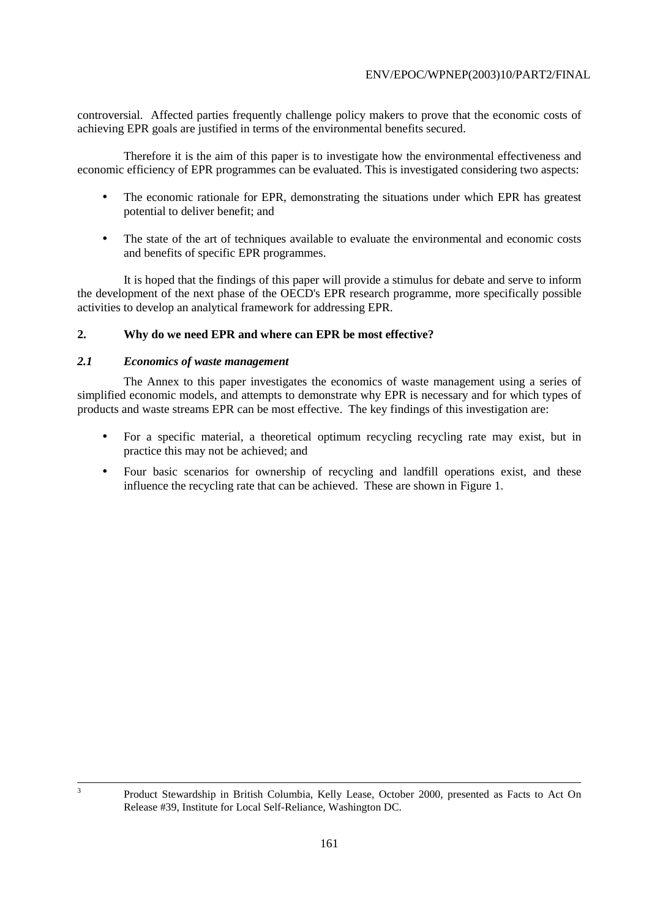controversial. Affected parties frequently challenge policy makers to prove that the economic costs of achieving EPR goals are justified in terms of the environmental benefits secured.

Therefore it is the aim of this paper is to investigate how the environmental effectiveness and economic efficiency of EPR programmes can be evaluated. This is investigated considering two aspects:

- The economic rationale for EPR, demonstrating the situations under which EPR has greatest potential to deliver benefit; and
- The state of the art of techniques available to evaluate the environmental and economic costs and benefits of specific EPR programmes.

It is hoped that the findings of this paper will provide a stimulus for debate and serve to inform the development of the next phase of the OECD's EPR research programme, more specifically possible activities to develop an analytical framework for addressing EPR.

## 2. Why do we need EPR and where can EPR be most effective?

### *2.1 Economics of waste management*

The Annex to this paper investigates the economics of waste management using a series of simplified economic models, and attempts to demonstrate why EPR is necessary and for which types of products and waste streams EPR can be most effective. The key findings of this investigation are:

- For a specific material, a theoretical optimum recycling recycling rate may exist, but in practice this may not be achieved; and
- Four basic scenarios for ownership of recycling and landfill operations exist, and these influence the recycling rate that can be achieved. These are shown in Figure 1.

---

[3] Product Stewardship in British Columbia, Kelly Lease, October 2000, presented as Facts to Act On Release #39, Institute for Local Self-Reliance, Washington DC.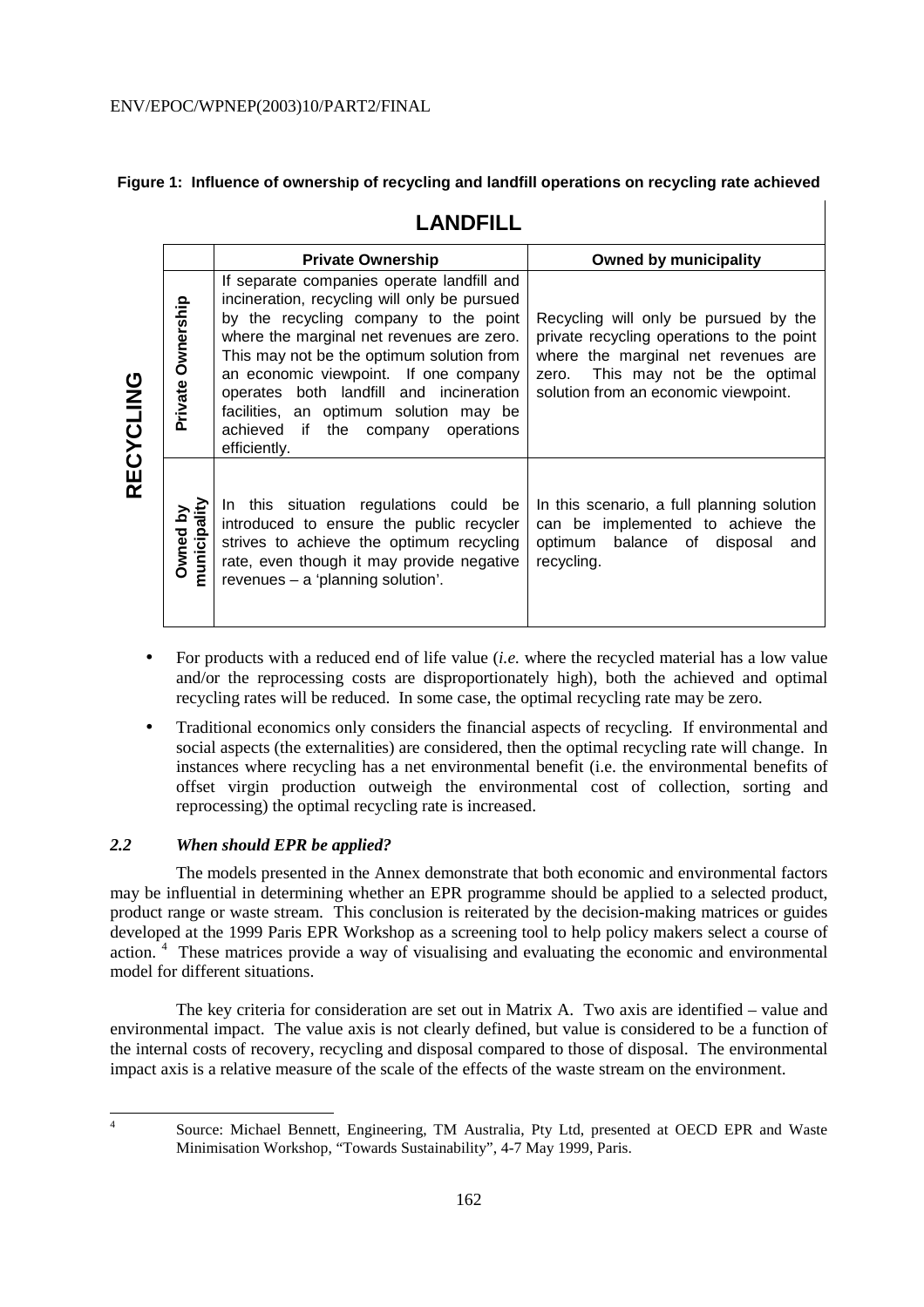**Figure 1: Influence of ownership of recycling and landfill operations on recycling rate achieved**

| RECYCLING \ LANDFILL | Private Ownership | Owned by municipality |
|---|---|---|
| **Private Ownership** | If separate companies operate landfill and incineration, recycling will only be pursued by the recycling company to the point where the marginal net revenues are zero. This may not be the optimum solution from an economic viewpoint. If one company operates both landfill and incineration facilities, an optimum solution may be achieved if the company operations efficiently. | Recycling will only be pursued by the private recycling operations to the point where the marginal net revenues are zero. This may not be the optimal solution from an economic viewpoint. |
| **Owned by municipality** | In this situation regulations could be introduced to ensure the public recycler strives to achieve the optimum recycling rate, even though it may provide negative revenues – a 'planning solution'. | In this scenario, a full planning solution can be implemented to achieve the optimum balance of disposal and recycling. |

- For products with a reduced end of life value (*i.e.* where the recycled material has a low value and/or the reprocessing costs are disproportionately high), both the achieved and optimal recycling rates will be reduced. In some case, the optimal recycling rate may be zero.
- Traditional economics only considers the financial aspects of recycling. If environmental and social aspects (the externalities) are considered, then the optimal recycling rate will change. In instances where recycling has a net environmental benefit (i.e. the environmental benefits of offset virgin production outweigh the environmental cost of collection, sorting and reprocessing) the optimal recycling rate is increased.

### *2.2 When should EPR be applied?*

The models presented in the Annex demonstrate that both economic and environmental factors may be influential in determining whether an EPR programme should be applied to a selected product, product range or waste stream. This conclusion is reiterated by the decision-making matrices or guides developed at the 1999 Paris EPR Workshop as a screening tool to help policy makers select a course of action. [4] These matrices provide a way of visualising and evaluating the economic and environmental model for different situations.

The key criteria for consideration are set out in Matrix A. Two axis are identified – value and environmental impact. The value axis is not clearly defined, but value is considered to be a function of the internal costs of recovery, recycling and disposal compared to those of disposal. The environmental impact axis is a relative measure of the scale of the effects of the waste stream on the environment.

[4] Source: Michael Bennett, Engineering, TM Australia, Pty Ltd, presented at OECD EPR and Waste Minimisation Workshop, "Towards Sustainability", 4-7 May 1999, Paris.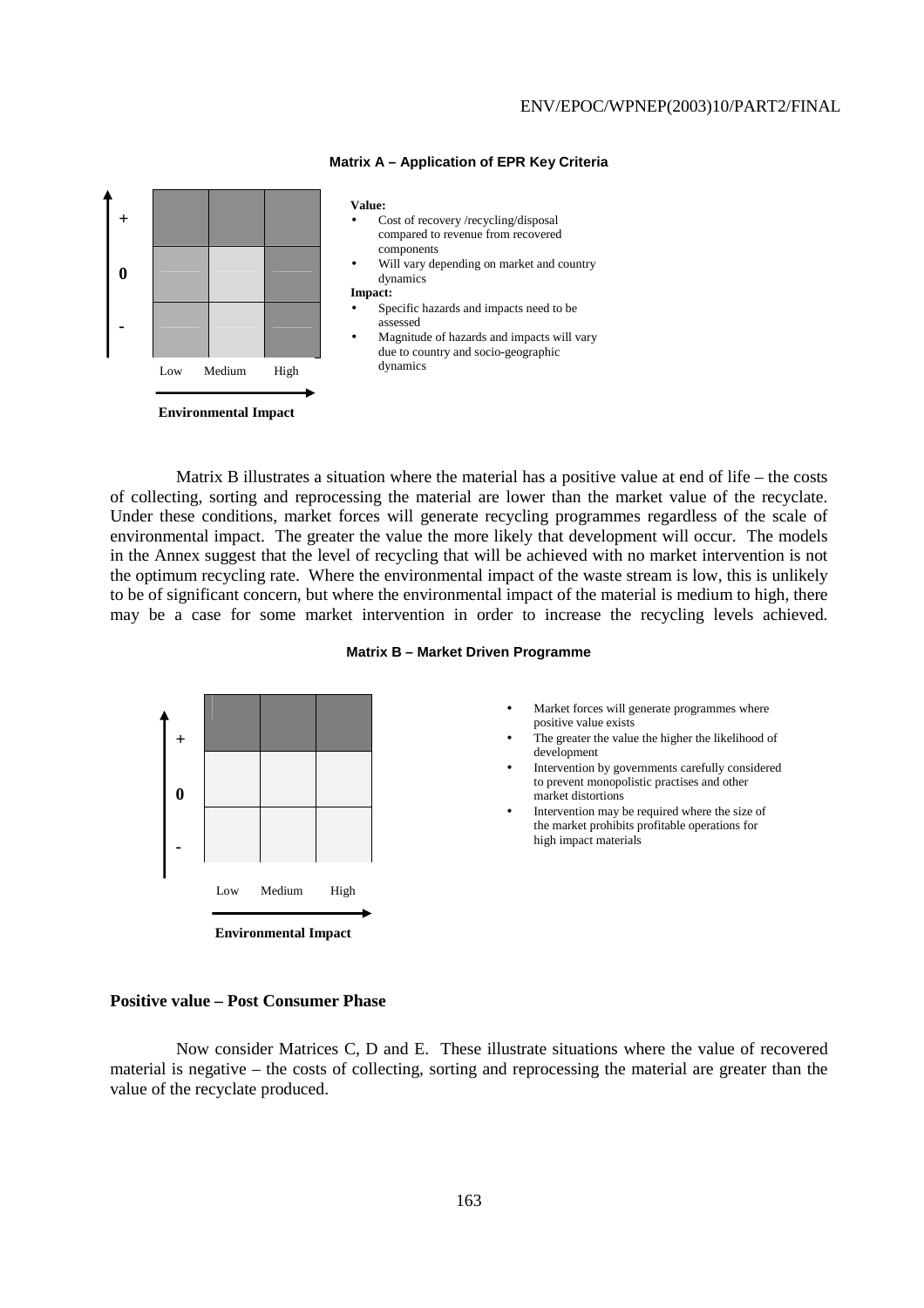**Matrix A – Application of EPR Key Criteria**

| | Low | Medium | High |
|---|---|---|---|
| + | | | |
| 0 | | | |
| - | | | |

Environmental Impact

**Value:**

- Cost of recovery /recycling/disposal compared to revenue from recovered components
- Will vary depending on market and country dynamics

**Impact:**

- Specific hazards and impacts need to be assessed
- Magnitude of hazards and impacts will vary due to country and socio-geographic dynamics

Matrix B illustrates a situation where the material has a positive value at end of life – the costs of collecting, sorting and reprocessing the material are lower than the market value of the recyclate. Under these conditions, market forces will generate recycling programmes regardless of the scale of environmental impact. The greater the value the more likely that development will occur. The models in the Annex suggest that the level of recycling that will be achieved with no market intervention is not the optimum recycling rate. Where the environmental impact of the waste stream is low, this is unlikely to be of significant concern, but where the environmental impact of the material is medium to high, there may be a case for some market intervention in order to increase the recycling levels achieved.

**Matrix B – Market Driven Programme**

| | Low | Medium | High |
|---|---|---|---|
| + | | | |
| 0 | | | |
| - | | | |

Environmental Impact

- Market forces will generate programmes where positive value exists
- The greater the value the higher the likelihood of development
- Intervention by governments carefully considered to prevent monopolistic practises and other market distortions
- Intervention may be required where the size of the market prohibits profitable operations for high impact materials

**Positive value – Post Consumer Phase**

Now consider Matrices C, D and E. These illustrate situations where the value of recovered material is negative – the costs of collecting, sorting and reprocessing the material are greater than the value of the recyclate produced.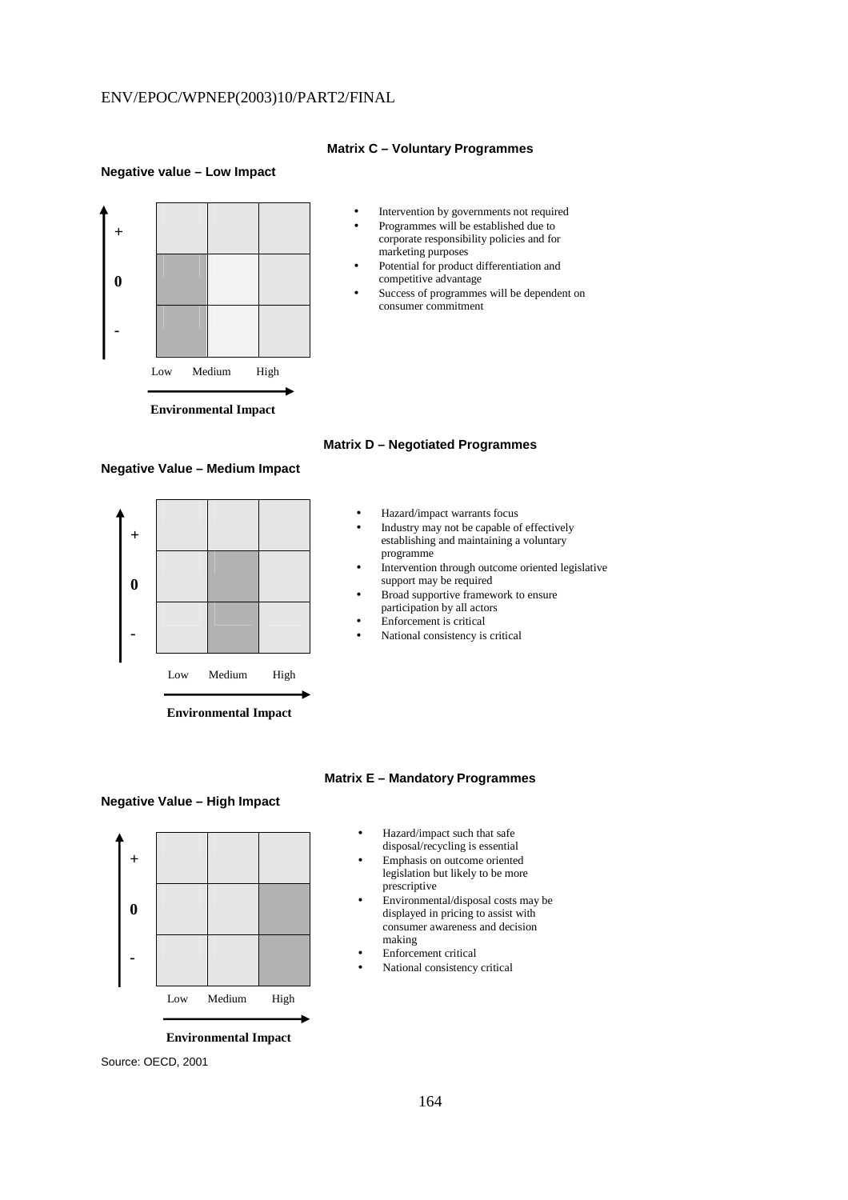### Matrix C – Voluntary Programmes

**Negative value – Low Impact**

| | Low | Medium | High |
|---|---|---|---|
| + | | | |
| 0 | ■ | | |
| - | ■ | | |

Environmental Impact

- Intervention by governments not required
- Programmes will be established due to corporate responsibility policies and for marketing purposes
- Potential for product differentiation and competitive advantage
- Success of programmes will be dependent on consumer commitment

### Matrix D – Negotiated Programmes

**Negative Value – Medium Impact**

| | Low | Medium | High |
|---|---|---|---|
| + | | | |
| 0 | | ■ | |
| - | | ■ | |

Environmental Impact

- Hazard/impact warrants focus
- Industry may not be capable of effectively establishing and maintaining a voluntary programme
- Intervention through outcome oriented legislative support may be required
- Broad supportive framework to ensure participation by all actors
- Enforcement is critical
- National consistency is critical

### Matrix E – Mandatory Programmes

**Negative Value – High Impact**

| | Low | Medium | High |
|---|---|---|---|
| + | | | |
| 0 | | | ■ |
| - | | | ■ |

Environmental Impact

- Hazard/impact such that safe disposal/recycling is essential
- Emphasis on outcome oriented legislation but likely to be more prescriptive
- Environmental/disposal costs may be displayed in pricing to assist with consumer awareness and decision making
- Enforcement critical
- National consistency critical

Source: OECD, 2001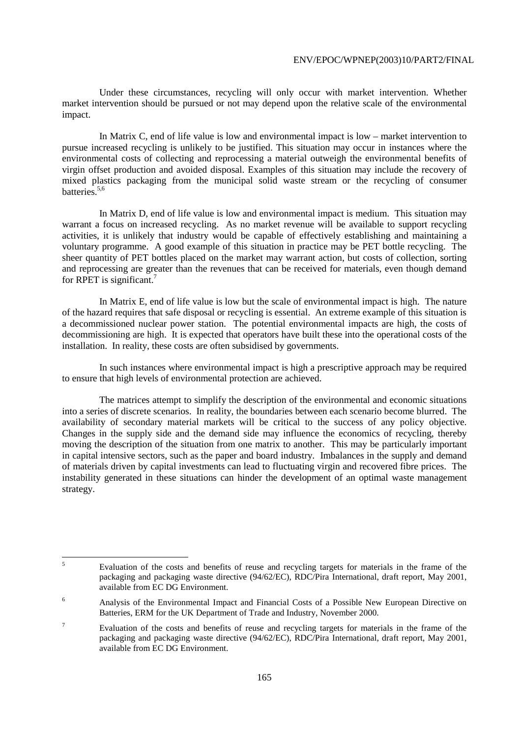Under these circumstances, recycling will only occur with market intervention. Whether market intervention should be pursued or not may depend upon the relative scale of the environmental impact.

In Matrix C, end of life value is low and environmental impact is low – market intervention to pursue increased recycling is unlikely to be justified. This situation may occur in instances where the environmental costs of collecting and reprocessing a material outweigh the environmental benefits of virgin offset production and avoided disposal. Examples of this situation may include the recovery of mixed plastics packaging from the municipal solid waste stream or the recycling of consumer batteries.[5,6]

In Matrix D, end of life value is low and environmental impact is medium. This situation may warrant a focus on increased recycling. As no market revenue will be available to support recycling activities, it is unlikely that industry would be capable of effectively establishing and maintaining a voluntary programme. A good example of this situation in practice may be PET bottle recycling. The sheer quantity of PET bottles placed on the market may warrant action, but costs of collection, sorting and reprocessing are greater than the revenues that can be received for materials, even though demand for RPET is significant.[7]

In Matrix E, end of life value is low but the scale of environmental impact is high. The nature of the hazard requires that safe disposal or recycling is essential. An extreme example of this situation is a decommissioned nuclear power station. The potential environmental impacts are high, the costs of decommissioning are high. It is expected that operators have built these into the operational costs of the installation. In reality, these costs are often subsidised by governments.

In such instances where environmental impact is high a prescriptive approach may be required to ensure that high levels of environmental protection are achieved.

The matrices attempt to simplify the description of the environmental and economic situations into a series of discrete scenarios. In reality, the boundaries between each scenario become blurred. The availability of secondary material markets will be critical to the success of any policy objective. Changes in the supply side and the demand side may influence the economics of recycling, thereby moving the description of the situation from one matrix to another. This may be particularly important in capital intensive sectors, such as the paper and board industry. Imbalances in the supply and demand of materials driven by capital investments can lead to fluctuating virgin and recovered fibre prices. The instability generated in these situations can hinder the development of an optimal waste management strategy.

---

[5] Evaluation of the costs and benefits of reuse and recycling targets for materials in the frame of the packaging and packaging waste directive (94/62/EC), RDC/Pira International, draft report, May 2001, available from EC DG Environment.

[6] Analysis of the Environmental Impact and Financial Costs of a Possible New European Directive on Batteries, ERM for the UK Department of Trade and Industry, November 2000.

[7] Evaluation of the costs and benefits of reuse and recycling targets for materials in the frame of the packaging and packaging waste directive (94/62/EC), RDC/Pira International, draft report, May 2001, available from EC DG Environment.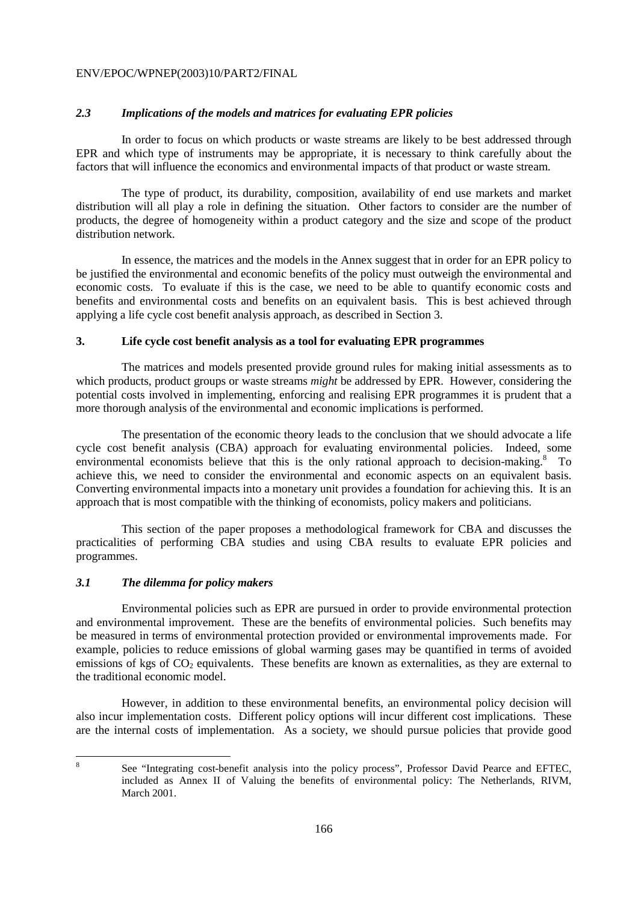### *2.3 Implications of the models and matrices for evaluating EPR policies*

In order to focus on which products or waste streams are likely to be best addressed through EPR and which type of instruments may be appropriate, it is necessary to think carefully about the factors that will influence the economics and environmental impacts of that product or waste stream.

The type of product, its durability, composition, availability of end use markets and market distribution will all play a role in defining the situation. Other factors to consider are the number of products, the degree of homogeneity within a product category and the size and scope of the product distribution network.

In essence, the matrices and the models in the Annex suggest that in order for an EPR policy to be justified the environmental and economic benefits of the policy must outweigh the environmental and economic costs. To evaluate if this is the case, we need to be able to quantify economic costs and benefits and environmental costs and benefits on an equivalent basis. This is best achieved through applying a life cycle cost benefit analysis approach, as described in Section 3.

## 3. Life cycle cost benefit analysis as a tool for evaluating EPR programmes

The matrices and models presented provide ground rules for making initial assessments as to which products, product groups or waste streams *might* be addressed by EPR. However, considering the potential costs involved in implementing, enforcing and realising EPR programmes it is prudent that a more thorough analysis of the environmental and economic implications is performed.

The presentation of the economic theory leads to the conclusion that we should advocate a life cycle cost benefit analysis (CBA) approach for evaluating environmental policies. Indeed, some environmental economists believe that this is the only rational approach to decision-making.[8] To achieve this, we need to consider the environmental and economic aspects on an equivalent basis. Converting environmental impacts into a monetary unit provides a foundation for achieving this. It is an approach that is most compatible with the thinking of economists, policy makers and politicians.

This section of the paper proposes a methodological framework for CBA and discusses the practicalities of performing CBA studies and using CBA results to evaluate EPR policies and programmes.

### *3.1 The dilemma for policy makers*

Environmental policies such as EPR are pursued in order to provide environmental protection and environmental improvement. These are the benefits of environmental policies. Such benefits may be measured in terms of environmental protection provided or environmental improvements made. For example, policies to reduce emissions of global warming gases may be quantified in terms of avoided emissions of kgs of $CO_2$ equivalents. These benefits are known as externalities, as they are external to the traditional economic model.

However, in addition to these environmental benefits, an environmental policy decision will also incur implementation costs. Different policy options will incur different cost implications. These are the internal costs of implementation. As a society, we should pursue policies that provide good

---

[8] See "Integrating cost-benefit analysis into the policy process", Professor David Pearce and EFTEC, included as Annex II of Valuing the benefits of environmental policy: The Netherlands, RIVM, March 2001.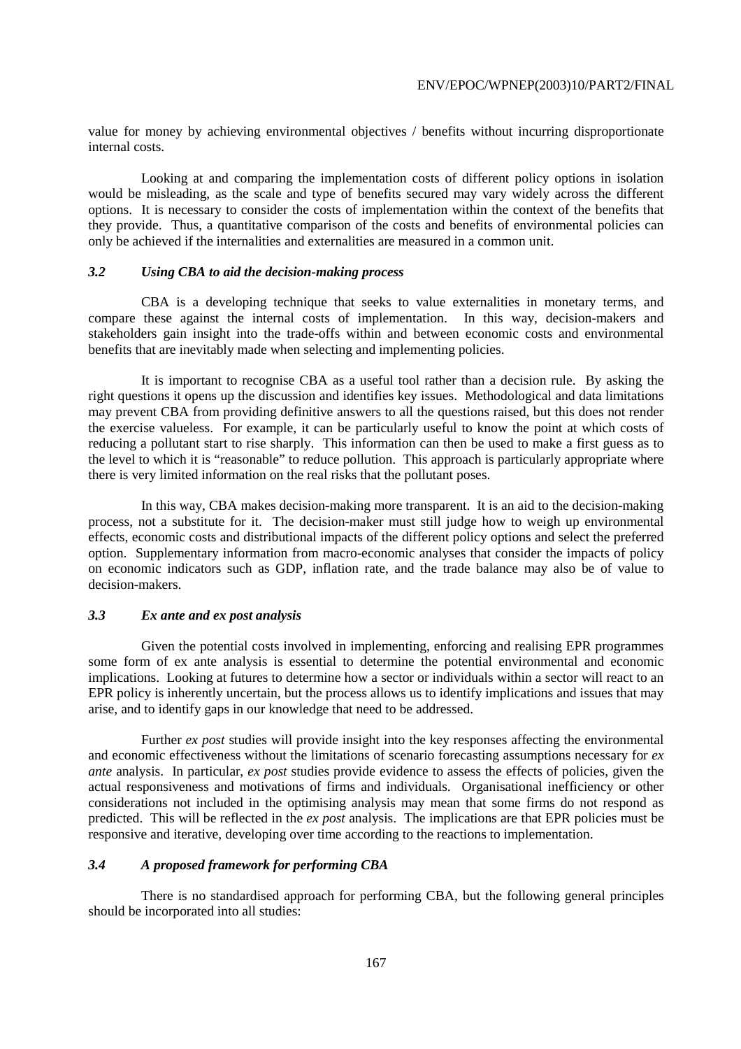value for money by achieving environmental objectives / benefits without incurring disproportionate internal costs.

Looking at and comparing the implementation costs of different policy options in isolation would be misleading, as the scale and type of benefits secured may vary widely across the different options. It is necessary to consider the costs of implementation within the context of the benefits that they provide. Thus, a quantitative comparison of the costs and benefits of environmental policies can only be achieved if the internalities and externalities are measured in a common unit.

### *3.2 Using CBA to aid the decision-making process*

CBA is a developing technique that seeks to value externalities in monetary terms, and compare these against the internal costs of implementation. In this way, decision-makers and stakeholders gain insight into the trade-offs within and between economic costs and environmental benefits that are inevitably made when selecting and implementing policies.

It is important to recognise CBA as a useful tool rather than a decision rule. By asking the right questions it opens up the discussion and identifies key issues. Methodological and data limitations may prevent CBA from providing definitive answers to all the questions raised, but this does not render the exercise valueless. For example, it can be particularly useful to know the point at which costs of reducing a pollutant start to rise sharply. This information can then be used to make a first guess as to the level to which it is "reasonable" to reduce pollution. This approach is particularly appropriate where there is very limited information on the real risks that the pollutant poses.

In this way, CBA makes decision-making more transparent. It is an aid to the decision-making process, not a substitute for it. The decision-maker must still judge how to weigh up environmental effects, economic costs and distributional impacts of the different policy options and select the preferred option. Supplementary information from macro-economic analyses that consider the impacts of policy on economic indicators such as GDP, inflation rate, and the trade balance may also be of value to decision-makers.

### *3.3 Ex ante and ex post analysis*

Given the potential costs involved in implementing, enforcing and realising EPR programmes some form of ex ante analysis is essential to determine the potential environmental and economic implications. Looking at futures to determine how a sector or individuals within a sector will react to an EPR policy is inherently uncertain, but the process allows us to identify implications and issues that may arise, and to identify gaps in our knowledge that need to be addressed.

Further *ex post* studies will provide insight into the key responses affecting the environmental and economic effectiveness without the limitations of scenario forecasting assumptions necessary for *ex ante* analysis. In particular, *ex post* studies provide evidence to assess the effects of policies, given the actual responsiveness and motivations of firms and individuals. Organisational inefficiency or other considerations not included in the optimising analysis may mean that some firms do not respond as predicted. This will be reflected in the *ex post* analysis. The implications are that EPR policies must be responsive and iterative, developing over time according to the reactions to implementation.

### *3.4 A proposed framework for performing CBA*

There is no standardised approach for performing CBA, but the following general principles should be incorporated into all studies: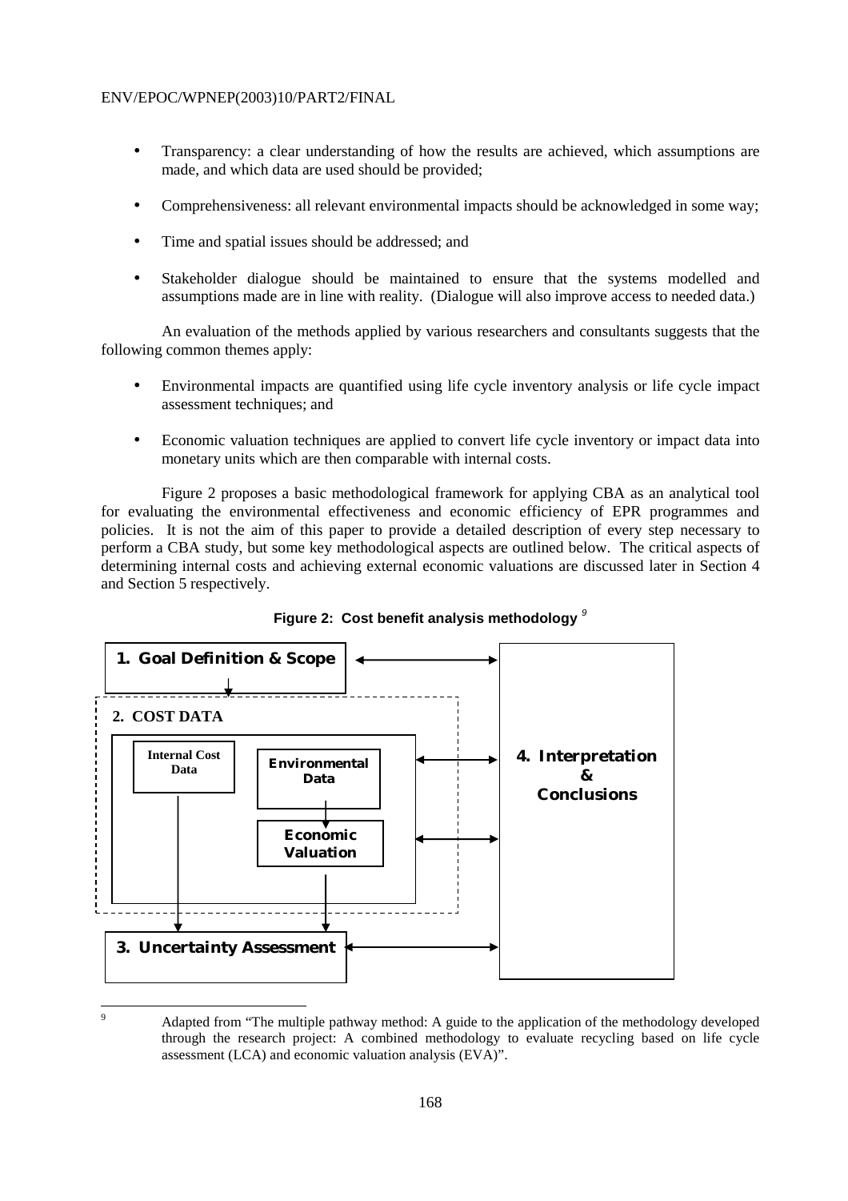- Transparency: a clear understanding of how the results are achieved, which assumptions are made, and which data are used should be provided;

- Comprehensiveness: all relevant environmental impacts should be acknowledged in some way;

- Time and spatial issues should be addressed; and

- Stakeholder dialogue should be maintained to ensure that the systems modelled and assumptions made are in line with reality. (Dialogue will also improve access to needed data.)

An evaluation of the methods applied by various researchers and consultants suggests that the following common themes apply:

- Environmental impacts are quantified using life cycle inventory analysis or life cycle impact assessment techniques; and

- Economic valuation techniques are applied to convert life cycle inventory or impact data into monetary units which are then comparable with internal costs.

Figure 2 proposes a basic methodological framework for applying CBA as an analytical tool for evaluating the environmental effectiveness and economic efficiency of EPR programmes and policies. It is not the aim of this paper to provide a detailed description of every step necessary to perform a CBA study, but some key methodological aspects are outlined below. The critical aspects of determining internal costs and achieving external economic valuations are discussed later in Section 4 and Section 5 respectively.

**Figure 2: Cost benefit analysis methodology** [9]

1. Goal Definition & Scope

2. COST DATA

Internal Cost Data

Environmental Data

Economic Valuation

3. Uncertainty Assessment

4. Interpretation & Conclusions

---

[9] Adapted from "The multiple pathway method: A guide to the application of the methodology developed through the research project: A combined methodology to evaluate recycling based on life cycle assessment (LCA) and economic valuation analysis (EVA)".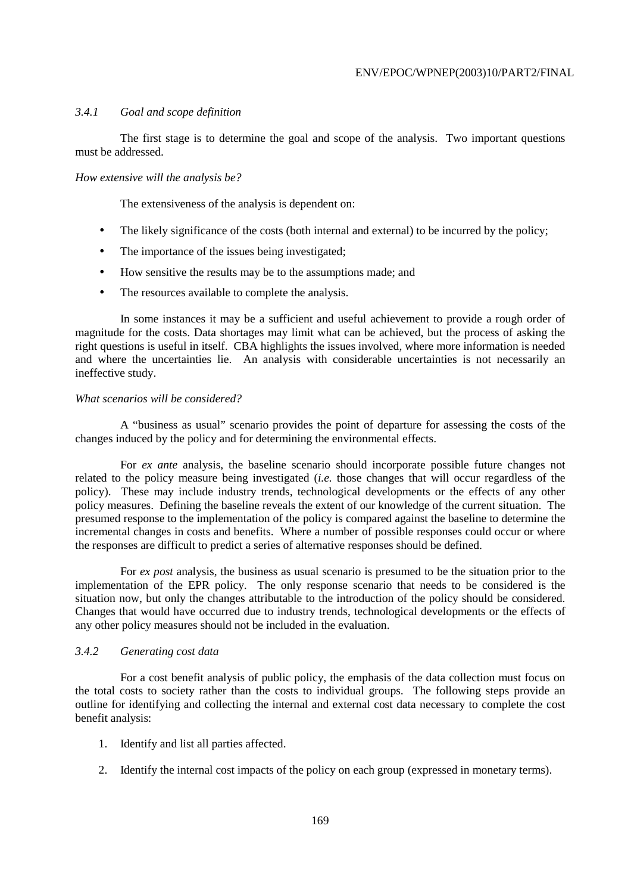### *3.4.1 Goal and scope definition*

The first stage is to determine the goal and scope of the analysis. Two important questions must be addressed.

*How extensive will the analysis be?*

The extensiveness of the analysis is dependent on:

- The likely significance of the costs (both internal and external) to be incurred by the policy;
- The importance of the issues being investigated;
- How sensitive the results may be to the assumptions made; and
- The resources available to complete the analysis.

In some instances it may be a sufficient and useful achievement to provide a rough order of magnitude for the costs. Data shortages may limit what can be achieved, but the process of asking the right questions is useful in itself. CBA highlights the issues involved, where more information is needed and where the uncertainties lie. An analysis with considerable uncertainties is not necessarily an ineffective study.

*What scenarios will be considered?*

A "business as usual" scenario provides the point of departure for assessing the costs of the changes induced by the policy and for determining the environmental effects.

For *ex ante* analysis, the baseline scenario should incorporate possible future changes not related to the policy measure being investigated (*i.e.* those changes that will occur regardless of the policy). These may include industry trends, technological developments or the effects of any other policy measures. Defining the baseline reveals the extent of our knowledge of the current situation. The presumed response to the implementation of the policy is compared against the baseline to determine the incremental changes in costs and benefits. Where a number of possible responses could occur or where the responses are difficult to predict a series of alternative responses should be defined.

For *ex post* analysis, the business as usual scenario is presumed to be the situation prior to the implementation of the EPR policy. The only response scenario that needs to be considered is the situation now, but only the changes attributable to the introduction of the policy should be considered. Changes that would have occurred due to industry trends, technological developments or the effects of any other policy measures should not be included in the evaluation.

### *3.4.2 Generating cost data*

For a cost benefit analysis of public policy, the emphasis of the data collection must focus on the total costs to society rather than the costs to individual groups. The following steps provide an outline for identifying and collecting the internal and external cost data necessary to complete the cost benefit analysis:

1. Identify and list all parties affected.
2. Identify the internal cost impacts of the policy on each group (expressed in monetary terms).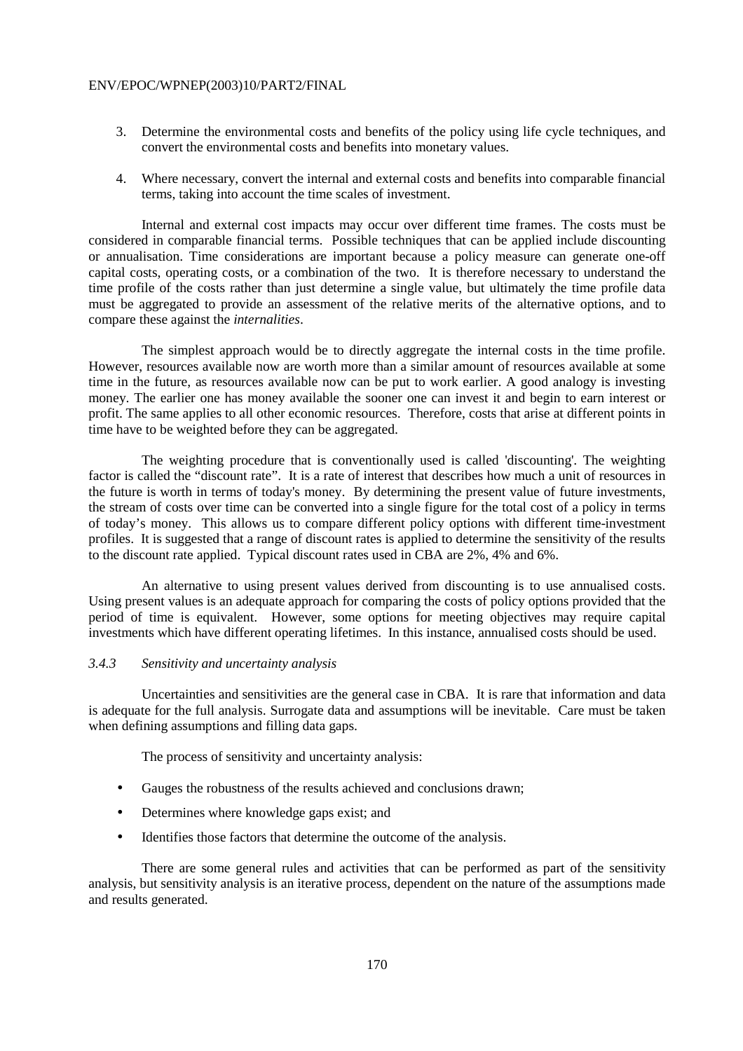3. Determine the environmental costs and benefits of the policy using life cycle techniques, and convert the environmental costs and benefits into monetary values.

4. Where necessary, convert the internal and external costs and benefits into comparable financial terms, taking into account the time scales of investment.

Internal and external cost impacts may occur over different time frames. The costs must be considered in comparable financial terms. Possible techniques that can be applied include discounting or annualisation. Time considerations are important because a policy measure can generate one-off capital costs, operating costs, or a combination of the two. It is therefore necessary to understand the time profile of the costs rather than just determine a single value, but ultimately the time profile data must be aggregated to provide an assessment of the relative merits of the alternative options, and to compare these against the *internalities*.

The simplest approach would be to directly aggregate the internal costs in the time profile. However, resources available now are worth more than a similar amount of resources available at some time in the future, as resources available now can be put to work earlier. A good analogy is investing money. The earlier one has money available the sooner one can invest it and begin to earn interest or profit. The same applies to all other economic resources. Therefore, costs that arise at different points in time have to be weighted before they can be aggregated.

The weighting procedure that is conventionally used is called 'discounting'. The weighting factor is called the "discount rate". It is a rate of interest that describes how much a unit of resources in the future is worth in terms of today's money. By determining the present value of future investments, the stream of costs over time can be converted into a single figure for the total cost of a policy in terms of today's money. This allows us to compare different policy options with different time-investment profiles. It is suggested that a range of discount rates is applied to determine the sensitivity of the results to the discount rate applied. Typical discount rates used in CBA are 2%, 4% and 6%.

An alternative to using present values derived from discounting is to use annualised costs. Using present values is an adequate approach for comparing the costs of policy options provided that the period of time is equivalent. However, some options for meeting objectives may require capital investments which have different operating lifetimes. In this instance, annualised costs should be used.

### *3.4.3 Sensitivity and uncertainty analysis*

Uncertainties and sensitivities are the general case in CBA. It is rare that information and data is adequate for the full analysis. Surrogate data and assumptions will be inevitable. Care must be taken when defining assumptions and filling data gaps.

The process of sensitivity and uncertainty analysis:

- Gauges the robustness of the results achieved and conclusions drawn;
- Determines where knowledge gaps exist; and
- Identifies those factors that determine the outcome of the analysis.

There are some general rules and activities that can be performed as part of the sensitivity analysis, but sensitivity analysis is an iterative process, dependent on the nature of the assumptions made and results generated.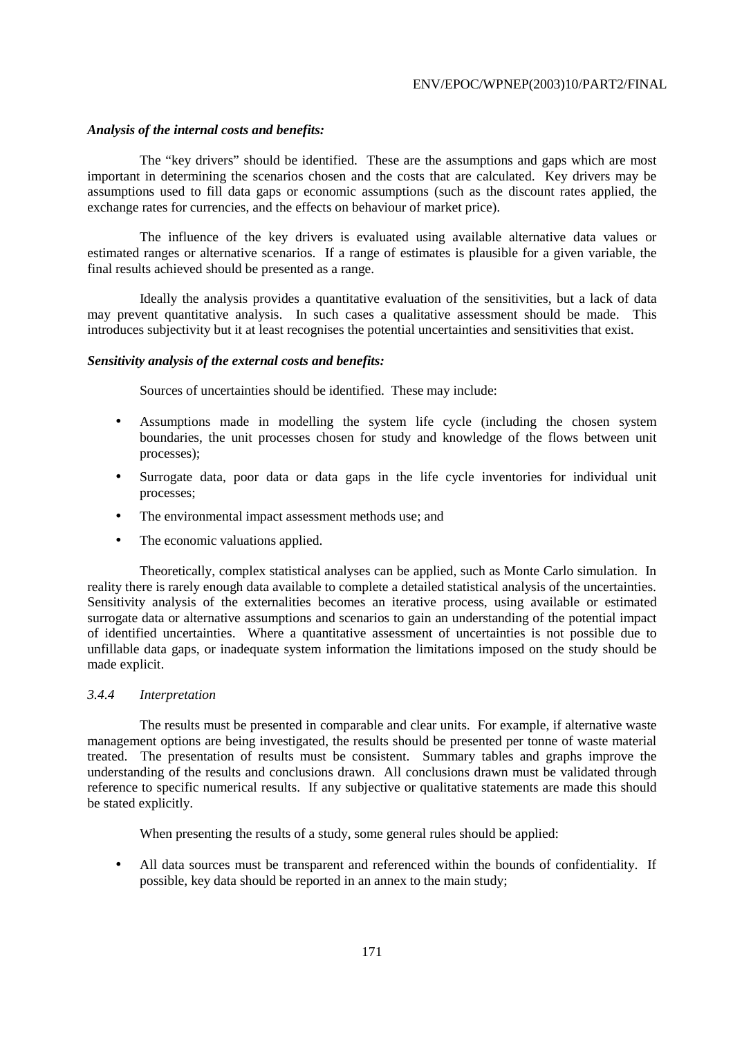***Analysis of the internal costs and benefits:***

The "key drivers" should be identified. These are the assumptions and gaps which are most important in determining the scenarios chosen and the costs that are calculated. Key drivers may be assumptions used to fill data gaps or economic assumptions (such as the discount rates applied, the exchange rates for currencies, and the effects on behaviour of market price).

The influence of the key drivers is evaluated using available alternative data values or estimated ranges or alternative scenarios. If a range of estimates is plausible for a given variable, the final results achieved should be presented as a range.

Ideally the analysis provides a quantitative evaluation of the sensitivities, but a lack of data may prevent quantitative analysis. In such cases a qualitative assessment should be made. This introduces subjectivity but it at least recognises the potential uncertainties and sensitivities that exist.

***Sensitivity analysis of the external costs and benefits:***

Sources of uncertainties should be identified. These may include:

- Assumptions made in modelling the system life cycle (including the chosen system boundaries, the unit processes chosen for study and knowledge of the flows between unit processes);
- Surrogate data, poor data or data gaps in the life cycle inventories for individual unit processes;
- The environmental impact assessment methods use; and
- The economic valuations applied.

Theoretically, complex statistical analyses can be applied, such as Monte Carlo simulation. In reality there is rarely enough data available to complete a detailed statistical analysis of the uncertainties. Sensitivity analysis of the externalities becomes an iterative process, using available or estimated surrogate data or alternative assumptions and scenarios to gain an understanding of the potential impact of identified uncertainties. Where a quantitative assessment of uncertainties is not possible due to unfillable data gaps, or inadequate system information the limitations imposed on the study should be made explicit.

### *3.4.4 Interpretation*

The results must be presented in comparable and clear units. For example, if alternative waste management options are being investigated, the results should be presented per tonne of waste material treated. The presentation of results must be consistent. Summary tables and graphs improve the understanding of the results and conclusions drawn. All conclusions drawn must be validated through reference to specific numerical results. If any subjective or qualitative statements are made this should be stated explicitly.

When presenting the results of a study, some general rules should be applied:

- All data sources must be transparent and referenced within the bounds of confidentiality. If possible, key data should be reported in an annex to the main study;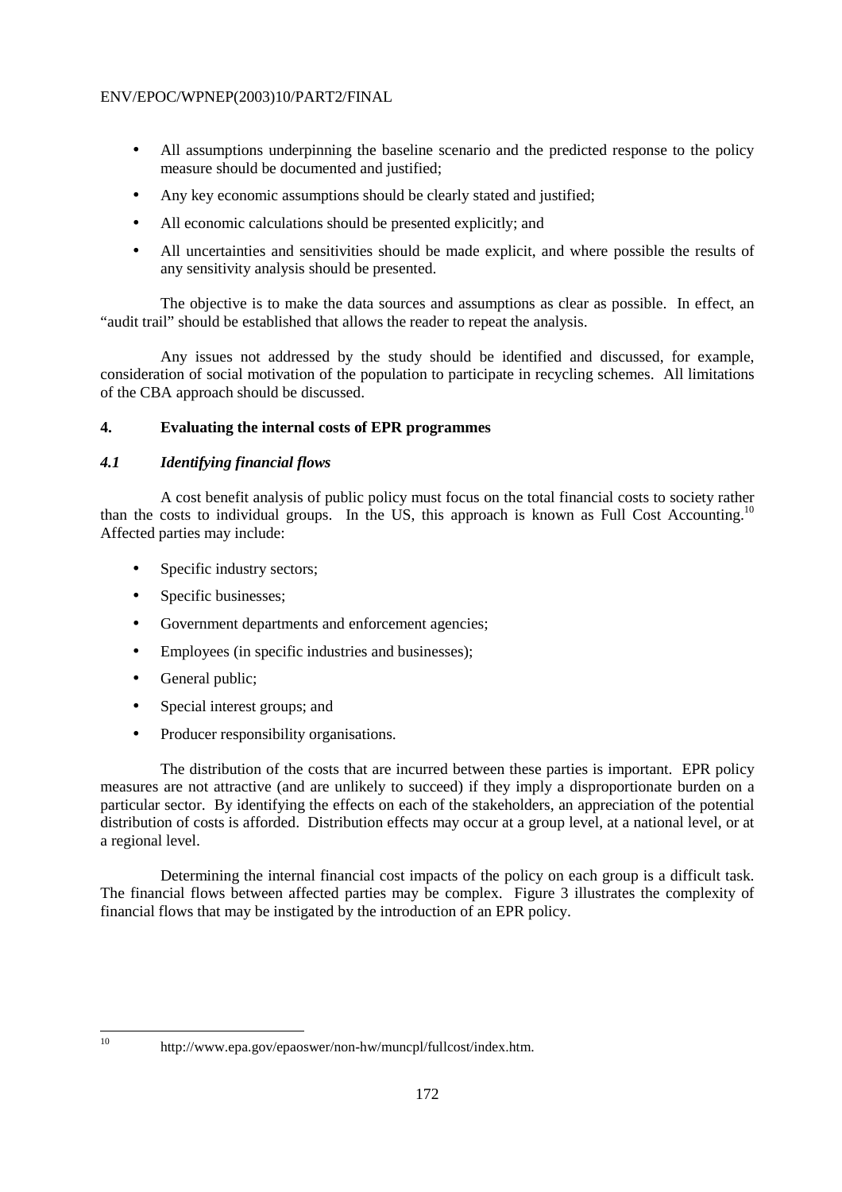- All assumptions underpinning the baseline scenario and the predicted response to the policy measure should be documented and justified;
- Any key economic assumptions should be clearly stated and justified;
- All economic calculations should be presented explicitly; and
- All uncertainties and sensitivities should be made explicit, and where possible the results of any sensitivity analysis should be presented.

The objective is to make the data sources and assumptions as clear as possible. In effect, an "audit trail" should be established that allows the reader to repeat the analysis.

Any issues not addressed by the study should be identified and discussed, for example, consideration of social motivation of the population to participate in recycling schemes. All limitations of the CBA approach should be discussed.

## 4. Evaluating the internal costs of EPR programmes

### *4.1 Identifying financial flows*

A cost benefit analysis of public policy must focus on the total financial costs to society rather than the costs to individual groups. In the US, this approach is known as Full Cost Accounting.[10] Affected parties may include:

- Specific industry sectors;
- Specific businesses;
- Government departments and enforcement agencies;
- Employees (in specific industries and businesses);
- General public;
- Special interest groups; and
- Producer responsibility organisations.

The distribution of the costs that are incurred between these parties is important. EPR policy measures are not attractive (and are unlikely to succeed) if they imply a disproportionate burden on a particular sector. By identifying the effects on each of the stakeholders, an appreciation of the potential distribution of costs is afforded. Distribution effects may occur at a group level, at a national level, or at a regional level.

Determining the internal financial cost impacts of the policy on each group is a difficult task. The financial flows between affected parties may be complex. Figure 3 illustrates the complexity of financial flows that may be instigated by the introduction of an EPR policy.

---

[10] http://www.epa.gov/epaoswer/non-hw/muncpl/fullcost/index.htm.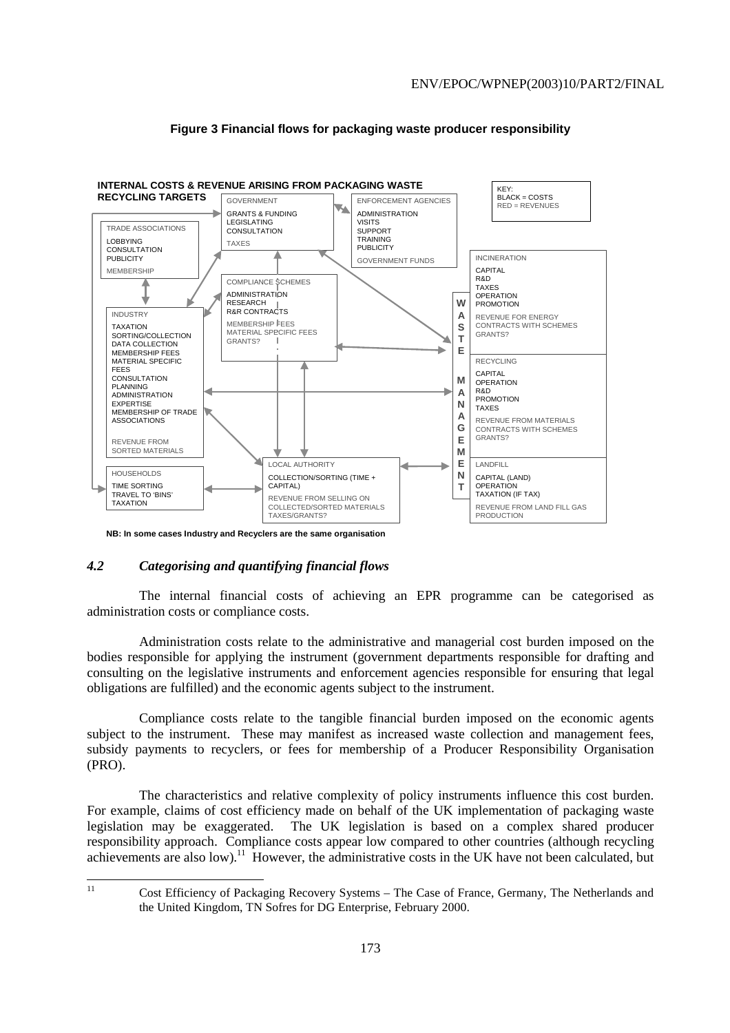**Figure 3 Financial flows for packaging waste producer responsibility**

**INTERNAL COSTS & REVENUE ARISING FROM PACKAGING WASTE RECYCLING TARGETS**

KEY:
BLACK = COSTS
RED = REVENUES

TRADE ASSOCIATIONS
LOBBYING
CONSULTATION
PUBLICITY
MEMBERSHIP

GOVERNMENT
GRANTS & FUNDING
LEGISLATING
CONSULTATION
TAXES

ENFORCEMENT AGENCIES
ADMINISTRATION
VISITS
SUPPORT
TRAINING
PUBLICITY
GOVERNMENT FUNDS

COMPLIANCE SCHEMES
ADMINISTRATION
RESEARCH
R&R CONTRACTS
MEMBERSHIP FEES
MATERIAL SPECIFIC FEES
GRANTS?

INDUSTRY
TAXATION
SORTING/COLLECTION
DATA COLLECTION
MEMBERSHIP FEES
MATERIAL SPECIFIC FEES
CONSULTATION
PLANNING
ADMINISTRATION
EXPERTISE
MEMBERSHIP OF TRADE ASSOCIATIONS
REVENUE FROM SORTED MATERIALS

HOUSEHOLDS
TIME SORTING
TRAVEL TO 'BINS'
TAXATION

LOCAL AUTHORITY
COLLECTION/SORTING (TIME + CAPITAL)
REVENUE FROM SELLING ON COLLECTED/SORTED MATERIALS
TAXES/GRANTS?

WASTE MANAGEMENT

INCINERATION
CAPITAL
R&D
TAXES
OPERATION
PROMOTION
REVENUE FOR ENERGY
CONTRACTS WITH SCHEMES
GRANTS?

RECYCLING
CAPITAL
OPERATION
R&D
PROMOTION
TAXES
REVENUE FROM MATERIALS
CONTRACTS WITH SCHEMES
GRANTS?

LANDFILL
CAPITAL (LAND)
OPERATION
TAXATION (IF TAX)
REVENUE FROM LAND FILL GAS PRODUCTION

**NB: In some cases Industry and Recyclers are the same organisation**

### *4.2 Categorising and quantifying financial flows*

The internal financial costs of achieving an EPR programme can be categorised as administration costs or compliance costs.

Administration costs relate to the administrative and managerial cost burden imposed on the bodies responsible for applying the instrument (government departments responsible for drafting and consulting on the legislative instruments and enforcement agencies responsible for ensuring that legal obligations are fulfilled) and the economic agents subject to the instrument.

Compliance costs relate to the tangible financial burden imposed on the economic agents subject to the instrument. These may manifest as increased waste collection and management fees, subsidy payments to recyclers, or fees for membership of a Producer Responsibility Organisation (PRO).

The characteristics and relative complexity of policy instruments influence this cost burden. For example, claims of cost efficiency made on behalf of the UK implementation of packaging waste legislation may be exaggerated. The UK legislation is based on a complex shared producer responsibility approach. Compliance costs appear low compared to other countries (although recycling achievements are also low).[11] However, the administrative costs in the UK have not been calculated, but

[11] Cost Efficiency of Packaging Recovery Systems – The Case of France, Germany, The Netherlands and the United Kingdom, TN Sofres for DG Enterprise, February 2000.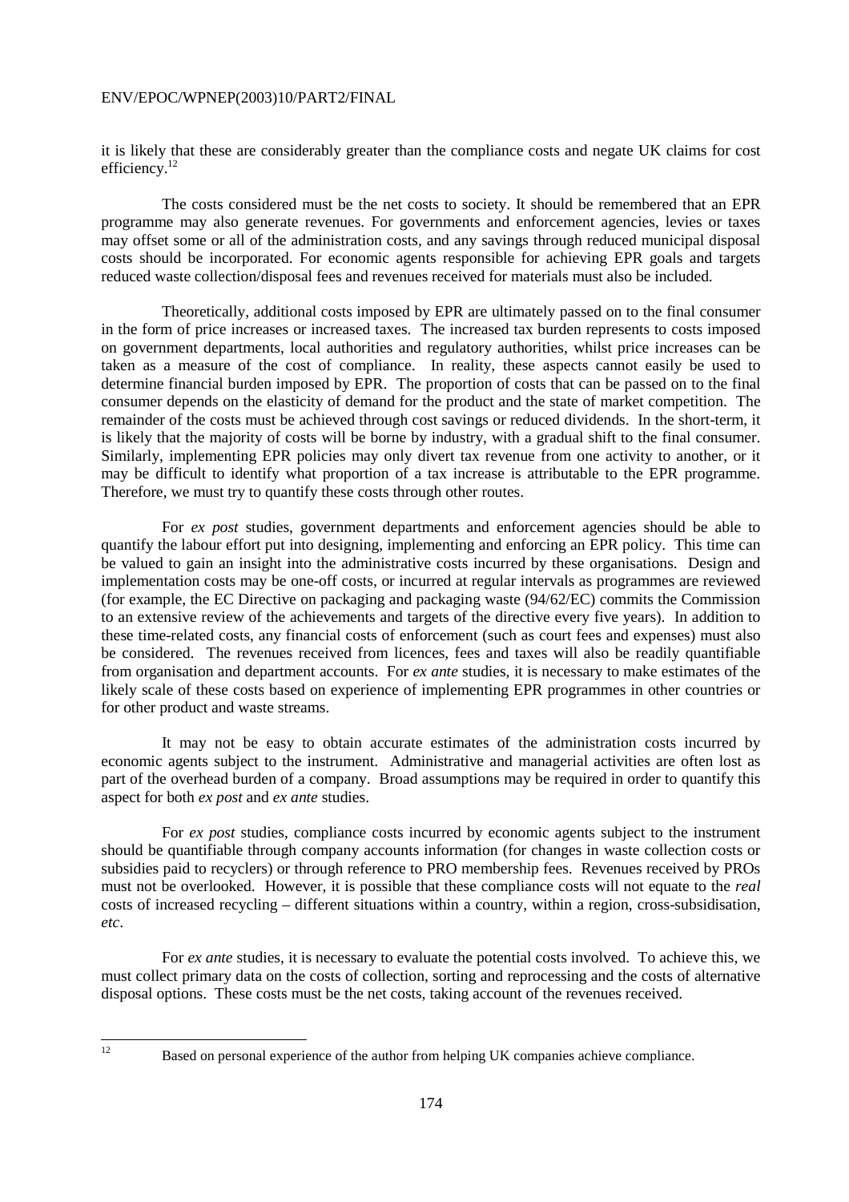it is likely that these are considerably greater than the compliance costs and negate UK claims for cost efficiency.[12]

The costs considered must be the net costs to society. It should be remembered that an EPR programme may also generate revenues. For governments and enforcement agencies, levies or taxes may offset some or all of the administration costs, and any savings through reduced municipal disposal costs should be incorporated. For economic agents responsible for achieving EPR goals and targets reduced waste collection/disposal fees and revenues received for materials must also be included.

Theoretically, additional costs imposed by EPR are ultimately passed on to the final consumer in the form of price increases or increased taxes. The increased tax burden represents to costs imposed on government departments, local authorities and regulatory authorities, whilst price increases can be taken as a measure of the cost of compliance. In reality, these aspects cannot easily be used to determine financial burden imposed by EPR. The proportion of costs that can be passed on to the final consumer depends on the elasticity of demand for the product and the state of market competition. The remainder of the costs must be achieved through cost savings or reduced dividends. In the short-term, it is likely that the majority of costs will be borne by industry, with a gradual shift to the final consumer. Similarly, implementing EPR policies may only divert tax revenue from one activity to another, or it may be difficult to identify what proportion of a tax increase is attributable to the EPR programme. Therefore, we must try to quantify these costs through other routes.

For *ex post* studies, government departments and enforcement agencies should be able to quantify the labour effort put into designing, implementing and enforcing an EPR policy. This time can be valued to gain an insight into the administrative costs incurred by these organisations. Design and implementation costs may be one-off costs, or incurred at regular intervals as programmes are reviewed (for example, the EC Directive on packaging and packaging waste (94/62/EC) commits the Commission to an extensive review of the achievements and targets of the directive every five years). In addition to these time-related costs, any financial costs of enforcement (such as court fees and expenses) must also be considered. The revenues received from licences, fees and taxes will also be readily quantifiable from organisation and department accounts. For *ex ante* studies, it is necessary to make estimates of the likely scale of these costs based on experience of implementing EPR programmes in other countries or for other product and waste streams.

It may not be easy to obtain accurate estimates of the administration costs incurred by economic agents subject to the instrument. Administrative and managerial activities are often lost as part of the overhead burden of a company. Broad assumptions may be required in order to quantify this aspect for both *ex post* and *ex ante* studies.

For *ex post* studies, compliance costs incurred by economic agents subject to the instrument should be quantifiable through company accounts information (for changes in waste collection costs or subsidies paid to recyclers) or through reference to PRO membership fees. Revenues received by PROs must not be overlooked. However, it is possible that these compliance costs will not equate to the *real* costs of increased recycling – different situations within a country, within a region, cross-subsidisation, *etc*.

For *ex ante* studies, it is necessary to evaluate the potential costs involved. To achieve this, we must collect primary data on the costs of collection, sorting and reprocessing and the costs of alternative disposal options. These costs must be the net costs, taking account of the revenues received.

---

[12] Based on personal experience of the author from helping UK companies achieve compliance.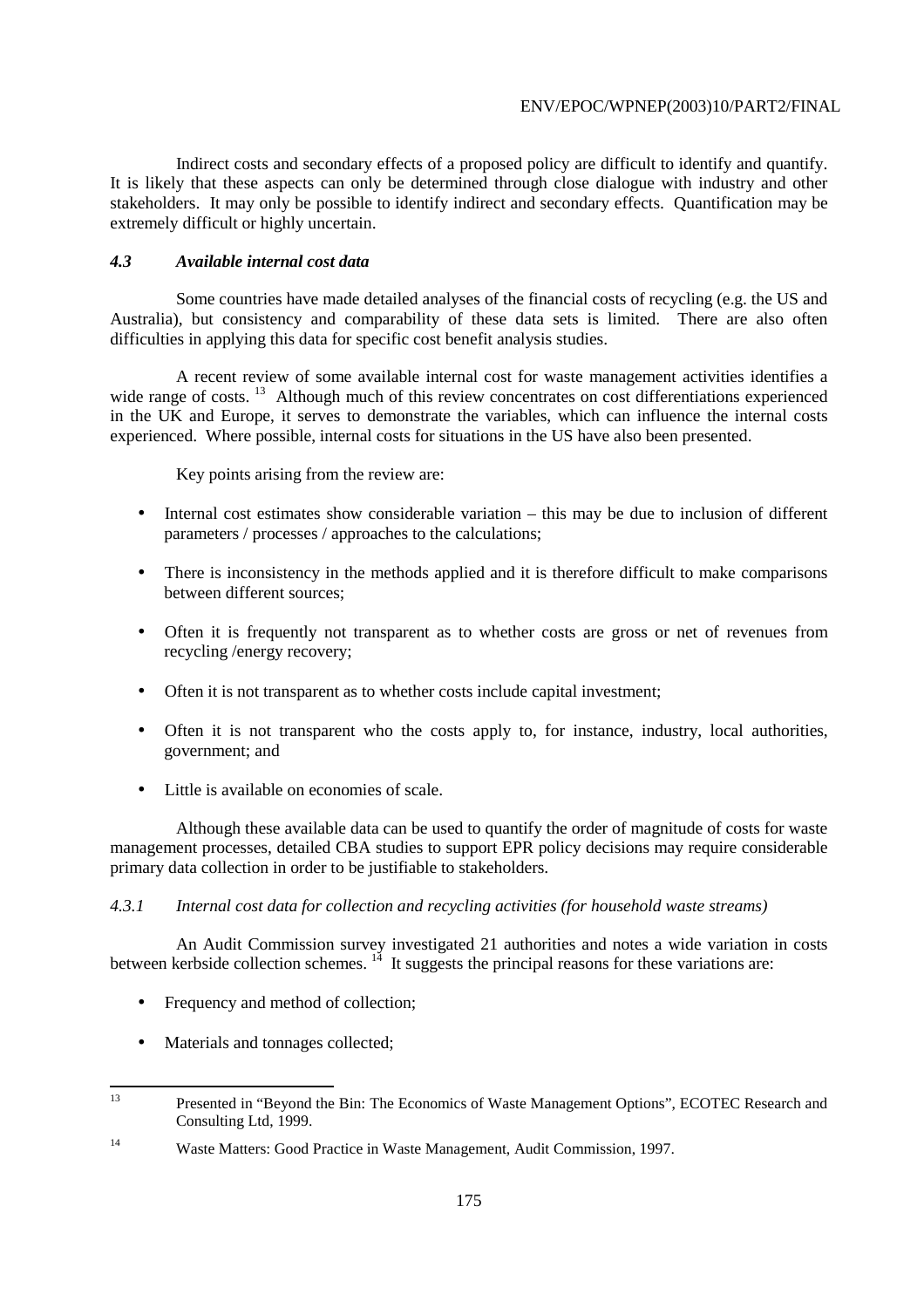Indirect costs and secondary effects of a proposed policy are difficult to identify and quantify. It is likely that these aspects can only be determined through close dialogue with industry and other stakeholders. It may only be possible to identify indirect and secondary effects. Quantification may be extremely difficult or highly uncertain.

### *4.3 Available internal cost data*

Some countries have made detailed analyses of the financial costs of recycling (e.g. the US and Australia), but consistency and comparability of these data sets is limited. There are also often difficulties in applying this data for specific cost benefit analysis studies.

A recent review of some available internal cost for waste management activities identifies a wide range of costs. [13] Although much of this review concentrates on cost differentiations experienced in the UK and Europe, it serves to demonstrate the variables, which can influence the internal costs experienced. Where possible, internal costs for situations in the US have also been presented.

Key points arising from the review are:

- Internal cost estimates show considerable variation – this may be due to inclusion of different parameters / processes / approaches to the calculations;
- There is inconsistency in the methods applied and it is therefore difficult to make comparisons between different sources;
- Often it is frequently not transparent as to whether costs are gross or net of revenues from recycling /energy recovery;
- Often it is not transparent as to whether costs include capital investment;
- Often it is not transparent who the costs apply to, for instance, industry, local authorities, government; and
- Little is available on economies of scale.

Although these available data can be used to quantify the order of magnitude of costs for waste management processes, detailed CBA studies to support EPR policy decisions may require considerable primary data collection in order to be justifiable to stakeholders.

#### *4.3.1 Internal cost data for collection and recycling activities (for household waste streams)*

An Audit Commission survey investigated 21 authorities and notes a wide variation in costs between kerbside collection schemes. [14] It suggests the principal reasons for these variations are:

- Frequency and method of collection;
- Materials and tonnages collected;

---

[13] Presented in "Beyond the Bin: The Economics of Waste Management Options", ECOTEC Research and Consulting Ltd, 1999.

[14] Waste Matters: Good Practice in Waste Management, Audit Commission, 1997.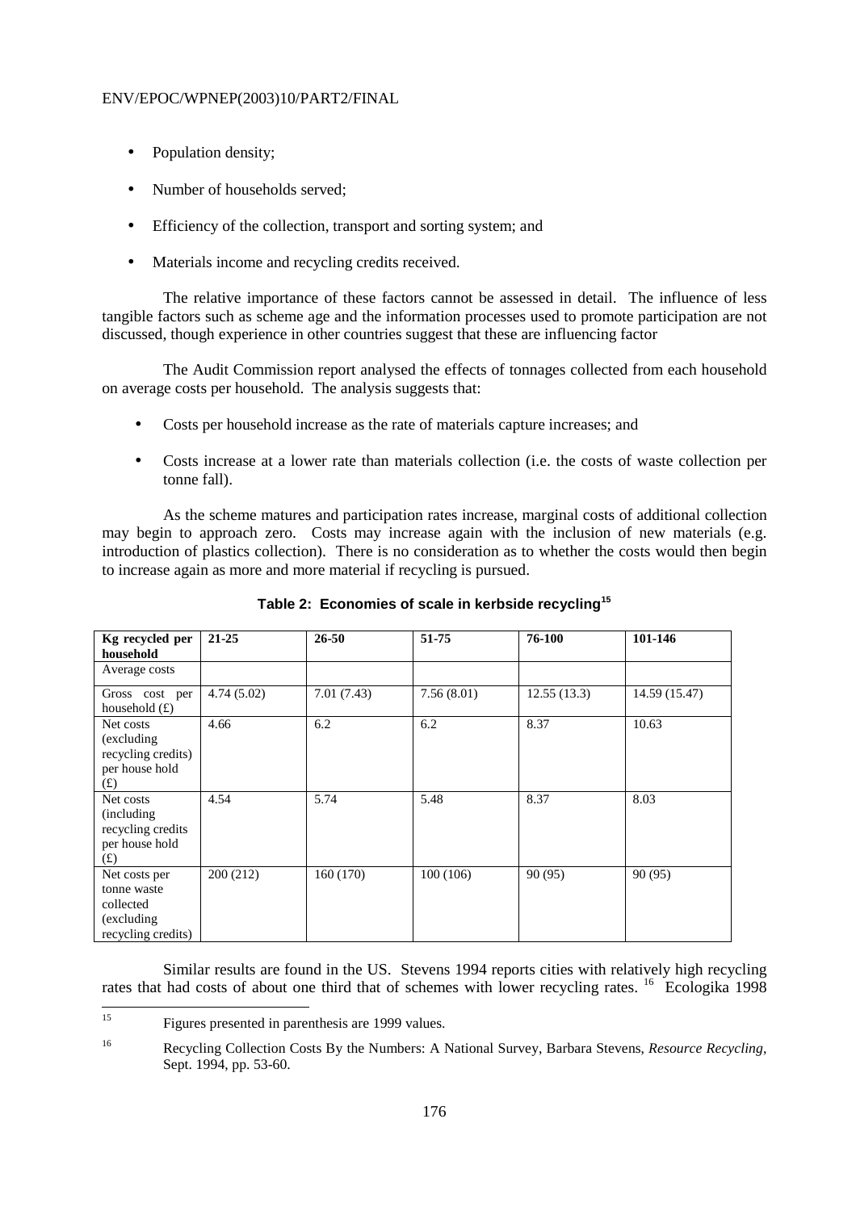- Population density;
- Number of households served;
- Efficiency of the collection, transport and sorting system; and
- Materials income and recycling credits received.

The relative importance of these factors cannot be assessed in detail. The influence of less tangible factors such as scheme age and the information processes used to promote participation are not discussed, though experience in other countries suggest that these are influencing factor

The Audit Commission report analysed the effects of tonnages collected from each household on average costs per household. The analysis suggests that:

- Costs per household increase as the rate of materials capture increases; and
- Costs increase at a lower rate than materials collection (i.e. the costs of waste collection per tonne fall).

As the scheme matures and participation rates increase, marginal costs of additional collection may begin to approach zero. Costs may increase again with the inclusion of new materials (e.g. introduction of plastics collection). There is no consideration as to whether the costs would then begin to increase again as more and more material if recycling is pursued.

**Table 2: Economies of scale in kerbside recycling[15]**

| Kg recycled per household | 21-25 | 26-50 | 51-75 | 76-100 | 101-146 |
|---|---|---|---|---|---|
| Average costs | | | | | |
| Gross cost per household (£) | 4.74 (5.02) | 7.01 (7.43) | 7.56 (8.01) | 12.55 (13.3) | 14.59 (15.47) |
| Net costs (excluding recycling credits) per house hold (£) | 4.66 | 6.2 | 6.2 | 8.37 | 10.63 |
| Net costs (including recycling credits per house hold (£) | 4.54 | 5.74 | 5.48 | 8.37 | 8.03 |
| Net costs per tonne waste collected (excluding recycling credits) | 200 (212) | 160 (170) | 100 (106) | 90 (95) | 90 (95) |

Similar results are found in the US. Stevens 1994 reports cities with relatively high recycling rates that had costs of about one third that of schemes with lower recycling rates.[16] Ecologika 1998

---

[15] Figures presented in parenthesis are 1999 values.

[16] Recycling Collection Costs By the Numbers: A National Survey, Barbara Stevens, *Resource Recycling*, Sept. 1994, pp. 53-60.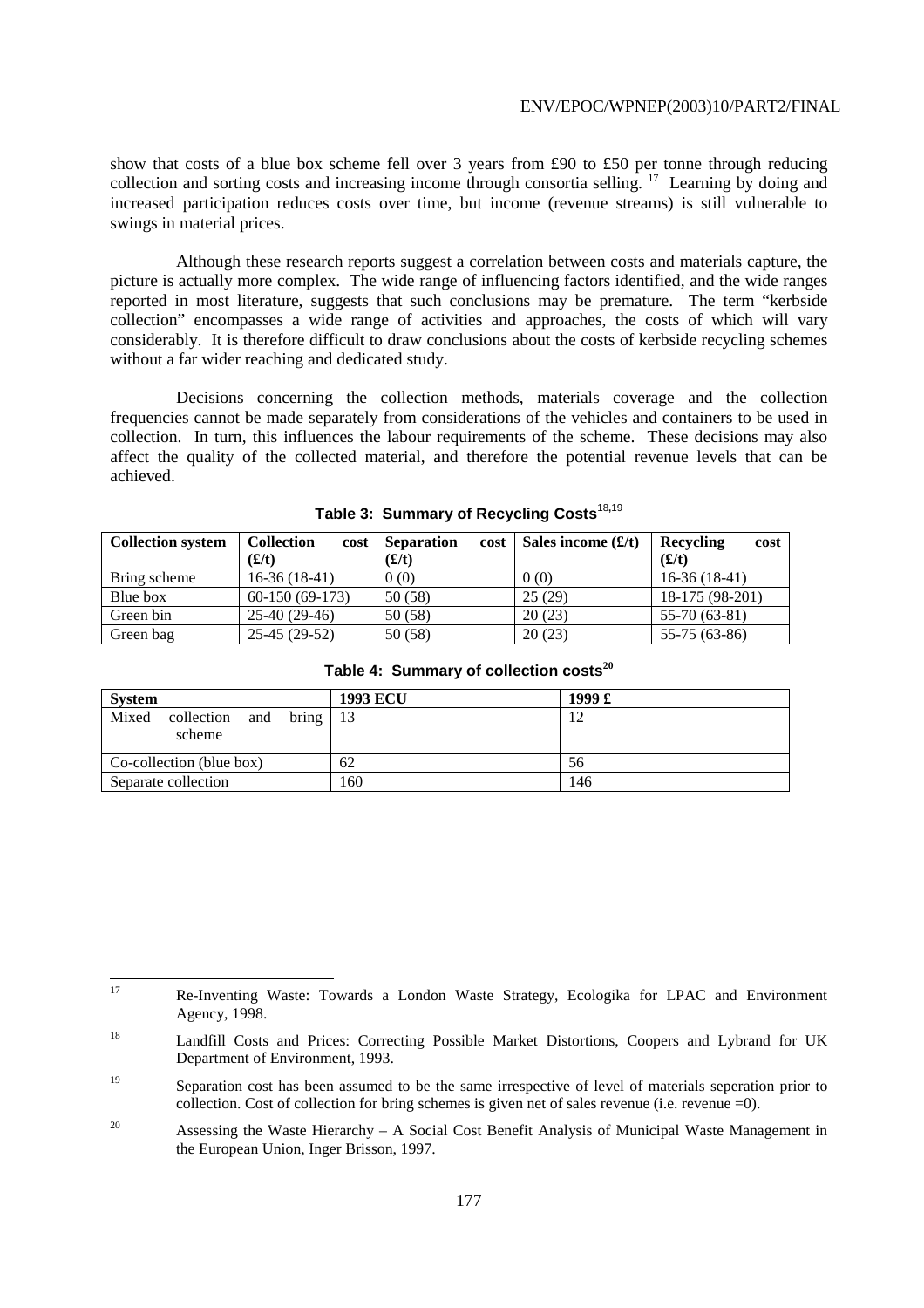show that costs of a blue box scheme fell over 3 years from £90 to £50 per tonne through reducing collection and sorting costs and increasing income through consortia selling. [17] Learning by doing and increased participation reduces costs over time, but income (revenue streams) is still vulnerable to swings in material prices.

Although these research reports suggest a correlation between costs and materials capture, the picture is actually more complex. The wide range of influencing factors identified, and the wide ranges reported in most literature, suggests that such conclusions may be premature. The term "kerbside collection" encompasses a wide range of activities and approaches, the costs of which will vary considerably. It is therefore difficult to draw conclusions about the costs of kerbside recycling schemes without a far wider reaching and dedicated study.

Decisions concerning the collection methods, materials coverage and the collection frequencies cannot be made separately from considerations of the vehicles and containers to be used in collection. In turn, this influences the labour requirements of the scheme. These decisions may also affect the quality of the collected material, and therefore the potential revenue levels that can be achieved.

**Table 3: Summary of Recycling Costs**[18,19]

| Collection system | Collection cost (£/t) | Separation cost (£/t) | Sales income (£/t) | Recycling cost (£/t) |
|---|---|---|---|---|
| Bring scheme | 16-36 (18-41) | 0 (0) | 0 (0) | 16-36 (18-41) |
| Blue box | 60-150 (69-173) | 50 (58) | 25 (29) | 18-175 (98-201) |
| Green bin | 25-40 (29-46) | 50 (58) | 20 (23) | 55-70 (63-81) |
| Green bag | 25-45 (29-52) | 50 (58) | 20 (23) | 55-75 (63-86) |

**Table 4: Summary of collection costs**[20]

| System | 1993 ECU | 1999 £ |
|---|---|---|
| Mixed collection and bring scheme | 13 | 12 |
| Co-collection (blue box) | 62 | 56 |
| Separate collection | 160 | 146 |

---

17 Re-Inventing Waste: Towards a London Waste Strategy, Ecologika for LPAC and Environment Agency, 1998.

18 Landfill Costs and Prices: Correcting Possible Market Distortions, Coopers and Lybrand for UK Department of Environment, 1993.

19 Separation cost has been assumed to be the same irrespective of level of materials seperation prior to collection. Cost of collection for bring schemes is given net of sales revenue (i.e. revenue =0).

20 Assessing the Waste Hierarchy – A Social Cost Benefit Analysis of Municipal Waste Management in the European Union, Inger Brisson, 1997.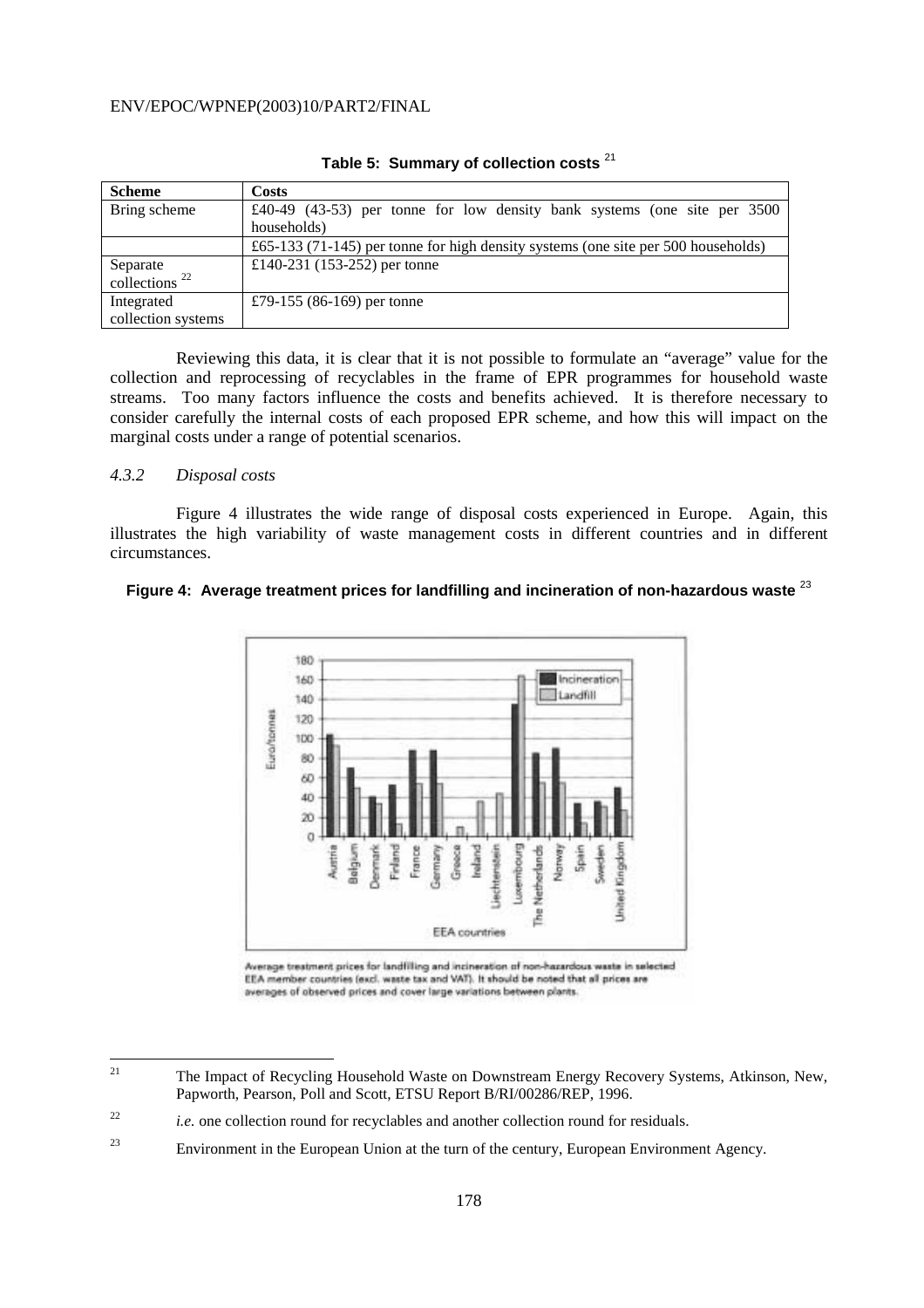**Table 5: Summary of collection costs** [21]

| Scheme | Costs |
|---|---|
| Bring scheme | £40-49 (43-53) per tonne for low density bank systems (one site per 3500 households) |
| | £65-133 (71-145) per tonne for high density systems (one site per 500 households) |
| Separate collections [22] | £140-231 (153-252) per tonne |
| Integrated collection systems | £79-155 (86-169) per tonne |

Reviewing this data, it is clear that it is not possible to formulate an "average" value for the collection and reprocessing of recyclables in the frame of EPR programmes for household waste streams. Too many factors influence the costs and benefits achieved. It is therefore necessary to consider carefully the internal costs of each proposed EPR scheme, and how this will impact on the marginal costs under a range of potential scenarios.

### 4.3.2 *Disposal costs*

Figure 4 illustrates the wide range of disposal costs experienced in Europe. Again, this illustrates the high variability of waste management costs in different countries and in different circumstances.

**Figure 4: Average treatment prices for landfilling and incineration of non-hazardous waste** [23]

Average treatment prices for landfilling and incineration of non-hazardous waste in selected EEA member countries (excl. waste tax and VAT). It should be noted that all prices are averages of observed prices and cover large variations between plants.

---

[21] The Impact of Recycling Household Waste on Downstream Energy Recovery Systems, Atkinson, New, Papworth, Pearson, Poll and Scott, ETSU Report B/RI/00286/REP, 1996.

[22] *i.e.* one collection round for recyclables and another collection round for residuals.

[23] Environment in the European Union at the turn of the century, European Environment Agency.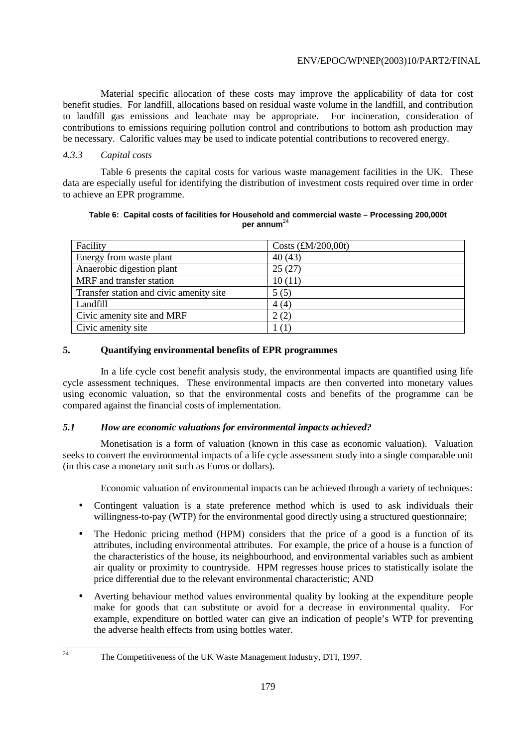Material specific allocation of these costs may improve the applicability of data for cost benefit studies. For landfill, allocations based on residual waste volume in the landfill, and contribution to landfill gas emissions and leachate may be appropriate. For incineration, consideration of contributions to emissions requiring pollution control and contributions to bottom ash production may be necessary. Calorific values may be used to indicate potential contributions to recovered energy.

### *4.3.3 Capital costs*

Table 6 presents the capital costs for various waste management facilities in the UK. These data are especially useful for identifying the distribution of investment costs required over time in order to achieve an EPR programme.

**Table 6: Capital costs of facilities for Household and commercial waste – Processing 200,000t per annum**[24]

| Facility | Costs (£M/200,00t) |
|---|---|
| Energy from waste plant | 40 (43) |
| Anaerobic digestion plant | 25 (27) |
| MRF and transfer station | 10 (11) |
| Transfer station and civic amenity site | 5 (5) |
| Landfill | 4 (4) |
| Civic amenity site and MRF | 2 (2) |
| Civic amenity site | 1 (1) |

## 5. Quantifying environmental benefits of EPR programmes

In a life cycle cost benefit analysis study, the environmental impacts are quantified using life cycle assessment techniques. These environmental impacts are then converted into monetary values using economic valuation, so that the environmental costs and benefits of the programme can be compared against the financial costs of implementation.

### *5.1 How are economic valuations for environmental impacts achieved?*

Monetisation is a form of valuation (known in this case as economic valuation). Valuation seeks to convert the environmental impacts of a life cycle assessment study into a single comparable unit (in this case a monetary unit such as Euros or dollars).

Economic valuation of environmental impacts can be achieved through a variety of techniques:

- Contingent valuation is a state preference method which is used to ask individuals their willingness-to-pay (WTP) for the environmental good directly using a structured questionnaire;
- The Hedonic pricing method (HPM) considers that the price of a good is a function of its attributes, including environmental attributes. For example, the price of a house is a function of the characteristics of the house, its neighbourhood, and environmental variables such as ambient air quality or proximity to countryside. HPM regresses house prices to statistically isolate the price differential due to the relevant environmental characteristic; AND
- Averting behaviour method values environmental quality by looking at the expenditure people make for goods that can substitute or avoid for a decrease in environmental quality. For example, expenditure on bottled water can give an indication of people's WTP for preventing the adverse health effects from using bottles water.

[24] The Competitiveness of the UK Waste Management Industry, DTI, 1997.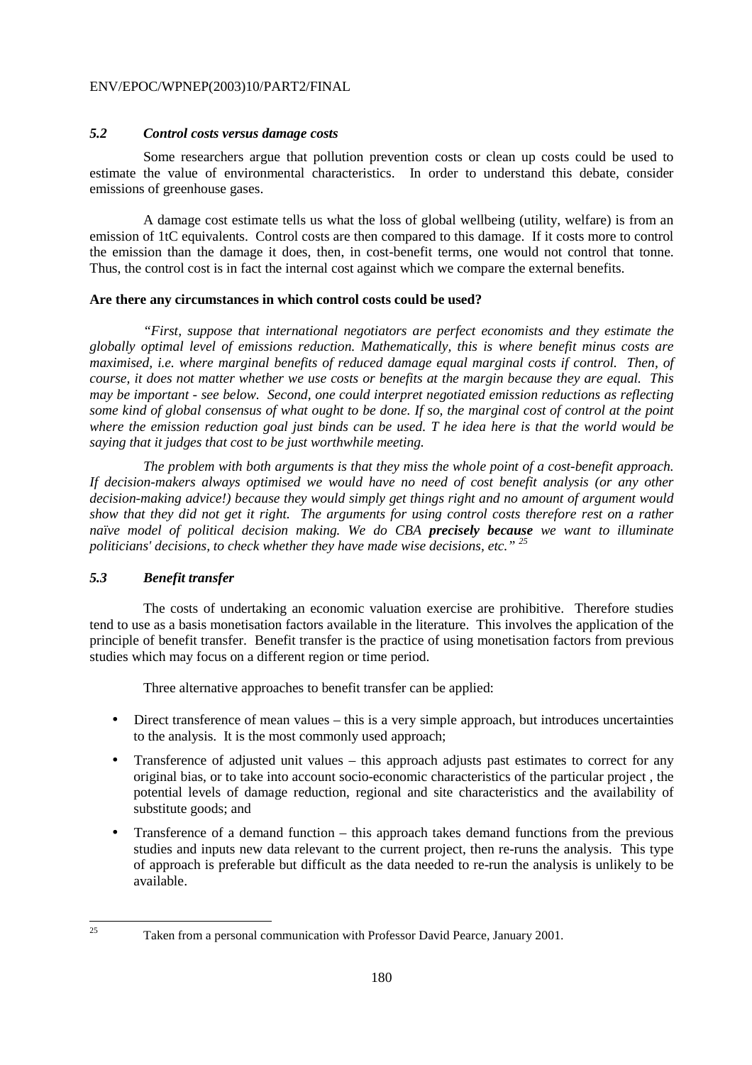### *5.2 Control costs versus damage costs*

Some researchers argue that pollution prevention costs or clean up costs could be used to estimate the value of environmental characteristics. In order to understand this debate, consider emissions of greenhouse gases.

A damage cost estimate tells us what the loss of global wellbeing (utility, welfare) is from an emission of 1tC equivalents. Control costs are then compared to this damage. If it costs more to control the emission than the damage it does, then, in cost-benefit terms, one would not control that tonne. Thus, the control cost is in fact the internal cost against which we compare the external benefits.

**Are there any circumstances in which control costs could be used?**

*"First, suppose that international negotiators are perfect economists and they estimate the globally optimal level of emissions reduction. Mathematically, this is where benefit minus costs are maximised, i.e. where marginal benefits of reduced damage equal marginal costs if control. Then, of course, it does not matter whether we use costs or benefits at the margin because they are equal. This may be important - see below. Second, one could interpret negotiated emission reductions as reflecting some kind of global consensus of what ought to be done. If so, the marginal cost of control at the point where the emission reduction goal just binds can be used. T he idea here is that the world would be saying that it judges that cost to be just worthwhile meeting.*

*The problem with both arguments is that they miss the whole point of a cost-benefit approach. If decision-makers always optimised we would have no need of cost benefit analysis (or any other decision-making advice!) because they would simply get things right and no amount of argument would show that they did not get it right. The arguments for using control costs therefore rest on a rather naïve model of political decision making. We do CBA* ***precisely because*** *we want to illuminate politicians' decisions, to check whether they have made wise decisions, etc."* [25]

### *5.3 Benefit transfer*

The costs of undertaking an economic valuation exercise are prohibitive. Therefore studies tend to use as a basis monetisation factors available in the literature. This involves the application of the principle of benefit transfer. Benefit transfer is the practice of using monetisation factors from previous studies which may focus on a different region or time period.

Three alternative approaches to benefit transfer can be applied:

- Direct transference of mean values – this is a very simple approach, but introduces uncertainties to the analysis. It is the most commonly used approach;
- Transference of adjusted unit values – this approach adjusts past estimates to correct for any original bias, or to take into account socio-economic characteristics of the particular project , the potential levels of damage reduction, regional and site characteristics and the availability of substitute goods; and
- Transference of a demand function – this approach takes demand functions from the previous studies and inputs new data relevant to the current project, then re-runs the analysis. This type of approach is preferable but difficult as the data needed to re-run the analysis is unlikely to be available.

---

[25] Taken from a personal communication with Professor David Pearce, January 2001.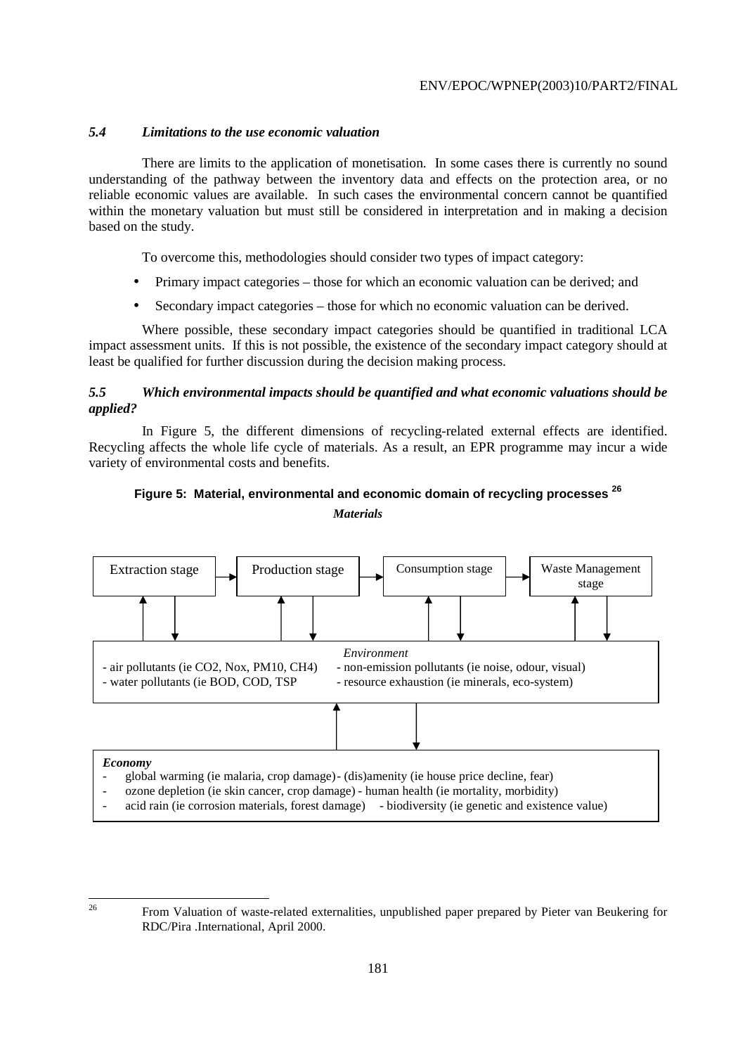### *5.4 Limitations to the use economic valuation*

There are limits to the application of monetisation. In some cases there is currently no sound understanding of the pathway between the inventory data and effects on the protection area, or no reliable economic values are available. In such cases the environmental concern cannot be quantified within the monetary valuation but must still be considered in interpretation and in making a decision based on the study.

To overcome this, methodologies should consider two types of impact category:

- Primary impact categories – those for which an economic valuation can be derived; and
- Secondary impact categories – those for which no economic valuation can be derived.

Where possible, these secondary impact categories should be quantified in traditional LCA impact assessment units. If this is not possible, the existence of the secondary impact category should at least be qualified for further discussion during the decision making process.

### *5.5 Which environmental impacts should be quantified and what economic valuations should be applied?*

In Figure 5, the different dimensions of recycling-related external effects are identified. Recycling affects the whole life cycle of materials. As a result, an EPR programme may incur a wide variety of environmental costs and benefits.

**Figure 5: Material, environmental and economic domain of recycling processes [26]**

***Materials***

Extraction stage → Production stage → Consumption stage → Waste Management stage

*Environment*
- air pollutants (ie CO2, Nox, PM10, CH4)
- water pollutants (ie BOD, COD, TSP
- non-emission pollutants (ie noise, odour, visual)
- resource exhaustion (ie minerals, eco-system)

***Economy***
- global warming (ie malaria, crop damage)
- ozone depletion (ie skin cancer, crop damage)
- acid rain (ie corrosion materials, forest damage)
- (dis)amenity (ie house price decline, fear)
- human health (ie mortality, morbidity)
- biodiversity (ie genetic and existence value)

---

[26] From Valuation of waste-related externalities, unpublished paper prepared by Pieter van Beukering for RDC/Pira .International, April 2000.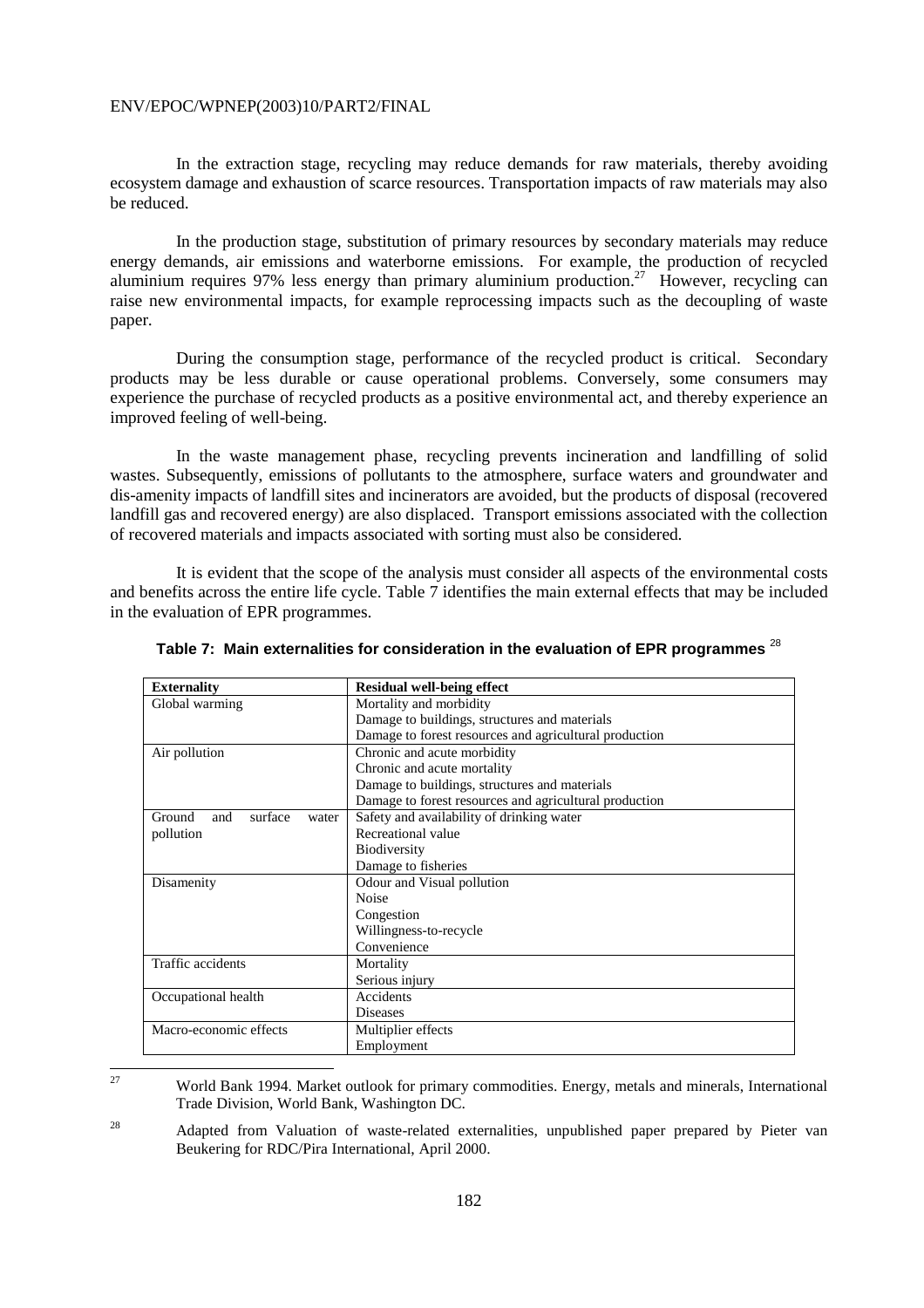In the extraction stage, recycling may reduce demands for raw materials, thereby avoiding ecosystem damage and exhaustion of scarce resources. Transportation impacts of raw materials may also be reduced.

In the production stage, substitution of primary resources by secondary materials may reduce energy demands, air emissions and waterborne emissions. For example, the production of recycled aluminium requires 97% less energy than primary aluminium production.[27] However, recycling can raise new environmental impacts, for example reprocessing impacts such as the decoupling of waste paper.

During the consumption stage, performance of the recycled product is critical. Secondary products may be less durable or cause operational problems. Conversely, some consumers may experience the purchase of recycled products as a positive environmental act, and thereby experience an improved feeling of well-being.

In the waste management phase, recycling prevents incineration and landfilling of solid wastes. Subsequently, emissions of pollutants to the atmosphere, surface waters and groundwater and dis-amenity impacts of landfill sites and incinerators are avoided, but the products of disposal (recovered landfill gas and recovered energy) are also displaced. Transport emissions associated with the collection of recovered materials and impacts associated with sorting must also be considered.

It is evident that the scope of the analysis must consider all aspects of the environmental costs and benefits across the entire life cycle. Table 7 identifies the main external effects that may be included in the evaluation of EPR programmes.

**Table 7: Main externalities for consideration in the evaluation of EPR programmes** [28]

| Externality | Residual well-being effect |
|---|---|
| Global warming | Mortality and morbidity<br>Damage to buildings, structures and materials<br>Damage to forest resources and agricultural production |
| Air pollution | Chronic and acute morbidity<br>Chronic and acute mortality<br>Damage to buildings, structures and materials<br>Damage to forest resources and agricultural production |
| Ground and surface water pollution | Safety and availability of drinking water<br>Recreational value<br>Biodiversity<br>Damage to fisheries |
| Disamenity | Odour and Visual pollution<br>Noise<br>Congestion<br>Willingness-to-recycle<br>Convenience |
| Traffic accidents | Mortality<br>Serious injury |
| Occupational health | Accidents<br>Diseases |
| Macro-economic effects | Multiplier effects<br>Employment |

[27] World Bank 1994. Market outlook for primary commodities. Energy, metals and minerals, International Trade Division, World Bank, Washington DC.

[28] Adapted from Valuation of waste-related externalities, unpublished paper prepared by Pieter van Beukering for RDC/Pira International, April 2000.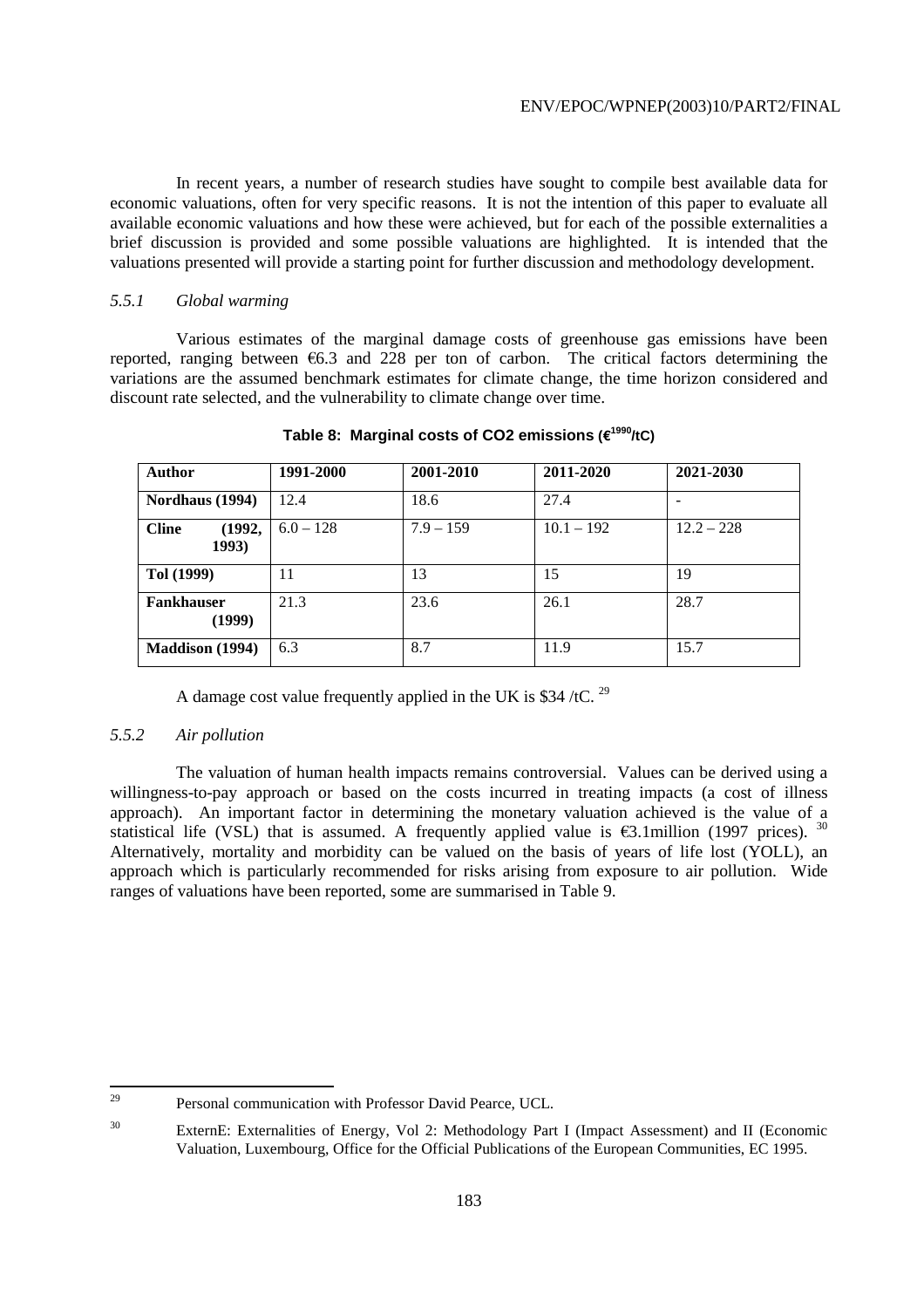In recent years, a number of research studies have sought to compile best available data for economic valuations, often for very specific reasons. It is not the intention of this paper to evaluate all available economic valuations and how these were achieved, but for each of the possible externalities a brief discussion is provided and some possible valuations are highlighted. It is intended that the valuations presented will provide a starting point for further discussion and methodology development.

#### *5.5.1 Global warming*

Various estimates of the marginal damage costs of greenhouse gas emissions have been reported, ranging between €6.3 and 228 per ton of carbon. The critical factors determining the variations are the assumed benchmark estimates for climate change, the time horizon considered and discount rate selected, and the vulnerability to climate change over time.

**Table 8: Marginal costs of CO2 emissions (€$^{1990}$/tC)**

| Author | 1991-2000 | 2001-2010 | 2011-2020 | 2021-2030 |
|---|---|---|---|---|
| **Nordhaus (1994)** | 12.4 | 18.6 | 27.4 | - |
| **Cline (1992, 1993)** | 6.0 – 128 | 7.9 – 159 | 10.1 – 192 | 12.2 – 228 |
| **Tol (1999)** | 11 | 13 | 15 | 19 |
| **Fankhauser (1999)** | 21.3 | 23.6 | 26.1 | 28.7 |
| **Maddison (1994)** | 6.3 | 8.7 | 11.9 | 15.7 |

A damage cost value frequently applied in the UK is $34 /tC. [29]

#### *5.5.2 Air pollution*

The valuation of human health impacts remains controversial. Values can be derived using a willingness-to-pay approach or based on the costs incurred in treating impacts (a cost of illness approach). An important factor in determining the monetary valuation achieved is the value of a statistical life (VSL) that is assumed. A frequently applied value is €3.1million (1997 prices). [30] Alternatively, mortality and morbidity can be valued on the basis of years of life lost (YOLL), an approach which is particularly recommended for risks arising from exposure to air pollution. Wide ranges of valuations have been reported, some are summarised in Table 9.

---

[29] Personal communication with Professor David Pearce, UCL.

[30] ExternE: Externalities of Energy, Vol 2: Methodology Part I (Impact Assessment) and II (Economic Valuation, Luxembourg, Office for the Official Publications of the European Communities, EC 1995.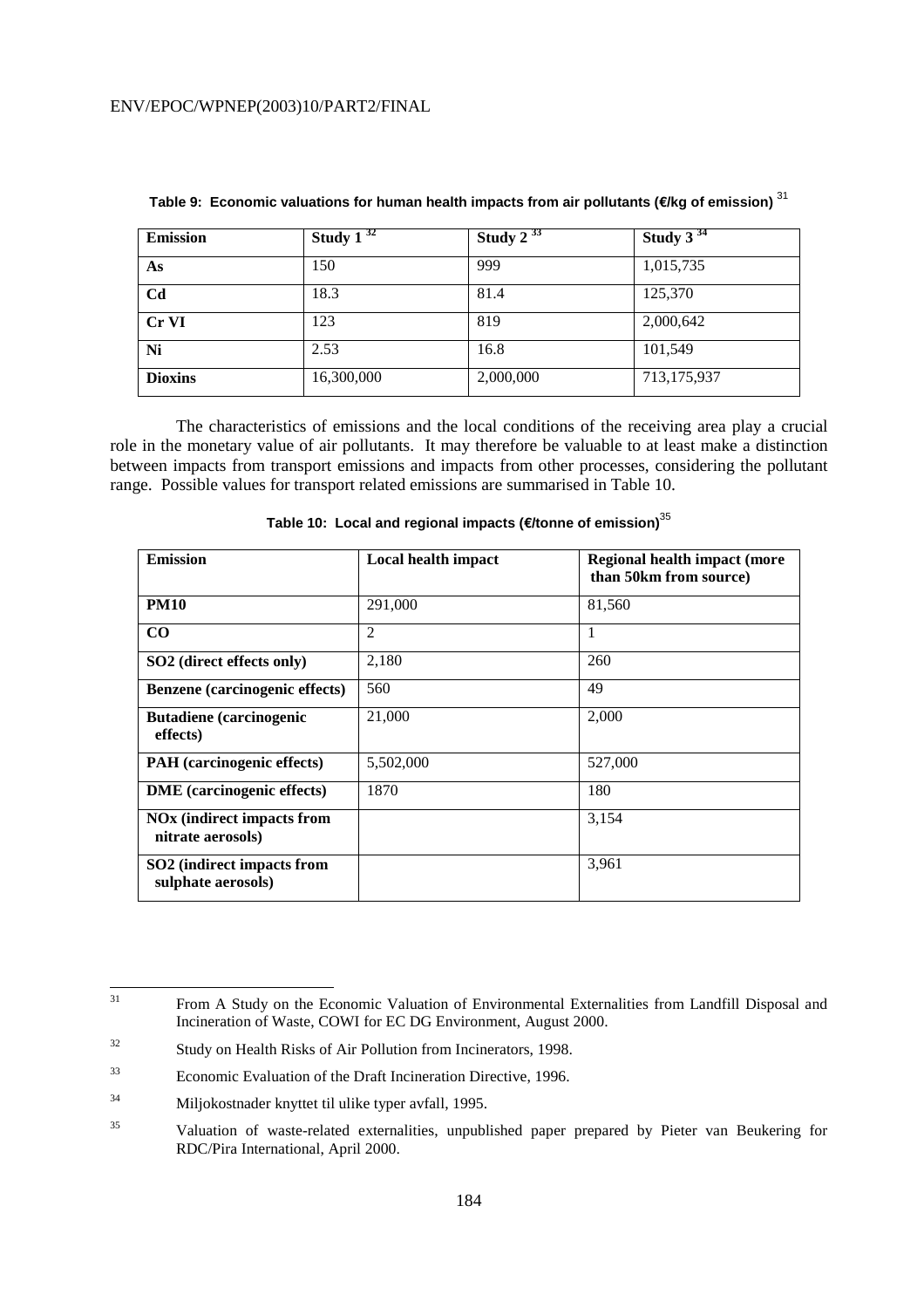**Table 9: Economic valuations for human health impacts from air pollutants (€/kg of emission)** [31]

| Emission | Study 1 [32] | Study 2 [33] | Study 3 [34] |
|---|---|---|---|
| **As** | 150 | 999 | 1,015,735 |
| **Cd** | 18.3 | 81.4 | 125,370 |
| **Cr VI** | 123 | 819 | 2,000,642 |
| **Ni** | 2.53 | 16.8 | 101,549 |
| **Dioxins** | 16,300,000 | 2,000,000 | 713,175,937 |

The characteristics of emissions and the local conditions of the receiving area play a crucial role in the monetary value of air pollutants. It may therefore be valuable to at least make a distinction between impacts from transport emissions and impacts from other processes, considering the pollutant range. Possible values for transport related emissions are summarised in Table 10.

**Table 10: Local and regional impacts (€/tonne of emission)**[35]

| Emission | Local health impact | Regional health impact (more than 50km from source) |
|---|---|---|
| **PM10** | 291,000 | 81,560 |
| **CO** | 2 | 1 |
| **SO2 (direct effects only)** | 2,180 | 260 |
| **Benzene (carcinogenic effects)** | 560 | 49 |
| **Butadiene (carcinogenic effects)** | 21,000 | 2,000 |
| **PAH (carcinogenic effects)** | 5,502,000 | 527,000 |
| **DME (carcinogenic effects)** | 1870 | 180 |
| **NOx (indirect impacts from nitrate aerosols)** | | 3,154 |
| **SO2 (indirect impacts from sulphate aerosols)** | | 3,961 |

---

[31] From A Study on the Economic Valuation of Environmental Externalities from Landfill Disposal and Incineration of Waste, COWI for EC DG Environment, August 2000.

[32] Study on Health Risks of Air Pollution from Incinerators, 1998.

[33] Economic Evaluation of the Draft Incineration Directive, 1996.

[34] Miljokostnader knyttet til ulike typer avfall, 1995.

[35] Valuation of waste-related externalities, unpublished paper prepared by Pieter van Beukering for RDC/Pira International, April 2000.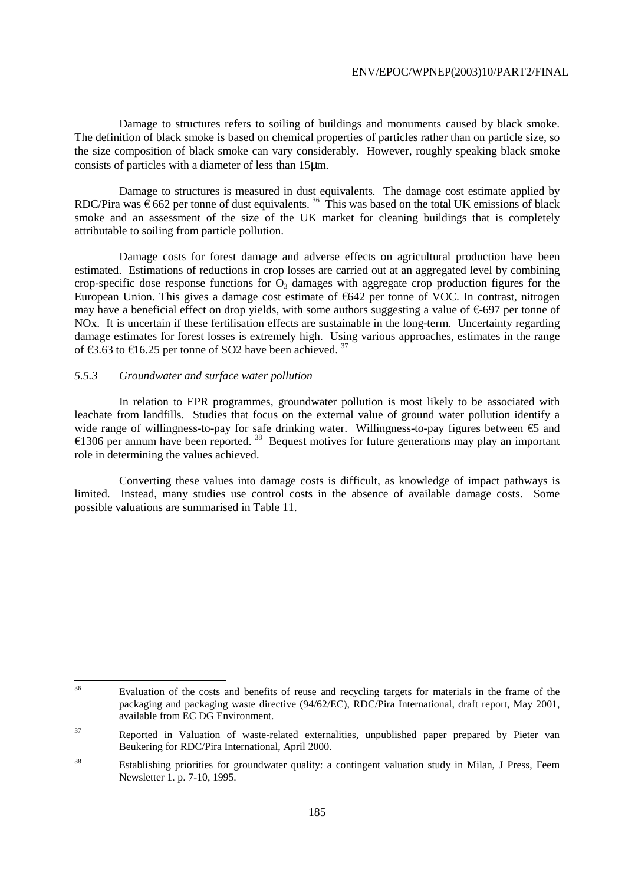Damage to structures refers to soiling of buildings and monuments caused by black smoke. The definition of black smoke is based on chemical properties of particles rather than on particle size, so the size composition of black smoke can vary considerably. However, roughly speaking black smoke consists of particles with a diameter of less than 15μm.

Damage to structures is measured in dust equivalents. The damage cost estimate applied by RDC/Pira was € 662 per tonne of dust equivalents. [36] This was based on the total UK emissions of black smoke and an assessment of the size of the UK market for cleaning buildings that is completely attributable to soiling from particle pollution.

Damage costs for forest damage and adverse effects on agricultural production have been estimated. Estimations of reductions in crop losses are carried out at an aggregated level by combining crop-specific dose response functions for $O_3$ damages with aggregate crop production figures for the European Union. This gives a damage cost estimate of €642 per tonne of VOC. In contrast, nitrogen may have a beneficial effect on drop yields, with some authors suggesting a value of €-697 per tonne of NOx. It is uncertain if these fertilisation effects are sustainable in the long-term. Uncertainty regarding damage estimates for forest losses is extremely high. Using various approaches, estimates in the range of €3.63 to €16.25 per tonne of SO2 have been achieved. [37]

### *5.5.3 Groundwater and surface water pollution*

In relation to EPR programmes, groundwater pollution is most likely to be associated with leachate from landfills. Studies that focus on the external value of ground water pollution identify a wide range of willingness-to-pay for safe drinking water. Willingness-to-pay figures between €5 and €1306 per annum have been reported. [38] Bequest motives for future generations may play an important role in determining the values achieved.

Converting these values into damage costs is difficult, as knowledge of impact pathways is limited. Instead, many studies use control costs in the absence of available damage costs. Some possible valuations are summarised in Table 11.

---

[36] Evaluation of the costs and benefits of reuse and recycling targets for materials in the frame of the packaging and packaging waste directive (94/62/EC), RDC/Pira International, draft report, May 2001, available from EC DG Environment.

[37] Reported in Valuation of waste-related externalities, unpublished paper prepared by Pieter van Beukering for RDC/Pira International, April 2000.

[38] Establishing priorities for groundwater quality: a contingent valuation study in Milan, J Press, Feem Newsletter 1. p. 7-10, 1995.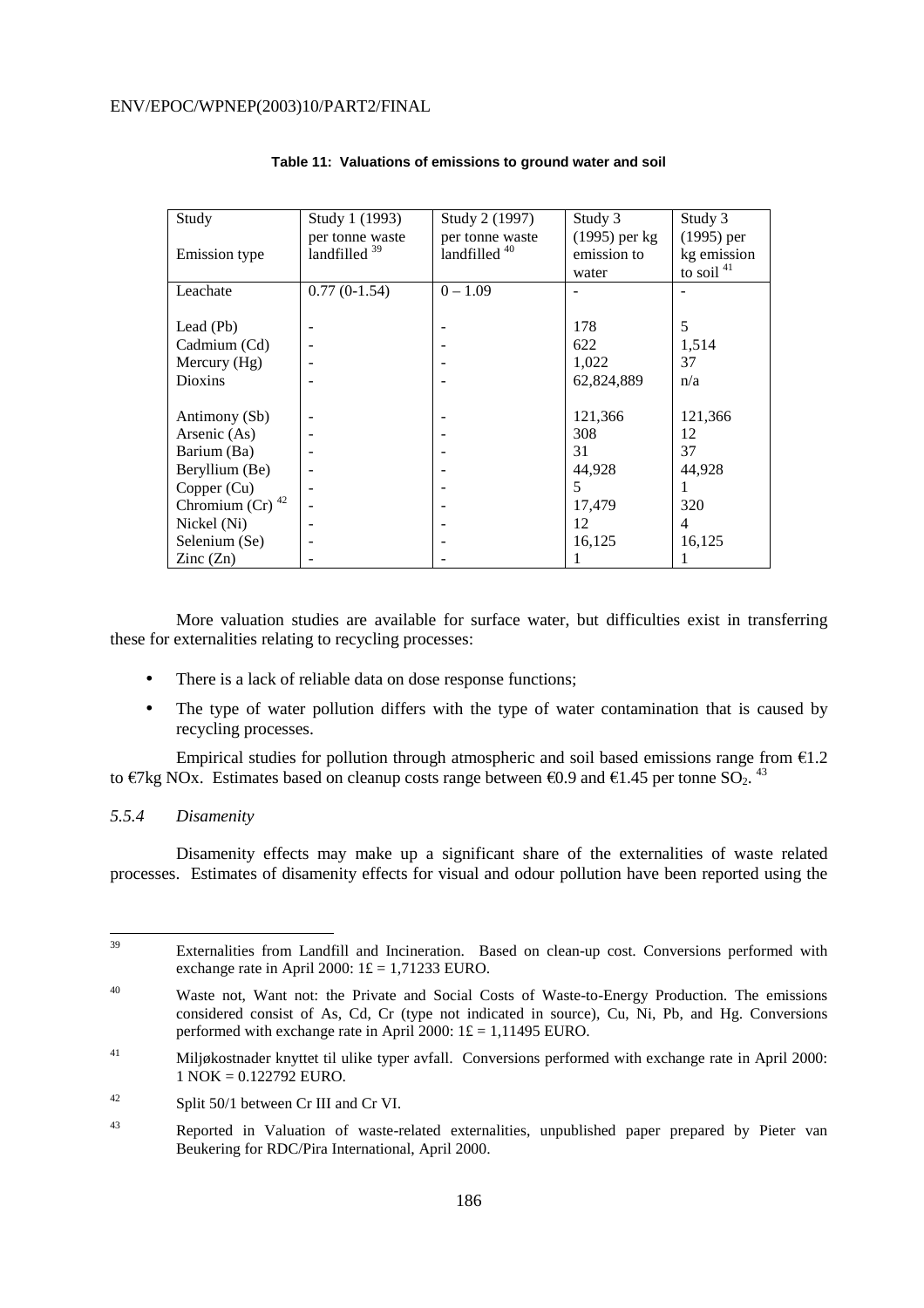**Table 11: Valuations of emissions to ground water and soil**

| Study<br><br>Emission type | Study 1 (1993) per tonne waste landfilled [39] | Study 2 (1997) per tonne waste landfilled [40] | Study 3 (1995) per kg emission to water | Study 3 (1995) per kg emission to soil [41] |
|---|---|---|---|---|
| Leachate | 0.77 (0-1.54) | 0 – 1.09 | - | - |
| Lead (Pb) | - | - | 178 | 5 |
| Cadmium (Cd) | - | - | 622 | 1,514 |
| Mercury (Hg) | - | - | 1,022 | 37 |
| Dioxins | - | - | 62,824,889 | n/a |
| Antimony (Sb) | - | - | 121,366 | 121,366 |
| Arsenic (As) | - | - | 308 | 12 |
| Barium (Ba) | - | - | 31 | 37 |
| Beryllium (Be) | - | - | 44,928 | 44,928 |
| Copper (Cu) | - | - | 5 | 1 |
| Chromium (Cr) [42] | - | - | 17,479 | 320 |
| Nickel (Ni) | - | - | 12 | 4 |
| Selenium (Se) | - | - | 16,125 | 16,125 |
| Zinc (Zn) | - | - | 1 | 1 |

More valuation studies are available for surface water, but difficulties exist in transferring these for externalities relating to recycling processes:

- There is a lack of reliable data on dose response functions;
- The type of water pollution differs with the type of water contamination that is caused by recycling processes.

Empirical studies for pollution through atmospheric and soil based emissions range from €1.2 to €7kg NOx. Estimates based on cleanup costs range between €0.9 and €1.45 per tonne $SO_2$. [43]

### *5.5.4 Disamenity*

Disamenity effects may make up a significant share of the externalities of waste related processes. Estimates of disamenity effects for visual and odour pollution have been reported using the

---

[39] Externalities from Landfill and Incineration. Based on clean-up cost. Conversions performed with exchange rate in April 2000: 1£ = 1,71233 EURO.

[40] Waste not, Want not: the Private and Social Costs of Waste-to-Energy Production. The emissions considered consist of As, Cd, Cr (type not indicated in source), Cu, Ni, Pb, and Hg. Conversions performed with exchange rate in April 2000: 1£ = 1,11495 EURO.

[41] Miljøkostnader knyttet til ulike typer avfall. Conversions performed with exchange rate in April 2000: 1 NOK = 0.122792 EURO.

[42] Split 50/1 between Cr III and Cr VI.

[43] Reported in Valuation of waste-related externalities, unpublished paper prepared by Pieter van Beukering for RDC/Pira International, April 2000.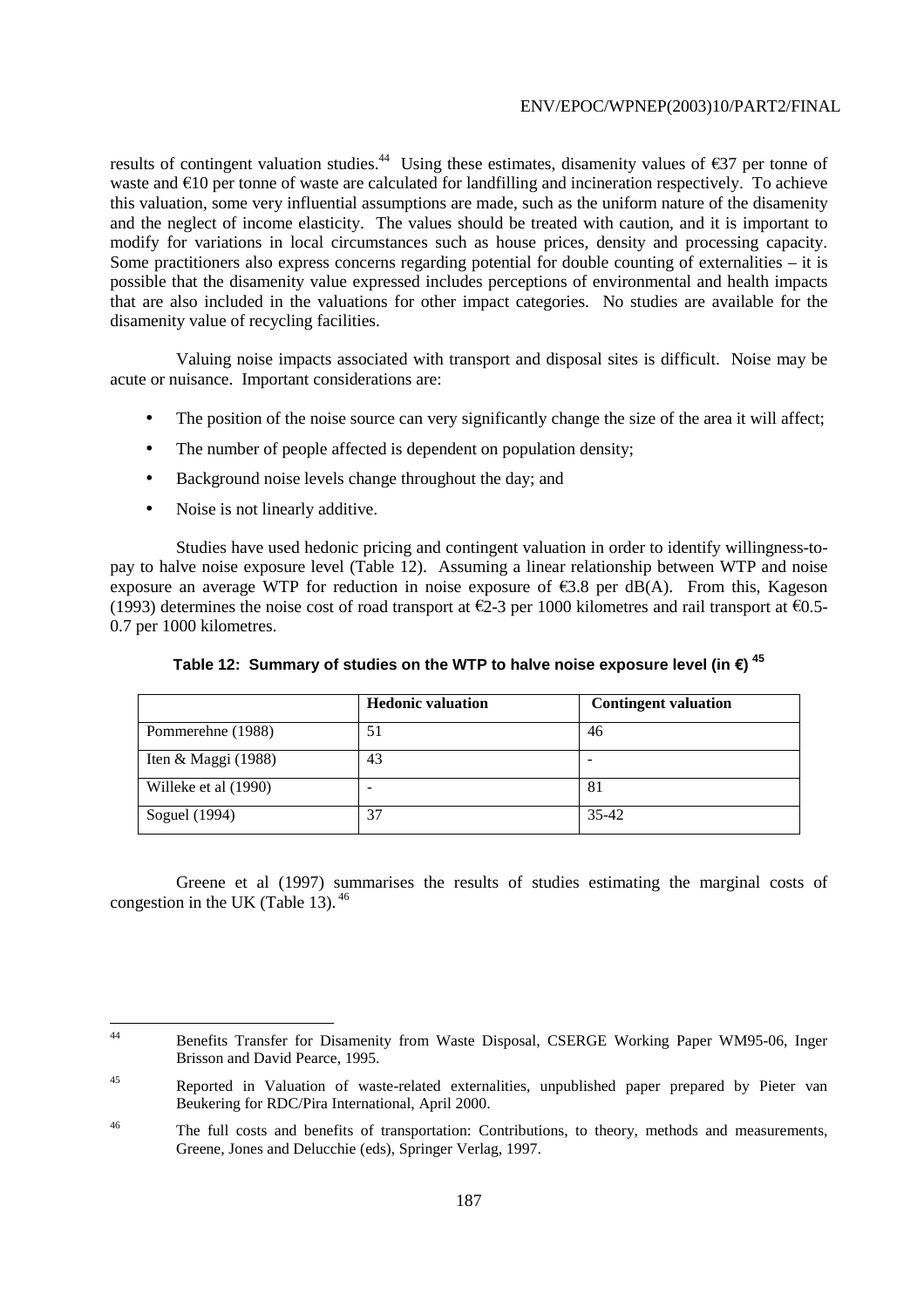results of contingent valuation studies.[44] Using these estimates, disamenity values of €37 per tonne of waste and €10 per tonne of waste are calculated for landfilling and incineration respectively. To achieve this valuation, some very influential assumptions are made, such as the uniform nature of the disamenity and the neglect of income elasticity. The values should be treated with caution, and it is important to modify for variations in local circumstances such as house prices, density and processing capacity. Some practitioners also express concerns regarding potential for double counting of externalities – it is possible that the disamenity value expressed includes perceptions of environmental and health impacts that are also included in the valuations for other impact categories. No studies are available for the disamenity value of recycling facilities.

Valuing noise impacts associated with transport and disposal sites is difficult. Noise may be acute or nuisance. Important considerations are:

- The position of the noise source can very significantly change the size of the area it will affect;
- The number of people affected is dependent on population density;
- Background noise levels change throughout the day; and
- Noise is not linearly additive.

Studies have used hedonic pricing and contingent valuation in order to identify willingness-to-pay to halve noise exposure level (Table 12). Assuming a linear relationship between WTP and noise exposure an average WTP for reduction in noise exposure of €3.8 per dB(A). From this, Kageson (1993) determines the noise cost of road transport at €2-3 per 1000 kilometres and rail transport at €0.5-0.7 per 1000 kilometres.

**Table 12: Summary of studies on the WTP to halve noise exposure level (in €)** [45]

| | Hedonic valuation | Contingent valuation |
|---|---|---|
| Pommerehne (1988) | 51 | 46 |
| Iten & Maggi (1988) | 43 | - |
| Willeke et al (1990) | - | 81 |
| Soguel (1994) | 37 | 35-42 |

Greene et al (1997) summarises the results of studies estimating the marginal costs of congestion in the UK (Table 13).[46]

---

[44] Benefits Transfer for Disamenity from Waste Disposal, CSERGE Working Paper WM95-06, Inger Brisson and David Pearce, 1995.

[45] Reported in Valuation of waste-related externalities, unpublished paper prepared by Pieter van Beukering for RDC/Pira International, April 2000.

[46] The full costs and benefits of transportation: Contributions, to theory, methods and measurements, Greene, Jones and Delucchie (eds), Springer Verlag, 1997.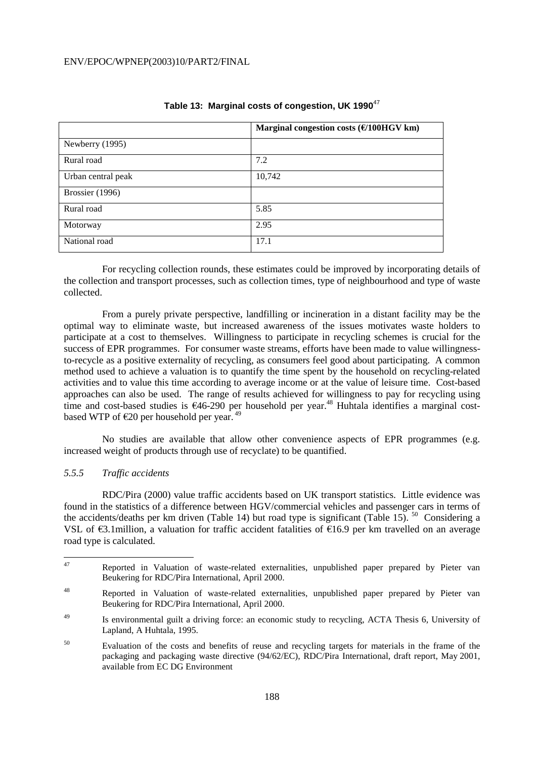**Table 13: Marginal costs of congestion, UK 1990**[47]

| | Marginal congestion costs (€/100HGV km) |
|---|---|
| Newberry (1995) | |
| Rural road | 7.2 |
| Urban central peak | 10,742 |
| Brossier (1996) | |
| Rural road | 5.85 |
| Motorway | 2.95 |
| National road | 17.1 |

For recycling collection rounds, these estimates could be improved by incorporating details of the collection and transport processes, such as collection times, type of neighbourhood and type of waste collected.

From a purely private perspective, landfilling or incineration in a distant facility may be the optimal way to eliminate waste, but increased awareness of the issues motivates waste holders to participate at a cost to themselves. Willingness to participate in recycling schemes is crucial for the success of EPR programmes. For consumer waste streams, efforts have been made to value willingness-to-recycle as a positive externality of recycling, as consumers feel good about participating. A common method used to achieve a valuation is to quantify the time spent by the household on recycling-related activities and to value this time according to average income or at the value of leisure time. Cost-based approaches can also be used. The range of results achieved for willingness to pay for recycling using time and cost-based studies is €46-290 per household per year.[48] Huhtala identifies a marginal cost-based WTP of €20 per household per year.[49]

No studies are available that allow other convenience aspects of EPR programmes (e.g. increased weight of products through use of recyclate) to be quantified.

### *5.5.5 Traffic accidents*

RDC/Pira (2000) value traffic accidents based on UK transport statistics. Little evidence was found in the statistics of a difference between HGV/commercial vehicles and passenger cars in terms of the accidents/deaths per km driven (Table 14) but road type is significant (Table 15).[50] Considering a VSL of €3.1million, a valuation for traffic accident fatalities of €16.9 per km travelled on an average road type is calculated.

---

[47] Reported in Valuation of waste-related externalities, unpublished paper prepared by Pieter van Beukering for RDC/Pira International, April 2000.

[48] Reported in Valuation of waste-related externalities, unpublished paper prepared by Pieter van Beukering for RDC/Pira International, April 2000.

[49] Is environmental guilt a driving force: an economic study to recycling, ACTA Thesis 6, University of Lapland, A Huhtala, 1995.

[50] Evaluation of the costs and benefits of reuse and recycling targets for materials in the frame of the packaging and packaging waste directive (94/62/EC), RDC/Pira International, draft report, May 2001, available from EC DG Environment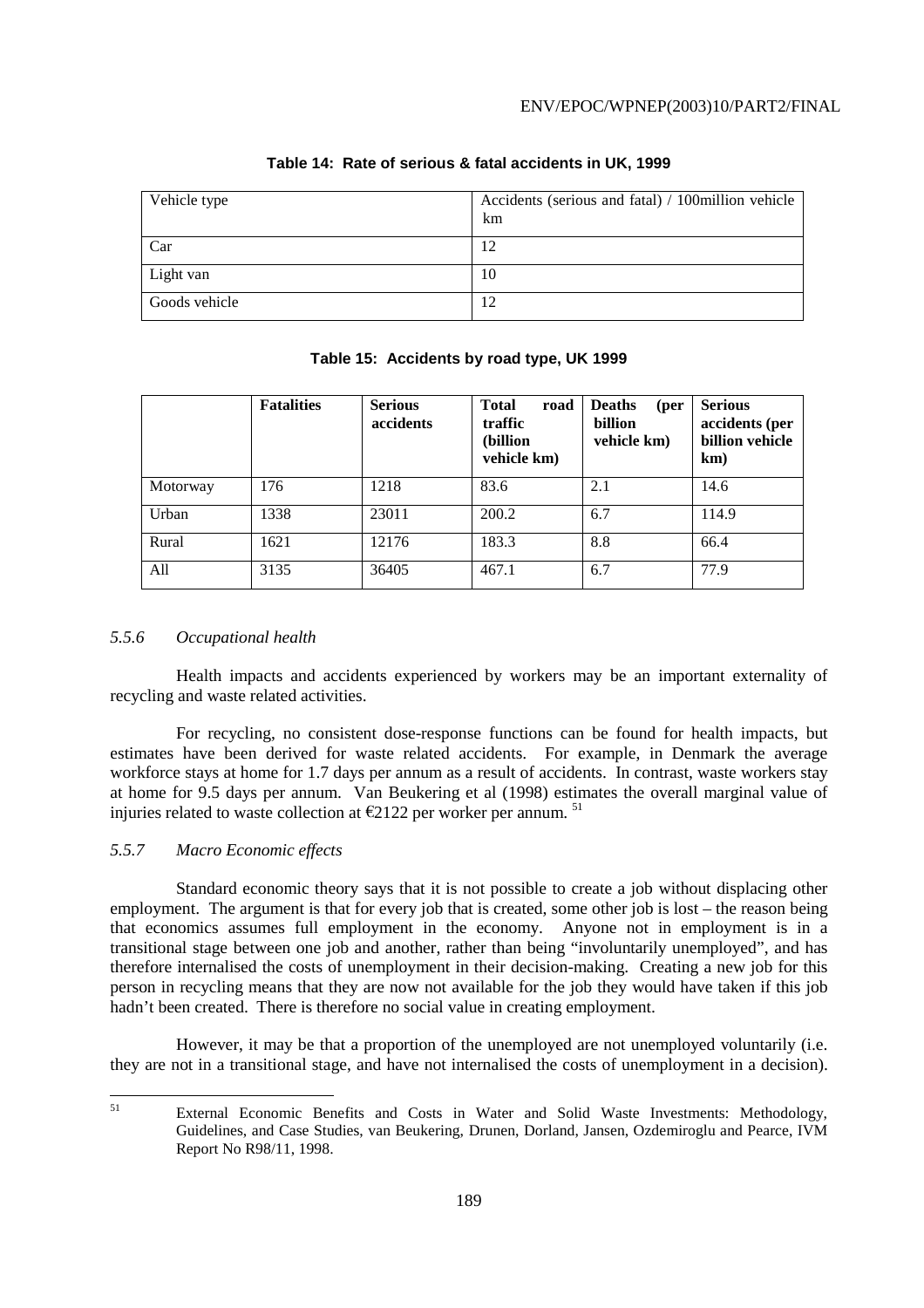**Table 14: Rate of serious & fatal accidents in UK, 1999**

| Vehicle type | Accidents (serious and fatal) / 100million vehicle km |
|---|---|
| Car | 12 |
| Light van | 10 |
| Goods vehicle | 12 |

**Table 15: Accidents by road type, UK 1999**

| | Fatalities | Serious accidents | Total road traffic (billion vehicle km) | Deaths (per billion vehicle km) | Serious accidents (per billion vehicle km) |
|---|---|---|---|---|---|
| Motorway | 176 | 1218 | 83.6 | 2.1 | 14.6 |
| Urban | 1338 | 23011 | 200.2 | 6.7 | 114.9 |
| Rural | 1621 | 12176 | 183.3 | 8.8 | 66.4 |
| All | 3135 | 36405 | 467.1 | 6.7 | 77.9 |

#### *5.5.6 Occupational health*

Health impacts and accidents experienced by workers may be an important externality of recycling and waste related activities.

For recycling, no consistent dose-response functions can be found for health impacts, but estimates have been derived for waste related accidents. For example, in Denmark the average workforce stays at home for 1.7 days per annum as a result of accidents. In contrast, waste workers stay at home for 9.5 days per annum. Van Beukering et al (1998) estimates the overall marginal value of injuries related to waste collection at €2122 per worker per annum. [51]

#### *5.5.7 Macro Economic effects*

Standard economic theory says that it is not possible to create a job without displacing other employment. The argument is that for every job that is created, some other job is lost – the reason being that economics assumes full employment in the economy. Anyone not in employment is in a transitional stage between one job and another, rather than being "involuntarily unemployed", and has therefore internalised the costs of unemployment in their decision-making. Creating a new job for this person in recycling means that they are now not available for the job they would have taken if this job hadn't been created. There is therefore no social value in creating employment.

However, it may be that a proportion of the unemployed are not unemployed voluntarily (i.e. they are not in a transitional stage, and have not internalised the costs of unemployment in a decision).

[51] External Economic Benefits and Costs in Water and Solid Waste Investments: Methodology, Guidelines, and Case Studies, van Beukering, Drunen, Dorland, Jansen, Ozdemiroglu and Pearce, IVM Report No R98/11, 1998.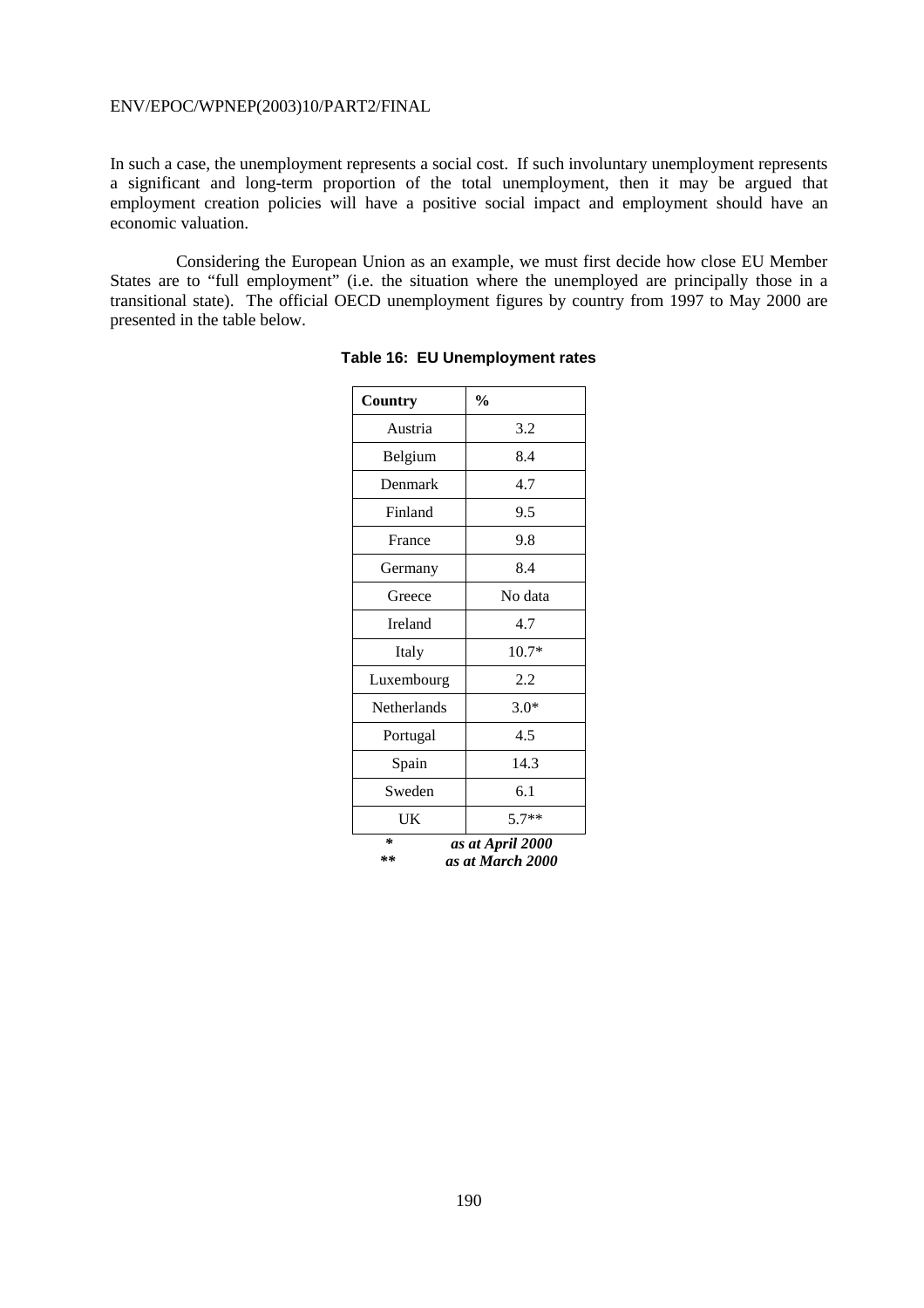In such a case, the unemployment represents a social cost. If such involuntary unemployment represents a significant and long-term proportion of the total unemployment, then it may be argued that employment creation policies will have a positive social impact and employment should have an economic valuation.

Considering the European Union as an example, we must first decide how close EU Member States are to "full employment" (i.e. the situation where the unemployed are principally those in a transitional state). The official OECD unemployment figures by country from 1997 to May 2000 are presented in the table below.

**Table 16: EU Unemployment rates**

| Country | % |
|---|---|
| Austria | 3.2 |
| Belgium | 8.4 |
| Denmark | 4.7 |
| Finland | 9.5 |
| France | 9.8 |
| Germany | 8.4 |
| Greece | No data |
| Ireland | 4.7 |
| Italy | 10.7* |
| Luxembourg | 2.2 |
| Netherlands | 3.0* |
| Portugal | 4.5 |
| Spain | 14.3 |
| Sweden | 6.1 |
| UK | 5.7** |

\* *as at April 2000*

\*\* *as at March 2000*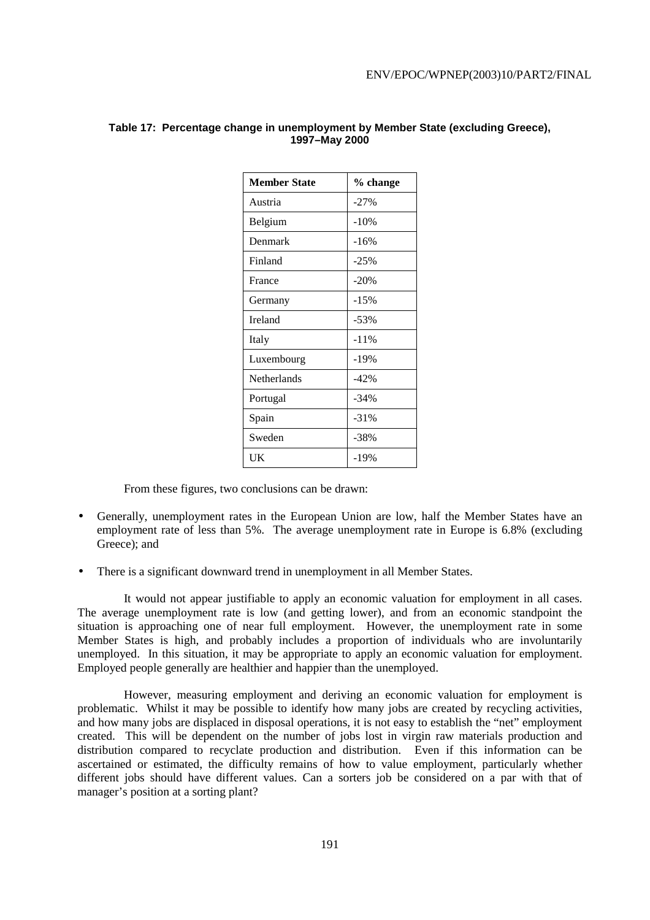**Table 17: Percentage change in unemployment by Member State (excluding Greece), 1997–May 2000**

| Member State | % change |
|---|---|
| Austria | -27% |
| Belgium | -10% |
| Denmark | -16% |
| Finland | -25% |
| France | -20% |
| Germany | -15% |
| Ireland | -53% |
| Italy | -11% |
| Luxembourg | -19% |
| Netherlands | -42% |
| Portugal | -34% |
| Spain | -31% |
| Sweden | -38% |
| UK | -19% |

From these figures, two conclusions can be drawn:

- Generally, unemployment rates in the European Union are low, half the Member States have an employment rate of less than 5%. The average unemployment rate in Europe is 6.8% (excluding Greece); and
- There is a significant downward trend in unemployment in all Member States.

It would not appear justifiable to apply an economic valuation for employment in all cases. The average unemployment rate is low (and getting lower), and from an economic standpoint the situation is approaching one of near full employment. However, the unemployment rate in some Member States is high, and probably includes a proportion of individuals who are involuntarily unemployed. In this situation, it may be appropriate to apply an economic valuation for employment. Employed people generally are healthier and happier than the unemployed.

However, measuring employment and deriving an economic valuation for employment is problematic. Whilst it may be possible to identify how many jobs are created by recycling activities, and how many jobs are displaced in disposal operations, it is not easy to establish the "net" employment created. This will be dependent on the number of jobs lost in virgin raw materials production and distribution compared to recyclate production and distribution. Even if this information can be ascertained or estimated, the difficulty remains of how to value employment, particularly whether different jobs should have different values. Can a sorters job be considered on a par with that of manager's position at a sorting plant?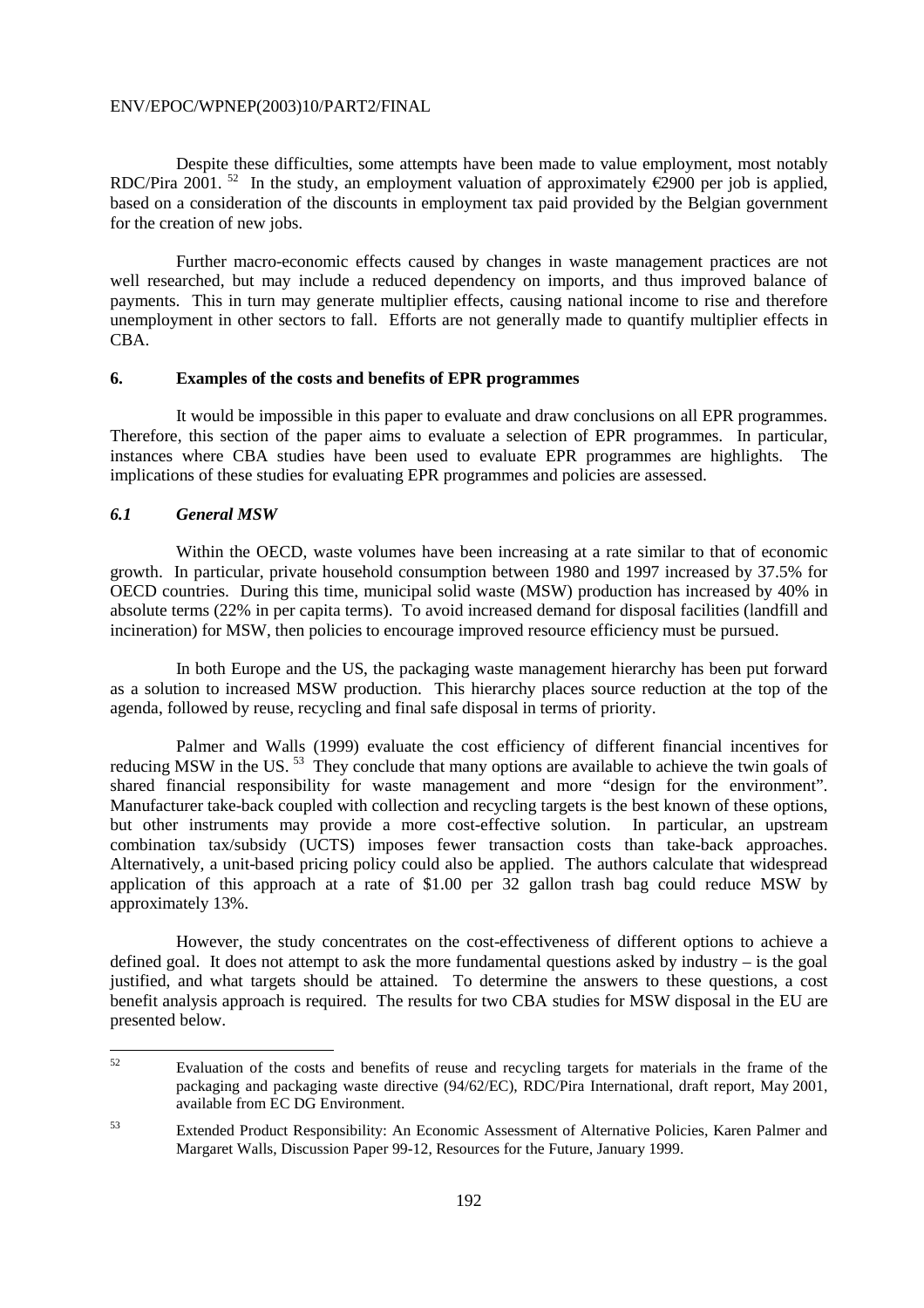Despite these difficulties, some attempts have been made to value employment, most notably RDC/Pira 2001. [52] In the study, an employment valuation of approximately €2900 per job is applied, based on a consideration of the discounts in employment tax paid provided by the Belgian government for the creation of new jobs.

Further macro-economic effects caused by changes in waste management practices are not well researched, but may include a reduced dependency on imports, and thus improved balance of payments. This in turn may generate multiplier effects, causing national income to rise and therefore unemployment in other sectors to fall. Efforts are not generally made to quantify multiplier effects in CBA.

## 6. Examples of the costs and benefits of EPR programmes

It would be impossible in this paper to evaluate and draw conclusions on all EPR programmes. Therefore, this section of the paper aims to evaluate a selection of EPR programmes. In particular, instances where CBA studies have been used to evaluate EPR programmes are highlights. The implications of these studies for evaluating EPR programmes and policies are assessed.

### *6.1 General MSW*

Within the OECD, waste volumes have been increasing at a rate similar to that of economic growth. In particular, private household consumption between 1980 and 1997 increased by 37.5% for OECD countries. During this time, municipal solid waste (MSW) production has increased by 40% in absolute terms (22% in per capita terms). To avoid increased demand for disposal facilities (landfill and incineration) for MSW, then policies to encourage improved resource efficiency must be pursued.

In both Europe and the US, the packaging waste management hierarchy has been put forward as a solution to increased MSW production. This hierarchy places source reduction at the top of the agenda, followed by reuse, recycling and final safe disposal in terms of priority.

Palmer and Walls (1999) evaluate the cost efficiency of different financial incentives for reducing MSW in the US. [53] They conclude that many options are available to achieve the twin goals of shared financial responsibility for waste management and more "design for the environment". Manufacturer take-back coupled with collection and recycling targets is the best known of these options, but other instruments may provide a more cost-effective solution. In particular, an upstream combination tax/subsidy (UCTS) imposes fewer transaction costs than take-back approaches. Alternatively, a unit-based pricing policy could also be applied. The authors calculate that widespread application of this approach at a rate of $1.00 per 32 gallon trash bag could reduce MSW by approximately 13%.

However, the study concentrates on the cost-effectiveness of different options to achieve a defined goal. It does not attempt to ask the more fundamental questions asked by industry – is the goal justified, and what targets should be attained. To determine the answers to these questions, a cost benefit analysis approach is required. The results for two CBA studies for MSW disposal in the EU are presented below.

---

[52] Evaluation of the costs and benefits of reuse and recycling targets for materials in the frame of the packaging and packaging waste directive (94/62/EC), RDC/Pira International, draft report, May 2001, available from EC DG Environment.

[53] Extended Product Responsibility: An Economic Assessment of Alternative Policies, Karen Palmer and Margaret Walls, Discussion Paper 99-12, Resources for the Future, January 1999.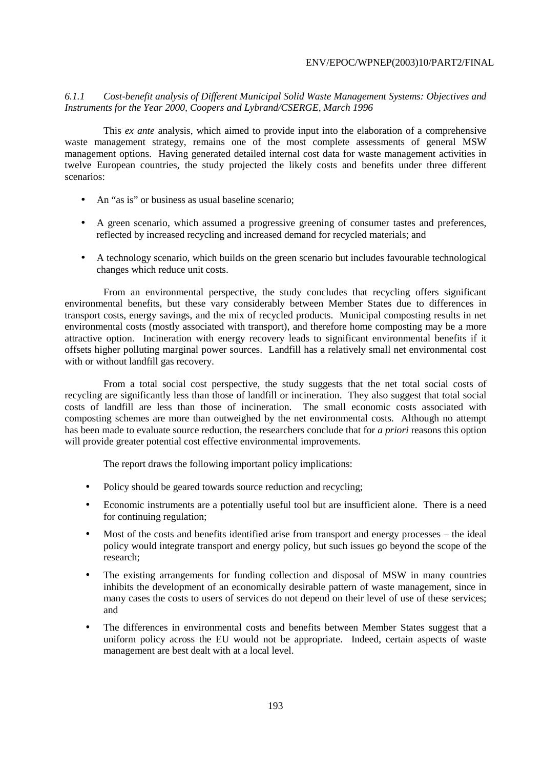### *6.1.1 Cost-benefit analysis of Different Municipal Solid Waste Management Systems: Objectives and Instruments for the Year 2000, Coopers and Lybrand/CSERGE, March 1996*

This *ex ante* analysis, which aimed to provide input into the elaboration of a comprehensive waste management strategy, remains one of the most complete assessments of general MSW management options. Having generated detailed internal cost data for waste management activities in twelve European countries, the study projected the likely costs and benefits under three different scenarios:

- An "as is" or business as usual baseline scenario;
- A green scenario, which assumed a progressive greening of consumer tastes and preferences, reflected by increased recycling and increased demand for recycled materials; and
- A technology scenario, which builds on the green scenario but includes favourable technological changes which reduce unit costs.

From an environmental perspective, the study concludes that recycling offers significant environmental benefits, but these vary considerably between Member States due to differences in transport costs, energy savings, and the mix of recycled products. Municipal composting results in net environmental costs (mostly associated with transport), and therefore home composting may be a more attractive option. Incineration with energy recovery leads to significant environmental benefits if it offsets higher polluting marginal power sources. Landfill has a relatively small net environmental cost with or without landfill gas recovery.

From a total social cost perspective, the study suggests that the net total social costs of recycling are significantly less than those of landfill or incineration. They also suggest that total social costs of landfill are less than those of incineration. The small economic costs associated with composting schemes are more than outweighed by the net environmental costs. Although no attempt has been made to evaluate source reduction, the researchers conclude that for *a priori* reasons this option will provide greater potential cost effective environmental improvements.

The report draws the following important policy implications:

- Policy should be geared towards source reduction and recycling;
- Economic instruments are a potentially useful tool but are insufficient alone. There is a need for continuing regulation;
- Most of the costs and benefits identified arise from transport and energy processes – the ideal policy would integrate transport and energy policy, but such issues go beyond the scope of the research;
- The existing arrangements for funding collection and disposal of MSW in many countries inhibits the development of an economically desirable pattern of waste management, since in many cases the costs to users of services do not depend on their level of use of these services; and
- The differences in environmental costs and benefits between Member States suggest that a uniform policy across the EU would not be appropriate. Indeed, certain aspects of waste management are best dealt with at a local level.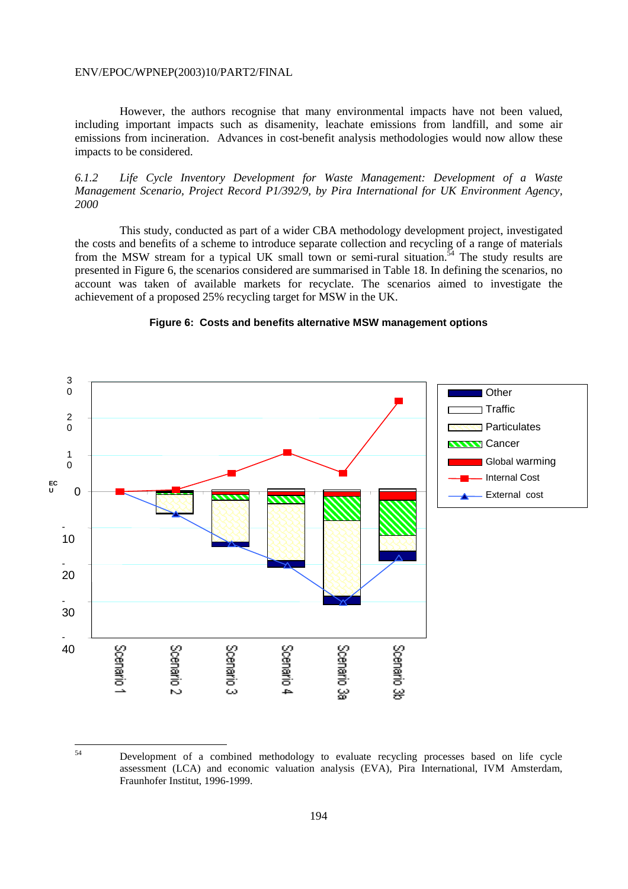However, the authors recognise that many environmental impacts have not been valued, including important impacts such as disamenity, leachate emissions from landfill, and some air emissions from incineration. Advances in cost-benefit analysis methodologies would now allow these impacts to be considered.

### *6.1.2 Life Cycle Inventory Development for Waste Management: Development of a Waste Management Scenario, Project Record P1/392/9, by Pira International for UK Environment Agency, 2000*

This study, conducted as part of a wider CBA methodology development project, investigated the costs and benefits of a scheme to introduce separate collection and recycling of a range of materials from the MSW stream for a typical UK small town or semi-rural situation.[54] The study results are presented in Figure 6, the scenarios considered are summarised in Table 18. In defining the scenarios, no account was taken of available markets for recyclate. The scenarios aimed to investigate the achievement of a proposed 25% recycling target for MSW in the UK.

**Figure 6: Costs and benefits alternative MSW management options**

ECU

30
20
10
0
-10
-20
-30
-40

Scenario 1, Scenario 2, Scenario 3, Scenario 4, Scenario 3a, Scenario 3b

Other
Traffic
Particulates
Cancer
Global warming
Internal Cost
External cost

---

[54] Development of a combined methodology to evaluate recycling processes based on life cycle assessment (LCA) and economic valuation analysis (EVA), Pira International, IVM Amsterdam, Fraunhofer Institut, 1996-1999.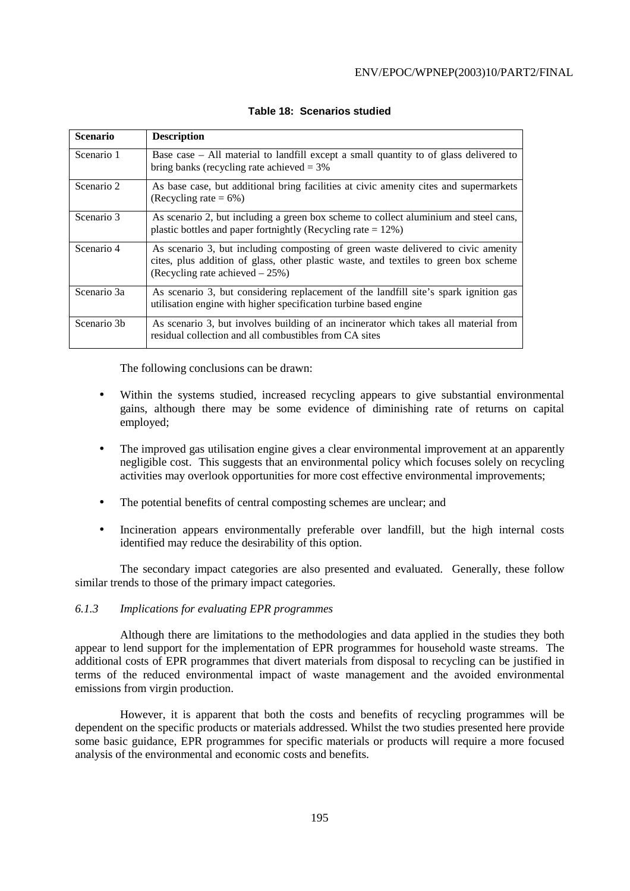**Table 18: Scenarios studied**

| Scenario | Description |
|---|---|
| Scenario 1 | Base case – All material to landfill except a small quantity to of glass delivered to bring banks (recycling rate achieved = 3% |
| Scenario 2 | As base case, but additional bring facilities at civic amenity cites and supermarkets (Recycling rate = 6%) |
| Scenario 3 | As scenario 2, but including a green box scheme to collect aluminium and steel cans, plastic bottles and paper fortnightly (Recycling rate = 12%) |
| Scenario 4 | As scenario 3, but including composting of green waste delivered to civic amenity cites, plus addition of glass, other plastic waste, and textiles to green box scheme (Recycling rate achieved – 25%) |
| Scenario 3a | As scenario 3, but considering replacement of the landfill site's spark ignition gas utilisation engine with higher specification turbine based engine |
| Scenario 3b | As scenario 3, but involves building of an incinerator which takes all material from residual collection and all combustibles from CA sites |

The following conclusions can be drawn:

- Within the systems studied, increased recycling appears to give substantial environmental gains, although there may be some evidence of diminishing rate of returns on capital employed;
- The improved gas utilisation engine gives a clear environmental improvement at an apparently negligible cost. This suggests that an environmental policy which focuses solely on recycling activities may overlook opportunities for more cost effective environmental improvements;
- The potential benefits of central composting schemes are unclear; and
- Incineration appears environmentally preferable over landfill, but the high internal costs identified may reduce the desirability of this option.

The secondary impact categories are also presented and evaluated. Generally, these follow similar trends to those of the primary impact categories.

### *6.1.3 Implications for evaluating EPR programmes*

Although there are limitations to the methodologies and data applied in the studies they both appear to lend support for the implementation of EPR programmes for household waste streams. The additional costs of EPR programmes that divert materials from disposal to recycling can be justified in terms of the reduced environmental impact of waste management and the avoided environmental emissions from virgin production.

However, it is apparent that both the costs and benefits of recycling programmes will be dependent on the specific products or materials addressed. Whilst the two studies presented here provide some basic guidance, EPR programmes for specific materials or products will require a more focused analysis of the environmental and economic costs and benefits.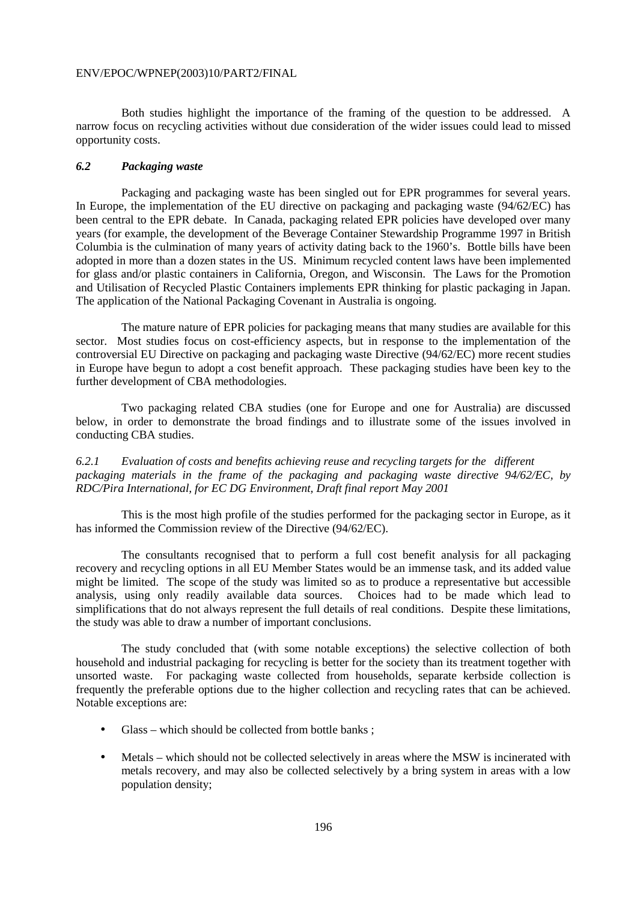Both studies highlight the importance of the framing of the question to be addressed. A narrow focus on recycling activities without due consideration of the wider issues could lead to missed opportunity costs.

### *6.2 Packaging waste*

Packaging and packaging waste has been singled out for EPR programmes for several years. In Europe, the implementation of the EU directive on packaging and packaging waste (94/62/EC) has been central to the EPR debate. In Canada, packaging related EPR policies have developed over many years (for example, the development of the Beverage Container Stewardship Programme 1997 in British Columbia is the culmination of many years of activity dating back to the 1960's. Bottle bills have been adopted in more than a dozen states in the US. Minimum recycled content laws have been implemented for glass and/or plastic containers in California, Oregon, and Wisconsin. The Laws for the Promotion and Utilisation of Recycled Plastic Containers implements EPR thinking for plastic packaging in Japan. The application of the National Packaging Covenant in Australia is ongoing.

The mature nature of EPR policies for packaging means that many studies are available for this sector. Most studies focus on cost-efficiency aspects, but in response to the implementation of the controversial EU Directive on packaging and packaging waste Directive (94/62/EC) more recent studies in Europe have begun to adopt a cost benefit approach. These packaging studies have been key to the further development of CBA methodologies.

Two packaging related CBA studies (one for Europe and one for Australia) are discussed below, in order to demonstrate the broad findings and to illustrate some of the issues involved in conducting CBA studies.

#### *6.2.1 Evaluation of costs and benefits achieving reuse and recycling targets for the different packaging materials in the frame of the packaging and packaging waste directive 94/62/EC, by RDC/Pira International, for EC DG Environment, Draft final report May 2001*

This is the most high profile of the studies performed for the packaging sector in Europe, as it has informed the Commission review of the Directive (94/62/EC).

The consultants recognised that to perform a full cost benefit analysis for all packaging recovery and recycling options in all EU Member States would be an immense task, and its added value might be limited. The scope of the study was limited so as to produce a representative but accessible analysis, using only readily available data sources. Choices had to be made which lead to simplifications that do not always represent the full details of real conditions. Despite these limitations, the study was able to draw a number of important conclusions.

The study concluded that (with some notable exceptions) the selective collection of both household and industrial packaging for recycling is better for the society than its treatment together with unsorted waste. For packaging waste collected from households, separate kerbside collection is frequently the preferable options due to the higher collection and recycling rates that can be achieved. Notable exceptions are:

- Glass – which should be collected from bottle banks ;
- Metals – which should not be collected selectively in areas where the MSW is incinerated with metals recovery, and may also be collected selectively by a bring system in areas with a low population density;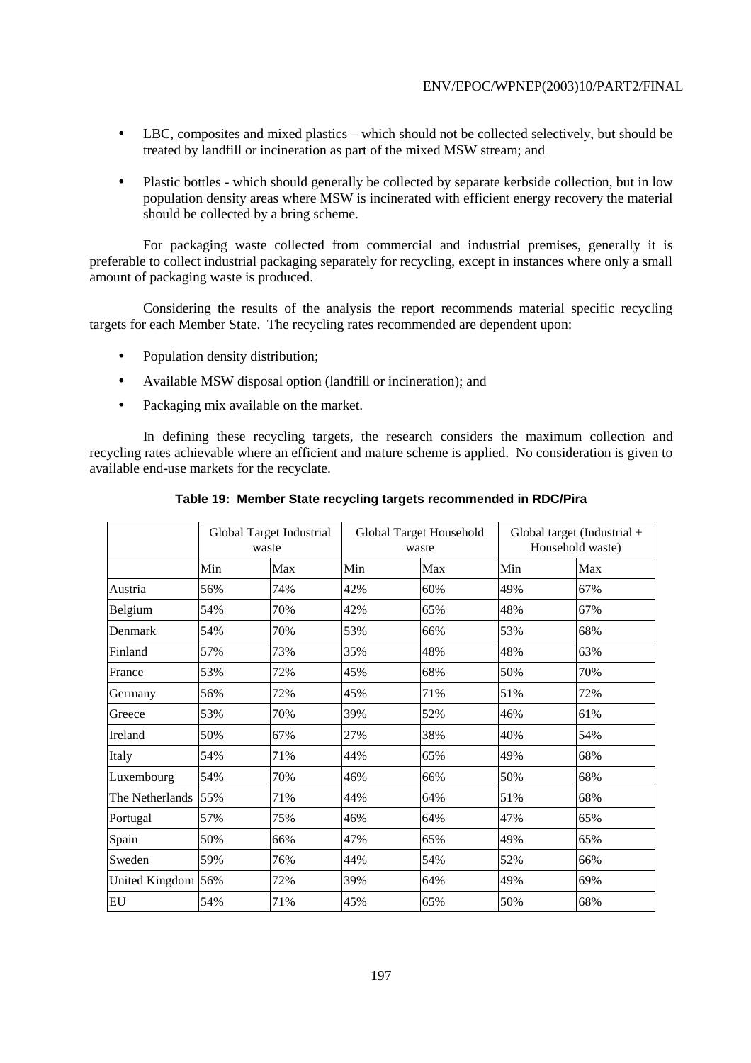- LBC, composites and mixed plastics – which should not be collected selectively, but should be treated by landfill or incineration as part of the mixed MSW stream; and

- Plastic bottles - which should generally be collected by separate kerbside collection, but in low population density areas where MSW is incinerated with efficient energy recovery the material should be collected by a bring scheme.

For packaging waste collected from commercial and industrial premises, generally it is preferable to collect industrial packaging separately for recycling, except in instances where only a small amount of packaging waste is produced.

Considering the results of the analysis the report recommends material specific recycling targets for each Member State. The recycling rates recommended are dependent upon:

- Population density distribution;
- Available MSW disposal option (landfill or incineration); and
- Packaging mix available on the market.

In defining these recycling targets, the research considers the maximum collection and recycling rates achievable where an efficient and mature scheme is applied. No consideration is given to available end-use markets for the recyclate.

**Table 19: Member State recycling targets recommended in RDC/Pira**

| | Global Target Industrial waste | | Global Target Household waste | | Global target (Industrial + Household waste) | |
|---|---|---|---|---|---|---|
| | Min | Max | Min | Max | Min | Max |
| Austria | 56% | 74% | 42% | 60% | 49% | 67% |
| Belgium | 54% | 70% | 42% | 65% | 48% | 67% |
| Denmark | 54% | 70% | 53% | 66% | 53% | 68% |
| Finland | 57% | 73% | 35% | 48% | 48% | 63% |
| France | 53% | 72% | 45% | 68% | 50% | 70% |
| Germany | 56% | 72% | 45% | 71% | 51% | 72% |
| Greece | 53% | 70% | 39% | 52% | 46% | 61% |
| Ireland | 50% | 67% | 27% | 38% | 40% | 54% |
| Italy | 54% | 71% | 44% | 65% | 49% | 68% |
| Luxembourg | 54% | 70% | 46% | 66% | 50% | 68% |
| The Netherlands | 55% | 71% | 44% | 64% | 51% | 68% |
| Portugal | 57% | 75% | 46% | 64% | 47% | 65% |
| Spain | 50% | 66% | 47% | 65% | 49% | 65% |
| Sweden | 59% | 76% | 44% | 54% | 52% | 66% |
| United Kingdom | 56% | 72% | 39% | 64% | 49% | 69% |
| EU | 54% | 71% | 45% | 65% | 50% | 68% |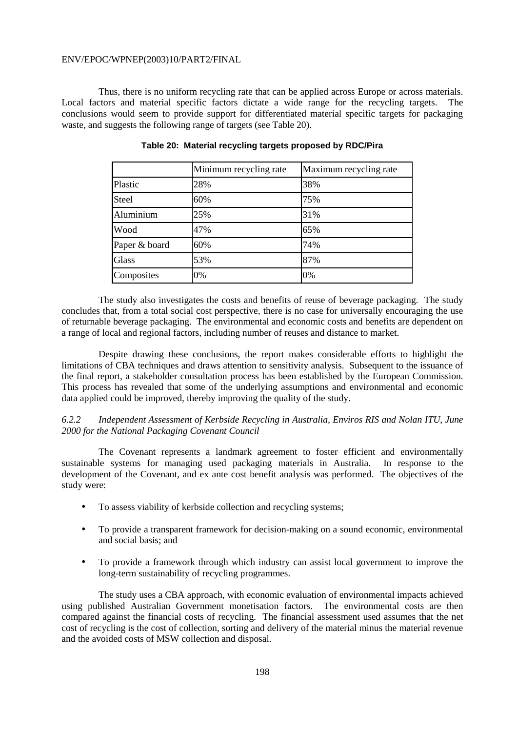Thus, there is no uniform recycling rate that can be applied across Europe or across materials. Local factors and material specific factors dictate a wide range for the recycling targets. The conclusions would seem to provide support for differentiated material specific targets for packaging waste, and suggests the following range of targets (see Table 20).

**Table 20: Material recycling targets proposed by RDC/Pira**

| | Minimum recycling rate | Maximum recycling rate |
|---|---|---|
| Plastic | 28% | 38% |
| Steel | 60% | 75% |
| Aluminium | 25% | 31% |
| Wood | 47% | 65% |
| Paper & board | 60% | 74% |
| Glass | 53% | 87% |
| Composites | 0% | 0% |

The study also investigates the costs and benefits of reuse of beverage packaging. The study concludes that, from a total social cost perspective, there is no case for universally encouraging the use of returnable beverage packaging. The environmental and economic costs and benefits are dependent on a range of local and regional factors, including number of reuses and distance to market.

Despite drawing these conclusions, the report makes considerable efforts to highlight the limitations of CBA techniques and draws attention to sensitivity analysis. Subsequent to the issuance of the final report, a stakeholder consultation process has been established by the European Commission. This process has revealed that some of the underlying assumptions and environmental and economic data applied could be improved, thereby improving the quality of the study.

#### *6.2.2 Independent Assessment of Kerbside Recycling in Australia, Enviros RIS and Nolan ITU, June 2000 for the National Packaging Covenant Council*

The Covenant represents a landmark agreement to foster efficient and environmentally sustainable systems for managing used packaging materials in Australia. In response to the development of the Covenant, and ex ante cost benefit analysis was performed. The objectives of the study were:

- To assess viability of kerbside collection and recycling systems;
- To provide a transparent framework for decision-making on a sound economic, environmental and social basis; and
- To provide a framework through which industry can assist local government to improve the long-term sustainability of recycling programmes.

The study uses a CBA approach, with economic evaluation of environmental impacts achieved using published Australian Government monetisation factors. The environmental costs are then compared against the financial costs of recycling. The financial assessment used assumes that the net cost of recycling is the cost of collection, sorting and delivery of the material minus the material revenue and the avoided costs of MSW collection and disposal.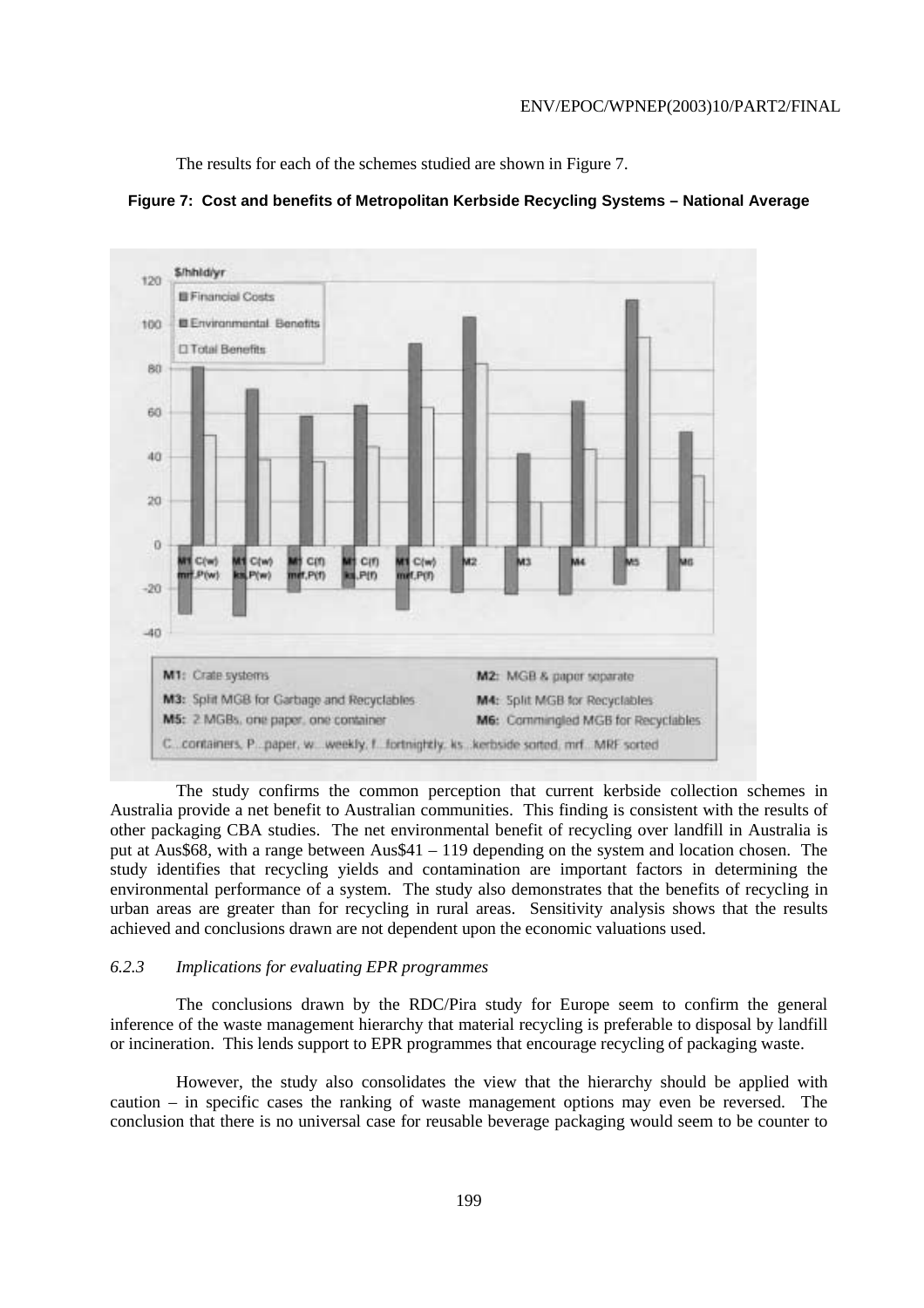The results for each of the schemes studied are shown in Figure 7.

**Figure 7: Cost and benefits of Metropolitan Kerbside Recycling Systems – National Average**

The study confirms the common perception that current kerbside collection schemes in Australia provide a net benefit to Australian communities. This finding is consistent with the results of other packaging CBA studies. The net environmental benefit of recycling over landfill in Australia is put at Aus$68, with a range between Aus$41 – 119 depending on the system and location chosen. The study identifies that recycling yields and contamination are important factors in determining the environmental performance of a system. The study also demonstrates that the benefits of recycling in urban areas are greater than for recycling in rural areas. Sensitivity analysis shows that the results achieved and conclusions drawn are not dependent upon the economic valuations used.

### *6.2.3 Implications for evaluating EPR programmes*

The conclusions drawn by the RDC/Pira study for Europe seem to confirm the general inference of the waste management hierarchy that material recycling is preferable to disposal by landfill or incineration. This lends support to EPR programmes that encourage recycling of packaging waste.

However, the study also consolidates the view that the hierarchy should be applied with caution – in specific cases the ranking of waste management options may even be reversed. The conclusion that there is no universal case for reusable beverage packaging would seem to be counter to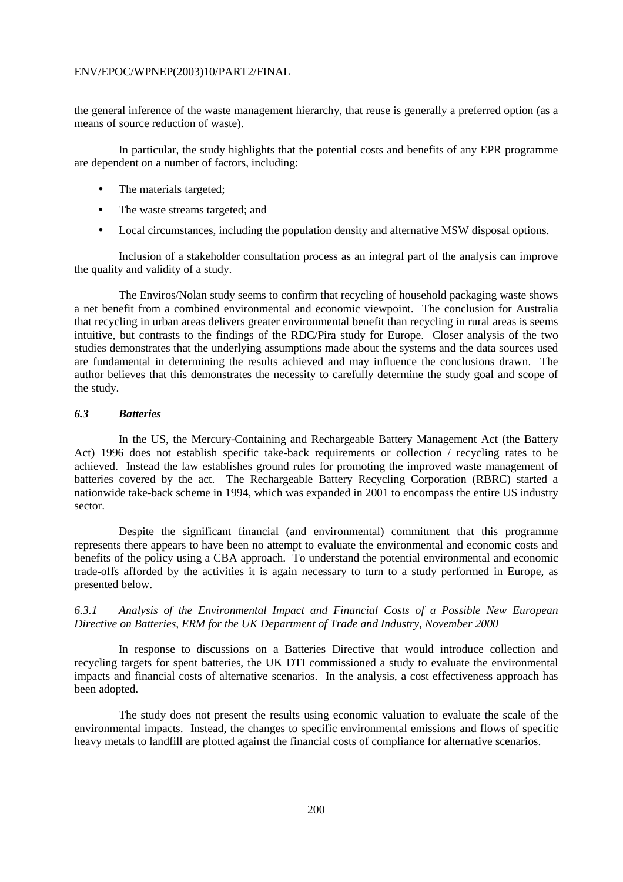the general inference of the waste management hierarchy, that reuse is generally a preferred option (as a means of source reduction of waste).

In particular, the study highlights that the potential costs and benefits of any EPR programme are dependent on a number of factors, including:

- The materials targeted;
- The waste streams targeted; and
- Local circumstances, including the population density and alternative MSW disposal options.

Inclusion of a stakeholder consultation process as an integral part of the analysis can improve the quality and validity of a study.

The Enviros/Nolan study seems to confirm that recycling of household packaging waste shows a net benefit from a combined environmental and economic viewpoint. The conclusion for Australia that recycling in urban areas delivers greater environmental benefit than recycling in rural areas is seems intuitive, but contrasts to the findings of the RDC/Pira study for Europe. Closer analysis of the two studies demonstrates that the underlying assumptions made about the systems and the data sources used are fundamental in determining the results achieved and may influence the conclusions drawn. The author believes that this demonstrates the necessity to carefully determine the study goal and scope of the study.

### *6.3 Batteries*

In the US, the Mercury-Containing and Rechargeable Battery Management Act (the Battery Act) 1996 does not establish specific take-back requirements or collection / recycling rates to be achieved. Instead the law establishes ground rules for promoting the improved waste management of batteries covered by the act. The Rechargeable Battery Recycling Corporation (RBRC) started a nationwide take-back scheme in 1994, which was expanded in 2001 to encompass the entire US industry sector.

Despite the significant financial (and environmental) commitment that this programme represents there appears to have been no attempt to evaluate the environmental and economic costs and benefits of the policy using a CBA approach. To understand the potential environmental and economic trade-offs afforded by the activities it is again necessary to turn to a study performed in Europe, as presented below.

#### *6.3.1 Analysis of the Environmental Impact and Financial Costs of a Possible New European Directive on Batteries, ERM for the UK Department of Trade and Industry, November 2000*

In response to discussions on a Batteries Directive that would introduce collection and recycling targets for spent batteries, the UK DTI commissioned a study to evaluate the environmental impacts and financial costs of alternative scenarios. In the analysis, a cost effectiveness approach has been adopted.

The study does not present the results using economic valuation to evaluate the scale of the environmental impacts. Instead, the changes to specific environmental emissions and flows of specific heavy metals to landfill are plotted against the financial costs of compliance for alternative scenarios.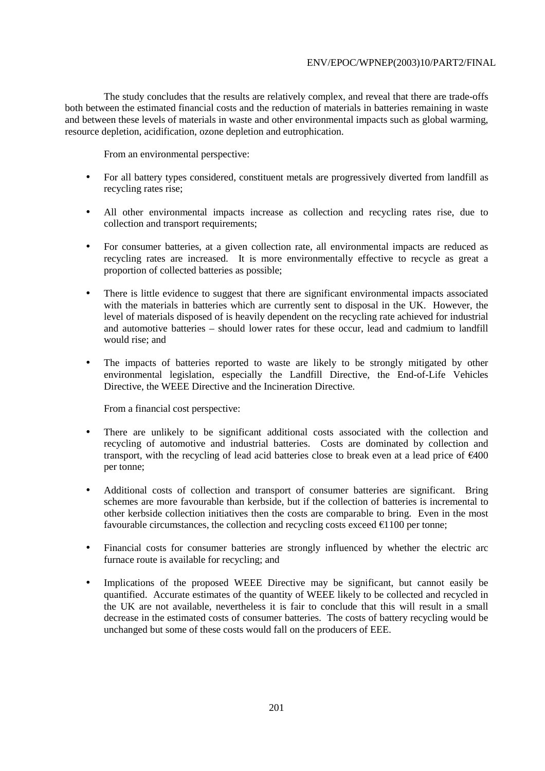The study concludes that the results are relatively complex, and reveal that there are trade-offs both between the estimated financial costs and the reduction of materials in batteries remaining in waste and between these levels of materials in waste and other environmental impacts such as global warming, resource depletion, acidification, ozone depletion and eutrophication.

From an environmental perspective:

- For all battery types considered, constituent metals are progressively diverted from landfill as recycling rates rise;
- All other environmental impacts increase as collection and recycling rates rise, due to collection and transport requirements;
- For consumer batteries, at a given collection rate, all environmental impacts are reduced as recycling rates are increased. It is more environmentally effective to recycle as great a proportion of collected batteries as possible;
- There is little evidence to suggest that there are significant environmental impacts associated with the materials in batteries which are currently sent to disposal in the UK. However, the level of materials disposed of is heavily dependent on the recycling rate achieved for industrial and automotive batteries – should lower rates for these occur, lead and cadmium to landfill would rise; and
- The impacts of batteries reported to waste are likely to be strongly mitigated by other environmental legislation, especially the Landfill Directive, the End-of-Life Vehicles Directive, the WEEE Directive and the Incineration Directive.

From a financial cost perspective:

- There are unlikely to be significant additional costs associated with the collection and recycling of automotive and industrial batteries. Costs are dominated by collection and transport, with the recycling of lead acid batteries close to break even at a lead price of €400 per tonne;
- Additional costs of collection and transport of consumer batteries are significant. Bring schemes are more favourable than kerbside, but if the collection of batteries is incremental to other kerbside collection initiatives then the costs are comparable to bring. Even in the most favourable circumstances, the collection and recycling costs exceed €1100 per tonne;
- Financial costs for consumer batteries are strongly influenced by whether the electric arc furnace route is available for recycling; and
- Implications of the proposed WEEE Directive may be significant, but cannot easily be quantified. Accurate estimates of the quantity of WEEE likely to be collected and recycled in the UK are not available, nevertheless it is fair to conclude that this will result in a small decrease in the estimated costs of consumer batteries. The costs of battery recycling would be unchanged but some of these costs would fall on the producers of EEE.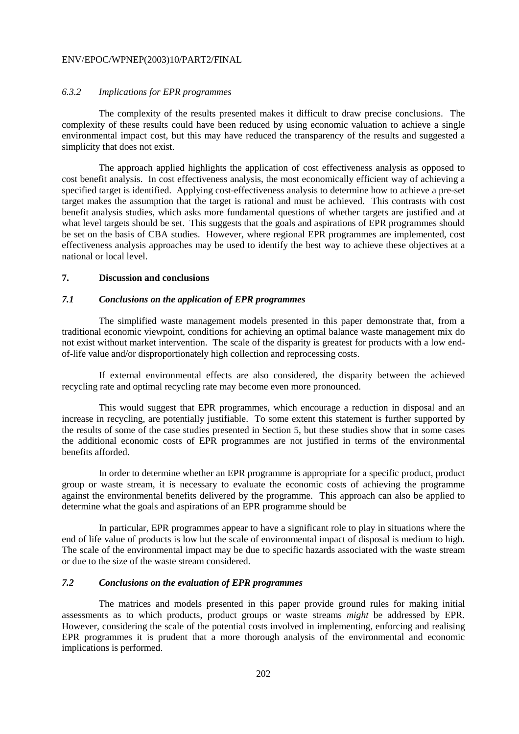### *6.3.2 Implications for EPR programmes*

The complexity of the results presented makes it difficult to draw precise conclusions. The complexity of these results could have been reduced by using economic valuation to achieve a single environmental impact cost, but this may have reduced the transparency of the results and suggested a simplicity that does not exist.

The approach applied highlights the application of cost effectiveness analysis as opposed to cost benefit analysis. In cost effectiveness analysis, the most economically efficient way of achieving a specified target is identified. Applying cost-effectiveness analysis to determine how to achieve a pre-set target makes the assumption that the target is rational and must be achieved. This contrasts with cost benefit analysis studies, which asks more fundamental questions of whether targets are justified and at what level targets should be set. This suggests that the goals and aspirations of EPR programmes should be set on the basis of CBA studies. However, where regional EPR programmes are implemented, cost effectiveness analysis approaches may be used to identify the best way to achieve these objectives at a national or local level.

# 7. Discussion and conclusions

## *7.1 Conclusions on the application of EPR programmes*

The simplified waste management models presented in this paper demonstrate that, from a traditional economic viewpoint, conditions for achieving an optimal balance waste management mix do not exist without market intervention. The scale of the disparity is greatest for products with a low end-of-life value and/or disproportionately high collection and reprocessing costs.

If external environmental effects are also considered, the disparity between the achieved recycling rate and optimal recycling rate may become even more pronounced.

This would suggest that EPR programmes, which encourage a reduction in disposal and an increase in recycling, are potentially justifiable. To some extent this statement is further supported by the results of some of the case studies presented in Section 5, but these studies show that in some cases the additional economic costs of EPR programmes are not justified in terms of the environmental benefits afforded.

In order to determine whether an EPR programme is appropriate for a specific product, product group or waste stream, it is necessary to evaluate the economic costs of achieving the programme against the environmental benefits delivered by the programme. This approach can also be applied to determine what the goals and aspirations of an EPR programme should be

In particular, EPR programmes appear to have a significant role to play in situations where the end of life value of products is low but the scale of environmental impact of disposal is medium to high. The scale of the environmental impact may be due to specific hazards associated with the waste stream or due to the size of the waste stream considered.

## *7.2 Conclusions on the evaluation of EPR programmes*

The matrices and models presented in this paper provide ground rules for making initial assessments as to which products, product groups or waste streams *might* be addressed by EPR. However, considering the scale of the potential costs involved in implementing, enforcing and realising EPR programmes it is prudent that a more thorough analysis of the environmental and economic implications is performed.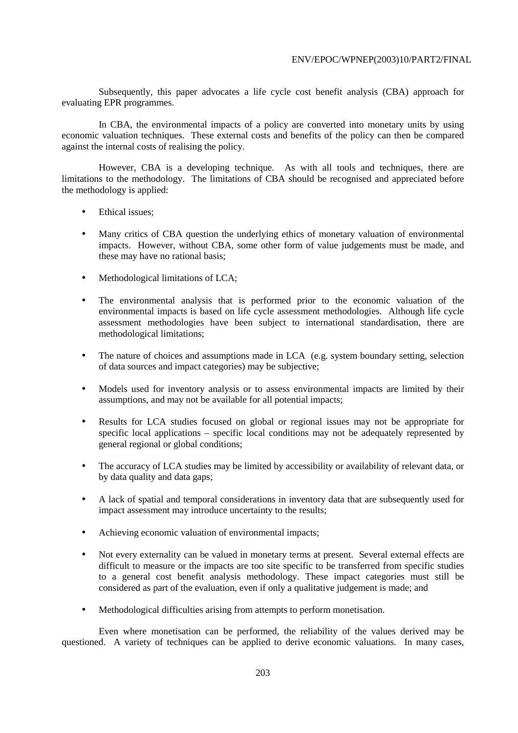Subsequently, this paper advocates a life cycle cost benefit analysis (CBA) approach for evaluating EPR programmes.

In CBA, the environmental impacts of a policy are converted into monetary units by using economic valuation techniques. These external costs and benefits of the policy can then be compared against the internal costs of realising the policy.

However, CBA is a developing technique. As with all tools and techniques, there are limitations to the methodology. The limitations of CBA should be recognised and appreciated before the methodology is applied:

- Ethical issues;
- Many critics of CBA question the underlying ethics of monetary valuation of environmental impacts. However, without CBA, some other form of value judgements must be made, and these may have no rational basis;
- Methodological limitations of LCA;
- The environmental analysis that is performed prior to the economic valuation of the environmental impacts is based on life cycle assessment methodologies. Although life cycle assessment methodologies have been subject to international standardisation, there are methodological limitations;
- The nature of choices and assumptions made in LCA (e.g. system boundary setting, selection of data sources and impact categories) may be subjective;
- Models used for inventory analysis or to assess environmental impacts are limited by their assumptions, and may not be available for all potential impacts;
- Results for LCA studies focused on global or regional issues may not be appropriate for specific local applications – specific local conditions may not be adequately represented by general regional or global conditions;
- The accuracy of LCA studies may be limited by accessibility or availability of relevant data, or by data quality and data gaps;
- A lack of spatial and temporal considerations in inventory data that are subsequently used for impact assessment may introduce uncertainty to the results;
- Achieving economic valuation of environmental impacts;
- Not every externality can be valued in monetary terms at present. Several external effects are difficult to measure or the impacts are too site specific to be transferred from specific studies to a general cost benefit analysis methodology. These impact categories must still be considered as part of the evaluation, even if only a qualitative judgement is made; and
- Methodological difficulties arising from attempts to perform monetisation.

Even where monetisation can be performed, the reliability of the values derived may be questioned. A variety of techniques can be applied to derive economic valuations. In many cases,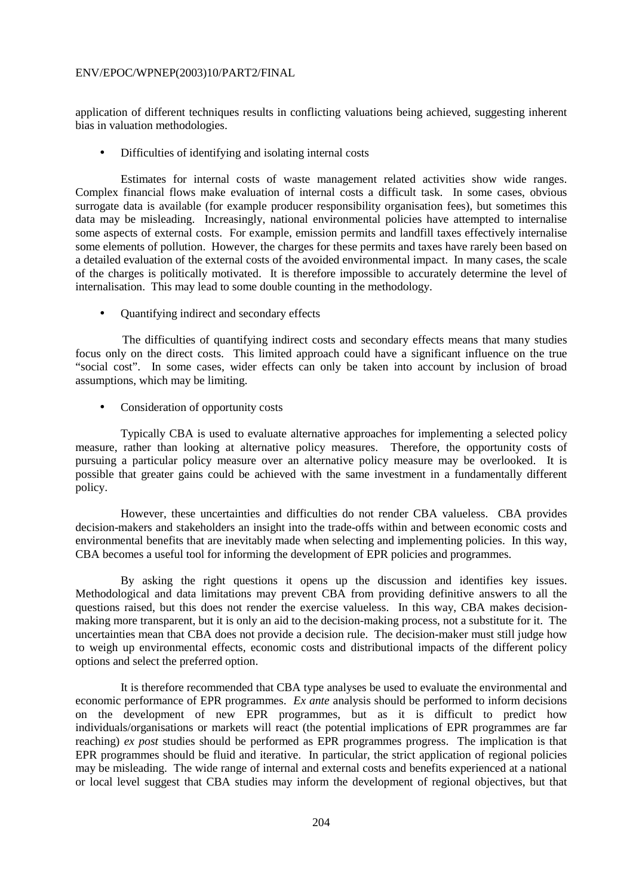application of different techniques results in conflicting valuations being achieved, suggesting inherent bias in valuation methodologies.

- Difficulties of identifying and isolating internal costs

Estimates for internal costs of waste management related activities show wide ranges. Complex financial flows make evaluation of internal costs a difficult task. In some cases, obvious surrogate data is available (for example producer responsibility organisation fees), but sometimes this data may be misleading. Increasingly, national environmental policies have attempted to internalise some aspects of external costs. For example, emission permits and landfill taxes effectively internalise some elements of pollution. However, the charges for these permits and taxes have rarely been based on a detailed evaluation of the external costs of the avoided environmental impact. In many cases, the scale of the charges is politically motivated. It is therefore impossible to accurately determine the level of internalisation. This may lead to some double counting in the methodology.

- Quantifying indirect and secondary effects

The difficulties of quantifying indirect costs and secondary effects means that many studies focus only on the direct costs. This limited approach could have a significant influence on the true "social cost". In some cases, wider effects can only be taken into account by inclusion of broad assumptions, which may be limiting.

- Consideration of opportunity costs

Typically CBA is used to evaluate alternative approaches for implementing a selected policy measure, rather than looking at alternative policy measures. Therefore, the opportunity costs of pursuing a particular policy measure over an alternative policy measure may be overlooked. It is possible that greater gains could be achieved with the same investment in a fundamentally different policy.

However, these uncertainties and difficulties do not render CBA valueless. CBA provides decision-makers and stakeholders an insight into the trade-offs within and between economic costs and environmental benefits that are inevitably made when selecting and implementing policies. In this way, CBA becomes a useful tool for informing the development of EPR policies and programmes.

By asking the right questions it opens up the discussion and identifies key issues. Methodological and data limitations may prevent CBA from providing definitive answers to all the questions raised, but this does not render the exercise valueless. In this way, CBA makes decision-making more transparent, but it is only an aid to the decision-making process, not a substitute for it. The uncertainties mean that CBA does not provide a decision rule. The decision-maker must still judge how to weigh up environmental effects, economic costs and distributional impacts of the different policy options and select the preferred option.

It is therefore recommended that CBA type analyses be used to evaluate the environmental and economic performance of EPR programmes. *Ex ante* analysis should be performed to inform decisions on the development of new EPR programmes, but as it is difficult to predict how individuals/organisations or markets will react (the potential implications of EPR programmes are far reaching) *ex post* studies should be performed as EPR programmes progress. The implication is that EPR programmes should be fluid and iterative. In particular, the strict application of regional policies may be misleading. The wide range of internal and external costs and benefits experienced at a national or local level suggest that CBA studies may inform the development of regional objectives, but that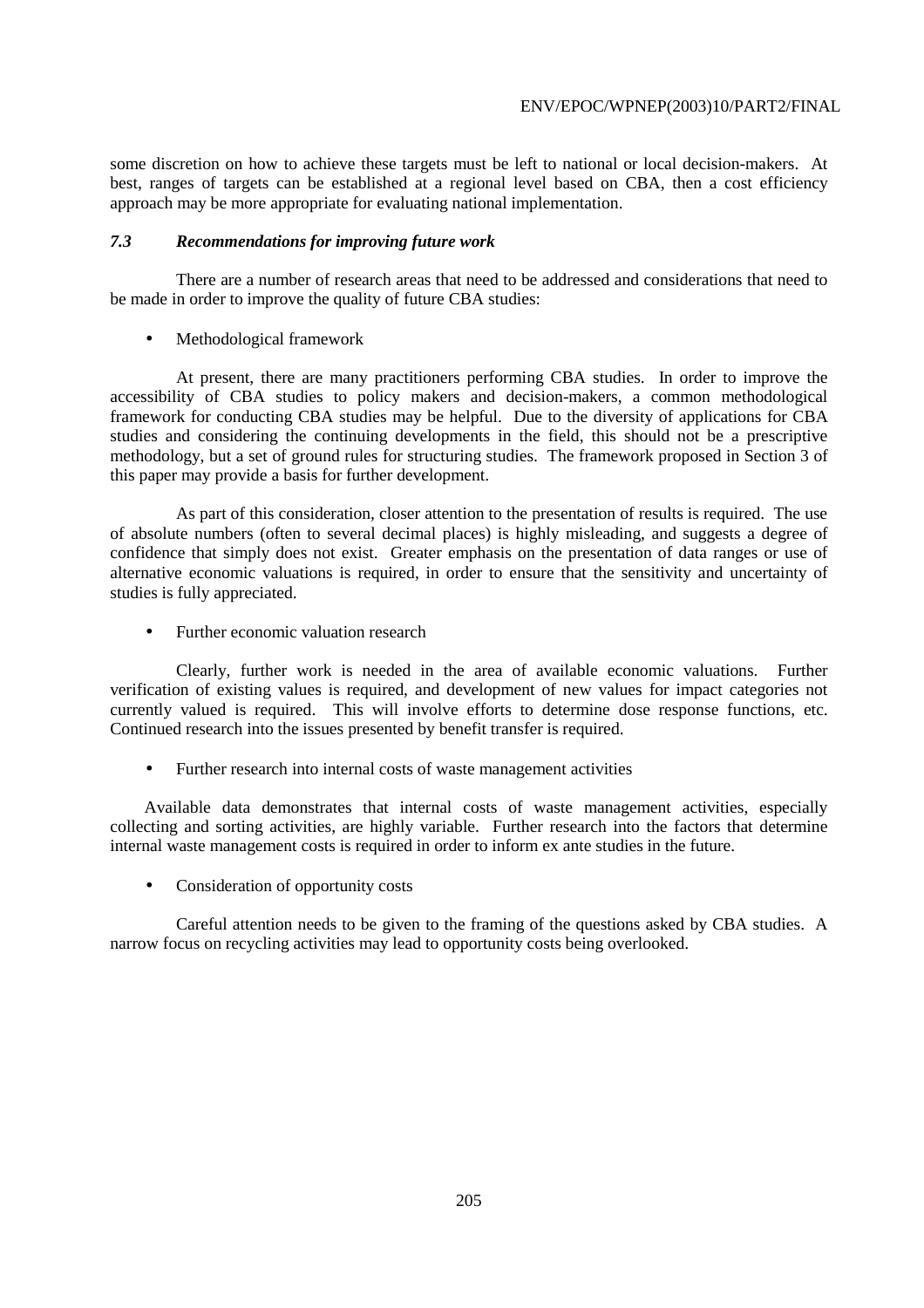some discretion on how to achieve these targets must be left to national or local decision-makers. At best, ranges of targets can be established at a regional level based on CBA, then a cost efficiency approach may be more appropriate for evaluating national implementation.

### *7.3 Recommendations for improving future work*

There are a number of research areas that need to be addressed and considerations that need to be made in order to improve the quality of future CBA studies:

- Methodological framework

At present, there are many practitioners performing CBA studies. In order to improve the accessibility of CBA studies to policy makers and decision-makers, a common methodological framework for conducting CBA studies may be helpful. Due to the diversity of applications for CBA studies and considering the continuing developments in the field, this should not be a prescriptive methodology, but a set of ground rules for structuring studies. The framework proposed in Section 3 of this paper may provide a basis for further development.

As part of this consideration, closer attention to the presentation of results is required. The use of absolute numbers (often to several decimal places) is highly misleading, and suggests a degree of confidence that simply does not exist. Greater emphasis on the presentation of data ranges or use of alternative economic valuations is required, in order to ensure that the sensitivity and uncertainty of studies is fully appreciated.

- Further economic valuation research

Clearly, further work is needed in the area of available economic valuations. Further verification of existing values is required, and development of new values for impact categories not currently valued is required. This will involve efforts to determine dose response functions, etc. Continued research into the issues presented by benefit transfer is required.

- Further research into internal costs of waste management activities

Available data demonstrates that internal costs of waste management activities, especially collecting and sorting activities, are highly variable. Further research into the factors that determine internal waste management costs is required in order to inform ex ante studies in the future.

- Consideration of opportunity costs

Careful attention needs to be given to the framing of the questions asked by CBA studies. A narrow focus on recycling activities may lead to opportunity costs being overlooked.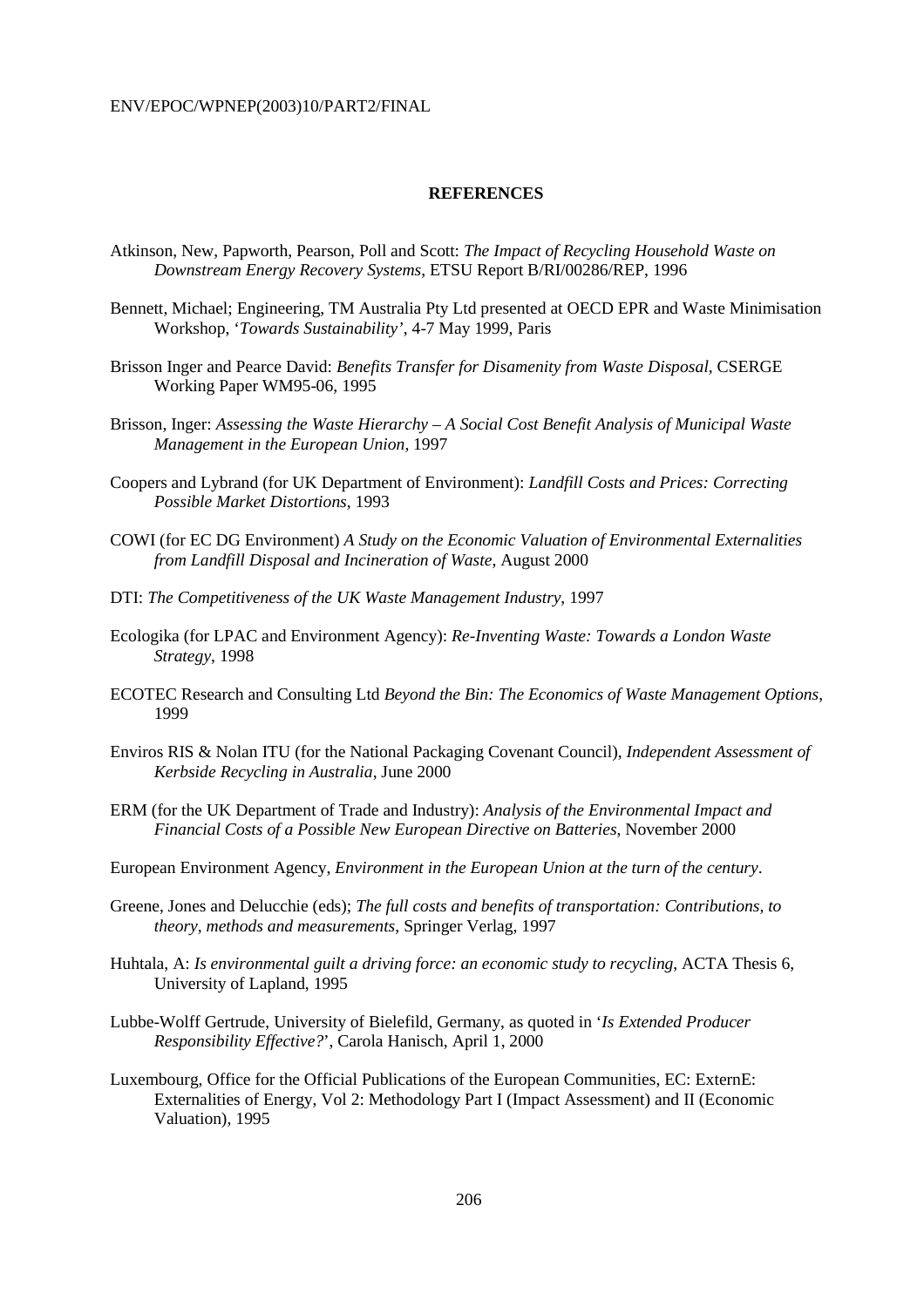## REFERENCES

Atkinson, New, Papworth, Pearson, Poll and Scott: *The Impact of Recycling Household Waste on Downstream Energy Recovery Systems*, ETSU Report B/RI/00286/REP, 1996

Bennett, Michael; Engineering, TM Australia Pty Ltd presented at OECD EPR and Waste Minimisation Workshop, '*Towards Sustainability'*, 4-7 May 1999, Paris

Brisson Inger and Pearce David: *Benefits Transfer for Disamenity from Waste Disposal*, CSERGE Working Paper WM95-06, 1995

Brisson, Inger: *Assessing the Waste Hierarchy – A Social Cost Benefit Analysis of Municipal Waste Management in the European Union*, 1997

Coopers and Lybrand (for UK Department of Environment): *Landfill Costs and Prices: Correcting Possible Market Distortions*, 1993

COWI (for EC DG Environment) *A Study on the Economic Valuation of Environmental Externalities from Landfill Disposal and Incineration of Waste*, August 2000

DTI: *The Competitiveness of the UK Waste Management Industry*, 1997

Ecologika (for LPAC and Environment Agency): *Re-Inventing Waste: Towards a London Waste Strategy*, 1998

ECOTEC Research and Consulting Ltd *Beyond the Bin: The Economics of Waste Management Options*, 1999

Enviros RIS & Nolan ITU (for the National Packaging Covenant Council), *Independent Assessment of Kerbside Recycling in Australia*, June 2000

ERM (for the UK Department of Trade and Industry): *Analysis of the Environmental Impact and Financial Costs of a Possible New European Directive on Batteries*, November 2000

European Environment Agency, *Environment in the European Union at the turn of the century*.

Greene, Jones and Delucchie (eds); *The full costs and benefits of transportation: Contributions, to theory, methods and measurements*, Springer Verlag, 1997

Huhtala, A: *Is environmental guilt a driving force: an economic study to recycling*, ACTA Thesis 6, University of Lapland, 1995

Lubbe-Wolff Gertrude, University of Bielefild, Germany, as quoted in '*Is Extended Producer Responsibility Effective?*', Carola Hanisch, April 1, 2000

Luxembourg, Office for the Official Publications of the European Communities, EC: ExternE: Externalities of Energy, Vol 2: Methodology Part I (Impact Assessment) and II (Economic Valuation), 1995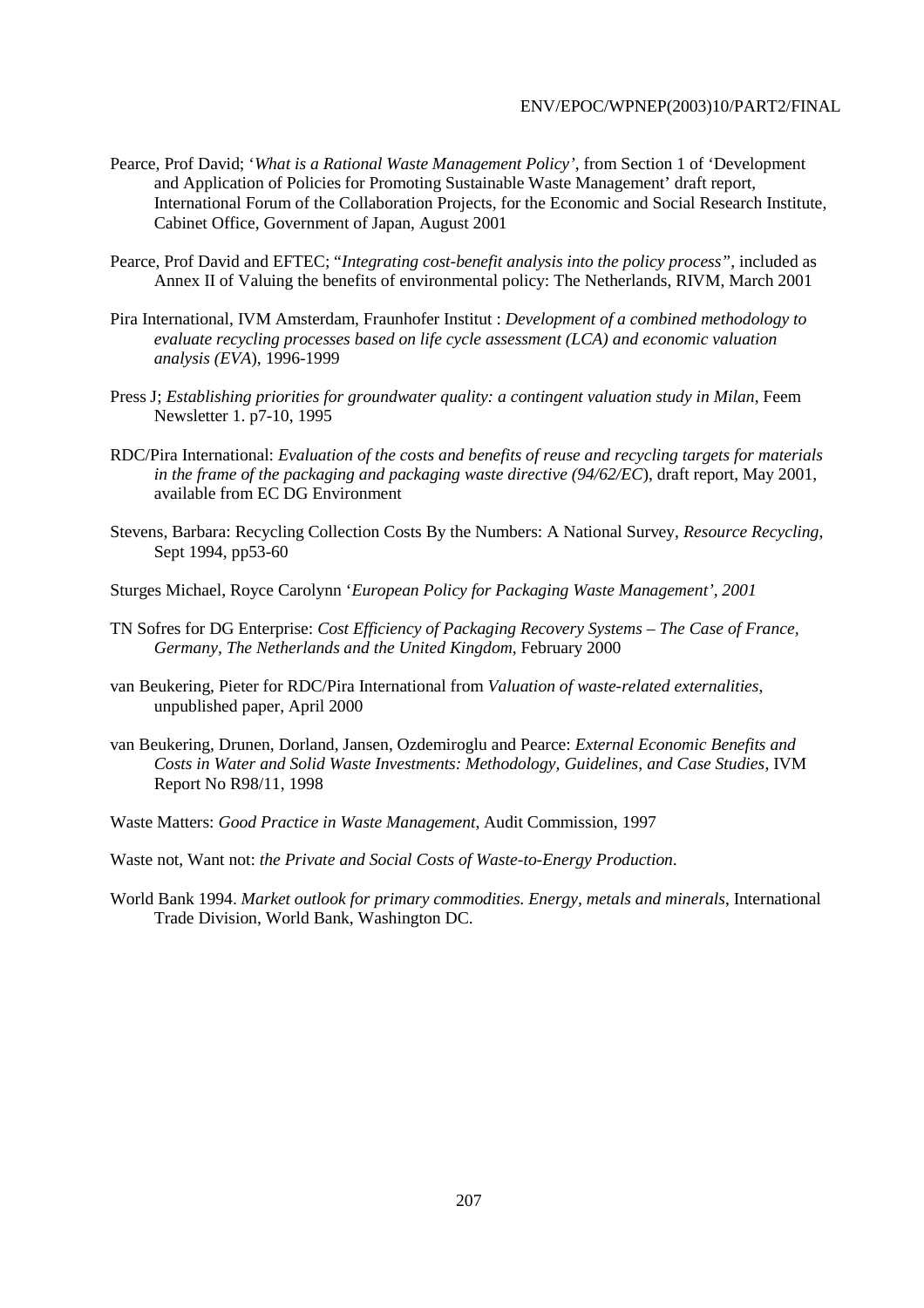Pearce, Prof David; '*What is a Rational Waste Management Policy'*, from Section 1 of 'Development and Application of Policies for Promoting Sustainable Waste Management' draft report, International Forum of the Collaboration Projects, for the Economic and Social Research Institute, Cabinet Office, Government of Japan, August 2001

Pearce, Prof David and EFTEC; "*Integrating cost-benefit analysis into the policy process"*, included as Annex II of Valuing the benefits of environmental policy: The Netherlands, RIVM, March 2001

Pira International, IVM Amsterdam, Fraunhofer Institut : *Development of a combined methodology to evaluate recycling processes based on life cycle assessment (LCA) and economic valuation analysis (EVA*), 1996-1999

Press J; *Establishing priorities for groundwater quality: a contingent valuation study in Milan*, Feem Newsletter 1. p7-10, 1995

RDC/Pira International: *Evaluation of the costs and benefits of reuse and recycling targets for materials in the frame of the packaging and packaging waste directive (94/62/EC*), draft report, May 2001, available from EC DG Environment

Stevens, Barbara: Recycling Collection Costs By the Numbers: A National Survey, *Resource Recycling*, Sept 1994, pp53-60

Sturges Michael, Royce Carolynn '*European Policy for Packaging Waste Management', 2001*

TN Sofres for DG Enterprise: *Cost Efficiency of Packaging Recovery Systems – The Case of France, Germany, The Netherlands and the United Kingdom*, February 2000

van Beukering, Pieter for RDC/Pira International from *Valuation of waste-related externalities*, unpublished paper, April 2000

van Beukering, Drunen, Dorland, Jansen, Ozdemiroglu and Pearce: *External Economic Benefits and Costs in Water and Solid Waste Investments: Methodology, Guidelines, and Case Studies*, IVM Report No R98/11, 1998

Waste Matters: *Good Practice in Waste Management*, Audit Commission, 1997

Waste not, Want not: *the Private and Social Costs of Waste-to-Energy Production*.

World Bank 1994. *Market outlook for primary commodities. Energy, metals and minerals*, International Trade Division, World Bank, Washington DC.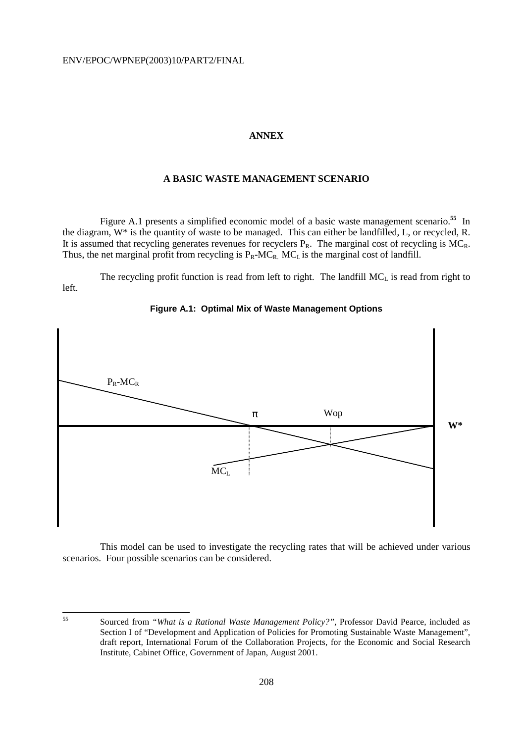## ANNEX

### A BASIC WASTE MANAGEMENT SCENARIO

Figure A.1 presents a simplified economic model of a basic waste management scenario.[55] In the diagram, W* is the quantity of waste to be managed. This can either be landfilled, L, or recycled, R. It is assumed that recycling generates revenues for recyclers $P_R$. The marginal cost of recycling is $MC_R$. Thus, the net marginal profit from recycling is $P_R$-$MC_R$. $MC_L$ is the marginal cost of landfill.

The recycling profit function is read from left to right. The landfill $MC_L$ is read from right to left.

**Figure A.1: Optimal Mix of Waste Management Options**

This model can be used to investigate the recycling rates that will be achieved under various scenarios. Four possible scenarios can be considered.

---

[55] Sourced from *"What is a Rational Waste Management Policy?"*, Professor David Pearce, included as Section I of "Development and Application of Policies for Promoting Sustainable Waste Management", draft report, International Forum of the Collaboration Projects, for the Economic and Social Research Institute, Cabinet Office, Government of Japan, August 2001.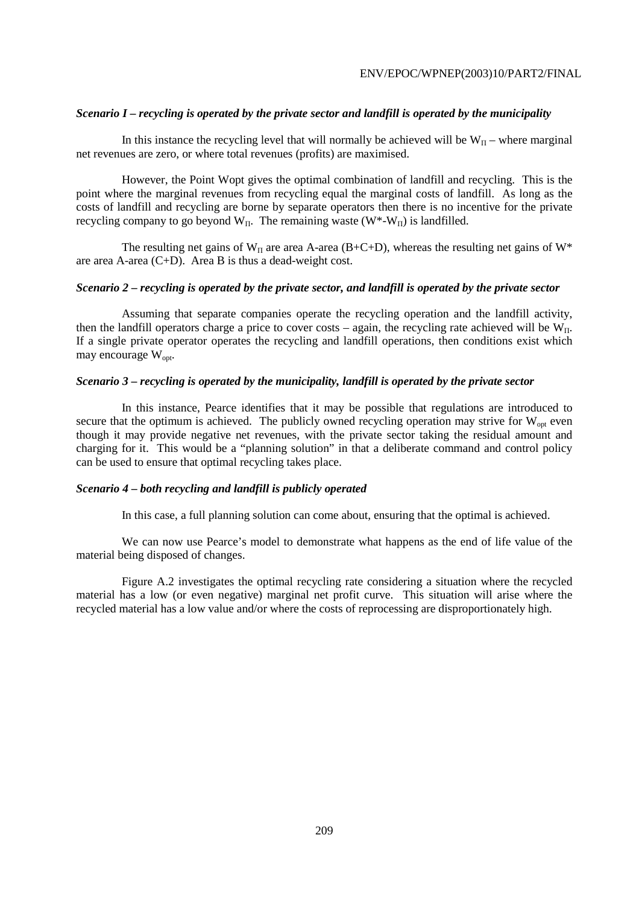***Scenario I – recycling is operated by the private sector and landfill is operated by the municipality***

In this instance the recycling level that will normally be achieved will be $W_{\Pi}$ – where marginal net revenues are zero, or where total revenues (profits) are maximised.

However, the Point Wopt gives the optimal combination of landfill and recycling. This is the point where the marginal revenues from recycling equal the marginal costs of landfill. As long as the costs of landfill and recycling are borne by separate operators then there is no incentive for the private recycling company to go beyond $W_{\Pi}$. The remaining waste ($W^*$-$W_{\Pi}$) is landfilled.

The resulting net gains of $W_{\Pi}$ are area A-area (B+C+D), whereas the resulting net gains of $W^*$ are area A-area (C+D). Area B is thus a dead-weight cost.

***Scenario 2 – recycling is operated by the private sector, and landfill is operated by the private sector***

Assuming that separate companies operate the recycling operation and the landfill activity, then the landfill operators charge a price to cover costs – again, the recycling rate achieved will be $W_{\Pi}$. If a single private operator operates the recycling and landfill operations, then conditions exist which may encourage $W_{opt}$.

***Scenario 3 – recycling is operated by the municipality, landfill is operated by the private sector***

In this instance, Pearce identifies that it may be possible that regulations are introduced to secure that the optimum is achieved. The publicly owned recycling operation may strive for $W_{opt}$ even though it may provide negative net revenues, with the private sector taking the residual amount and charging for it. This would be a "planning solution" in that a deliberate command and control policy can be used to ensure that optimal recycling takes place.

***Scenario 4 – both recycling and landfill is publicly operated***

In this case, a full planning solution can come about, ensuring that the optimal is achieved.

We can now use Pearce's model to demonstrate what happens as the end of life value of the material being disposed of changes.

Figure A.2 investigates the optimal recycling rate considering a situation where the recycled material has a low (or even negative) marginal net profit curve. This situation will arise where the recycled material has a low value and/or where the costs of reprocessing are disproportionately high.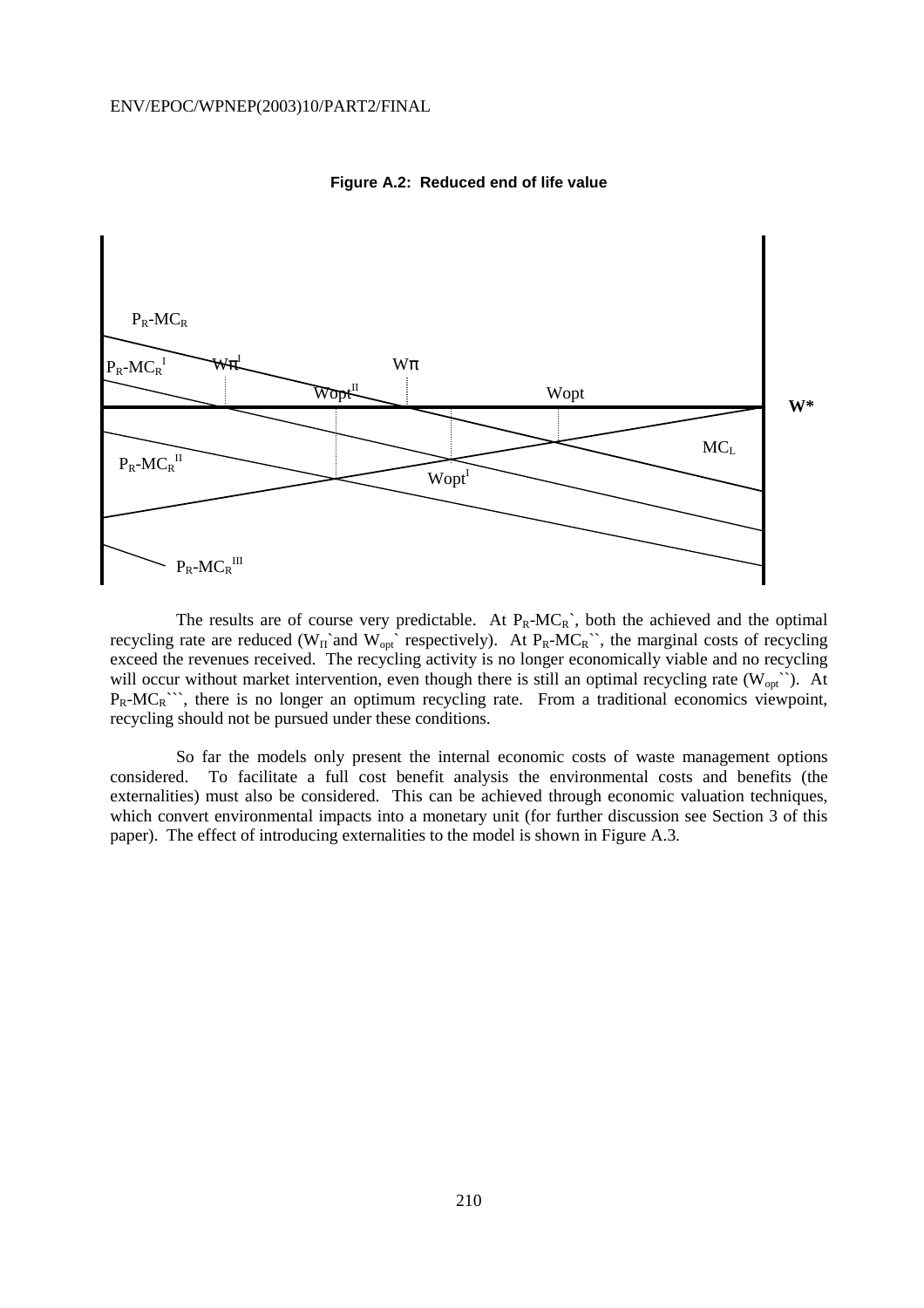**Figure A.2: Reduced end of life value**

The results are of course very predictable. At $P_R$-$MC_R$`, both the achieved and the optimal recycling rate are reduced ($W_{\Pi}$`and $W_{opt}$` respectively). At $P_R$-$MC_R$``, the marginal costs of recycling exceed the revenues received. The recycling activity is no longer economically viable and no recycling will occur without market intervention, even though there is still an optimal recycling rate ($W_{opt}$``). At $P_R$-$MC_R$```, there is no longer an optimum recycling rate. From a traditional economics viewpoint, recycling should not be pursued under these conditions.

So far the models only present the internal economic costs of waste management options considered. To facilitate a full cost benefit analysis the environmental costs and benefits (the externalities) must also be considered. This can be achieved through economic valuation techniques, which convert environmental impacts into a monetary unit (for further discussion see Section 3 of this paper). The effect of introducing externalities to the model is shown in Figure A.3.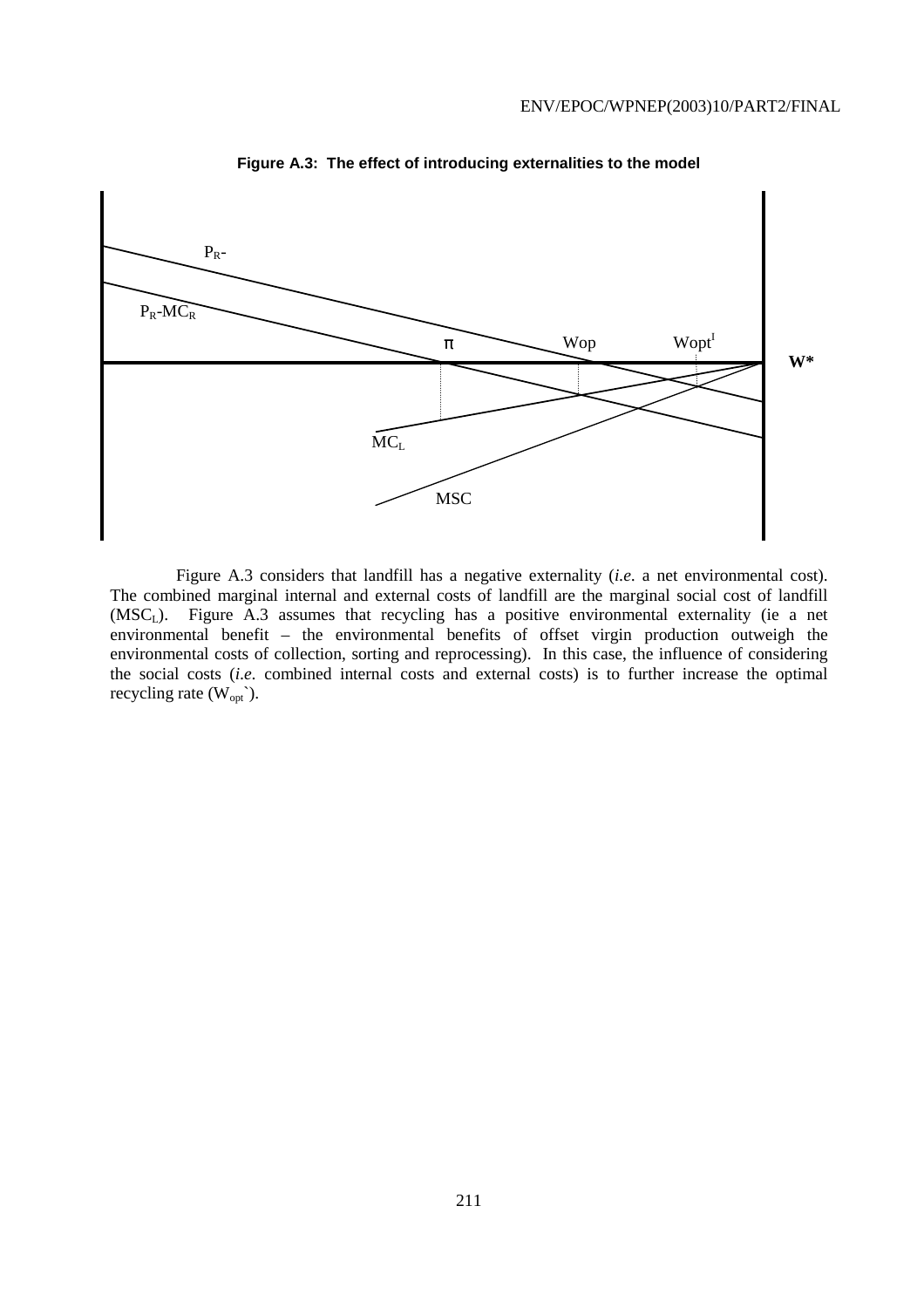**Figure A.3: The effect of introducing externalities to the model**

Figure A.3 considers that landfill has a negative externality (*i.e*. a net environmental cost). The combined marginal internal and external costs of landfill are the marginal social cost of landfill ($MSC_L$). Figure A.3 assumes that recycling has a positive environmental externality (ie a net environmental benefit – the environmental benefits of offset virgin production outweigh the environmental costs of collection, sorting and reprocessing). In this case, the influence of considering the social costs (*i.e*. combined internal costs and external costs) is to further increase the optimal recycling rate ($W_{opt}$`).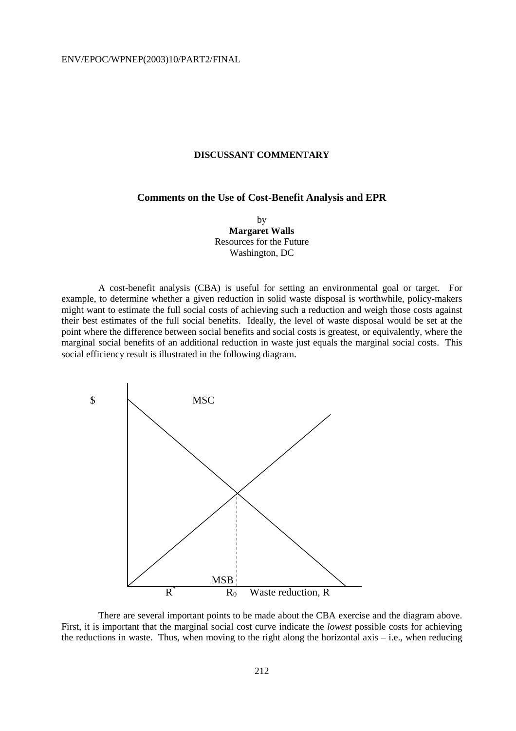## DISCUSSANT COMMENTARY

### Comments on the Use of Cost-Benefit Analysis and EPR

by
**Margaret Walls**
Resources for the Future
Washington, DC

A cost-benefit analysis (CBA) is useful for setting an environmental goal or target. For example, to determine whether a given reduction in solid waste disposal is worthwhile, policy-makers might want to estimate the full social costs of achieving such a reduction and weigh those costs against their best estimates of the full social benefits. Ideally, the level of waste disposal would be set at the point where the difference between social benefits and social costs is greatest, or equivalently, where the marginal social benefits of an additional reduction in waste just equals the marginal social costs. This social efficiency result is illustrated in the following diagram.

$ — MSC — MSB — $R^*$ — $R_0$ — Waste reduction, R

There are several important points to be made about the CBA exercise and the diagram above. First, it is important that the marginal social cost curve indicate the *lowest* possible costs for achieving the reductions in waste. Thus, when moving to the right along the horizontal axis – i.e., when reducing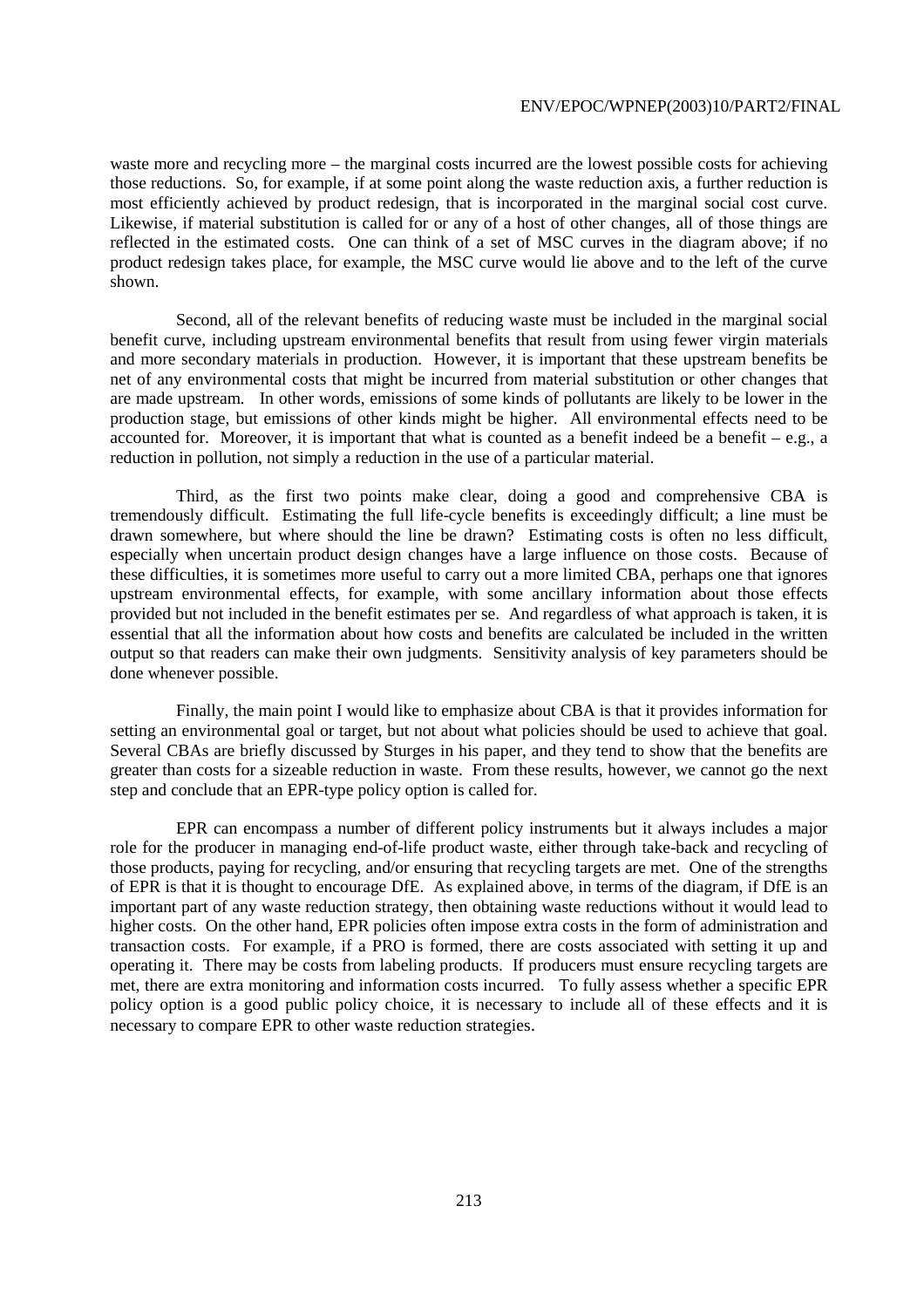waste more and recycling more – the marginal costs incurred are the lowest possible costs for achieving those reductions. So, for example, if at some point along the waste reduction axis, a further reduction is most efficiently achieved by product redesign, that is incorporated in the marginal social cost curve. Likewise, if material substitution is called for or any of a host of other changes, all of those things are reflected in the estimated costs. One can think of a set of MSC curves in the diagram above; if no product redesign takes place, for example, the MSC curve would lie above and to the left of the curve shown.

Second, all of the relevant benefits of reducing waste must be included in the marginal social benefit curve, including upstream environmental benefits that result from using fewer virgin materials and more secondary materials in production. However, it is important that these upstream benefits be net of any environmental costs that might be incurred from material substitution or other changes that are made upstream. In other words, emissions of some kinds of pollutants are likely to be lower in the production stage, but emissions of other kinds might be higher. All environmental effects need to be accounted for. Moreover, it is important that what is counted as a benefit indeed be a benefit – e.g., a reduction in pollution, not simply a reduction in the use of a particular material.

Third, as the first two points make clear, doing a good and comprehensive CBA is tremendously difficult. Estimating the full life-cycle benefits is exceedingly difficult; a line must be drawn somewhere, but where should the line be drawn? Estimating costs is often no less difficult, especially when uncertain product design changes have a large influence on those costs. Because of these difficulties, it is sometimes more useful to carry out a more limited CBA, perhaps one that ignores upstream environmental effects, for example, with some ancillary information about those effects provided but not included in the benefit estimates per se. And regardless of what approach is taken, it is essential that all the information about how costs and benefits are calculated be included in the written output so that readers can make their own judgments. Sensitivity analysis of key parameters should be done whenever possible.

Finally, the main point I would like to emphasize about CBA is that it provides information for setting an environmental goal or target, but not about what policies should be used to achieve that goal. Several CBAs are briefly discussed by Sturges in his paper, and they tend to show that the benefits are greater than costs for a sizeable reduction in waste. From these results, however, we cannot go the next step and conclude that an EPR-type policy option is called for.

EPR can encompass a number of different policy instruments but it always includes a major role for the producer in managing end-of-life product waste, either through take-back and recycling of those products, paying for recycling, and/or ensuring that recycling targets are met. One of the strengths of EPR is that it is thought to encourage DfE. As explained above, in terms of the diagram, if DfE is an important part of any waste reduction strategy, then obtaining waste reductions without it would lead to higher costs. On the other hand, EPR policies often impose extra costs in the form of administration and transaction costs. For example, if a PRO is formed, there are costs associated with setting it up and operating it. There may be costs from labeling products. If producers must ensure recycling targets are met, there are extra monitoring and information costs incurred. To fully assess whether a specific EPR policy option is a good public policy choice, it is necessary to include all of these effects and it is necessary to compare EPR to other waste reduction strategies.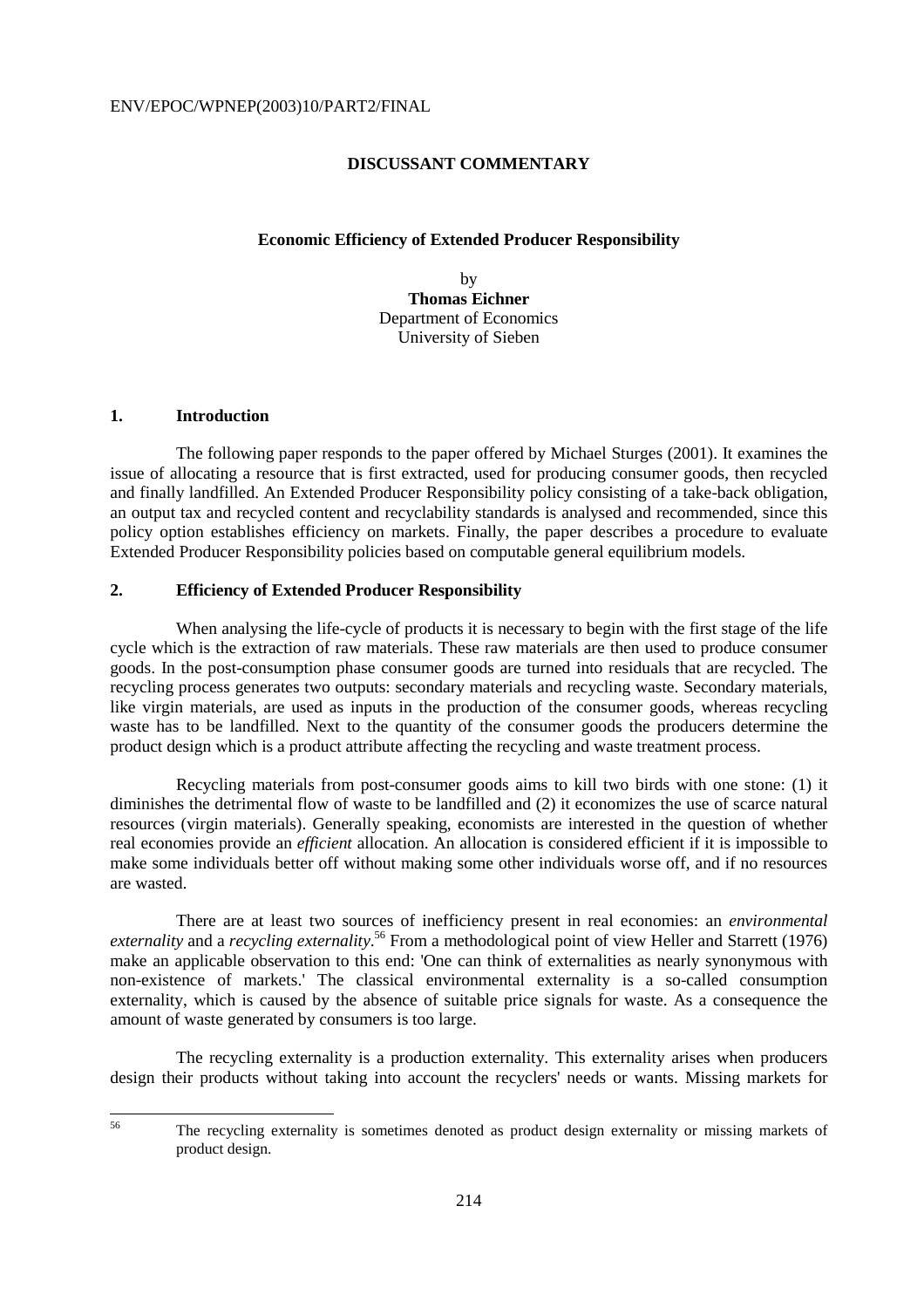## DISCUSSANT COMMENTARY

### Economic Efficiency of Extended Producer Responsibility

by
**Thomas Eichner**
Department of Economics
University of Sieben

### 1. Introduction

The following paper responds to the paper offered by Michael Sturges (2001). It examines the issue of allocating a resource that is first extracted, used for producing consumer goods, then recycled and finally landfilled. An Extended Producer Responsibility policy consisting of a take-back obligation, an output tax and recycled content and recyclability standards is analysed and recommended, since this policy option establishes efficiency on markets. Finally, the paper describes a procedure to evaluate Extended Producer Responsibility policies based on computable general equilibrium models.

### 2. Efficiency of Extended Producer Responsibility

When analysing the life-cycle of products it is necessary to begin with the first stage of the life cycle which is the extraction of raw materials. These raw materials are then used to produce consumer goods. In the post-consumption phase consumer goods are turned into residuals that are recycled. The recycling process generates two outputs: secondary materials and recycling waste. Secondary materials, like virgin materials, are used as inputs in the production of the consumer goods, whereas recycling waste has to be landfilled. Next to the quantity of the consumer goods the producers determine the product design which is a product attribute affecting the recycling and waste treatment process.

Recycling materials from post-consumer goods aims to kill two birds with one stone: (1) it diminishes the detrimental flow of waste to be landfilled and (2) it economizes the use of scarce natural resources (virgin materials). Generally speaking, economists are interested in the question of whether real economies provide an *efficient* allocation. An allocation is considered efficient if it is impossible to make some individuals better off without making some other individuals worse off, and if no resources are wasted.

There are at least two sources of inefficiency present in real economies: an *environmental externality* and a *recycling externality*.[56] From a methodological point of view Heller and Starrett (1976) make an applicable observation to this end: 'One can think of externalities as nearly synonymous with non-existence of markets.' The classical environmental externality is a so-called consumption externality, which is caused by the absence of suitable price signals for waste. As a consequence the amount of waste generated by consumers is too large.

The recycling externality is a production externality. This externality arises when producers design their products without taking into account the recyclers' needs or wants. Missing markets for

[56] The recycling externality is sometimes denoted as product design externality or missing markets of product design.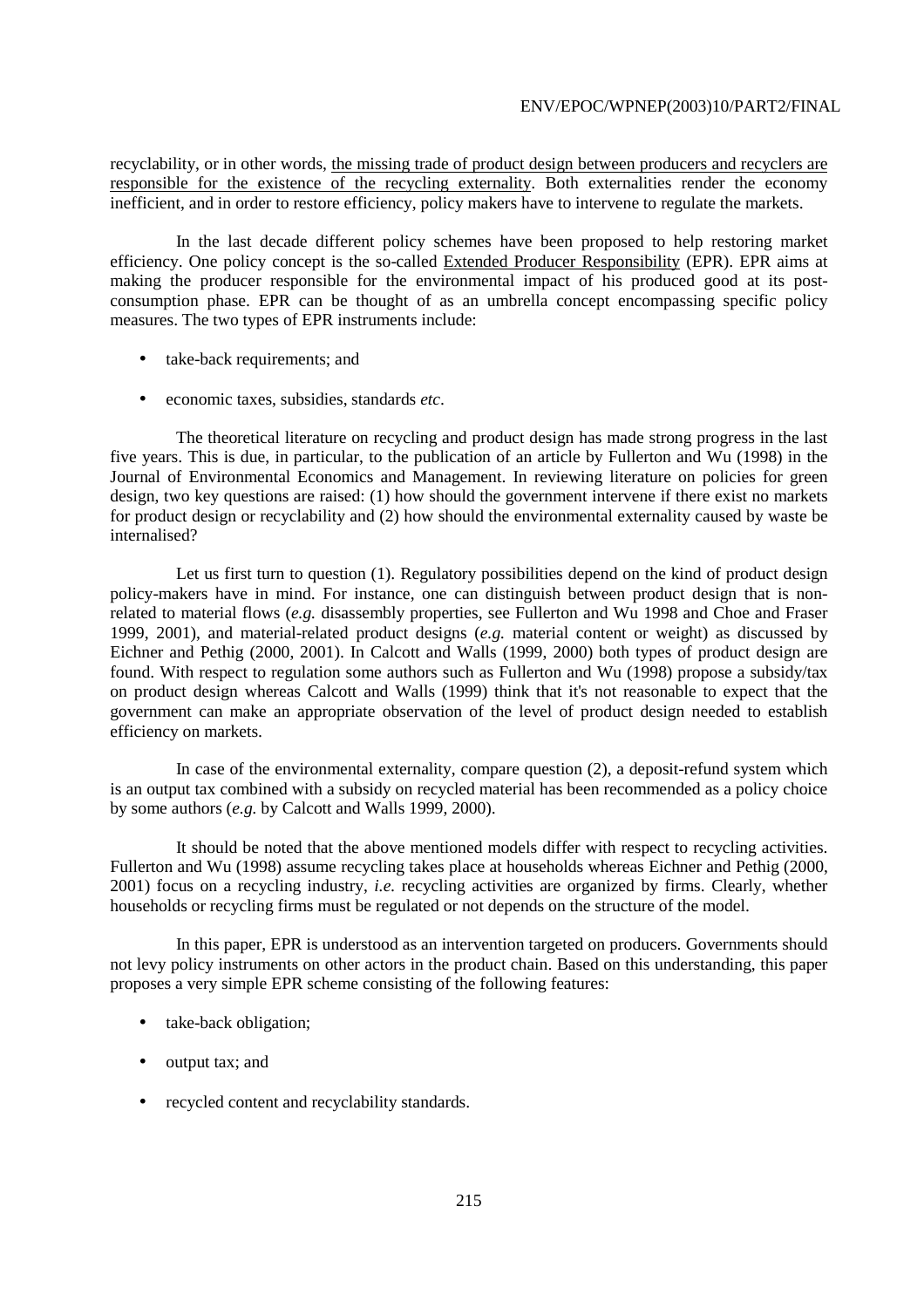recyclability, or in other words, <u>the missing trade of product design between producers and recyclers are responsible for the existence of the recycling externality</u>. Both externalities render the economy inefficient, and in order to restore efficiency, policy makers have to intervene to regulate the markets.

In the last decade different policy schemes have been proposed to help restoring market efficiency. One policy concept is the so-called <u>Extended Producer Responsibility</u> (EPR). EPR aims at making the producer responsible for the environmental impact of his produced good at its post-consumption phase. EPR can be thought of as an umbrella concept encompassing specific policy measures. The two types of EPR instruments include:

- take-back requirements; and
- economic taxes, subsidies, standards *etc*.

The theoretical literature on recycling and product design has made strong progress in the last five years. This is due, in particular, to the publication of an article by Fullerton and Wu (1998) in the Journal of Environmental Economics and Management. In reviewing literature on policies for green design, two key questions are raised: (1) how should the government intervene if there exist no markets for product design or recyclability and (2) how should the environmental externality caused by waste be internalised?

Let us first turn to question (1). Regulatory possibilities depend on the kind of product design policy-makers have in mind. For instance, one can distinguish between product design that is non-related to material flows (*e.g.* disassembly properties, see Fullerton and Wu 1998 and Choe and Fraser 1999, 2001), and material-related product designs (*e.g.* material content or weight) as discussed by Eichner and Pethig (2000, 2001). In Calcott and Walls (1999, 2000) both types of product design are found. With respect to regulation some authors such as Fullerton and Wu (1998) propose a subsidy/tax on product design whereas Calcott and Walls (1999) think that it's not reasonable to expect that the government can make an appropriate observation of the level of product design needed to establish efficiency on markets.

In case of the environmental externality, compare question (2), a deposit-refund system which is an output tax combined with a subsidy on recycled material has been recommended as a policy choice by some authors (*e.g.* by Calcott and Walls 1999, 2000).

It should be noted that the above mentioned models differ with respect to recycling activities. Fullerton and Wu (1998) assume recycling takes place at households whereas Eichner and Pethig (2000, 2001) focus on a recycling industry, *i.e.* recycling activities are organized by firms. Clearly, whether households or recycling firms must be regulated or not depends on the structure of the model.

In this paper, EPR is understood as an intervention targeted on producers. Governments should not levy policy instruments on other actors in the product chain. Based on this understanding, this paper proposes a very simple EPR scheme consisting of the following features:

- take-back obligation;
- output tax; and
- recycled content and recyclability standards.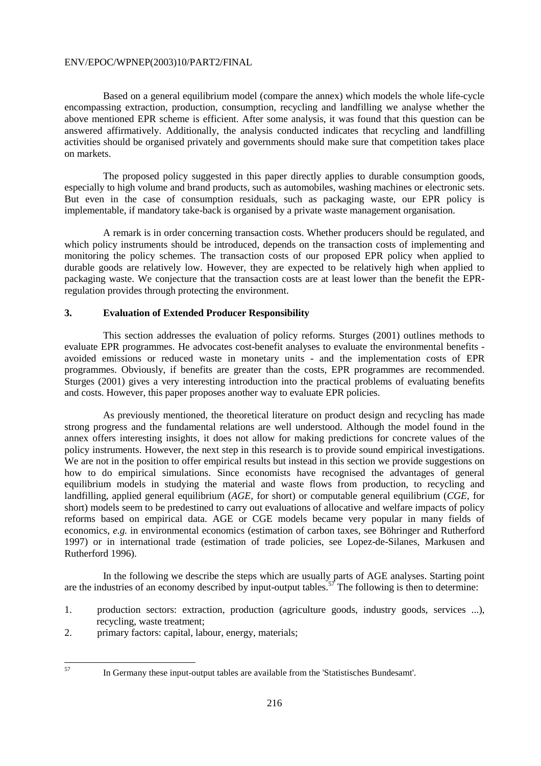Based on a general equilibrium model (compare the annex) which models the whole life-cycle encompassing extraction, production, consumption, recycling and landfilling we analyse whether the above mentioned EPR scheme is efficient. After some analysis, it was found that this question can be answered affirmatively. Additionally, the analysis conducted indicates that recycling and landfilling activities should be organised privately and governments should make sure that competition takes place on markets.

The proposed policy suggested in this paper directly applies to durable consumption goods, especially to high volume and brand products, such as automobiles, washing machines or electronic sets. But even in the case of consumption residuals, such as packaging waste, our EPR policy is implementable, if mandatory take-back is organised by a private waste management organisation.

A remark is in order concerning transaction costs. Whether producers should be regulated, and which policy instruments should be introduced, depends on the transaction costs of implementing and monitoring the policy schemes. The transaction costs of our proposed EPR policy when applied to durable goods are relatively low. However, they are expected to be relatively high when applied to packaging waste. We conjecture that the transaction costs are at least lower than the benefit the EPR-regulation provides through protecting the environment.

## 3. Evaluation of Extended Producer Responsibility

This section addresses the evaluation of policy reforms. Sturges (2001) outlines methods to evaluate EPR programmes. He advocates cost-benefit analyses to evaluate the environmental benefits - avoided emissions or reduced waste in monetary units - and the implementation costs of EPR programmes. Obviously, if benefits are greater than the costs, EPR programmes are recommended. Sturges (2001) gives a very interesting introduction into the practical problems of evaluating benefits and costs. However, this paper proposes another way to evaluate EPR policies.

As previously mentioned, the theoretical literature on product design and recycling has made strong progress and the fundamental relations are well understood. Although the model found in the annex offers interesting insights, it does not allow for making predictions for concrete values of the policy instruments. However, the next step in this research is to provide sound empirical investigations. We are not in the position to offer empirical results but instead in this section we provide suggestions on how to do empirical simulations. Since economists have recognised the advantages of general equilibrium models in studying the material and waste flows from production, to recycling and landfilling, applied general equilibrium (*AGE*, for short) or computable general equilibrium (*CGE*, for short) models seem to be predestined to carry out evaluations of allocative and welfare impacts of policy reforms based on empirical data. AGE or CGE models became very popular in many fields of economics, *e.g.* in environmental economics (estimation of carbon taxes, see Böhringer and Rutherford 1997) or in international trade (estimation of trade policies, see Lopez-de-Silanes, Markusen and Rutherford 1996).

In the following we describe the steps which are usually parts of AGE analyses. Starting point are the industries of an economy described by input-output tables.[57] The following is then to determine:

1. production sectors: extraction, production (agriculture goods, industry goods, services ...), recycling, waste treatment;
2. primary factors: capital, labour, energy, materials;

[57] In Germany these input-output tables are available from the 'Statistisches Bundesamt'.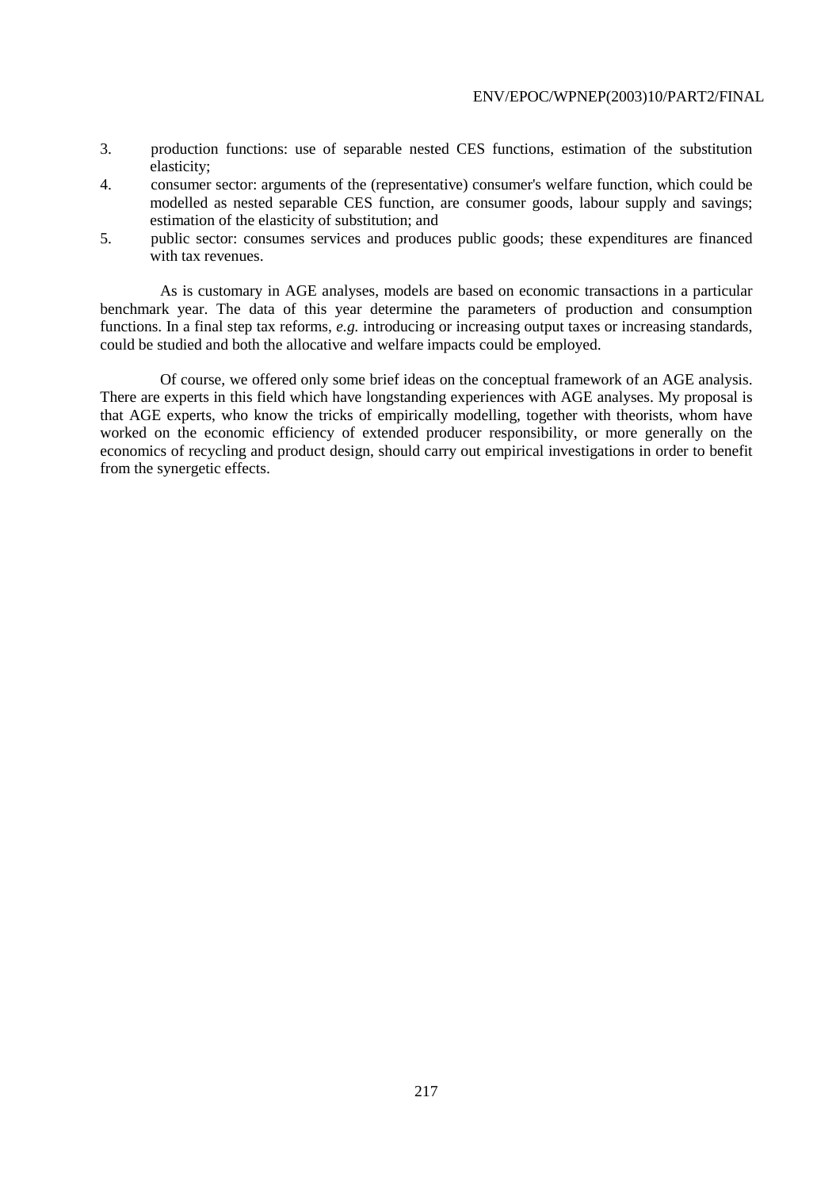3. production functions: use of separable nested CES functions, estimation of the substitution elasticity;
4. consumer sector: arguments of the (representative) consumer's welfare function, which could be modelled as nested separable CES function, are consumer goods, labour supply and savings; estimation of the elasticity of substitution; and
5. public sector: consumes services and produces public goods; these expenditures are financed with tax revenues.

As is customary in AGE analyses, models are based on economic transactions in a particular benchmark year. The data of this year determine the parameters of production and consumption functions. In a final step tax reforms, *e.g.* introducing or increasing output taxes or increasing standards, could be studied and both the allocative and welfare impacts could be employed.

Of course, we offered only some brief ideas on the conceptual framework of an AGE analysis. There are experts in this field which have longstanding experiences with AGE analyses. My proposal is that AGE experts, who know the tricks of empirically modelling, together with theorists, whom have worked on the economic efficiency of extended producer responsibility, or more generally on the economics of recycling and product design, should carry out empirical investigations in order to benefit from the synergetic effects.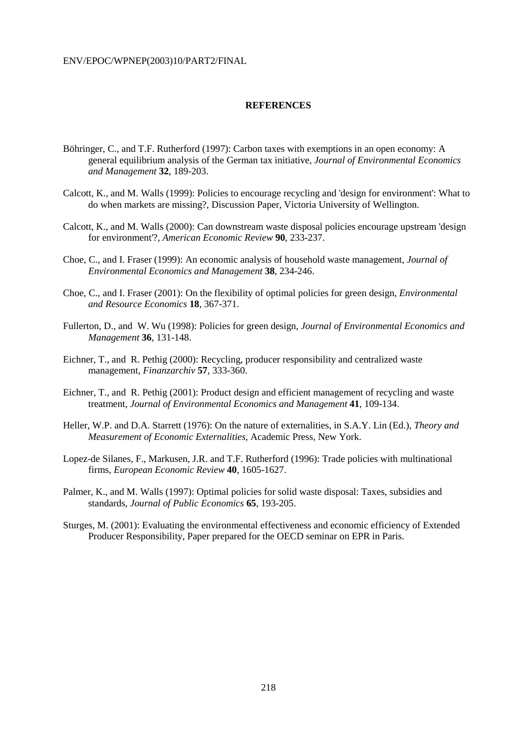# REFERENCES

Böhringer, C., and T.F. Rutherford (1997): Carbon taxes with exemptions in an open economy: A general equilibrium analysis of the German tax initiative, *Journal of Environmental Economics and Management* **32**, 189-203.

Calcott, K., and M. Walls (1999): Policies to encourage recycling and 'design for environment': What to do when markets are missing?, Discussion Paper, Victoria University of Wellington.

Calcott, K., and M. Walls (2000): Can downstream waste disposal policies encourage upstream 'design for environment'?, *American Economic Review* **90**, 233-237.

Choe, C., and I. Fraser (1999): An economic analysis of household waste management, *Journal of Environmental Economics and Management* **38**, 234-246.

Choe, C., and I. Fraser (2001): On the flexibility of optimal policies for green design, *Environmental and Resource Economics* **18**, 367-371.

Fullerton, D., and W. Wu (1998): Policies for green design, *Journal of Environmental Economics and Management* **36**, 131-148.

Eichner, T., and R. Pethig (2000): Recycling, producer responsibility and centralized waste management, *Finanzarchiv* **57**, 333-360.

Eichner, T., and R. Pethig (2001): Product design and efficient management of recycling and waste treatment, *Journal of Environmental Economics and Management* **41**, 109-134.

Heller, W.P. and D.A. Starrett (1976): On the nature of externalities, in S.A.Y. Lin (Ed.), *Theory and Measurement of Economic Externalities*, Academic Press, New York.

Lopez-de Silanes, F., Markusen, J.R. and T.F. Rutherford (1996): Trade policies with multinational firms, *European Economic Review* **40**, 1605-1627.

Palmer, K., and M. Walls (1997): Optimal policies for solid waste disposal: Taxes, subsidies and standards, *Journal of Public Economics* **65**, 193-205.

Sturges, M. (2001): Evaluating the environmental effectiveness and economic efficiency of Extended Producer Responsibility, Paper prepared for the OECD seminar on EPR in Paris.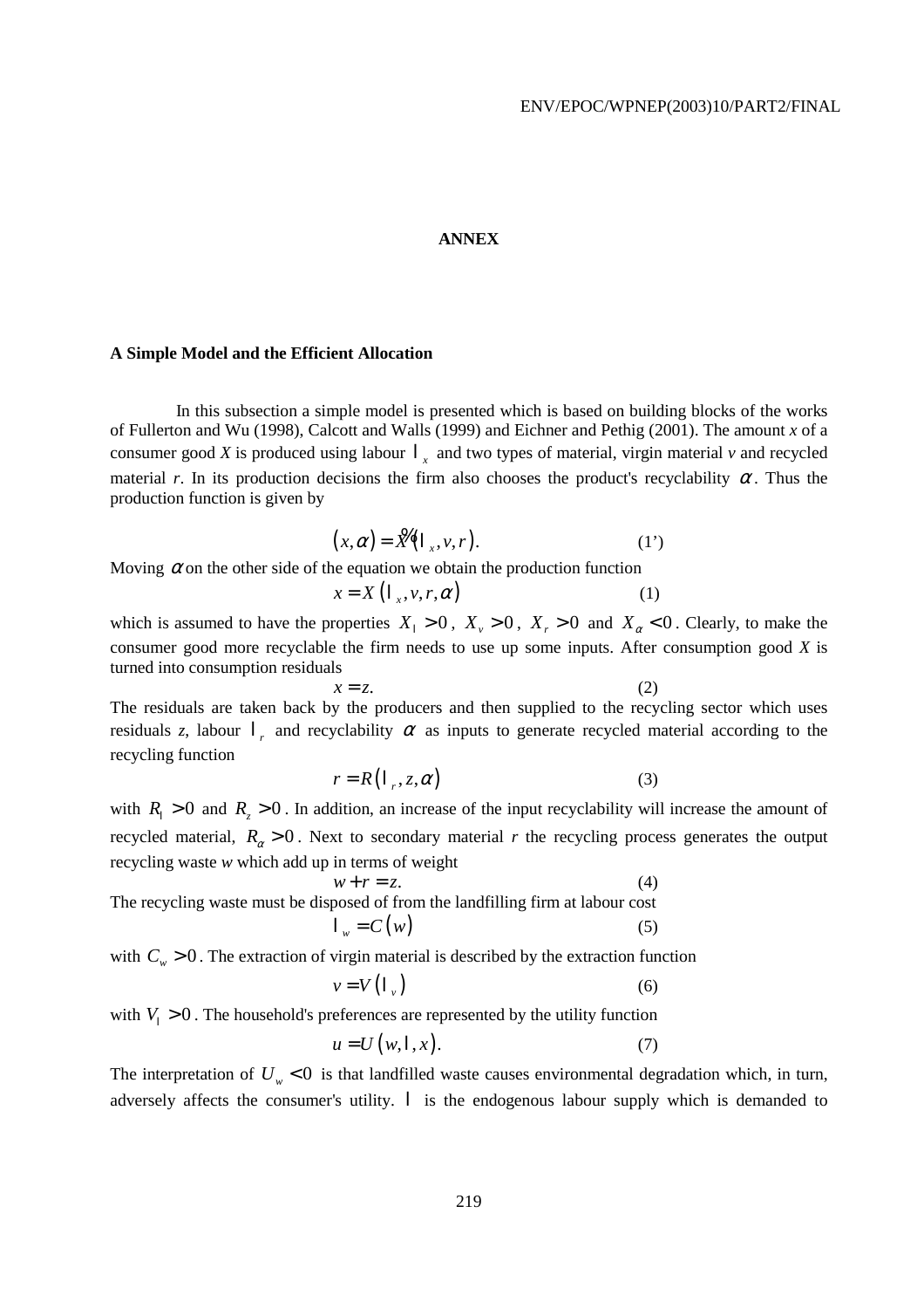# ANNEX

### A Simple Model and the Efficient Allocation

In this subsection a simple model is presented which is based on building blocks of the works of Fullerton and Wu (1998), Calcott and Walls (1999) and Eichner and Pethig (2001). The amount *x* of a consumer good *X* is produced using labour $l_x$ and two types of material, virgin material *v* and recycled material *r*. In its production decisions the firm also chooses the product's recyclability $\alpha$. Thus the production function is given by

$$(x, \alpha) = \tilde{X}(l_x, v, r). \tag{1'}$$

Moving $\alpha$ on the other side of the equation we obtain the production function

$$x = X(l_x, v, r, \alpha) \tag{1}$$

which is assumed to have the properties $X_l > 0$, $X_v > 0$, $X_r > 0$ and $X_\alpha < 0$. Clearly, to make the consumer good more recyclable the firm needs to use up some inputs. After consumption good *X* is turned into consumption residuals

$$x = z. \tag{2}$$

The residuals are taken back by the producers and then supplied to the recycling sector which uses residuals *z*, labour $l_r$ and recyclability $\alpha$ as inputs to generate recycled material according to the recycling function

$$r = R(l_r, z, \alpha) \tag{3}$$

with $R_l > 0$ and $R_z > 0$. In addition, an increase of the input recyclability will increase the amount of recycled material, $R_\alpha > 0$. Next to secondary material *r* the recycling process generates the output recycling waste *w* which add up in terms of weight

$$w + r = z. \tag{4}$$

The recycling waste must be disposed of from the landfilling firm at labour cost

$$l_w = C(w) \tag{5}$$

with $C_w > 0$. The extraction of virgin material is described by the extraction function

$$v = V(l_v) \tag{6}$$

with $V_l > 0$. The household's preferences are represented by the utility function

$$u = U(w, l, x). \tag{7}$$

The interpretation of $U_w < 0$ is that landfilled waste causes environmental degradation which, in turn, adversely affects the consumer's utility. $l$ is the endogenous labour supply which is demanded to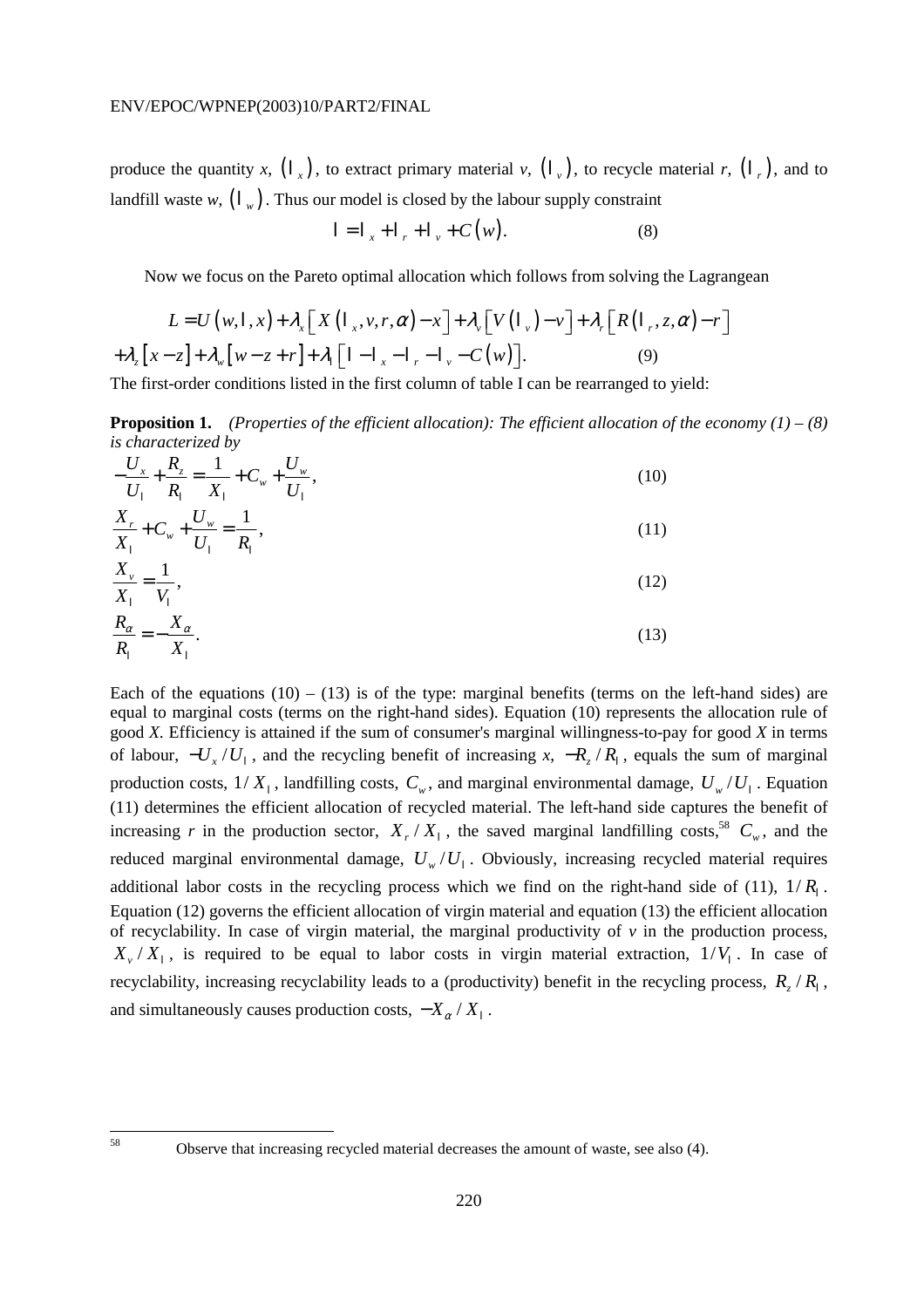produce the quantity *x*, $(l_x)$, to extract primary material *v*, $(l_v)$, to recycle material *r*, $(l_r)$, and to landfill waste *w*, $(l_w)$. Thus our model is closed by the labour supply constraint

$$l = l_x + l_r + l_v + C(w). \tag{8}$$

Now we focus on the Pareto optimal allocation which follows from solving the Lagrangean

$$L = U(w, l, x) + \lambda_x \left[ X(l_x, v, r, \alpha) - x \right] + \lambda_v \left[ V(l_v) - v \right] + \lambda_r \left[ R(l_r, z, \alpha) - r \right]$$
$$+ \lambda_z \left[ x - z \right] + \lambda_w \left[ w - z + r \right] + \lambda_l \left[ l - l_x - l_r - l_v - C(w) \right]. \tag{9}$$

The first-order conditions listed in the first column of table I can be rearranged to yield:

**Proposition 1.** *(Properties of the efficient allocation): The efficient allocation of the economy (1) – (8) is characterized by*

$$-\frac{U_x}{U_l} + \frac{R_z}{R_l} = \frac{1}{X_l} + C_w + \frac{U_w}{U_l}, \tag{10}$$

$$\frac{X_r}{X_l} + C_w + \frac{U_w}{U_l} = \frac{1}{R_l}, \tag{11}$$

$$\frac{X_v}{X_l} = \frac{1}{V_l}, \tag{12}$$

$$\frac{R_\alpha}{R_l} = -\frac{X_\alpha}{X_l}. \tag{13}$$

Each of the equations (10) – (13) is of the type: marginal benefits (terms on the left-hand sides) are equal to marginal costs (terms on the right-hand sides). Equation (10) represents the allocation rule of good *X*. Efficiency is attained if the sum of consumer's marginal willingness-to-pay for good *X* in terms of labour, $-U_x/U_l$, and the recycling benefit of increasing *x*, $-R_z/R_l$, equals the sum of marginal production costs, $1/X_l$, landfilling costs, $C_w$, and marginal environmental damage, $U_w/U_l$. Equation (11) determines the efficient allocation of recycled material. The left-hand side captures the benefit of increasing *r* in the production sector, $X_r/X_l$, the saved marginal landfilling costs,[58] $C_w$, and the reduced marginal environmental damage, $U_w/U_l$. Obviously, increasing recycled material requires additional labor costs in the recycling process which we find on the right-hand side of (11), $1/R_l$. Equation (12) governs the efficient allocation of virgin material and equation (13) the efficient allocation of recyclability. In case of virgin material, the marginal productivity of *v* in the production process, $X_v/X_l$, is required to be equal to labor costs in virgin material extraction, $1/V_l$. In case of recyclability, increasing recyclability leads to a (productivity) benefit in the recycling process, $R_z/R_l$, and simultaneously causes production costs, $-X_\alpha/X_l$.

[58] Observe that increasing recycled material decreases the amount of waste, see also (4).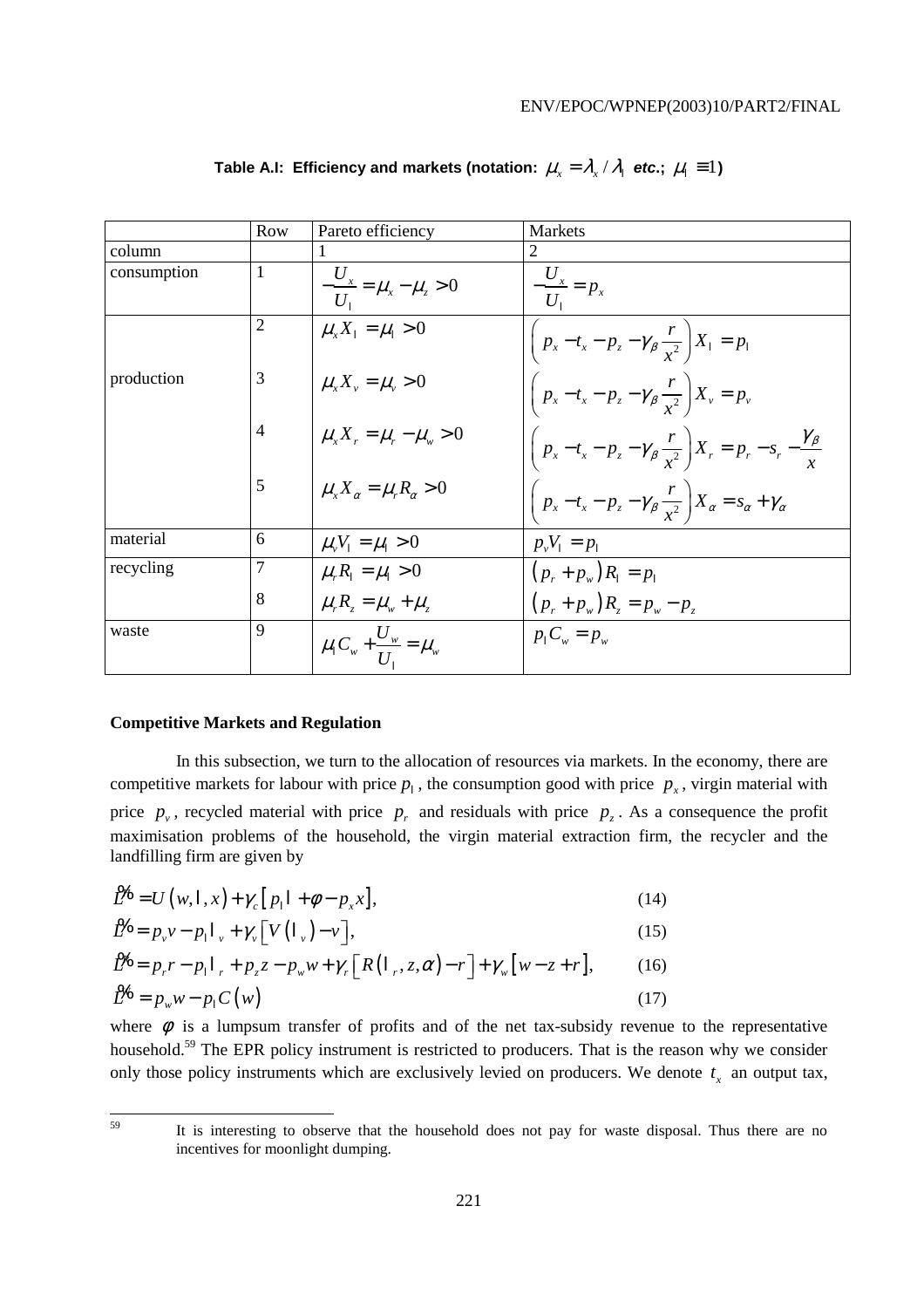**Table A.I: Efficiency and markets (notation: $\mu_x = \lambda_x / \lambda_l$ etc.; $\mu_l \equiv 1$)**

| | Row | Pareto efficiency | Markets |
|---|---|---|---|
| column | | 1 | 2 |
| consumption | 1 | $-\frac{U_x}{U_l} = \mu_x - \mu_z > 0$ | $-\frac{U_x}{U_l} = p_x$ |
| production | 2 | $\mu_x X_l = \mu_l > 0$ | $\left( p_x - t_x - p_z - \gamma_\beta \frac{r}{x^2} \right) X_l = p_l$ |
| | 3 | $\mu_x X_v = \mu_v > 0$ | $\left( p_x - t_x - p_z - \gamma_\beta \frac{r}{x^2} \right) X_v = p_v$ |
| | 4 | $\mu_x X_r = \mu_r - \mu_w > 0$ | $\left( p_x - t_x - p_z - \gamma_\beta \frac{r}{x^2} \right) X_r = p_r - s_r - \frac{\gamma_\beta}{x}$ |
| | 5 | $\mu_x X_\alpha = \mu_r R_\alpha > 0$ | $\left( p_x - t_x - p_z - \gamma_\beta \frac{r}{x^2} \right) X_\alpha = s_\alpha + \gamma_\alpha$ |
| material | 6 | $\mu_v V_l = \mu_l > 0$ | $p_v V_l = p_l$ |
| recycling | 7 | $\mu_r R_l = \mu_l > 0$ | $(p_r + p_w) R_l = p_l$ |
| | 8 | $\mu_r R_z = \mu_w + \mu_z$ | $(p_r + p_w) R_z = p_w - p_z$ |
| waste | 9 | $\mu_l C_w + \frac{U_w}{U_l} = \mu_w$ | $p_l C_w = p_w$ |

**Competitive Markets and Regulation**

In this subsection, we turn to the allocation of resources via markets. In the economy, there are competitive markets for labour with price $p_l$, the consumption good with price $p_x$, virgin material with price $p_v$, recycled material with price $p_r$ and residuals with price $p_z$. As a consequence the profit maximisation problems of the household, the virgin material extraction firm, the recycler and the landfilling firm are given by

$$\tilde{L} = U(w, l, x) + \gamma_c \left[ p_l l + \phi - p_x x \right], \tag{14}$$

$$\tilde{L} = p_v v - p_l l_v + \gamma_v \left[ V(l_v) - v \right], \tag{15}$$

$$\tilde{L} = p_r r - p_l l_r + p_z z - p_w w + \gamma_r \left[ R(l_r, z, \alpha) - r \right] + \gamma_w \left[ w - z + r \right], \tag{16}$$

$$\tilde{L} = p_w w - p_l C(w) \tag{17}$$

where $\phi$ is a lumpsum transfer of profits and of the net tax-subsidy revenue to the representative household.[59] The EPR policy instrument is restricted to producers. That is the reason why we consider only those policy instruments which are exclusively levied on producers. We denote $t_x$ an output tax,

[59] It is interesting to observe that the household does not pay for waste disposal. Thus there are no incentives for moonlight dumping.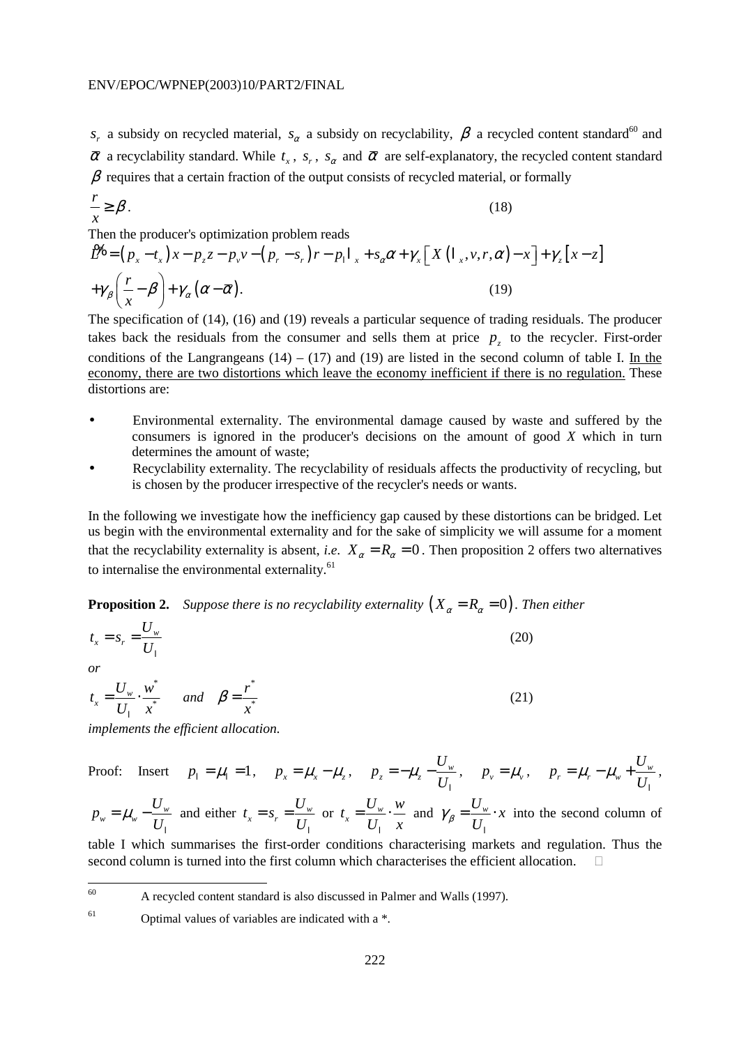$s_r$ a subsidy on recycled material, $s_\alpha$ a subsidy on recyclability, $\beta$ a recycled content standard[60] and $\bar{\alpha}$ a recyclability standard. While $t_x$, $s_r$, $s_\alpha$ and $\bar{\alpha}$ are self-explanatory, the recycled content standard $\beta$ requires that a certain fraction of the output consists of recycled material, or formally

$$\frac{r}{x} \geq \beta . \tag{18}$$

Then the producer's optimization problem reads

$$\tilde{L} = \left(p_x - t_x\right)x - p_z z - p_v v - \left(p_r - s_r\right)r - p_l l_x + s_\alpha \alpha + \gamma_x\left[X\left(l_x, v, r, \alpha\right) - x\right] + \gamma_z\left[x - z\right]$$
$$+\gamma_\beta\left(\frac{r}{x} - \beta\right) + \gamma_\alpha\left(\alpha - \bar{\alpha}\right). \tag{19}$$

The specification of (14), (16) and (19) reveals a particular sequence of trading residuals. The producer takes back the residuals from the consumer and sells them at price $p_z$ to the recycler. First-order conditions of the Langrangeans (14) – (17) and (19) are listed in the second column of table I. In the economy, there are two distortions which leave the economy inefficient if there is no regulation. These distortions are:

- Environmental externality. The environmental damage caused by waste and suffered by the consumers is ignored in the producer's decisions on the amount of good *X* which in turn determines the amount of waste;
- Recyclability externality. The recyclability of residuals affects the productivity of recycling, but is chosen by the producer irrespective of the recycler's needs or wants.

In the following we investigate how the inefficiency gap caused by these distortions can be bridged. Let us begin with the environmental externality and for the sake of simplicity we will assume for a moment that the recyclability externality is absent, *i.e.* $X_\alpha = R_\alpha = 0$. Then proposition 2 offers two alternatives to internalise the environmental externality.[61]

**Proposition 2.** *Suppose there is no recyclability externality* $\left(X_\alpha = R_\alpha = 0\right)$. *Then either*

$$t_x = s_r = \frac{U_w}{U_l} \tag{20}$$

*or*

$$t_x = \frac{U_w}{U_l} \cdot \frac{w^*}{x^*} \quad \textit{and} \quad \beta = \frac{r^*}{x^*} \tag{21}$$

*implements the efficient allocation.*

Proof: Insert $p_l = \mu_l = 1$, $p_x = \mu_x - \mu_z$, $p_z = -\mu_z - \frac{U_w}{U_l}$, $p_v = \mu_v$, $p_r = \mu_r - \mu_w + \frac{U_w}{U_l}$, $p_w = \mu_w - \frac{U_w}{U_l}$ and either $t_x = s_r = \frac{U_w}{U_l}$ or $t_x = \frac{U_w}{U_l} \cdot \frac{w}{x}$ and $\gamma_\beta = \frac{U_w}{U_l} \cdot x$ into the second column of table I which summarises the first-order conditions characterising markets and regulation. Thus the second column is turned into the first column which characterises the efficient allocation. □

---

[60] A recycled content standard is also discussed in Palmer and Walls (1997).

[61] Optimal values of variables are indicated with a *.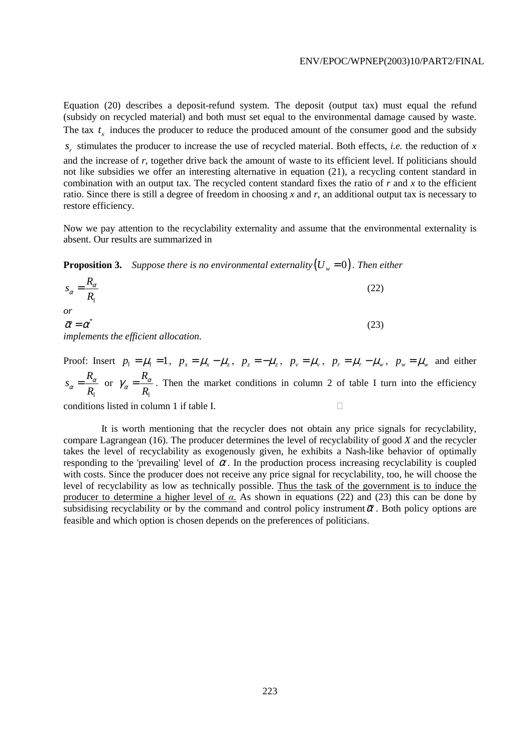Equation (20) describes a deposit-refund system. The deposit (output tax) must equal the refund (subsidy on recycled material) and both must set equal to the environmental damage caused by waste. The tax $t_x$ induces the producer to reduce the produced amount of the consumer good and the subsidy $s_r$ stimulates the producer to increase the use of recycled material. Both effects, *i.e.* the reduction of *x* and the increase of *r*, together drive back the amount of waste to its efficient level. If politicians should not like subsidies we offer an interesting alternative in equation (21), a recycling content standard in combination with an output tax. The recycled content standard fixes the ratio of *r* and *x* to the efficient ratio. Since there is still a degree of freedom in choosing *x* and *r*, an additional output tax is necessary to restore efficiency.

Now we pay attention to the recyclability externality and assume that the environmental externality is absent. Our results are summarized in

**Proposition 3.** *Suppose there is no environmental externality* $(U_w = 0)$. *Then either*

$$s_\alpha = \frac{R_\alpha}{R_l} \tag{22}$$

*or*

$$\bar{\alpha} = \alpha^* \tag{23}$$

*implements the efficient allocation.*

Proof: Insert $p_l = \mu_l = 1$, $p_x = \mu_x - \mu_z$, $p_z = -\mu_z$, $p_v = \mu_v$, $p_r = \mu_r - \mu_w$, $p_w = \mu_w$ and either $s_\alpha = \frac{R_\alpha}{R_l}$ or $\gamma_\alpha = \frac{R_\alpha}{R_l}$. Then the market conditions in column 2 of table I turn into the efficiency conditions listed in column 1 if table I. □

It is worth mentioning that the recycler does not obtain any price signals for recyclability, compare Lagrangean (16). The producer determines the level of recyclability of good *X* and the recycler takes the level of recyclability as exogenously given, he exhibits a Nash-like behavior of optimally responding to the 'prevailing' level of $\alpha$. In the production process increasing recyclability is coupled with costs. Since the producer does not receive any price signal for recyclability, too, he will choose the level of recyclability as low as technically possible. Thus the task of the government is to induce the producer to determine a higher level of *α*. As shown in equations (22) and (23) this can be done by subsidising recyclability or by the command and control policy instrument $\bar{\alpha}$. Both policy options are feasible and which option is chosen depends on the preferences of politicians.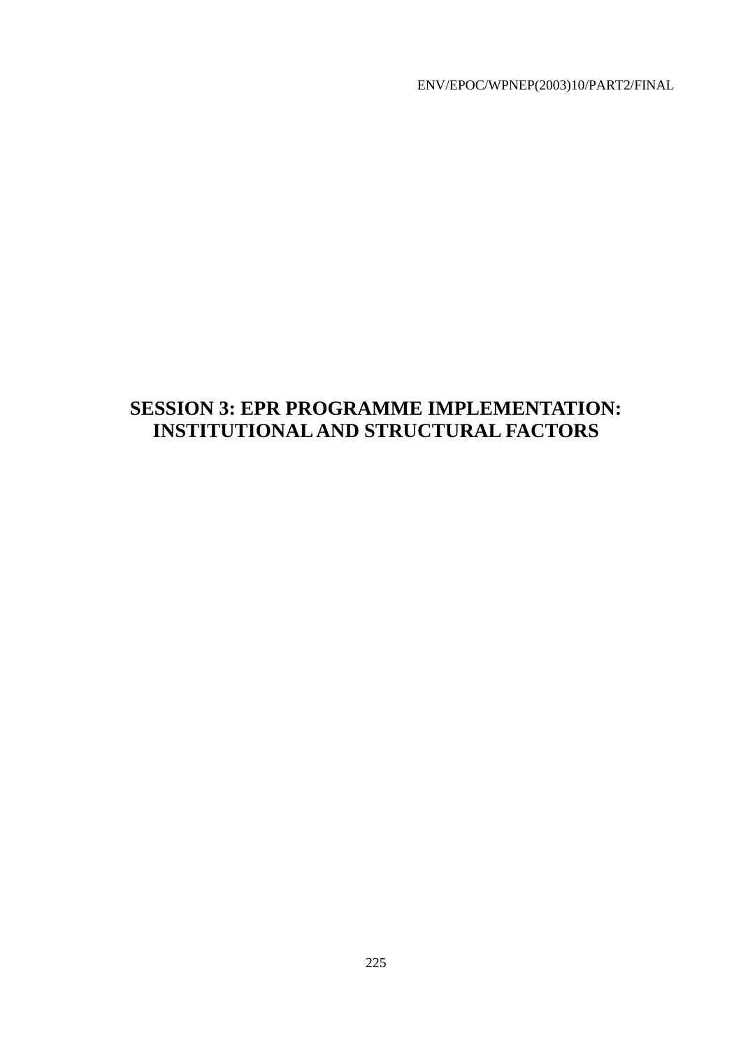# SESSION 3: EPR PROGRAMME IMPLEMENTATION: INSTITUTIONAL AND STRUCTURAL FACTORS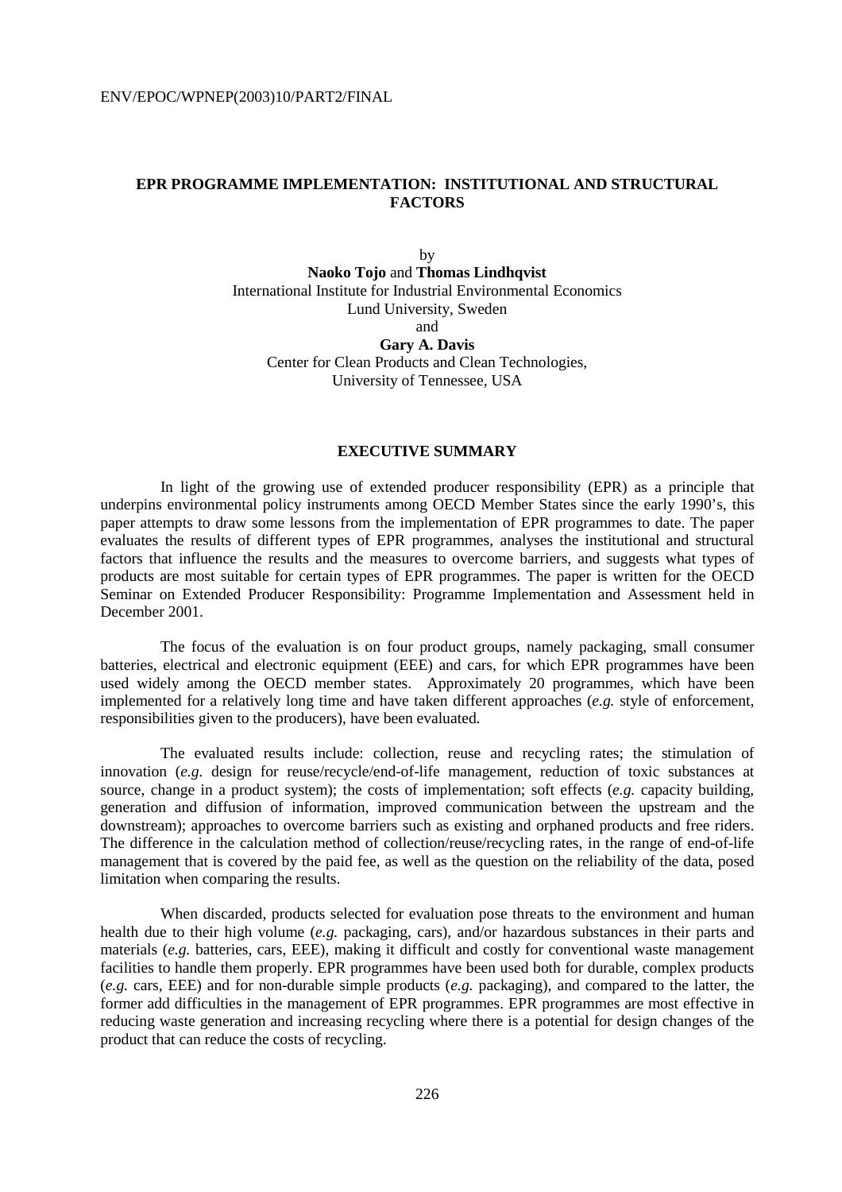# EPR PROGRAMME IMPLEMENTATION: INSTITUTIONAL AND STRUCTURAL FACTORS

by

**Naoko Tojo** and **Thomas Lindhqvist**
International Institute for Industrial Environmental Economics
Lund University, Sweden
and
**Gary A. Davis**
Center for Clean Products and Clean Technologies,
University of Tennessee, USA

## EXECUTIVE SUMMARY

In light of the growing use of extended producer responsibility (EPR) as a principle that underpins environmental policy instruments among OECD Member States since the early 1990's, this paper attempts to draw some lessons from the implementation of EPR programmes to date. The paper evaluates the results of different types of EPR programmes, analyses the institutional and structural factors that influence the results and the measures to overcome barriers, and suggests what types of products are most suitable for certain types of EPR programmes. The paper is written for the OECD Seminar on Extended Producer Responsibility: Programme Implementation and Assessment held in December 2001.

The focus of the evaluation is on four product groups, namely packaging, small consumer batteries, electrical and electronic equipment (EEE) and cars, for which EPR programmes have been used widely among the OECD member states. Approximately 20 programmes, which have been implemented for a relatively long time and have taken different approaches (*e.g.* style of enforcement, responsibilities given to the producers), have been evaluated.

The evaluated results include: collection, reuse and recycling rates; the stimulation of innovation (*e.g.* design for reuse/recycle/end-of-life management, reduction of toxic substances at source, change in a product system); the costs of implementation; soft effects (*e.g.* capacity building, generation and diffusion of information, improved communication between the upstream and the downstream); approaches to overcome barriers such as existing and orphaned products and free riders. The difference in the calculation method of collection/reuse/recycling rates, in the range of end-of-life management that is covered by the paid fee, as well as the question on the reliability of the data, posed limitation when comparing the results.

When discarded, products selected for evaluation pose threats to the environment and human health due to their high volume (*e.g.* packaging, cars), and/or hazardous substances in their parts and materials (*e.g.* batteries, cars, EEE), making it difficult and costly for conventional waste management facilities to handle them properly. EPR programmes have been used both for durable, complex products (*e.g.* cars, EEE) and for non-durable simple products (*e.g.* packaging), and compared to the latter, the former add difficulties in the management of EPR programmes. EPR programmes are most effective in reducing waste generation and increasing recycling where there is a potential for design changes of the product that can reduce the costs of recycling.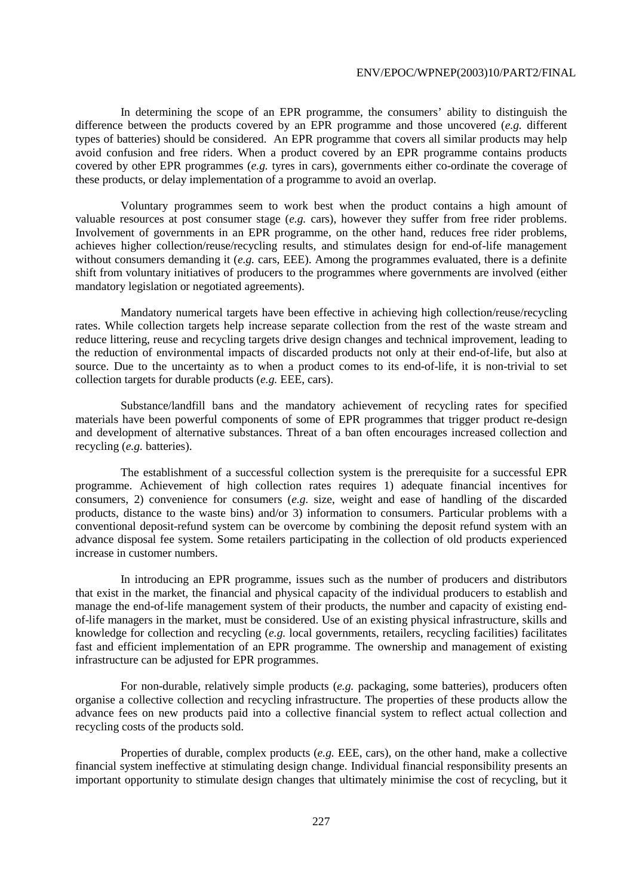In determining the scope of an EPR programme, the consumers' ability to distinguish the difference between the products covered by an EPR programme and those uncovered (*e.g.* different types of batteries) should be considered. An EPR programme that covers all similar products may help avoid confusion and free riders. When a product covered by an EPR programme contains products covered by other EPR programmes (*e.g.* tyres in cars), governments either co-ordinate the coverage of these products, or delay implementation of a programme to avoid an overlap.

Voluntary programmes seem to work best when the product contains a high amount of valuable resources at post consumer stage (*e.g.* cars), however they suffer from free rider problems. Involvement of governments in an EPR programme, on the other hand, reduces free rider problems, achieves higher collection/reuse/recycling results, and stimulates design for end-of-life management without consumers demanding it (*e.g.* cars, EEE). Among the programmes evaluated, there is a definite shift from voluntary initiatives of producers to the programmes where governments are involved (either mandatory legislation or negotiated agreements).

Mandatory numerical targets have been effective in achieving high collection/reuse/recycling rates. While collection targets help increase separate collection from the rest of the waste stream and reduce littering, reuse and recycling targets drive design changes and technical improvement, leading to the reduction of environmental impacts of discarded products not only at their end-of-life, but also at source. Due to the uncertainty as to when a product comes to its end-of-life, it is non-trivial to set collection targets for durable products (*e.g.* EEE, cars).

Substance/landfill bans and the mandatory achievement of recycling rates for specified materials have been powerful components of some of EPR programmes that trigger product re-design and development of alternative substances. Threat of a ban often encourages increased collection and recycling (*e.g.* batteries).

The establishment of a successful collection system is the prerequisite for a successful EPR programme. Achievement of high collection rates requires 1) adequate financial incentives for consumers, 2) convenience for consumers (*e.g.* size, weight and ease of handling of the discarded products, distance to the waste bins) and/or 3) information to consumers. Particular problems with a conventional deposit-refund system can be overcome by combining the deposit refund system with an advance disposal fee system. Some retailers participating in the collection of old products experienced increase in customer numbers.

In introducing an EPR programme, issues such as the number of producers and distributors that exist in the market, the financial and physical capacity of the individual producers to establish and manage the end-of-life management system of their products, the number and capacity of existing end-of-life managers in the market, must be considered. Use of an existing physical infrastructure, skills and knowledge for collection and recycling (*e.g.* local governments, retailers, recycling facilities) facilitates fast and efficient implementation of an EPR programme. The ownership and management of existing infrastructure can be adjusted for EPR programmes.

For non-durable, relatively simple products (*e.g.* packaging, some batteries), producers often organise a collective collection and recycling infrastructure. The properties of these products allow the advance fees on new products paid into a collective financial system to reflect actual collection and recycling costs of the products sold.

Properties of durable, complex products (*e.g.* EEE, cars), on the other hand, make a collective financial system ineffective at stimulating design change. Individual financial responsibility presents an important opportunity to stimulate design changes that ultimately minimise the cost of recycling, but it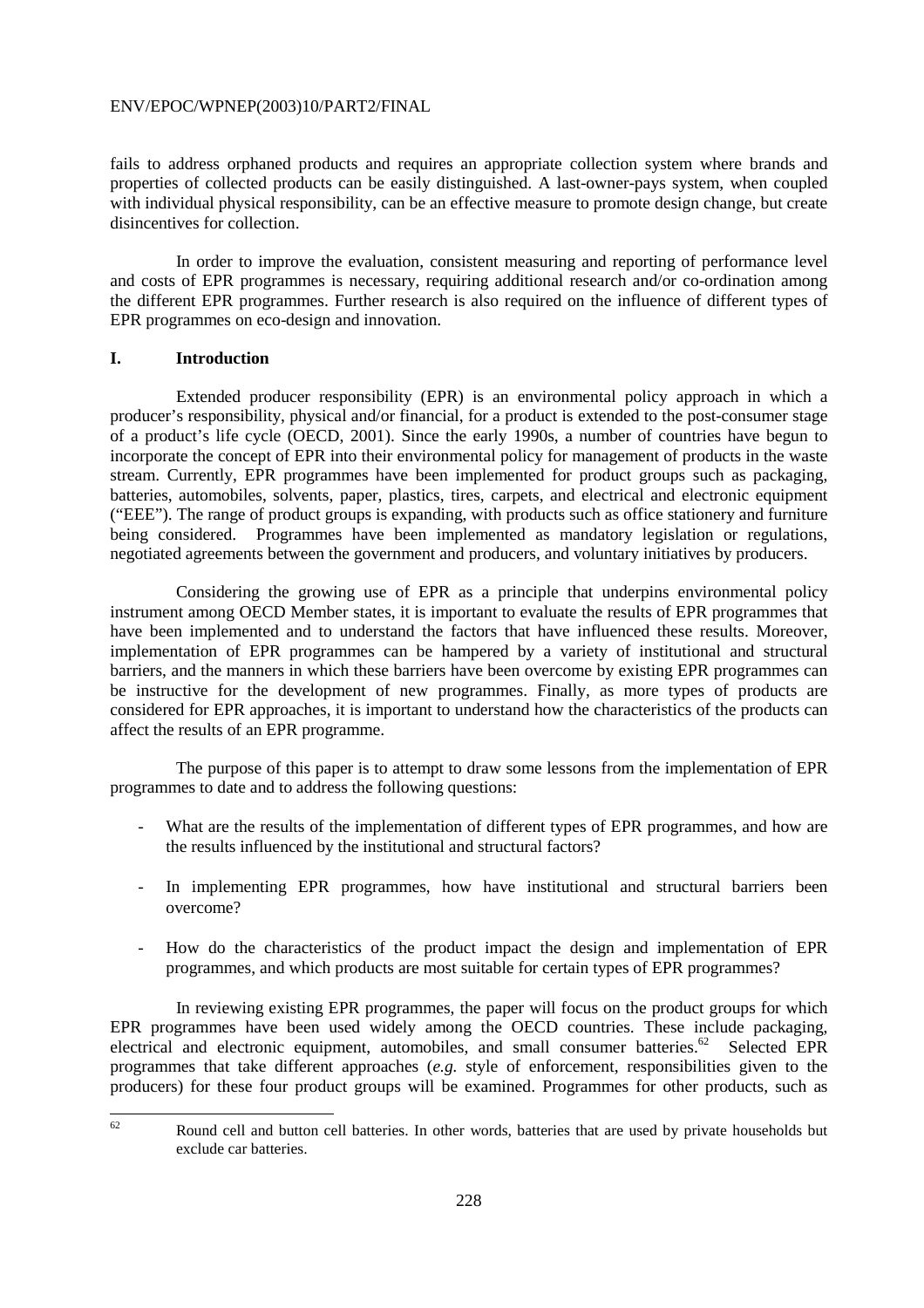fails to address orphaned products and requires an appropriate collection system where brands and properties of collected products can be easily distinguished. A last-owner-pays system, when coupled with individual physical responsibility, can be an effective measure to promote design change, but create disincentives for collection.

In order to improve the evaluation, consistent measuring and reporting of performance level and costs of EPR programmes is necessary, requiring additional research and/or co-ordination among the different EPR programmes. Further research is also required on the influence of different types of EPR programmes on eco-design and innovation.

## I. Introduction

Extended producer responsibility (EPR) is an environmental policy approach in which a producer's responsibility, physical and/or financial, for a product is extended to the post-consumer stage of a product's life cycle (OECD, 2001). Since the early 1990s, a number of countries have begun to incorporate the concept of EPR into their environmental policy for management of products in the waste stream. Currently, EPR programmes have been implemented for product groups such as packaging, batteries, automobiles, solvents, paper, plastics, tires, carpets, and electrical and electronic equipment ("EEE"). The range of product groups is expanding, with products such as office stationery and furniture being considered. Programmes have been implemented as mandatory legislation or regulations, negotiated agreements between the government and producers, and voluntary initiatives by producers.

Considering the growing use of EPR as a principle that underpins environmental policy instrument among OECD Member states, it is important to evaluate the results of EPR programmes that have been implemented and to understand the factors that have influenced these results. Moreover, implementation of EPR programmes can be hampered by a variety of institutional and structural barriers, and the manners in which these barriers have been overcome by existing EPR programmes can be instructive for the development of new programmes. Finally, as more types of products are considered for EPR approaches, it is important to understand how the characteristics of the products can affect the results of an EPR programme.

The purpose of this paper is to attempt to draw some lessons from the implementation of EPR programmes to date and to address the following questions:

- What are the results of the implementation of different types of EPR programmes, and how are the results influenced by the institutional and structural factors?
- In implementing EPR programmes, how have institutional and structural barriers been overcome?
- How do the characteristics of the product impact the design and implementation of EPR programmes, and which products are most suitable for certain types of EPR programmes?

In reviewing existing EPR programmes, the paper will focus on the product groups for which EPR programmes have been used widely among the OECD countries. These include packaging, electrical and electronic equipment, automobiles, and small consumer batteries.[62] Selected EPR programmes that take different approaches (*e.g.* style of enforcement, responsibilities given to the producers) for these four product groups will be examined. Programmes for other products, such as

[62] Round cell and button cell batteries. In other words, batteries that are used by private households but exclude car batteries.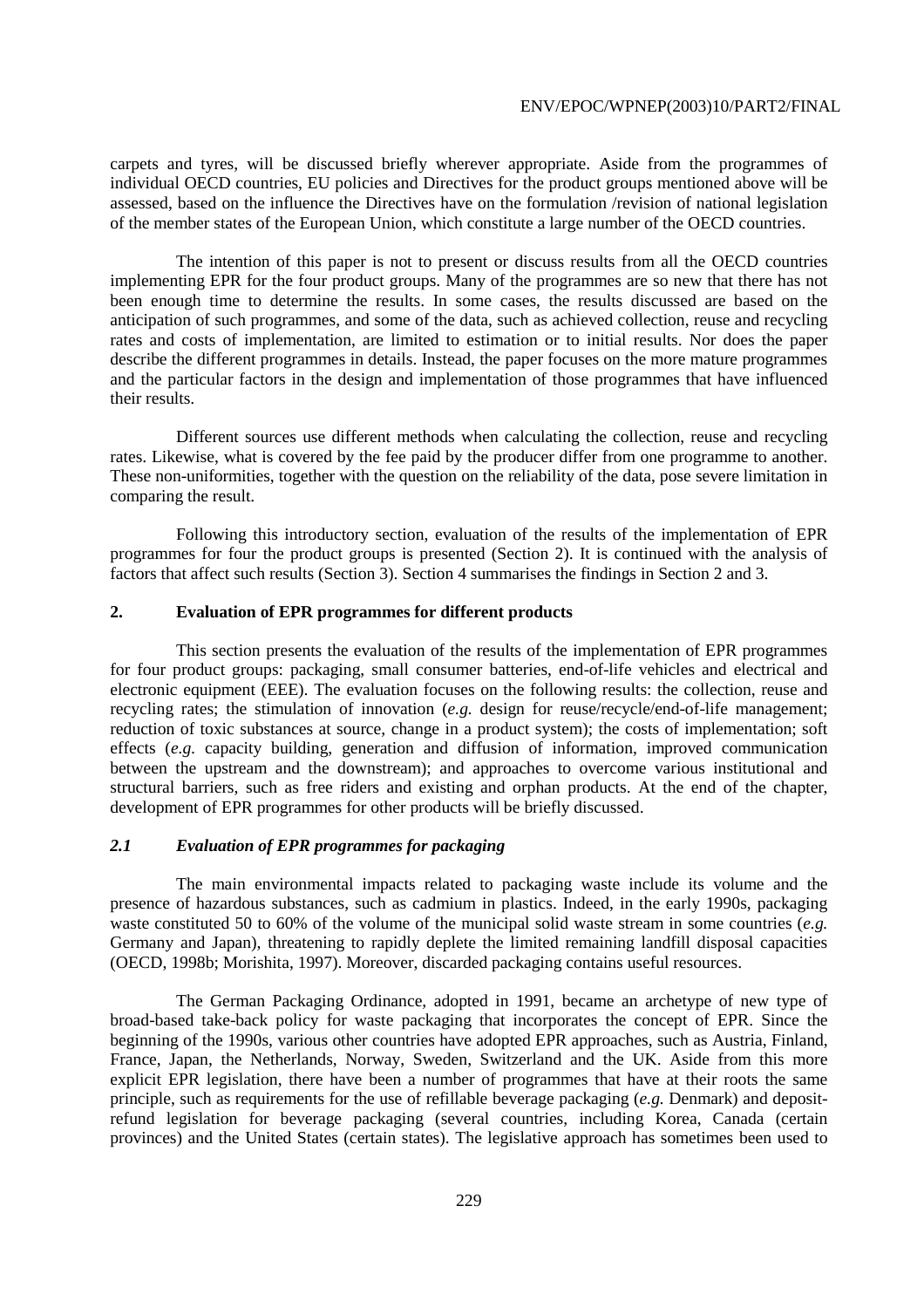carpets and tyres, will be discussed briefly wherever appropriate. Aside from the programmes of individual OECD countries, EU policies and Directives for the product groups mentioned above will be assessed, based on the influence the Directives have on the formulation /revision of national legislation of the member states of the European Union, which constitute a large number of the OECD countries.

The intention of this paper is not to present or discuss results from all the OECD countries implementing EPR for the four product groups. Many of the programmes are so new that there has not been enough time to determine the results. In some cases, the results discussed are based on the anticipation of such programmes, and some of the data, such as achieved collection, reuse and recycling rates and costs of implementation, are limited to estimation or to initial results. Nor does the paper describe the different programmes in details. Instead, the paper focuses on the more mature programmes and the particular factors in the design and implementation of those programmes that have influenced their results.

Different sources use different methods when calculating the collection, reuse and recycling rates. Likewise, what is covered by the fee paid by the producer differ from one programme to another. These non-uniformities, together with the question on the reliability of the data, pose severe limitation in comparing the result.

Following this introductory section, evaluation of the results of the implementation of EPR programmes for four the product groups is presented (Section 2). It is continued with the analysis of factors that affect such results (Section 3). Section 4 summarises the findings in Section 2 and 3.

## 2. Evaluation of EPR programmes for different products

This section presents the evaluation of the results of the implementation of EPR programmes for four product groups: packaging, small consumer batteries, end-of-life vehicles and electrical and electronic equipment (EEE). The evaluation focuses on the following results: the collection, reuse and recycling rates; the stimulation of innovation (*e.g.* design for reuse/recycle/end-of-life management; reduction of toxic substances at source, change in a product system); the costs of implementation; soft effects (*e.g.* capacity building, generation and diffusion of information, improved communication between the upstream and the downstream); and approaches to overcome various institutional and structural barriers, such as free riders and existing and orphan products. At the end of the chapter, development of EPR programmes for other products will be briefly discussed.

### *2.1 Evaluation of EPR programmes for packaging*

The main environmental impacts related to packaging waste include its volume and the presence of hazardous substances, such as cadmium in plastics. Indeed, in the early 1990s, packaging waste constituted 50 to 60% of the volume of the municipal solid waste stream in some countries (*e.g.* Germany and Japan), threatening to rapidly deplete the limited remaining landfill disposal capacities (OECD, 1998b; Morishita, 1997). Moreover, discarded packaging contains useful resources.

The German Packaging Ordinance, adopted in 1991, became an archetype of new type of broad-based take-back policy for waste packaging that incorporates the concept of EPR. Since the beginning of the 1990s, various other countries have adopted EPR approaches, such as Austria, Finland, France, Japan, the Netherlands, Norway, Sweden, Switzerland and the UK. Aside from this more explicit EPR legislation, there have been a number of programmes that have at their roots the same principle, such as requirements for the use of refillable beverage packaging (*e.g.* Denmark) and deposit-refund legislation for beverage packaging (several countries, including Korea, Canada (certain provinces) and the United States (certain states). The legislative approach has sometimes been used to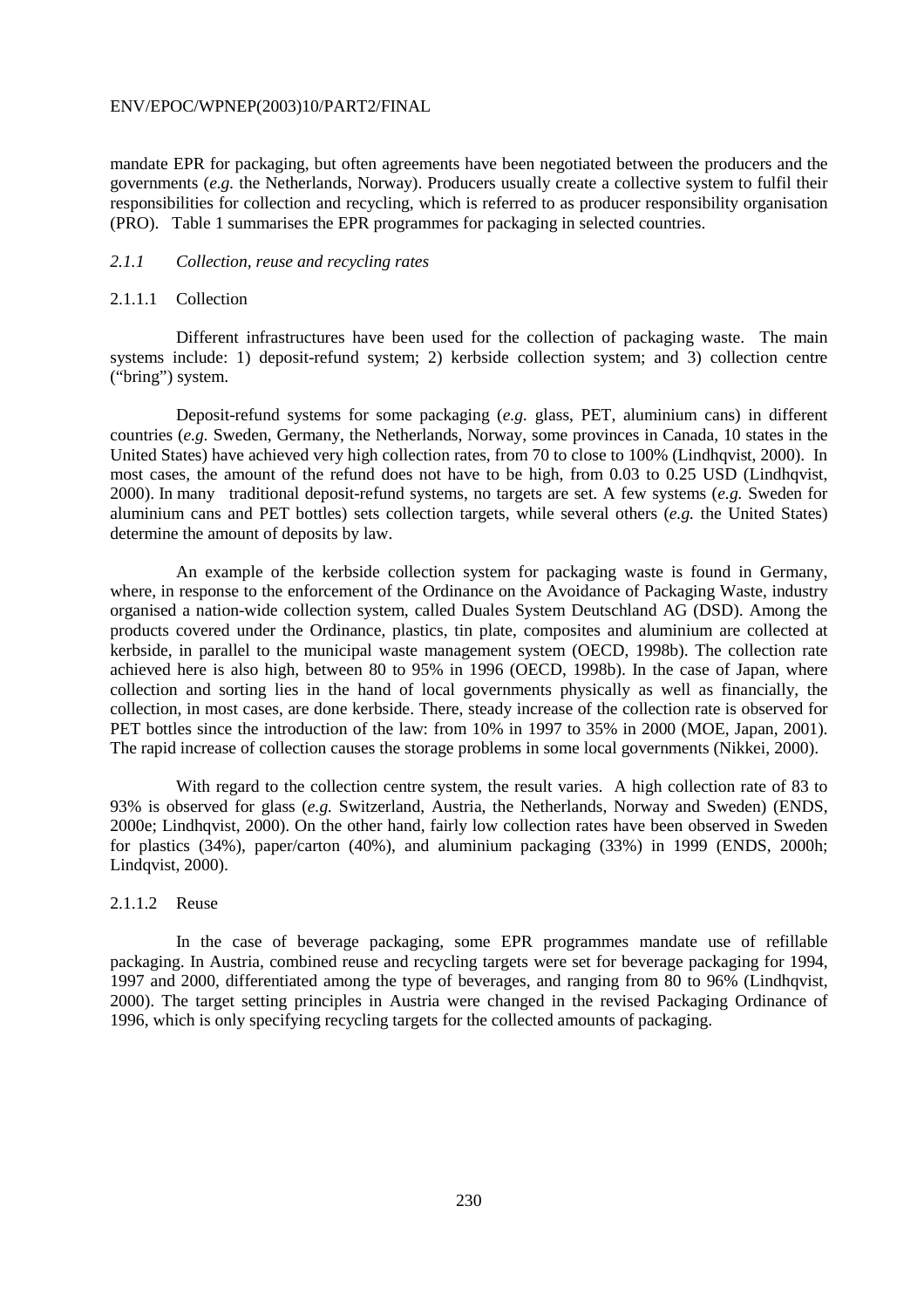mandate EPR for packaging, but often agreements have been negotiated between the producers and the governments (*e.g.* the Netherlands, Norway). Producers usually create a collective system to fulfil their responsibilities for collection and recycling, which is referred to as producer responsibility organisation (PRO). Table 1 summarises the EPR programmes for packaging in selected countries.

### *2.1.1 Collection, reuse and recycling rates*

#### 2.1.1.1 Collection

Different infrastructures have been used for the collection of packaging waste. The main systems include: 1) deposit-refund system; 2) kerbside collection system; and 3) collection centre ("bring") system.

Deposit-refund systems for some packaging (*e.g.* glass, PET, aluminium cans) in different countries (*e.g.* Sweden, Germany, the Netherlands, Norway, some provinces in Canada, 10 states in the United States) have achieved very high collection rates, from 70 to close to 100% (Lindhqvist, 2000). In most cases, the amount of the refund does not have to be high, from 0.03 to 0.25 USD (Lindhqvist, 2000). In many traditional deposit-refund systems, no targets are set. A few systems (*e.g.* Sweden for aluminium cans and PET bottles) sets collection targets, while several others (*e.g.* the United States) determine the amount of deposits by law.

An example of the kerbside collection system for packaging waste is found in Germany, where, in response to the enforcement of the Ordinance on the Avoidance of Packaging Waste, industry organised a nation-wide collection system, called Duales System Deutschland AG (DSD). Among the products covered under the Ordinance, plastics, tin plate, composites and aluminium are collected at kerbside, in parallel to the municipal waste management system (OECD, 1998b). The collection rate achieved here is also high, between 80 to 95% in 1996 (OECD, 1998b). In the case of Japan, where collection and sorting lies in the hand of local governments physically as well as financially, the collection, in most cases, are done kerbside. There, steady increase of the collection rate is observed for PET bottles since the introduction of the law: from 10% in 1997 to 35% in 2000 (MOE, Japan, 2001). The rapid increase of collection causes the storage problems in some local governments (Nikkei, 2000).

With regard to the collection centre system, the result varies. A high collection rate of 83 to 93% is observed for glass (*e.g.* Switzerland, Austria, the Netherlands, Norway and Sweden) (ENDS, 2000e; Lindhqvist, 2000). On the other hand, fairly low collection rates have been observed in Sweden for plastics (34%), paper/carton (40%), and aluminium packaging (33%) in 1999 (ENDS, 2000h; Lindqvist, 2000).

#### 2.1.1.2 Reuse

In the case of beverage packaging, some EPR programmes mandate use of refillable packaging. In Austria, combined reuse and recycling targets were set for beverage packaging for 1994, 1997 and 2000, differentiated among the type of beverages, and ranging from 80 to 96% (Lindhqvist, 2000). The target setting principles in Austria were changed in the revised Packaging Ordinance of 1996, which is only specifying recycling targets for the collected amounts of packaging.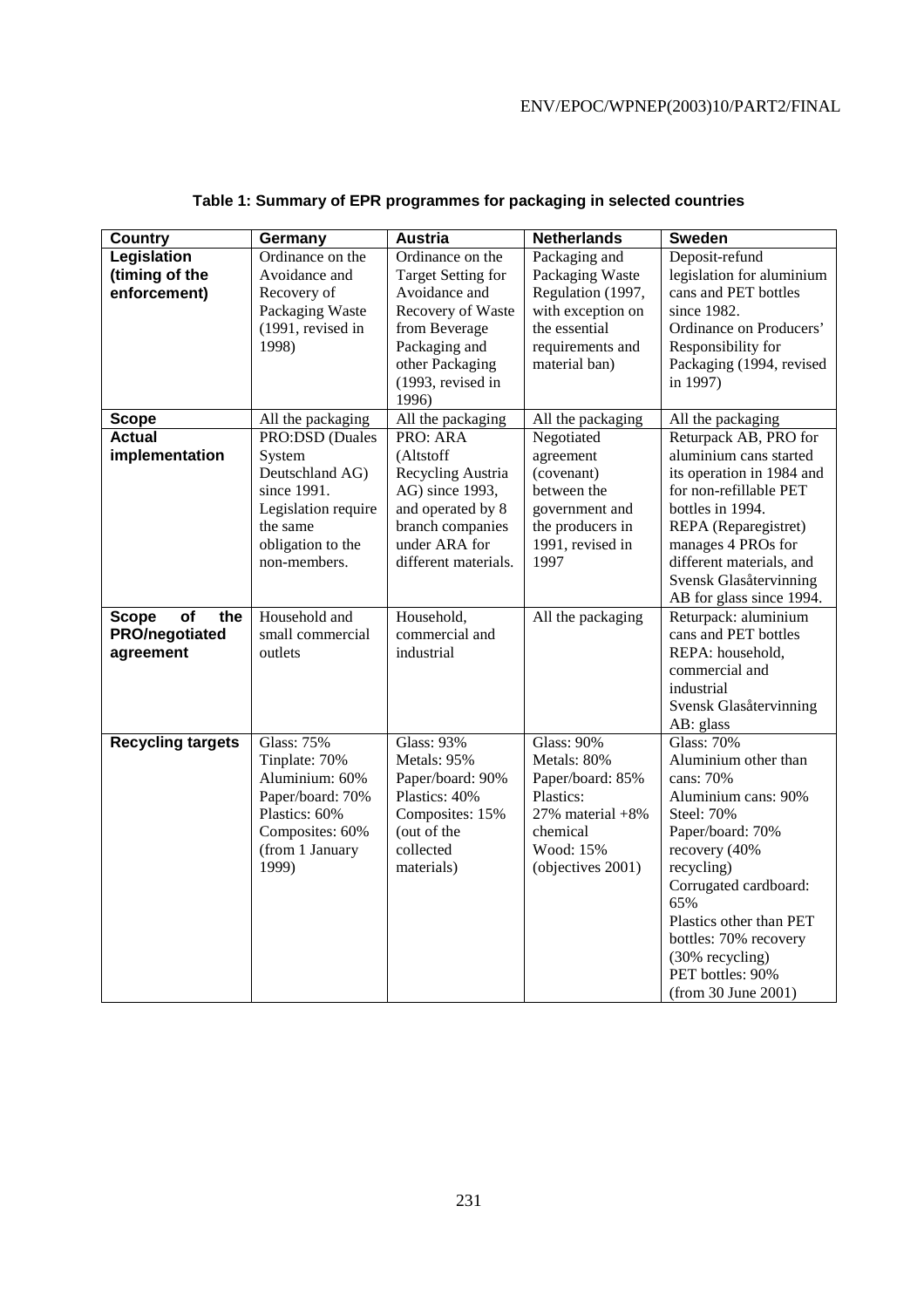**Table 1: Summary of EPR programmes for packaging in selected countries**

| Country | Germany | Austria | Netherlands | Sweden |
|---|---|---|---|---|
| **Legislation (timing of the enforcement)** | Ordinance on the Avoidance and Recovery of Packaging Waste (1991, revised in 1998) | Ordinance on the Target Setting for Avoidance and Recovery of Waste from Beverage Packaging and other Packaging (1993, revised in 1996) | Packaging and Packaging Waste Regulation (1997, with exception on the essential requirements and material ban) | Deposit-refund legislation for aluminium cans and PET bottles since 1982. Ordinance on Producers' Responsibility for Packaging (1994, revised in 1997) |
| **Scope** | All the packaging | All the packaging | All the packaging | All the packaging |
| **Actual implementation** | PRO:DSD (Duales System Deutschland AG) since 1991. Legislation require the same obligation to the non-members. | PRO: ARA (Altstoff Recycling Austria AG) since 1993, and operated by 8 branch companies under ARA for different materials. | Negotiated agreement (covenant) between the government and the producers in 1991, revised in 1997 | Returpack AB, PRO for aluminium cans started its operation in 1984 and for non-refillable PET bottles in 1994. REPA (Reparegistret) manages 4 PROs for different materials, and Svensk Glasåtervinning AB for glass since 1994. |
| **Scope of the PRO/negotiated agreement** | Household and small commercial outlets | Household, commercial and industrial | All the packaging | Returpack: aluminium cans and PET bottles<br>REPA: household, commercial and industrial<br>Svensk Glasåtervinning AB: glass |
| **Recycling targets** | Glass: 75%<br>Tinplate: 70%<br>Aluminium: 60%<br>Paper/board: 70%<br>Plastics: 60%<br>Composites: 60%<br>(from 1 January 1999) | Glass: 93%<br>Metals: 95%<br>Paper/board: 90%<br>Plastics: 40%<br>Composites: 15%<br>(out of the collected materials) | Glass: 90%<br>Metals: 80%<br>Paper/board: 85%<br>Plastics: 27% material +8% chemical<br>Wood: 15%<br>(objectives 2001) | Glass: 70%<br>Aluminium other than cans: 70%<br>Aluminium cans: 90%<br>Steel: 70%<br>Paper/board: 70% recovery (40% recycling)<br>Corrugated cardboard: 65%<br>Plastics other than PET bottles: 70% recovery (30% recycling)<br>PET bottles: 90%<br>(from 30 June 2001) |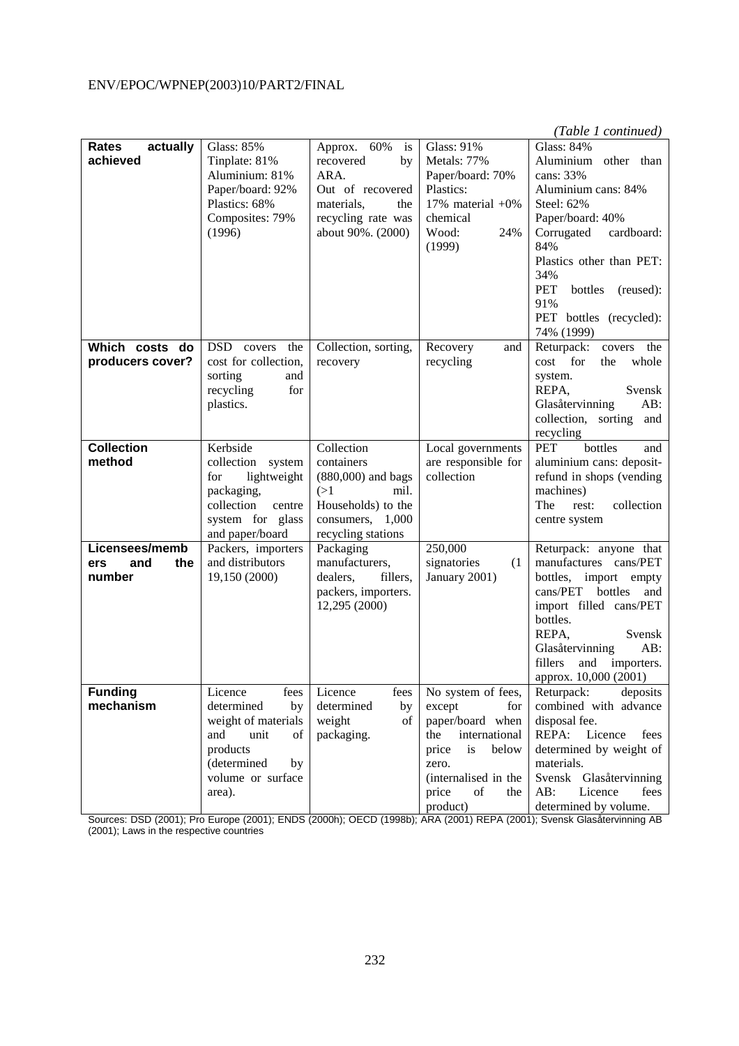*(Table 1 continued)*

| | | | | |
|---|---|---|---|---|
| **Rates actually achieved** | Glass: 85%<br>Tinplate: 81%<br>Aluminium: 81%<br>Paper/board: 92%<br>Plastics: 68%<br>Composites: 79%<br>(1996) | Approx. 60% is recovered by ARA.<br>Out of recovered materials, the recycling rate was about 90%. (2000) | Glass: 91%<br>Metals: 77%<br>Paper/board: 70%<br>Plastics:<br>17% material +0% chemical<br>Wood: 24%<br>(1999) | Glass: 84%<br>Aluminium other than cans: 33%<br>Aluminium cans: 84%<br>Steel: 62%<br>Paper/board: 40%<br>Corrugated cardboard: 84%<br>Plastics other than PET: 34%<br>PET bottles (reused): 91%<br>PET bottles (recycled): 74% (1999) |
| **Which costs do producers cover?** | DSD covers the cost for collection, sorting and recycling for plastics. | Collection, sorting, recovery | Recovery and recycling | Returpack: covers the cost for the whole system.<br>REPA, Svensk Glasåtervinning AB: collection, sorting and recycling |
| **Collection method** | Kerbside collection system for lightweight packaging, collection centre system for glass and paper/board | Collection containers (880,000) and bags (>1 mil. Households) to the consumers, 1,000 recycling stations | Local governments are responsible for collection | PET bottles and aluminium cans: deposit-refund in shops (vending machines)<br>The rest: collection centre system |
| **Licensees/members and the number** | Packers, importers and distributors<br>19,150 (2000) | Packaging manufacturers, dealers, fillers, packers, importers.<br>12,295 (2000) | 250,000 signatories (1 January 2001) | Returpack: anyone that manufactures cans/PET bottles, import empty cans/PET bottles and import filled cans/PET bottles.<br>REPA, Svensk Glasåtervinning AB: fillers and importers.<br>approx. 10,000 (2001) |
| **Funding mechanism** | Licence fees determined by weight of materials and unit of products (determined by volume or surface area). | Licence fees determined by weight of packaging. | No system of fees, except for paper/board when the international price is below zero.<br>(internalised in the price of the product) | Returpack: deposits combined with advance disposal fee.<br>REPA: Licence fees determined by weight of materials.<br>Svensk Glasåtervinning AB: Licence fees determined by volume. |

Sources: DSD (2001); Pro Europe (2001); ENDS (2000h); OECD (1998b); ARA (2001) REPA (2001); Svensk Glasåtervinning AB (2001); Laws in the respective countries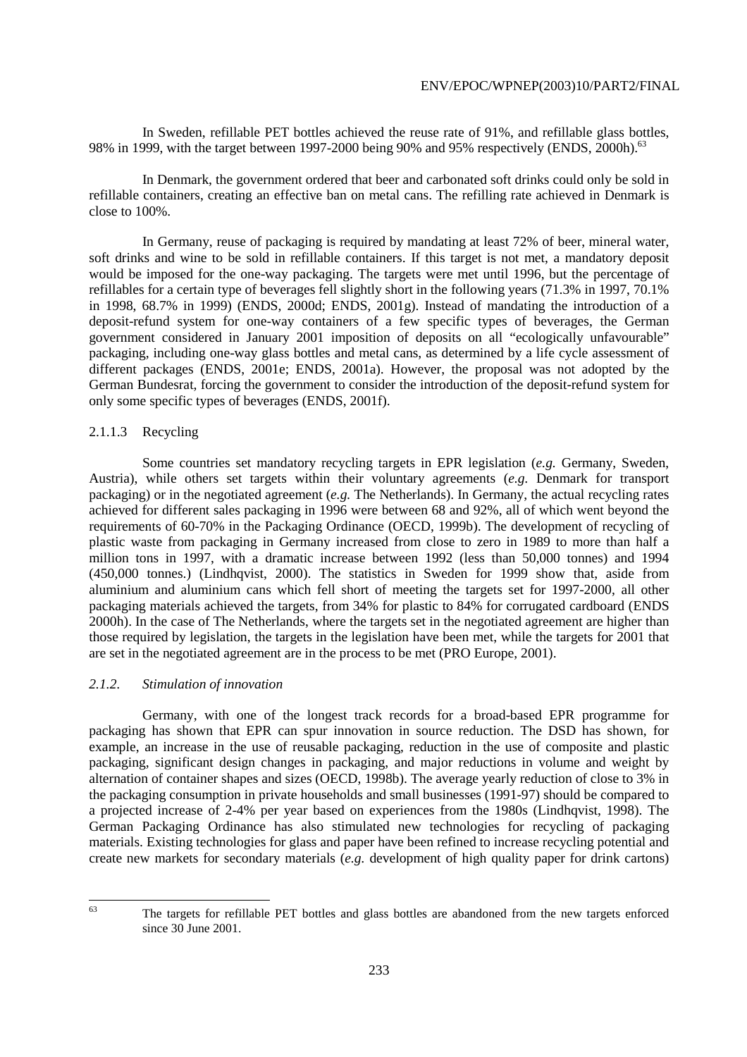In Sweden, refillable PET bottles achieved the reuse rate of 91%, and refillable glass bottles, 98% in 1999, with the target between 1997-2000 being 90% and 95% respectively (ENDS, 2000h).[63]

In Denmark, the government ordered that beer and carbonated soft drinks could only be sold in refillable containers, creating an effective ban on metal cans. The refilling rate achieved in Denmark is close to 100%.

In Germany, reuse of packaging is required by mandating at least 72% of beer, mineral water, soft drinks and wine to be sold in refillable containers. If this target is not met, a mandatory deposit would be imposed for the one-way packaging. The targets were met until 1996, but the percentage of refillables for a certain type of beverages fell slightly short in the following years (71.3% in 1997, 70.1% in 1998, 68.7% in 1999) (ENDS, 2000d; ENDS, 2001g). Instead of mandating the introduction of a deposit-refund system for one-way containers of a few specific types of beverages, the German government considered in January 2001 imposition of deposits on all "ecologically unfavourable" packaging, including one-way glass bottles and metal cans, as determined by a life cycle assessment of different packages (ENDS, 2001e; ENDS, 2001a). However, the proposal was not adopted by the German Bundesrat, forcing the government to consider the introduction of the deposit-refund system for only some specific types of beverages (ENDS, 2001f).

#### 2.1.1.3 Recycling

Some countries set mandatory recycling targets in EPR legislation (*e.g.* Germany, Sweden, Austria), while others set targets within their voluntary agreements (*e.g.* Denmark for transport packaging) or in the negotiated agreement (*e.g.* The Netherlands). In Germany, the actual recycling rates achieved for different sales packaging in 1996 were between 68 and 92%, all of which went beyond the requirements of 60-70% in the Packaging Ordinance (OECD, 1999b). The development of recycling of plastic waste from packaging in Germany increased from close to zero in 1989 to more than half a million tons in 1997, with a dramatic increase between 1992 (less than 50,000 tonnes) and 1994 (450,000 tonnes.) (Lindhqvist, 2000). The statistics in Sweden for 1999 show that, aside from aluminium and aluminium cans which fell short of meeting the targets set for 1997-2000, all other packaging materials achieved the targets, from 34% for plastic to 84% for corrugated cardboard (ENDS 2000h). In the case of The Netherlands, where the targets set in the negotiated agreement are higher than those required by legislation, the targets in the legislation have been met, while the targets for 2001 that are set in the negotiated agreement are in the process to be met (PRO Europe, 2001).

### *2.1.2. Stimulation of innovation*

Germany, with one of the longest track records for a broad-based EPR programme for packaging has shown that EPR can spur innovation in source reduction. The DSD has shown, for example, an increase in the use of reusable packaging, reduction in the use of composite and plastic packaging, significant design changes in packaging, and major reductions in volume and weight by alternation of container shapes and sizes (OECD, 1998b). The average yearly reduction of close to 3% in the packaging consumption in private households and small businesses (1991-97) should be compared to a projected increase of 2-4% per year based on experiences from the 1980s (Lindhqvist, 1998). The German Packaging Ordinance has also stimulated new technologies for recycling of packaging materials. Existing technologies for glass and paper have been refined to increase recycling potential and create new markets for secondary materials (*e.g.* development of high quality paper for drink cartons)

---

[63] The targets for refillable PET bottles and glass bottles are abandoned from the new targets enforced since 30 June 2001.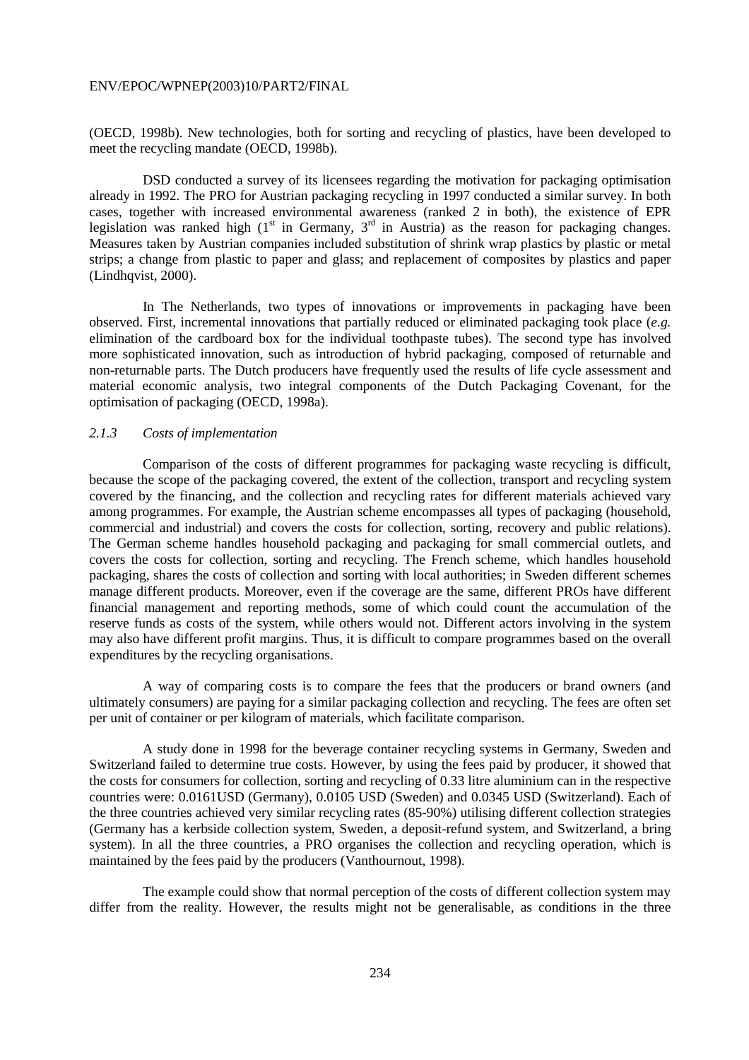(OECD, 1998b). New technologies, both for sorting and recycling of plastics, have been developed to meet the recycling mandate (OECD, 1998b).

DSD conducted a survey of its licensees regarding the motivation for packaging optimisation already in 1992. The PRO for Austrian packaging recycling in 1997 conducted a similar survey. In both cases, together with increased environmental awareness (ranked 2 in both), the existence of EPR legislation was ranked high (1st in Germany, 3rd in Austria) as the reason for packaging changes. Measures taken by Austrian companies included substitution of shrink wrap plastics by plastic or metal strips; a change from plastic to paper and glass; and replacement of composites by plastics and paper (Lindhqvist, 2000).

In The Netherlands, two types of innovations or improvements in packaging have been observed. First, incremental innovations that partially reduced or eliminated packaging took place (*e.g.* elimination of the cardboard box for the individual toothpaste tubes). The second type has involved more sophisticated innovation, such as introduction of hybrid packaging, composed of returnable and non-returnable parts. The Dutch producers have frequently used the results of life cycle assessment and material economic analysis, two integral components of the Dutch Packaging Covenant, for the optimisation of packaging (OECD, 1998a).

### *2.1.3 Costs of implementation*

Comparison of the costs of different programmes for packaging waste recycling is difficult, because the scope of the packaging covered, the extent of the collection, transport and recycling system covered by the financing, and the collection and recycling rates for different materials achieved vary among programmes. For example, the Austrian scheme encompasses all types of packaging (household, commercial and industrial) and covers the costs for collection, sorting, recovery and public relations). The German scheme handles household packaging and packaging for small commercial outlets, and covers the costs for collection, sorting and recycling. The French scheme, which handles household packaging, shares the costs of collection and sorting with local authorities; in Sweden different schemes manage different products. Moreover, even if the coverage are the same, different PROs have different financial management and reporting methods, some of which could count the accumulation of the reserve funds as costs of the system, while others would not. Different actors involving in the system may also have different profit margins. Thus, it is difficult to compare programmes based on the overall expenditures by the recycling organisations.

A way of comparing costs is to compare the fees that the producers or brand owners (and ultimately consumers) are paying for a similar packaging collection and recycling. The fees are often set per unit of container or per kilogram of materials, which facilitate comparison.

A study done in 1998 for the beverage container recycling systems in Germany, Sweden and Switzerland failed to determine true costs. However, by using the fees paid by producer, it showed that the costs for consumers for collection, sorting and recycling of 0.33 litre aluminium can in the respective countries were: 0.0161USD (Germany), 0.0105 USD (Sweden) and 0.0345 USD (Switzerland). Each of the three countries achieved very similar recycling rates (85-90%) utilising different collection strategies (Germany has a kerbside collection system, Sweden, a deposit-refund system, and Switzerland, a bring system). In all the three countries, a PRO organises the collection and recycling operation, which is maintained by the fees paid by the producers (Vanthournout, 1998).

The example could show that normal perception of the costs of different collection system may differ from the reality. However, the results might not be generalisable, as conditions in the three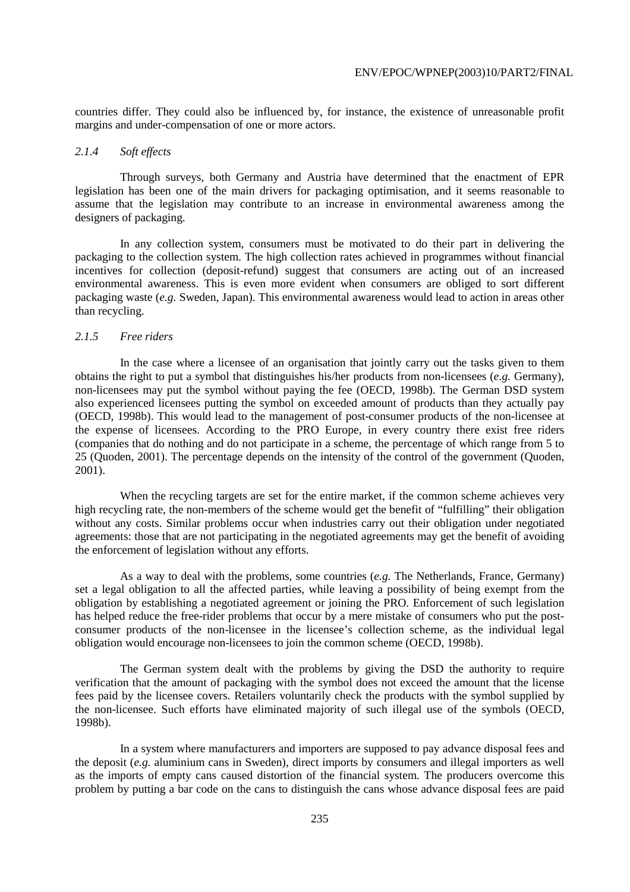countries differ. They could also be influenced by, for instance, the existence of unreasonable profit margins and under-compensation of one or more actors.

#### *2.1.4 Soft effects*

Through surveys, both Germany and Austria have determined that the enactment of EPR legislation has been one of the main drivers for packaging optimisation, and it seems reasonable to assume that the legislation may contribute to an increase in environmental awareness among the designers of packaging.

In any collection system, consumers must be motivated to do their part in delivering the packaging to the collection system. The high collection rates achieved in programmes without financial incentives for collection (deposit-refund) suggest that consumers are acting out of an increased environmental awareness. This is even more evident when consumers are obliged to sort different packaging waste (*e.g.* Sweden, Japan). This environmental awareness would lead to action in areas other than recycling.

#### *2.1.5 Free riders*

In the case where a licensee of an organisation that jointly carry out the tasks given to them obtains the right to put a symbol that distinguishes his/her products from non-licensees (*e.g.* Germany), non-licensees may put the symbol without paying the fee (OECD, 1998b). The German DSD system also experienced licensees putting the symbol on exceeded amount of products than they actually pay (OECD, 1998b). This would lead to the management of post-consumer products of the non-licensee at the expense of licensees. According to the PRO Europe, in every country there exist free riders (companies that do nothing and do not participate in a scheme, the percentage of which range from 5 to 25 (Quoden, 2001). The percentage depends on the intensity of the control of the government (Quoden, 2001).

When the recycling targets are set for the entire market, if the common scheme achieves very high recycling rate, the non-members of the scheme would get the benefit of "fulfilling" their obligation without any costs. Similar problems occur when industries carry out their obligation under negotiated agreements: those that are not participating in the negotiated agreements may get the benefit of avoiding the enforcement of legislation without any efforts.

As a way to deal with the problems, some countries (*e.g.* The Netherlands, France, Germany) set a legal obligation to all the affected parties, while leaving a possibility of being exempt from the obligation by establishing a negotiated agreement or joining the PRO. Enforcement of such legislation has helped reduce the free-rider problems that occur by a mere mistake of consumers who put the post-consumer products of the non-licensee in the licensee's collection scheme, as the individual legal obligation would encourage non-licensees to join the common scheme (OECD, 1998b).

The German system dealt with the problems by giving the DSD the authority to require verification that the amount of packaging with the symbol does not exceed the amount that the license fees paid by the licensee covers. Retailers voluntarily check the products with the symbol supplied by the non-licensee. Such efforts have eliminated majority of such illegal use of the symbols (OECD, 1998b).

In a system where manufacturers and importers are supposed to pay advance disposal fees and the deposit (*e.g.* aluminium cans in Sweden), direct imports by consumers and illegal importers as well as the imports of empty cans caused distortion of the financial system. The producers overcome this problem by putting a bar code on the cans to distinguish the cans whose advance disposal fees are paid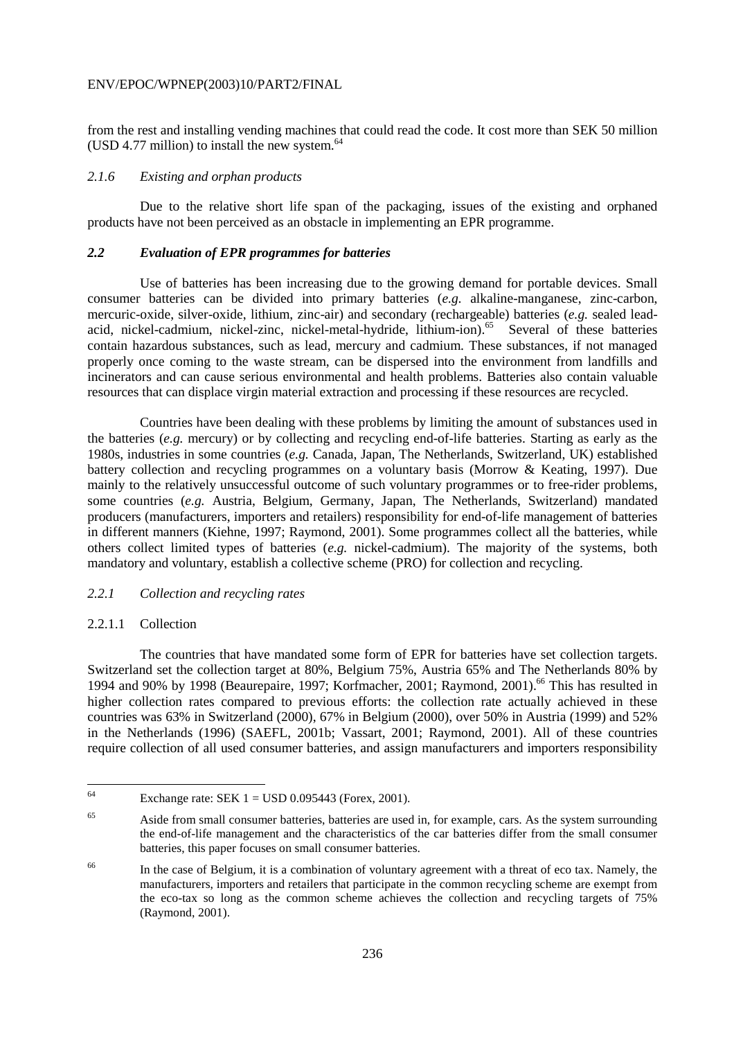from the rest and installing vending machines that could read the code. It cost more than SEK 50 million (USD 4.77 million) to install the new system.[64]

#### *2.1.6 Existing and orphan products*

Due to the relative short life span of the packaging, issues of the existing and orphaned products have not been perceived as an obstacle in implementing an EPR programme.

### ***2.2 Evaluation of EPR programmes for batteries***

Use of batteries has been increasing due to the growing demand for portable devices. Small consumer batteries can be divided into primary batteries (*e.g.* alkaline-manganese, zinc-carbon, mercuric-oxide, silver-oxide, lithium, zinc-air) and secondary (rechargeable) batteries (*e.g.* sealed lead-acid, nickel-cadmium, nickel-zinc, nickel-metal-hydride, lithium-ion).[65] Several of these batteries contain hazardous substances, such as lead, mercury and cadmium. These substances, if not managed properly once coming to the waste stream, can be dispersed into the environment from landfills and incinerators and can cause serious environmental and health problems. Batteries also contain valuable resources that can displace virgin material extraction and processing if these resources are recycled.

Countries have been dealing with these problems by limiting the amount of substances used in the batteries (*e.g.* mercury) or by collecting and recycling end-of-life batteries. Starting as early as the 1980s, industries in some countries (*e.g.* Canada, Japan, The Netherlands, Switzerland, UK) established battery collection and recycling programmes on a voluntary basis (Morrow & Keating, 1997). Due mainly to the relatively unsuccessful outcome of such voluntary programmes or to free-rider problems, some countries (*e.g.* Austria, Belgium, Germany, Japan, The Netherlands, Switzerland) mandated producers (manufacturers, importers and retailers) responsibility for end-of-life management of batteries in different manners (Kiehne, 1997; Raymond, 2001). Some programmes collect all the batteries, while others collect limited types of batteries (*e.g.* nickel-cadmium). The majority of the systems, both mandatory and voluntary, establish a collective scheme (PRO) for collection and recycling.

#### *2.2.1 Collection and recycling rates*

##### 2.2.1.1 Collection

The countries that have mandated some form of EPR for batteries have set collection targets. Switzerland set the collection target at 80%, Belgium 75%, Austria 65% and The Netherlands 80% by 1994 and 90% by 1998 (Beaurepaire, 1997; Korfmacher, 2001; Raymond, 2001).[66] This has resulted in higher collection rates compared to previous efforts: the collection rate actually achieved in these countries was 63% in Switzerland (2000), 67% in Belgium (2000), over 50% in Austria (1999) and 52% in the Netherlands (1996) (SAEFL, 2001b; Vassart, 2001; Raymond, 2001). All of these countries require collection of all used consumer batteries, and assign manufacturers and importers responsibility

---

[64] Exchange rate: SEK 1 = USD 0.095443 (Forex, 2001).

[65] Aside from small consumer batteries, batteries are used in, for example, cars. As the system surrounding the end-of-life management and the characteristics of the car batteries differ from the small consumer batteries, this paper focuses on small consumer batteries.

[66] In the case of Belgium, it is a combination of voluntary agreement with a threat of eco tax. Namely, the manufacturers, importers and retailers that participate in the common recycling scheme are exempt from the eco-tax so long as the common scheme achieves the collection and recycling targets of 75% (Raymond, 2001).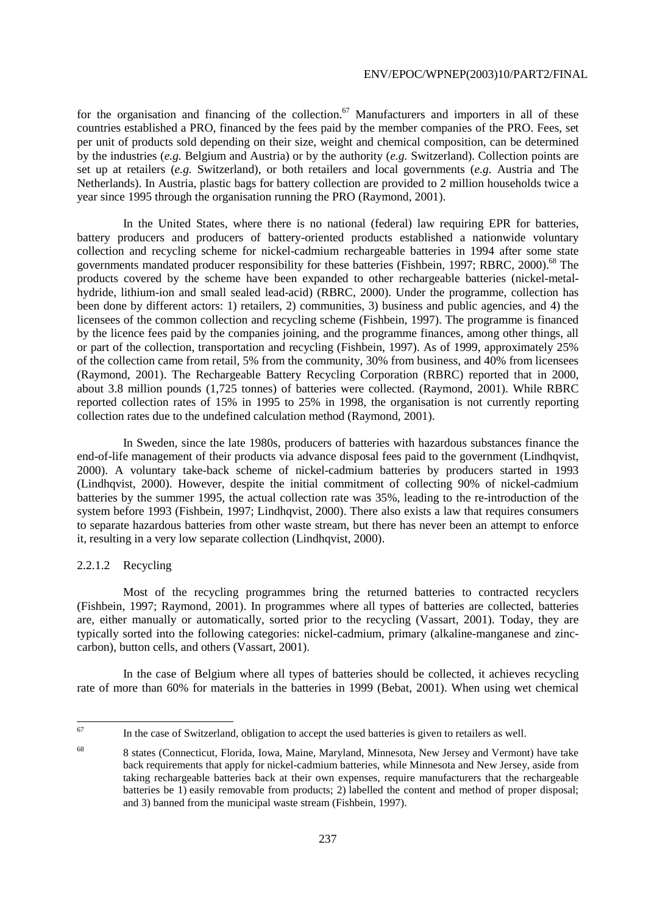for the organisation and financing of the collection.[67] Manufacturers and importers in all of these countries established a PRO, financed by the fees paid by the member companies of the PRO. Fees, set per unit of products sold depending on their size, weight and chemical composition, can be determined by the industries (*e.g.* Belgium and Austria) or by the authority (*e.g.* Switzerland). Collection points are set up at retailers (*e.g.* Switzerland), or both retailers and local governments (*e.g.* Austria and The Netherlands). In Austria, plastic bags for battery collection are provided to 2 million households twice a year since 1995 through the organisation running the PRO (Raymond, 2001).

In the United States, where there is no national (federal) law requiring EPR for batteries, battery producers and producers of battery-oriented products established a nationwide voluntary collection and recycling scheme for nickel-cadmium rechargeable batteries in 1994 after some state governments mandated producer responsibility for these batteries (Fishbein, 1997; RBRC, 2000).[68] The products covered by the scheme have been expanded to other rechargeable batteries (nickel-metal-hydride, lithium-ion and small sealed lead-acid) (RBRC, 2000). Under the programme, collection has been done by different actors: 1) retailers, 2) communities, 3) business and public agencies, and 4) the licensees of the common collection and recycling scheme (Fishbein, 1997). The programme is financed by the licence fees paid by the companies joining, and the programme finances, among other things, all or part of the collection, transportation and recycling (Fishbein, 1997). As of 1999, approximately 25% of the collection came from retail, 5% from the community, 30% from business, and 40% from licensees (Raymond, 2001). The Rechargeable Battery Recycling Corporation (RBRC) reported that in 2000, about 3.8 million pounds (1,725 tonnes) of batteries were collected. (Raymond, 2001). While RBRC reported collection rates of 15% in 1995 to 25% in 1998, the organisation is not currently reporting collection rates due to the undefined calculation method (Raymond, 2001).

In Sweden, since the late 1980s, producers of batteries with hazardous substances finance the end-of-life management of their products via advance disposal fees paid to the government (Lindhqvist, 2000). A voluntary take-back scheme of nickel-cadmium batteries by producers started in 1993 (Lindhqvist, 2000). However, despite the initial commitment of collecting 90% of nickel-cadmium batteries by the summer 1995, the actual collection rate was 35%, leading to the re-introduction of the system before 1993 (Fishbein, 1997; Lindhqvist, 2000). There also exists a law that requires consumers to separate hazardous batteries from other waste stream, but there has never been an attempt to enforce it, resulting in a very low separate collection (Lindhqvist, 2000).

#### 2.2.1.2 Recycling

Most of the recycling programmes bring the returned batteries to contracted recyclers (Fishbein, 1997; Raymond, 2001). In programmes where all types of batteries are collected, batteries are, either manually or automatically, sorted prior to the recycling (Vassart, 2001). Today, they are typically sorted into the following categories: nickel-cadmium, primary (alkaline-manganese and zinc-carbon), button cells, and others (Vassart, 2001).

In the case of Belgium where all types of batteries should be collected, it achieves recycling rate of more than 60% for materials in the batteries in 1999 (Bebat, 2001). When using wet chemical

---

[67] In the case of Switzerland, obligation to accept the used batteries is given to retailers as well.

[68] 8 states (Connecticut, Florida, Iowa, Maine, Maryland, Minnesota, New Jersey and Vermont) have take back requirements that apply for nickel-cadmium batteries, while Minnesota and New Jersey, aside from taking rechargeable batteries back at their own expenses, require manufacturers that the rechargeable batteries be 1) easily removable from products; 2) labelled the content and method of proper disposal; and 3) banned from the municipal waste stream (Fishbein, 1997).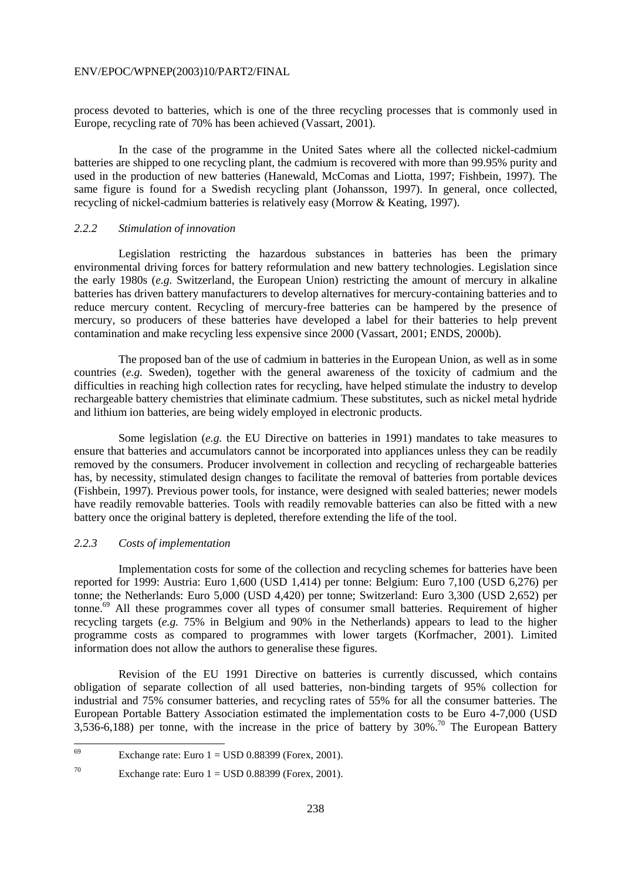process devoted to batteries, which is one of the three recycling processes that is commonly used in Europe, recycling rate of 70% has been achieved (Vassart, 2001).

In the case of the programme in the United Sates where all the collected nickel-cadmium batteries are shipped to one recycling plant, the cadmium is recovered with more than 99.95% purity and used in the production of new batteries (Hanewald, McComas and Liotta, 1997; Fishbein, 1997). The same figure is found for a Swedish recycling plant (Johansson, 1997). In general, once collected, recycling of nickel-cadmium batteries is relatively easy (Morrow & Keating, 1997).

### *2.2.2 Stimulation of innovation*

Legislation restricting the hazardous substances in batteries has been the primary environmental driving forces for battery reformulation and new battery technologies. Legislation since the early 1980s (*e.g.* Switzerland, the European Union) restricting the amount of mercury in alkaline batteries has driven battery manufacturers to develop alternatives for mercury-containing batteries and to reduce mercury content. Recycling of mercury-free batteries can be hampered by the presence of mercury, so producers of these batteries have developed a label for their batteries to help prevent contamination and make recycling less expensive since 2000 (Vassart, 2001; ENDS, 2000b).

The proposed ban of the use of cadmium in batteries in the European Union, as well as in some countries (*e.g.* Sweden), together with the general awareness of the toxicity of cadmium and the difficulties in reaching high collection rates for recycling, have helped stimulate the industry to develop rechargeable battery chemistries that eliminate cadmium. These substitutes, such as nickel metal hydride and lithium ion batteries, are being widely employed in electronic products.

Some legislation (*e.g.* the EU Directive on batteries in 1991) mandates to take measures to ensure that batteries and accumulators cannot be incorporated into appliances unless they can be readily removed by the consumers. Producer involvement in collection and recycling of rechargeable batteries has, by necessity, stimulated design changes to facilitate the removal of batteries from portable devices (Fishbein, 1997). Previous power tools, for instance, were designed with sealed batteries; newer models have readily removable batteries. Tools with readily removable batteries can also be fitted with a new battery once the original battery is depleted, therefore extending the life of the tool.

### *2.2.3 Costs of implementation*

Implementation costs for some of the collection and recycling schemes for batteries have been reported for 1999: Austria: Euro 1,600 (USD 1,414) per tonne: Belgium: Euro 7,100 (USD 6,276) per tonne; the Netherlands: Euro 5,000 (USD 4,420) per tonne; Switzerland: Euro 3,300 (USD 2,652) per tonne.[69] All these programmes cover all types of consumer small batteries. Requirement of higher recycling targets (*e.g.* 75% in Belgium and 90% in the Netherlands) appears to lead to the higher programme costs as compared to programmes with lower targets (Korfmacher, 2001). Limited information does not allow the authors to generalise these figures.

Revision of the EU 1991 Directive on batteries is currently discussed, which contains obligation of separate collection of all used batteries, non-binding targets of 95% collection for industrial and 75% consumer batteries, and recycling rates of 55% for all the consumer batteries. The European Portable Battery Association estimated the implementation costs to be Euro 4-7,000 (USD 3,536-6,188) per tonne, with the increase in the price of battery by 30%.[70] The European Battery

---

[69] Exchange rate: Euro 1 = USD 0.88399 (Forex, 2001).

[70] Exchange rate: Euro 1 = USD 0.88399 (Forex, 2001).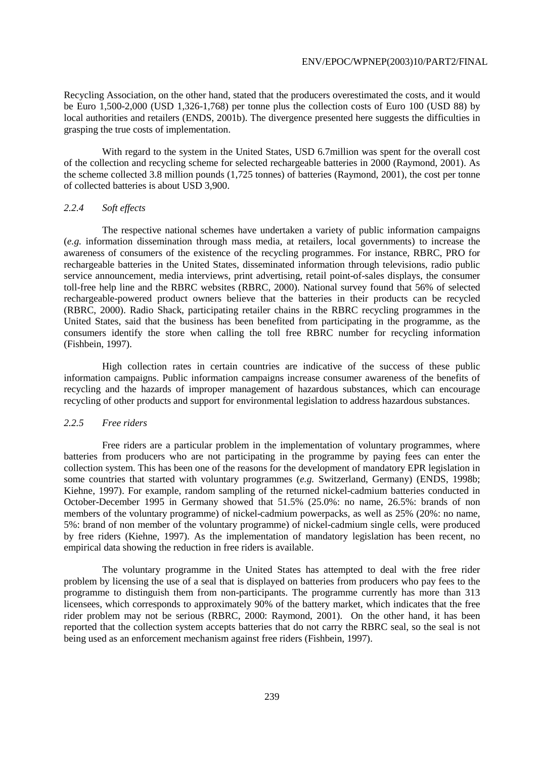Recycling Association, on the other hand, stated that the producers overestimated the costs, and it would be Euro 1,500-2,000 (USD 1,326-1,768) per tonne plus the collection costs of Euro 100 (USD 88) by local authorities and retailers (ENDS, 2001b). The divergence presented here suggests the difficulties in grasping the true costs of implementation.

With regard to the system in the United States, USD 6.7million was spent for the overall cost of the collection and recycling scheme for selected rechargeable batteries in 2000 (Raymond, 2001). As the scheme collected 3.8 million pounds (1,725 tonnes) of batteries (Raymond, 2001), the cost per tonne of collected batteries is about USD 3,900.

### *2.2.4 Soft effects*

The respective national schemes have undertaken a variety of public information campaigns (*e.g.* information dissemination through mass media, at retailers, local governments) to increase the awareness of consumers of the existence of the recycling programmes. For instance, RBRC, PRO for rechargeable batteries in the United States, disseminated information through televisions, radio public service announcement, media interviews, print advertising, retail point-of-sales displays, the consumer toll-free help line and the RBRC websites (RBRC, 2000). National survey found that 56% of selected rechargeable-powered product owners believe that the batteries in their products can be recycled (RBRC, 2000). Radio Shack, participating retailer chains in the RBRC recycling programmes in the United States, said that the business has been benefited from participating in the programme, as the consumers identify the store when calling the toll free RBRC number for recycling information (Fishbein, 1997).

High collection rates in certain countries are indicative of the success of these public information campaigns. Public information campaigns increase consumer awareness of the benefits of recycling and the hazards of improper management of hazardous substances, which can encourage recycling of other products and support for environmental legislation to address hazardous substances.

### *2.2.5 Free riders*

Free riders are a particular problem in the implementation of voluntary programmes, where batteries from producers who are not participating in the programme by paying fees can enter the collection system. This has been one of the reasons for the development of mandatory EPR legislation in some countries that started with voluntary programmes (*e.g.* Switzerland, Germany) (ENDS, 1998b; Kiehne, 1997). For example, random sampling of the returned nickel-cadmium batteries conducted in October-December 1995 in Germany showed that 51.5% (25.0%: no name, 26.5%: brands of non members of the voluntary programme) of nickel-cadmium powerpacks, as well as 25% (20%: no name, 5%: brand of non member of the voluntary programme) of nickel-cadmium single cells, were produced by free riders (Kiehne, 1997). As the implementation of mandatory legislation has been recent, no empirical data showing the reduction in free riders is available.

The voluntary programme in the United States has attempted to deal with the free rider problem by licensing the use of a seal that is displayed on batteries from producers who pay fees to the programme to distinguish them from non-participants. The programme currently has more than 313 licensees, which corresponds to approximately 90% of the battery market, which indicates that the free rider problem may not be serious (RBRC, 2000: Raymond, 2001). On the other hand, it has been reported that the collection system accepts batteries that do not carry the RBRC seal, so the seal is not being used as an enforcement mechanism against free riders (Fishbein, 1997).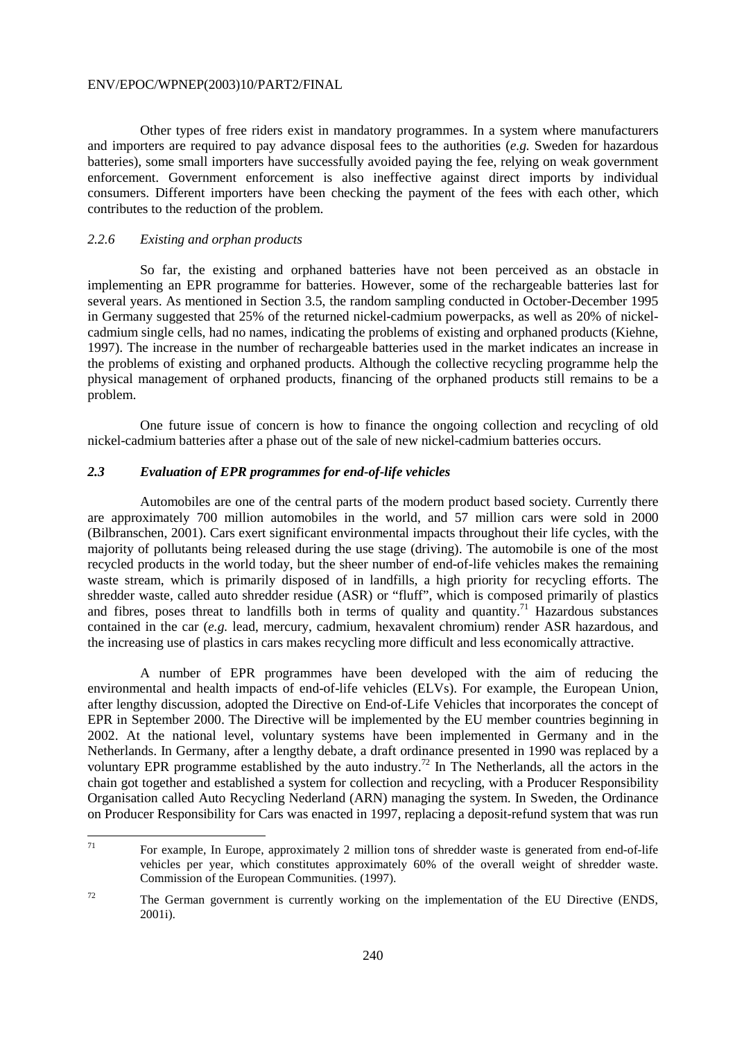Other types of free riders exist in mandatory programmes. In a system where manufacturers and importers are required to pay advance disposal fees to the authorities (*e.g.* Sweden for hazardous batteries), some small importers have successfully avoided paying the fee, relying on weak government enforcement. Government enforcement is also ineffective against direct imports by individual consumers. Different importers have been checking the payment of the fees with each other, which contributes to the reduction of the problem.

### *2.2.6 Existing and orphan products*

So far, the existing and orphaned batteries have not been perceived as an obstacle in implementing an EPR programme for batteries. However, some of the rechargeable batteries last for several years. As mentioned in Section 3.5, the random sampling conducted in October-December 1995 in Germany suggested that 25% of the returned nickel-cadmium powerpacks, as well as 20% of nickel-cadmium single cells, had no names, indicating the problems of existing and orphaned products (Kiehne, 1997). The increase in the number of rechargeable batteries used in the market indicates an increase in the problems of existing and orphaned products. Although the collective recycling programme help the physical management of orphaned products, financing of the orphaned products still remains to be a problem.

One future issue of concern is how to finance the ongoing collection and recycling of old nickel-cadmium batteries after a phase out of the sale of new nickel-cadmium batteries occurs.

## *2.3 Evaluation of EPR programmes for end-of-life vehicles*

Automobiles are one of the central parts of the modern product based society. Currently there are approximately 700 million automobiles in the world, and 57 million cars were sold in 2000 (Bilbranschen, 2001). Cars exert significant environmental impacts throughout their life cycles, with the majority of pollutants being released during the use stage (driving). The automobile is one of the most recycled products in the world today, but the sheer number of end-of-life vehicles makes the remaining waste stream, which is primarily disposed of in landfills, a high priority for recycling efforts. The shredder waste, called auto shredder residue (ASR) or "fluff", which is composed primarily of plastics and fibres, poses threat to landfills both in terms of quality and quantity.[71] Hazardous substances contained in the car (*e.g.* lead, mercury, cadmium, hexavalent chromium) render ASR hazardous, and the increasing use of plastics in cars makes recycling more difficult and less economically attractive.

A number of EPR programmes have been developed with the aim of reducing the environmental and health impacts of end-of-life vehicles (ELVs). For example, the European Union, after lengthy discussion, adopted the Directive on End-of-Life Vehicles that incorporates the concept of EPR in September 2000. The Directive will be implemented by the EU member countries beginning in 2002. At the national level, voluntary systems have been implemented in Germany and in the Netherlands. In Germany, after a lengthy debate, a draft ordinance presented in 1990 was replaced by a voluntary EPR programme established by the auto industry.[72] In The Netherlands, all the actors in the chain got together and established a system for collection and recycling, with a Producer Responsibility Organisation called Auto Recycling Nederland (ARN) managing the system. In Sweden, the Ordinance on Producer Responsibility for Cars was enacted in 1997, replacing a deposit-refund system that was run

---

[71] For example, In Europe, approximately 2 million tons of shredder waste is generated from end-of-life vehicles per year, which constitutes approximately 60% of the overall weight of shredder waste. Commission of the European Communities. (1997).

[72] The German government is currently working on the implementation of the EU Directive (ENDS, 2001i).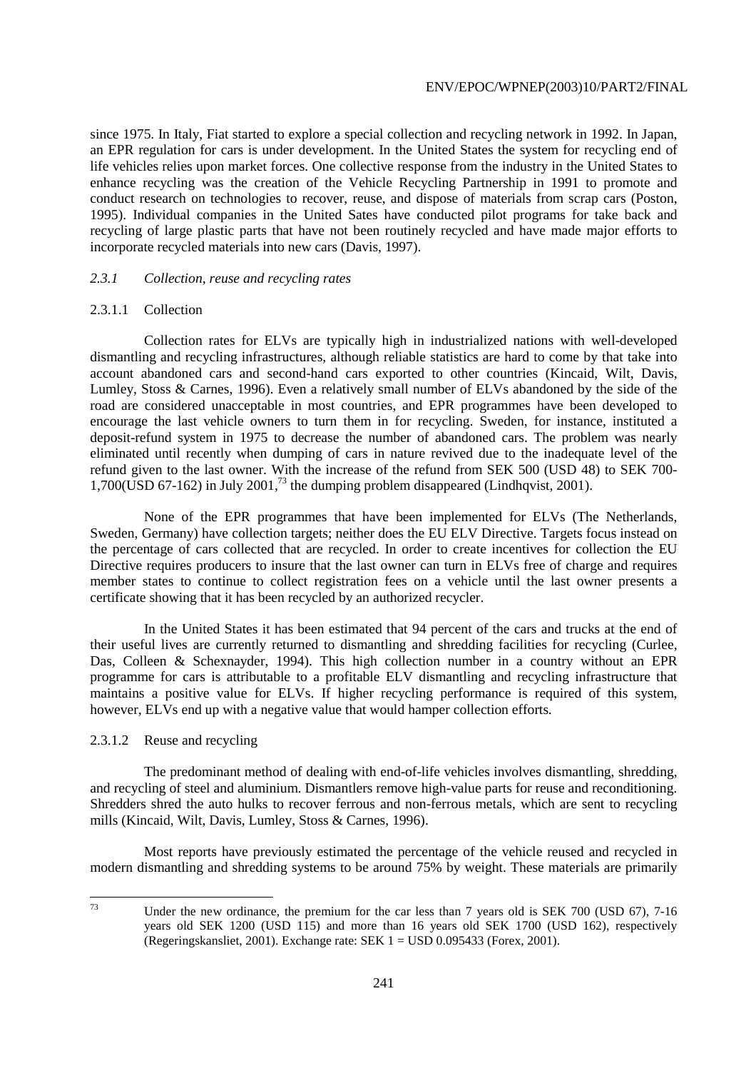since 1975. In Italy, Fiat started to explore a special collection and recycling network in 1992. In Japan, an EPR regulation for cars is under development. In the United States the system for recycling end of life vehicles relies upon market forces. One collective response from the industry in the United States to enhance recycling was the creation of the Vehicle Recycling Partnership in 1991 to promote and conduct research on technologies to recover, reuse, and dispose of materials from scrap cars (Poston, 1995). Individual companies in the United Sates have conducted pilot programs for take back and recycling of large plastic parts that have not been routinely recycled and have made major efforts to incorporate recycled materials into new cars (Davis, 1997).

### *2.3.1 Collection, reuse and recycling rates*

#### 2.3.1.1 Collection

Collection rates for ELVs are typically high in industrialized nations with well-developed dismantling and recycling infrastructures, although reliable statistics are hard to come by that take into account abandoned cars and second-hand cars exported to other countries (Kincaid, Wilt, Davis, Lumley, Stoss & Carnes, 1996). Even a relatively small number of ELVs abandoned by the side of the road are considered unacceptable in most countries, and EPR programmes have been developed to encourage the last vehicle owners to turn them in for recycling. Sweden, for instance, instituted a deposit-refund system in 1975 to decrease the number of abandoned cars. The problem was nearly eliminated until recently when dumping of cars in nature revived due to the inadequate level of the refund given to the last owner. With the increase of the refund from SEK 500 (USD 48) to SEK 700-1,700(USD 67-162) in July 2001,[73] the dumping problem disappeared (Lindhqvist, 2001).

None of the EPR programmes that have been implemented for ELVs (The Netherlands, Sweden, Germany) have collection targets; neither does the EU ELV Directive. Targets focus instead on the percentage of cars collected that are recycled. In order to create incentives for collection the EU Directive requires producers to insure that the last owner can turn in ELVs free of charge and requires member states to continue to collect registration fees on a vehicle until the last owner presents a certificate showing that it has been recycled by an authorized recycler.

In the United States it has been estimated that 94 percent of the cars and trucks at the end of their useful lives are currently returned to dismantling and shredding facilities for recycling (Curlee, Das, Colleen & Schexnayder, 1994). This high collection number in a country without an EPR programme for cars is attributable to a profitable ELV dismantling and recycling infrastructure that maintains a positive value for ELVs. If higher recycling performance is required of this system, however, ELVs end up with a negative value that would hamper collection efforts.

#### 2.3.1.2 Reuse and recycling

The predominant method of dealing with end-of-life vehicles involves dismantling, shredding, and recycling of steel and aluminium. Dismantlers remove high-value parts for reuse and reconditioning. Shredders shred the auto hulks to recover ferrous and non-ferrous metals, which are sent to recycling mills (Kincaid, Wilt, Davis, Lumley, Stoss & Carnes, 1996).

Most reports have previously estimated the percentage of the vehicle reused and recycled in modern dismantling and shredding systems to be around 75% by weight. These materials are primarily

---

[73] Under the new ordinance, the premium for the car less than 7 years old is SEK 700 (USD 67), 7-16 years old SEK 1200 (USD 115) and more than 16 years old SEK 1700 (USD 162), respectively (Regeringskansliet, 2001). Exchange rate: SEK 1 = USD 0.095433 (Forex, 2001).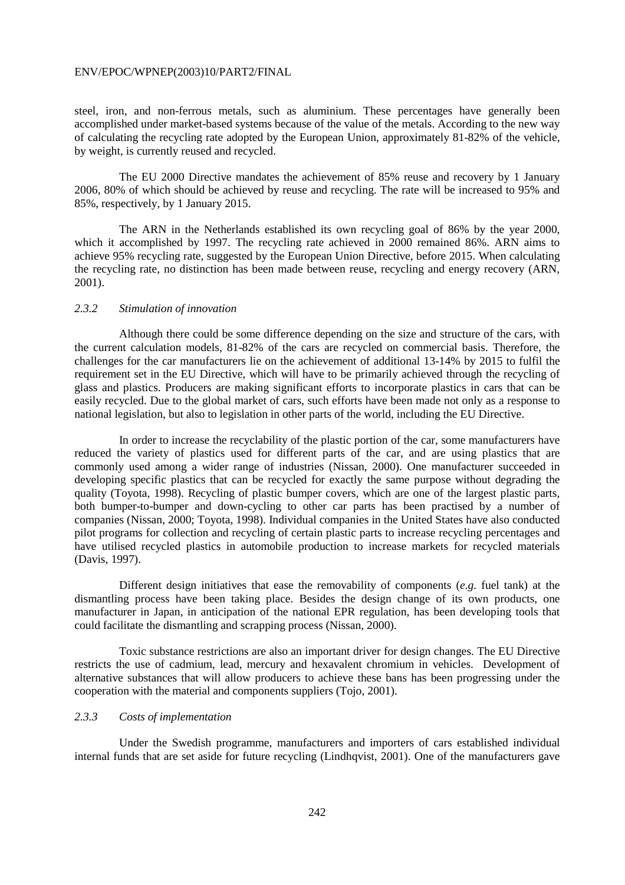steel, iron, and non-ferrous metals, such as aluminium. These percentages have generally been accomplished under market-based systems because of the value of the metals. According to the new way of calculating the recycling rate adopted by the European Union, approximately 81-82% of the vehicle, by weight, is currently reused and recycled.

The EU 2000 Directive mandates the achievement of 85% reuse and recovery by 1 January 2006, 80% of which should be achieved by reuse and recycling. The rate will be increased to 95% and 85%, respectively, by 1 January 2015.

The ARN in the Netherlands established its own recycling goal of 86% by the year 2000, which it accomplished by 1997. The recycling rate achieved in 2000 remained 86%. ARN aims to achieve 95% recycling rate, suggested by the European Union Directive, before 2015. When calculating the recycling rate, no distinction has been made between reuse, recycling and energy recovery (ARN, 2001).

### *2.3.2 Stimulation of innovation*

Although there could be some difference depending on the size and structure of the cars, with the current calculation models, 81-82% of the cars are recycled on commercial basis. Therefore, the challenges for the car manufacturers lie on the achievement of additional 13-14% by 2015 to fulfil the requirement set in the EU Directive, which will have to be primarily achieved through the recycling of glass and plastics. Producers are making significant efforts to incorporate plastics in cars that can be easily recycled. Due to the global market of cars, such efforts have been made not only as a response to national legislation, but also to legislation in other parts of the world, including the EU Directive.

In order to increase the recyclability of the plastic portion of the car, some manufacturers have reduced the variety of plastics used for different parts of the car, and are using plastics that are commonly used among a wider range of industries (Nissan, 2000). One manufacturer succeeded in developing specific plastics that can be recycled for exactly the same purpose without degrading the quality (Toyota, 1998). Recycling of plastic bumper covers, which are one of the largest plastic parts, both bumper-to-bumper and down-cycling to other car parts has been practised by a number of companies (Nissan, 2000; Toyota, 1998). Individual companies in the United States have also conducted pilot programs for collection and recycling of certain plastic parts to increase recycling percentages and have utilised recycled plastics in automobile production to increase markets for recycled materials (Davis, 1997).

Different design initiatives that ease the removability of components (*e.g.* fuel tank) at the dismantling process have been taking place. Besides the design change of its own products, one manufacturer in Japan, in anticipation of the national EPR regulation, has been developing tools that could facilitate the dismantling and scrapping process (Nissan, 2000).

Toxic substance restrictions are also an important driver for design changes. The EU Directive restricts the use of cadmium, lead, mercury and hexavalent chromium in vehicles. Development of alternative substances that will allow producers to achieve these bans has been progressing under the cooperation with the material and components suppliers (Tojo, 2001).

### *2.3.3 Costs of implementation*

Under the Swedish programme, manufacturers and importers of cars established individual internal funds that are set aside for future recycling (Lindhqvist, 2001). One of the manufacturers gave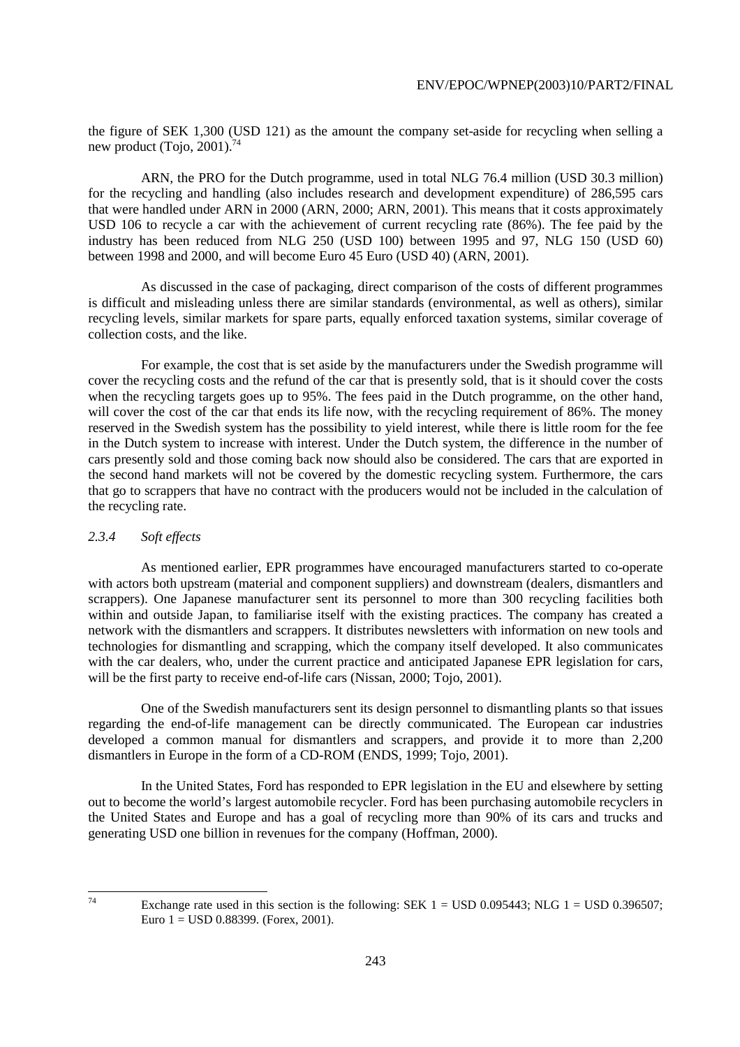the figure of SEK 1,300 (USD 121) as the amount the company set-aside for recycling when selling a new product (Tojo, 2001).[74]

ARN, the PRO for the Dutch programme, used in total NLG 76.4 million (USD 30.3 million) for the recycling and handling (also includes research and development expenditure) of 286,595 cars that were handled under ARN in 2000 (ARN, 2000; ARN, 2001). This means that it costs approximately USD 106 to recycle a car with the achievement of current recycling rate (86%). The fee paid by the industry has been reduced from NLG 250 (USD 100) between 1995 and 97, NLG 150 (USD 60) between 1998 and 2000, and will become Euro 45 Euro (USD 40) (ARN, 2001).

As discussed in the case of packaging, direct comparison of the costs of different programmes is difficult and misleading unless there are similar standards (environmental, as well as others), similar recycling levels, similar markets for spare parts, equally enforced taxation systems, similar coverage of collection costs, and the like.

For example, the cost that is set aside by the manufacturers under the Swedish programme will cover the recycling costs and the refund of the car that is presently sold, that is it should cover the costs when the recycling targets goes up to 95%. The fees paid in the Dutch programme, on the other hand, will cover the cost of the car that ends its life now, with the recycling requirement of 86%. The money reserved in the Swedish system has the possibility to yield interest, while there is little room for the fee in the Dutch system to increase with interest. Under the Dutch system, the difference in the number of cars presently sold and those coming back now should also be considered. The cars that are exported in the second hand markets will not be covered by the domestic recycling system. Furthermore, the cars that go to scrappers that have no contract with the producers would not be included in the calculation of the recycling rate.

### *2.3.4 Soft effects*

As mentioned earlier, EPR programmes have encouraged manufacturers started to co-operate with actors both upstream (material and component suppliers) and downstream (dealers, dismantlers and scrappers). One Japanese manufacturer sent its personnel to more than 300 recycling facilities both within and outside Japan, to familiarise itself with the existing practices. The company has created a network with the dismantlers and scrappers. It distributes newsletters with information on new tools and technologies for dismantling and scrapping, which the company itself developed. It also communicates with the car dealers, who, under the current practice and anticipated Japanese EPR legislation for cars, will be the first party to receive end-of-life cars (Nissan, 2000; Tojo, 2001).

One of the Swedish manufacturers sent its design personnel to dismantling plants so that issues regarding the end-of-life management can be directly communicated. The European car industries developed a common manual for dismantlers and scrappers, and provide it to more than 2,200 dismantlers in Europe in the form of a CD-ROM (ENDS, 1999; Tojo, 2001).

In the United States, Ford has responded to EPR legislation in the EU and elsewhere by setting out to become the world's largest automobile recycler. Ford has been purchasing automobile recyclers in the United States and Europe and has a goal of recycling more than 90% of its cars and trucks and generating USD one billion in revenues for the company (Hoffman, 2000).

---

[74] Exchange rate used in this section is the following: SEK 1 = USD 0.095443; NLG 1 = USD 0.396507; Euro 1 = USD 0.88399. (Forex, 2001).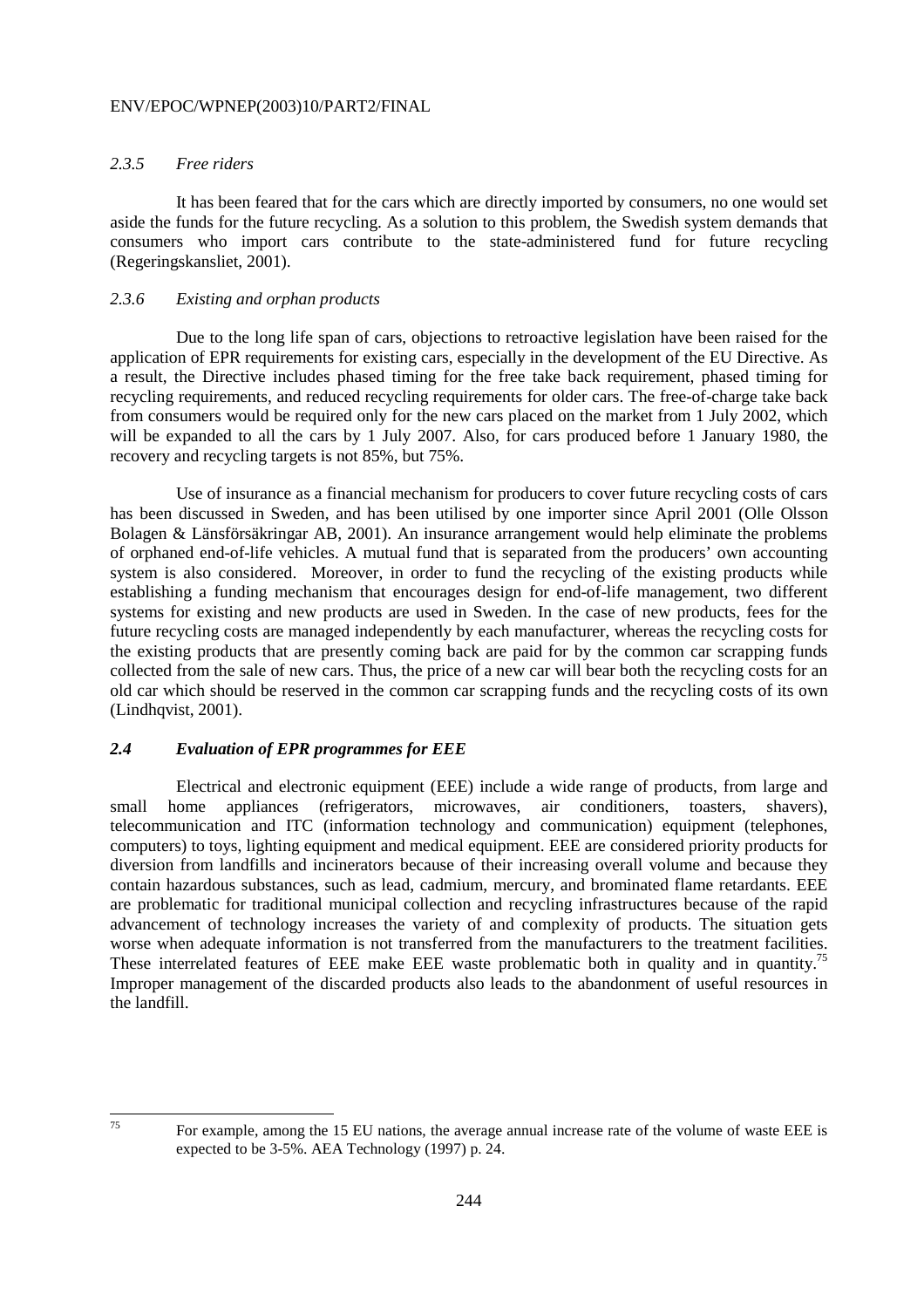### *2.3.5 Free riders*

It has been feared that for the cars which are directly imported by consumers, no one would set aside the funds for the future recycling. As a solution to this problem, the Swedish system demands that consumers who import cars contribute to the state-administered fund for future recycling (Regeringskansliet, 2001).

### *2.3.6 Existing and orphan products*

Due to the long life span of cars, objections to retroactive legislation have been raised for the application of EPR requirements for existing cars, especially in the development of the EU Directive. As a result, the Directive includes phased timing for the free take back requirement, phased timing for recycling requirements, and reduced recycling requirements for older cars. The free-of-charge take back from consumers would be required only for the new cars placed on the market from 1 July 2002, which will be expanded to all the cars by 1 July 2007. Also, for cars produced before 1 January 1980, the recovery and recycling targets is not 85%, but 75%.

Use of insurance as a financial mechanism for producers to cover future recycling costs of cars has been discussed in Sweden, and has been utilised by one importer since April 2001 (Olle Olsson Bolagen & Länsförsäkringar AB, 2001). An insurance arrangement would help eliminate the problems of orphaned end-of-life vehicles. A mutual fund that is separated from the producers' own accounting system is also considered. Moreover, in order to fund the recycling of the existing products while establishing a funding mechanism that encourages design for end-of-life management, two different systems for existing and new products are used in Sweden. In the case of new products, fees for the future recycling costs are managed independently by each manufacturer, whereas the recycling costs for the existing products that are presently coming back are paid for by the common car scrapping funds collected from the sale of new cars. Thus, the price of a new car will bear both the recycling costs for an old car which should be reserved in the common car scrapping funds and the recycling costs of its own (Lindhqvist, 2001).

## ***2.4 Evaluation of EPR programmes for EEE***

Electrical and electronic equipment (EEE) include a wide range of products, from large and small home appliances (refrigerators, microwaves, air conditioners, toasters, shavers), telecommunication and ITC (information technology and communication) equipment (telephones, computers) to toys, lighting equipment and medical equipment. EEE are considered priority products for diversion from landfills and incinerators because of their increasing overall volume and because they contain hazardous substances, such as lead, cadmium, mercury, and brominated flame retardants. EEE are problematic for traditional municipal collection and recycling infrastructures because of the rapid advancement of technology increases the variety of and complexity of products. The situation gets worse when adequate information is not transferred from the manufacturers to the treatment facilities. These interrelated features of EEE make EEE waste problematic both in quality and in quantity.[75] Improper management of the discarded products also leads to the abandonment of useful resources in the landfill.

---

[75] For example, among the 15 EU nations, the average annual increase rate of the volume of waste EEE is expected to be 3-5%. AEA Technology (1997) p. 24.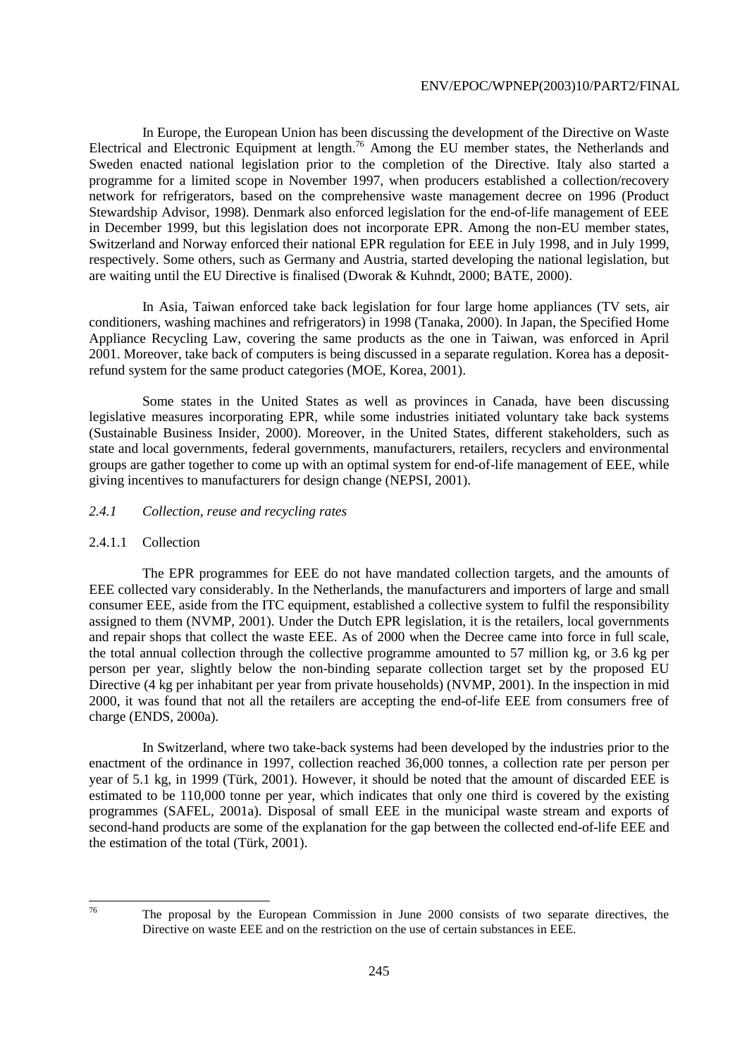In Europe, the European Union has been discussing the development of the Directive on Waste Electrical and Electronic Equipment at length.[76] Among the EU member states, the Netherlands and Sweden enacted national legislation prior to the completion of the Directive. Italy also started a programme for a limited scope in November 1997, when producers established a collection/recovery network for refrigerators, based on the comprehensive waste management decree on 1996 (Product Stewardship Advisor, 1998). Denmark also enforced legislation for the end-of-life management of EEE in December 1999, but this legislation does not incorporate EPR. Among the non-EU member states, Switzerland and Norway enforced their national EPR regulation for EEE in July 1998, and in July 1999, respectively. Some others, such as Germany and Austria, started developing the national legislation, but are waiting until the EU Directive is finalised (Dworak & Kuhndt, 2000; BATE, 2000).

In Asia, Taiwan enforced take back legislation for four large home appliances (TV sets, air conditioners, washing machines and refrigerators) in 1998 (Tanaka, 2000). In Japan, the Specified Home Appliance Recycling Law, covering the same products as the one in Taiwan, was enforced in April 2001. Moreover, take back of computers is being discussed in a separate regulation. Korea has a deposit-refund system for the same product categories (MOE, Korea, 2001).

Some states in the United States as well as provinces in Canada, have been discussing legislative measures incorporating EPR, while some industries initiated voluntary take back systems (Sustainable Business Insider, 2000). Moreover, in the United States, different stakeholders, such as state and local governments, federal governments, manufacturers, retailers, recyclers and environmental groups are gather together to come up with an optimal system for end-of-life management of EEE, while giving incentives to manufacturers for design change (NEPSI, 2001).

### *2.4.1 Collection, reuse and recycling rates*

#### 2.4.1.1 Collection

The EPR programmes for EEE do not have mandated collection targets, and the amounts of EEE collected vary considerably. In the Netherlands, the manufacturers and importers of large and small consumer EEE, aside from the ITC equipment, established a collective system to fulfil the responsibility assigned to them (NVMP, 2001). Under the Dutch EPR legislation, it is the retailers, local governments and repair shops that collect the waste EEE. As of 2000 when the Decree came into force in full scale, the total annual collection through the collective programme amounted to 57 million kg, or 3.6 kg per person per year, slightly below the non-binding separate collection target set by the proposed EU Directive (4 kg per inhabitant per year from private households) (NVMP, 2001). In the inspection in mid 2000, it was found that not all the retailers are accepting the end-of-life EEE from consumers free of charge (ENDS, 2000a).

In Switzerland, where two take-back systems had been developed by the industries prior to the enactment of the ordinance in 1997, collection reached 36,000 tonnes, a collection rate per person per year of 5.1 kg, in 1999 (Türk, 2001). However, it should be noted that the amount of discarded EEE is estimated to be 110,000 tonne per year, which indicates that only one third is covered by the existing programmes (SAFEL, 2001a). Disposal of small EEE in the municipal waste stream and exports of second-hand products are some of the explanation for the gap between the collected end-of-life EEE and the estimation of the total (Türk, 2001).

---

[76] The proposal by the European Commission in June 2000 consists of two separate directives, the Directive on waste EEE and on the restriction on the use of certain substances in EEE.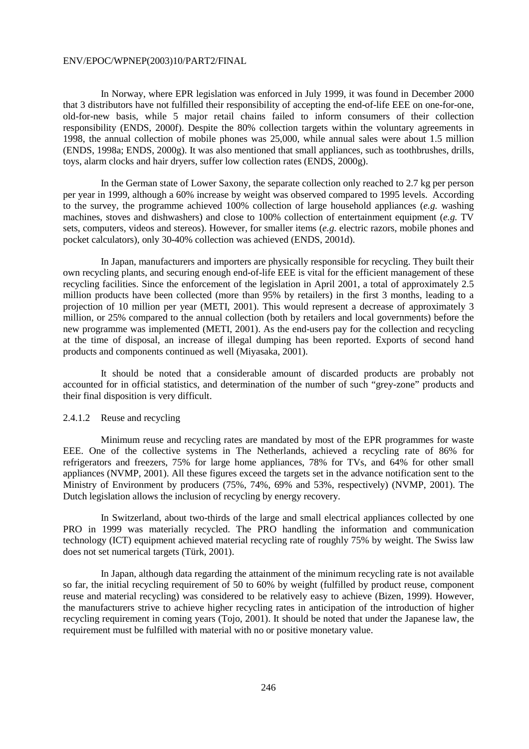In Norway, where EPR legislation was enforced in July 1999, it was found in December 2000 that 3 distributors have not fulfilled their responsibility of accepting the end-of-life EEE on one-for-one, old-for-new basis, while 5 major retail chains failed to inform consumers of their collection responsibility (ENDS, 2000f). Despite the 80% collection targets within the voluntary agreements in 1998, the annual collection of mobile phones was 25,000, while annual sales were about 1.5 million (ENDS, 1998a; ENDS, 2000g). It was also mentioned that small appliances, such as toothbrushes, drills, toys, alarm clocks and hair dryers, suffer low collection rates (ENDS, 2000g).

In the German state of Lower Saxony, the separate collection only reached to 2.7 kg per person per year in 1999, although a 60% increase by weight was observed compared to 1995 levels. According to the survey, the programme achieved 100% collection of large household appliances (*e.g.* washing machines, stoves and dishwashers) and close to 100% collection of entertainment equipment (*e.g.* TV sets, computers, videos and stereos). However, for smaller items (*e.g.* electric razors, mobile phones and pocket calculators), only 30-40% collection was achieved (ENDS, 2001d).

In Japan, manufacturers and importers are physically responsible for recycling. They built their own recycling plants, and securing enough end-of-life EEE is vital for the efficient management of these recycling facilities. Since the enforcement of the legislation in April 2001, a total of approximately 2.5 million products have been collected (more than 95% by retailers) in the first 3 months, leading to a projection of 10 million per year (METI, 2001). This would represent a decrease of approximately 3 million, or 25% compared to the annual collection (both by retailers and local governments) before the new programme was implemented (METI, 2001). As the end-users pay for the collection and recycling at the time of disposal, an increase of illegal dumping has been reported. Exports of second hand products and components continued as well (Miyasaka, 2001).

It should be noted that a considerable amount of discarded products are probably not accounted for in official statistics, and determination of the number of such "grey-zone" products and their final disposition is very difficult.

#### 2.4.1.2 Reuse and recycling

Minimum reuse and recycling rates are mandated by most of the EPR programmes for waste EEE. One of the collective systems in The Netherlands, achieved a recycling rate of 86% for refrigerators and freezers, 75% for large home appliances, 78% for TVs, and 64% for other small appliances (NVMP, 2001). All these figures exceed the targets set in the advance notification sent to the Ministry of Environment by producers (75%, 74%, 69% and 53%, respectively) (NVMP, 2001). The Dutch legislation allows the inclusion of recycling by energy recovery.

In Switzerland, about two-thirds of the large and small electrical appliances collected by one PRO in 1999 was materially recycled. The PRO handling the information and communication technology (ICT) equipment achieved material recycling rate of roughly 75% by weight. The Swiss law does not set numerical targets (Türk, 2001).

In Japan, although data regarding the attainment of the minimum recycling rate is not available so far, the initial recycling requirement of 50 to 60% by weight (fulfilled by product reuse, component reuse and material recycling) was considered to be relatively easy to achieve (Bizen, 1999). However, the manufacturers strive to achieve higher recycling rates in anticipation of the introduction of higher recycling requirement in coming years (Tojo, 2001). It should be noted that under the Japanese law, the requirement must be fulfilled with material with no or positive monetary value.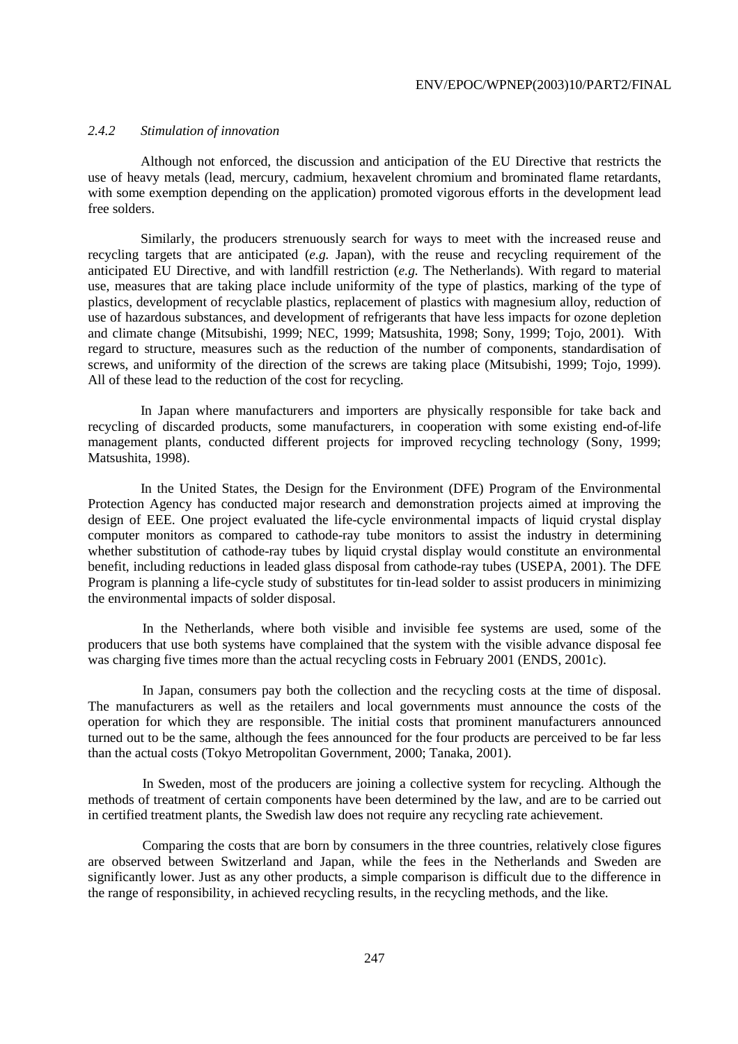### *2.4.2 Stimulation of innovation*

Although not enforced, the discussion and anticipation of the EU Directive that restricts the use of heavy metals (lead, mercury, cadmium, hexavelent chromium and brominated flame retardants, with some exemption depending on the application) promoted vigorous efforts in the development lead free solders.

Similarly, the producers strenuously search for ways to meet with the increased reuse and recycling targets that are anticipated (*e.g.* Japan), with the reuse and recycling requirement of the anticipated EU Directive, and with landfill restriction (*e.g.* The Netherlands). With regard to material use, measures that are taking place include uniformity of the type of plastics, marking of the type of plastics, development of recyclable plastics, replacement of plastics with magnesium alloy, reduction of use of hazardous substances, and development of refrigerants that have less impacts for ozone depletion and climate change (Mitsubishi, 1999; NEC, 1999; Matsushita, 1998; Sony, 1999; Tojo, 2001). With regard to structure, measures such as the reduction of the number of components, standardisation of screws, and uniformity of the direction of the screws are taking place (Mitsubishi, 1999; Tojo, 1999). All of these lead to the reduction of the cost for recycling.

In Japan where manufacturers and importers are physically responsible for take back and recycling of discarded products, some manufacturers, in cooperation with some existing end-of-life management plants, conducted different projects for improved recycling technology (Sony, 1999; Matsushita, 1998).

In the United States, the Design for the Environment (DFE) Program of the Environmental Protection Agency has conducted major research and demonstration projects aimed at improving the design of EEE. One project evaluated the life-cycle environmental impacts of liquid crystal display computer monitors as compared to cathode-ray tube monitors to assist the industry in determining whether substitution of cathode-ray tubes by liquid crystal display would constitute an environmental benefit, including reductions in leaded glass disposal from cathode-ray tubes (USEPA, 2001). The DFE Program is planning a life-cycle study of substitutes for tin-lead solder to assist producers in minimizing the environmental impacts of solder disposal.

In the Netherlands, where both visible and invisible fee systems are used, some of the producers that use both systems have complained that the system with the visible advance disposal fee was charging five times more than the actual recycling costs in February 2001 (ENDS, 2001c).

In Japan, consumers pay both the collection and the recycling costs at the time of disposal. The manufacturers as well as the retailers and local governments must announce the costs of the operation for which they are responsible. The initial costs that prominent manufacturers announced turned out to be the same, although the fees announced for the four products are perceived to be far less than the actual costs (Tokyo Metropolitan Government, 2000; Tanaka, 2001).

In Sweden, most of the producers are joining a collective system for recycling. Although the methods of treatment of certain components have been determined by the law, and are to be carried out in certified treatment plants, the Swedish law does not require any recycling rate achievement.

Comparing the costs that are born by consumers in the three countries, relatively close figures are observed between Switzerland and Japan, while the fees in the Netherlands and Sweden are significantly lower. Just as any other products, a simple comparison is difficult due to the difference in the range of responsibility, in achieved recycling results, in the recycling methods, and the like.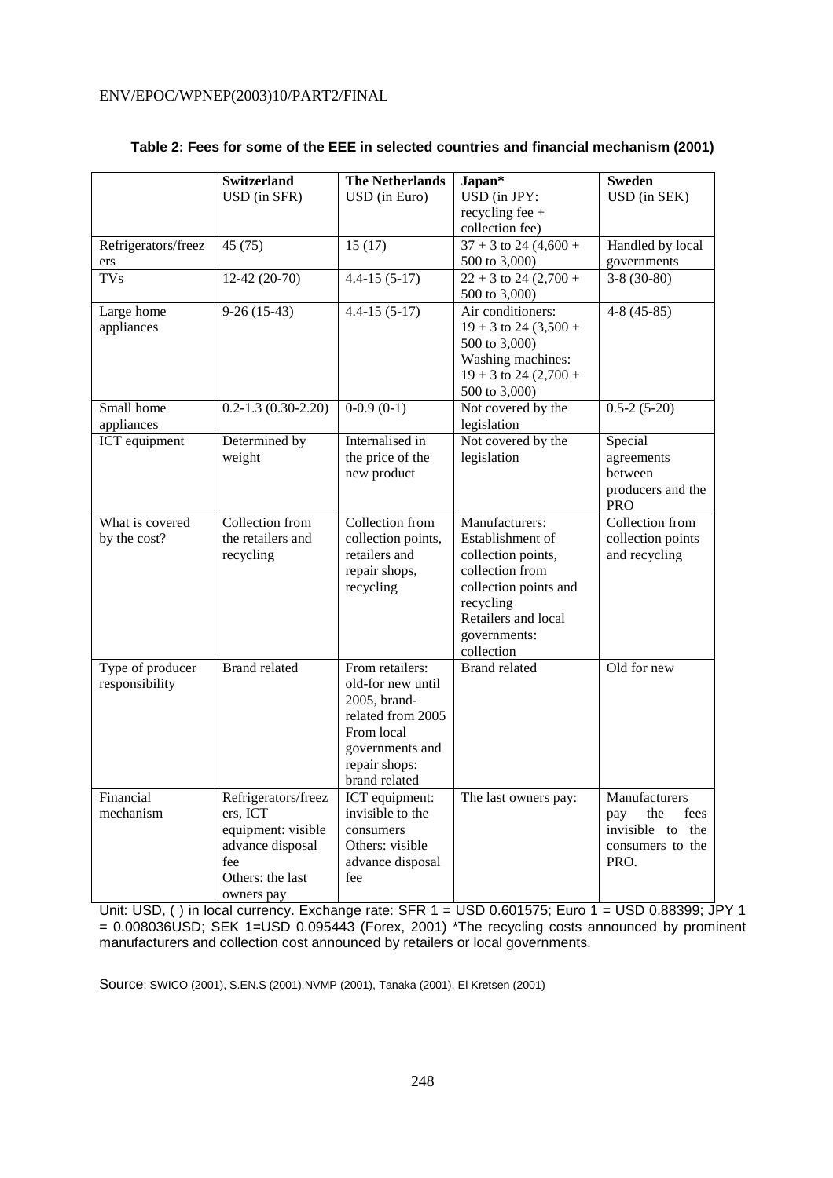**Table 2: Fees for some of the EEE in selected countries and financial mechanism (2001)**

| | **Switzerland** USD (in SFR) | **The Netherlands** USD (in Euro) | **Japan*** USD (in JPY: recycling fee + collection fee) | **Sweden** USD (in SEK) |
|---|---|---|---|---|
| Refrigerators/freezers | 45 (75) | 15 (17) | 37 + 3 to 24 (4,600 + 500 to 3,000) | Handled by local governments |
| TVs | 12-42 (20-70) | 4.4-15 (5-17) | 22 + 3 to 24 (2,700 + 500 to 3,000) | 3-8 (30-80) |
| Large home appliances | 9-26 (15-43) | 4.4-15 (5-17) | Air conditioners: 19 + 3 to 24 (3,500 + 500 to 3,000) Washing machines: 19 + 3 to 24 (2,700 + 500 to 3,000) | 4-8 (45-85) |
| Small home appliances | 0.2-1.3 (0.30-2.20) | 0-0.9 (0-1) | Not covered by the legislation | 0.5-2 (5-20) |
| ICT equipment | Determined by weight | Internalised in the price of the new product | Not covered by the legislation | Special agreements between producers and the PRO |
| What is covered by the cost? | Collection from the retailers and recycling | Collection from collection points, retailers and repair shops, recycling | Manufacturers: Establishment of collection points, collection from collection points and recycling Retailers and local governments: collection | Collection from collection points and recycling |
| Type of producer responsibility | Brand related | From retailers: old-for new until 2005, brand-related from 2005 From local governments and repair shops: brand related | Brand related | Old for new |
| Financial mechanism | Refrigerators/freezers, ICT equipment: visible advance disposal fee Others: the last owners pay | ICT equipment: invisible to the consumers Others: visible advance disposal fee | The last owners pay: | Manufacturers pay the fees invisible to the consumers to the PRO. |

Unit: USD, ( ) in local currency. Exchange rate: SFR 1 = USD 0.601575; Euro 1 = USD 0.88399; JPY 1 = 0.008036USD; SEK 1=USD 0.095443 (Forex, 2001) *The recycling costs announced by prominent manufacturers and collection cost announced by retailers or local governments.

Source: SWICO (2001), S.EN.S (2001),NVMP (2001), Tanaka (2001), El Kretsen (2001)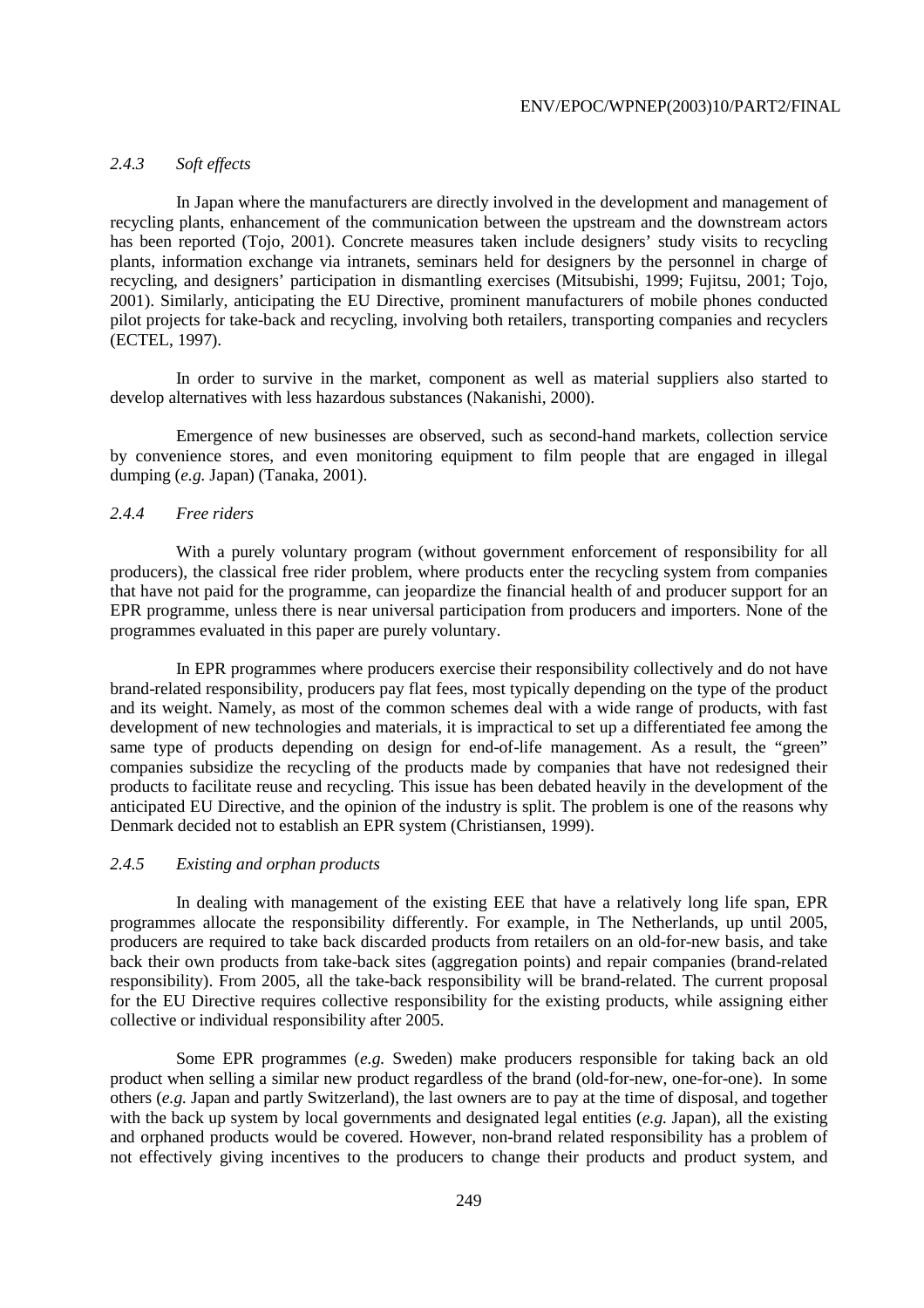#### *2.4.3 Soft effects*

In Japan where the manufacturers are directly involved in the development and management of recycling plants, enhancement of the communication between the upstream and the downstream actors has been reported (Tojo, 2001). Concrete measures taken include designers' study visits to recycling plants, information exchange via intranets, seminars held for designers by the personnel in charge of recycling, and designers' participation in dismantling exercises (Mitsubishi, 1999; Fujitsu, 2001; Tojo, 2001). Similarly, anticipating the EU Directive, prominent manufacturers of mobile phones conducted pilot projects for take-back and recycling, involving both retailers, transporting companies and recyclers (ECTEL, 1997).

In order to survive in the market, component as well as material suppliers also started to develop alternatives with less hazardous substances (Nakanishi, 2000).

Emergence of new businesses are observed, such as second-hand markets, collection service by convenience stores, and even monitoring equipment to film people that are engaged in illegal dumping (*e.g.* Japan) (Tanaka, 2001).

#### *2.4.4 Free riders*

With a purely voluntary program (without government enforcement of responsibility for all producers), the classical free rider problem, where products enter the recycling system from companies that have not paid for the programme, can jeopardize the financial health of and producer support for an EPR programme, unless there is near universal participation from producers and importers. None of the programmes evaluated in this paper are purely voluntary.

In EPR programmes where producers exercise their responsibility collectively and do not have brand-related responsibility, producers pay flat fees, most typically depending on the type of the product and its weight. Namely, as most of the common schemes deal with a wide range of products, with fast development of new technologies and materials, it is impractical to set up a differentiated fee among the same type of products depending on design for end-of-life management. As a result, the "green" companies subsidize the recycling of the products made by companies that have not redesigned their products to facilitate reuse and recycling. This issue has been debated heavily in the development of the anticipated EU Directive, and the opinion of the industry is split. The problem is one of the reasons why Denmark decided not to establish an EPR system (Christiansen, 1999).

#### *2.4.5 Existing and orphan products*

In dealing with management of the existing EEE that have a relatively long life span, EPR programmes allocate the responsibility differently. For example, in The Netherlands, up until 2005, producers are required to take back discarded products from retailers on an old-for-new basis, and take back their own products from take-back sites (aggregation points) and repair companies (brand-related responsibility). From 2005, all the take-back responsibility will be brand-related. The current proposal for the EU Directive requires collective responsibility for the existing products, while assigning either collective or individual responsibility after 2005.

Some EPR programmes (*e.g.* Sweden) make producers responsible for taking back an old product when selling a similar new product regardless of the brand (old-for-new, one-for-one). In some others (*e.g.* Japan and partly Switzerland), the last owners are to pay at the time of disposal, and together with the back up system by local governments and designated legal entities (*e.g.* Japan), all the existing and orphaned products would be covered. However, non-brand related responsibility has a problem of not effectively giving incentives to the producers to change their products and product system, and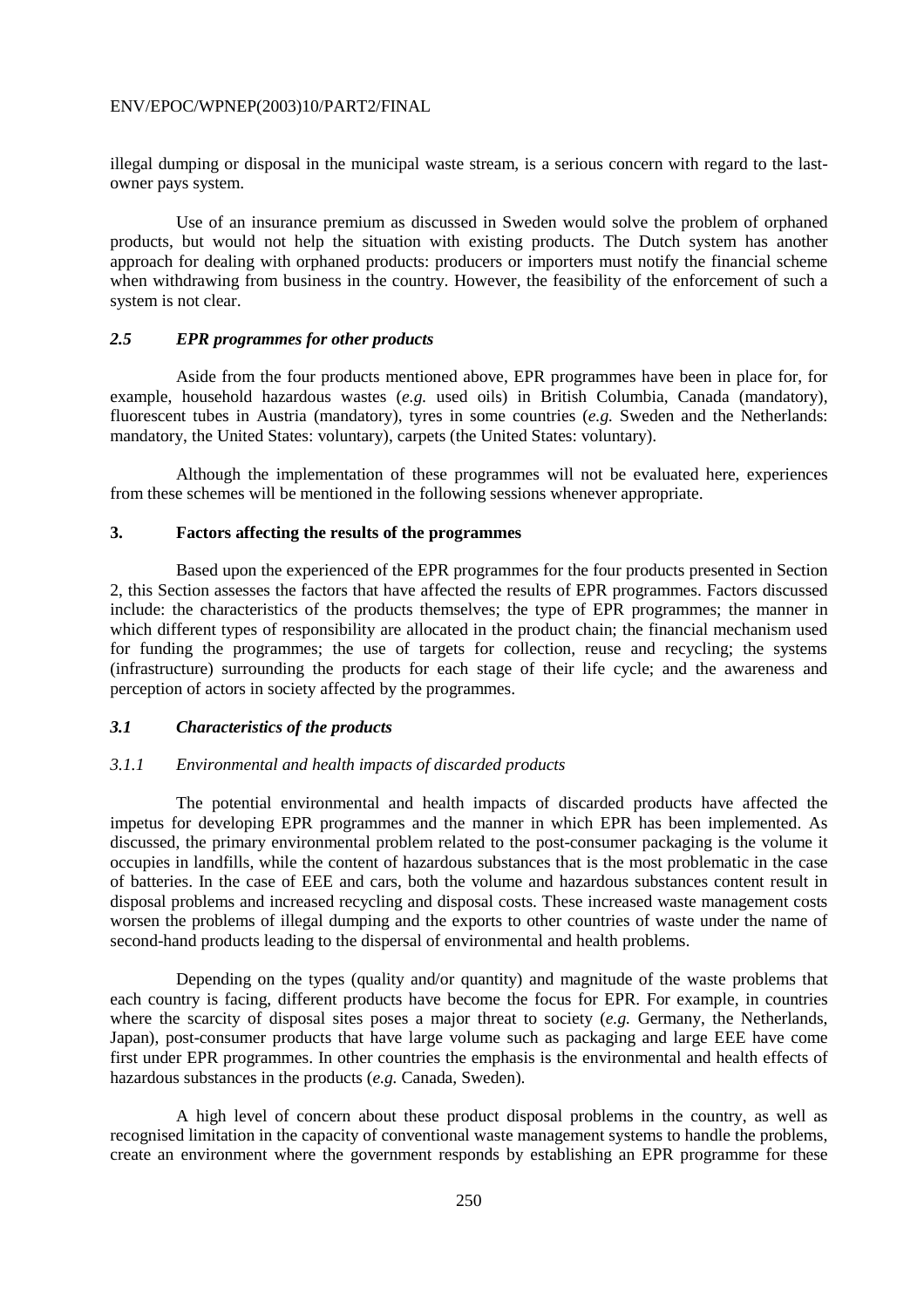illegal dumping or disposal in the municipal waste stream, is a serious concern with regard to the last-owner pays system.

Use of an insurance premium as discussed in Sweden would solve the problem of orphaned products, but would not help the situation with existing products. The Dutch system has another approach for dealing with orphaned products: producers or importers must notify the financial scheme when withdrawing from business in the country. However, the feasibility of the enforcement of such a system is not clear.

### *2.5 EPR programmes for other products*

Aside from the four products mentioned above, EPR programmes have been in place for, for example, household hazardous wastes (*e.g.* used oils) in British Columbia, Canada (mandatory), fluorescent tubes in Austria (mandatory), tyres in some countries (*e.g.* Sweden and the Netherlands: mandatory, the United States: voluntary), carpets (the United States: voluntary).

Although the implementation of these programmes will not be evaluated here, experiences from these schemes will be mentioned in the following sessions whenever appropriate.

## 3. Factors affecting the results of the programmes

Based upon the experienced of the EPR programmes for the four products presented in Section 2, this Section assesses the factors that have affected the results of EPR programmes. Factors discussed include: the characteristics of the products themselves; the type of EPR programmes; the manner in which different types of responsibility are allocated in the product chain; the financial mechanism used for funding the programmes; the use of targets for collection, reuse and recycling; the systems (infrastructure) surrounding the products for each stage of their life cycle; and the awareness and perception of actors in society affected by the programmes.

### *3.1 Characteristics of the products*

#### *3.1.1 Environmental and health impacts of discarded products*

The potential environmental and health impacts of discarded products have affected the impetus for developing EPR programmes and the manner in which EPR has been implemented. As discussed, the primary environmental problem related to the post-consumer packaging is the volume it occupies in landfills, while the content of hazardous substances that is the most problematic in the case of batteries. In the case of EEE and cars, both the volume and hazardous substances content result in disposal problems and increased recycling and disposal costs. These increased waste management costs worsen the problems of illegal dumping and the exports to other countries of waste under the name of second-hand products leading to the dispersal of environmental and health problems.

Depending on the types (quality and/or quantity) and magnitude of the waste problems that each country is facing, different products have become the focus for EPR. For example, in countries where the scarcity of disposal sites poses a major threat to society (*e.g.* Germany, the Netherlands, Japan), post-consumer products that have large volume such as packaging and large EEE have come first under EPR programmes. In other countries the emphasis is the environmental and health effects of hazardous substances in the products (*e.g.* Canada, Sweden).

A high level of concern about these product disposal problems in the country, as well as recognised limitation in the capacity of conventional waste management systems to handle the problems, create an environment where the government responds by establishing an EPR programme for these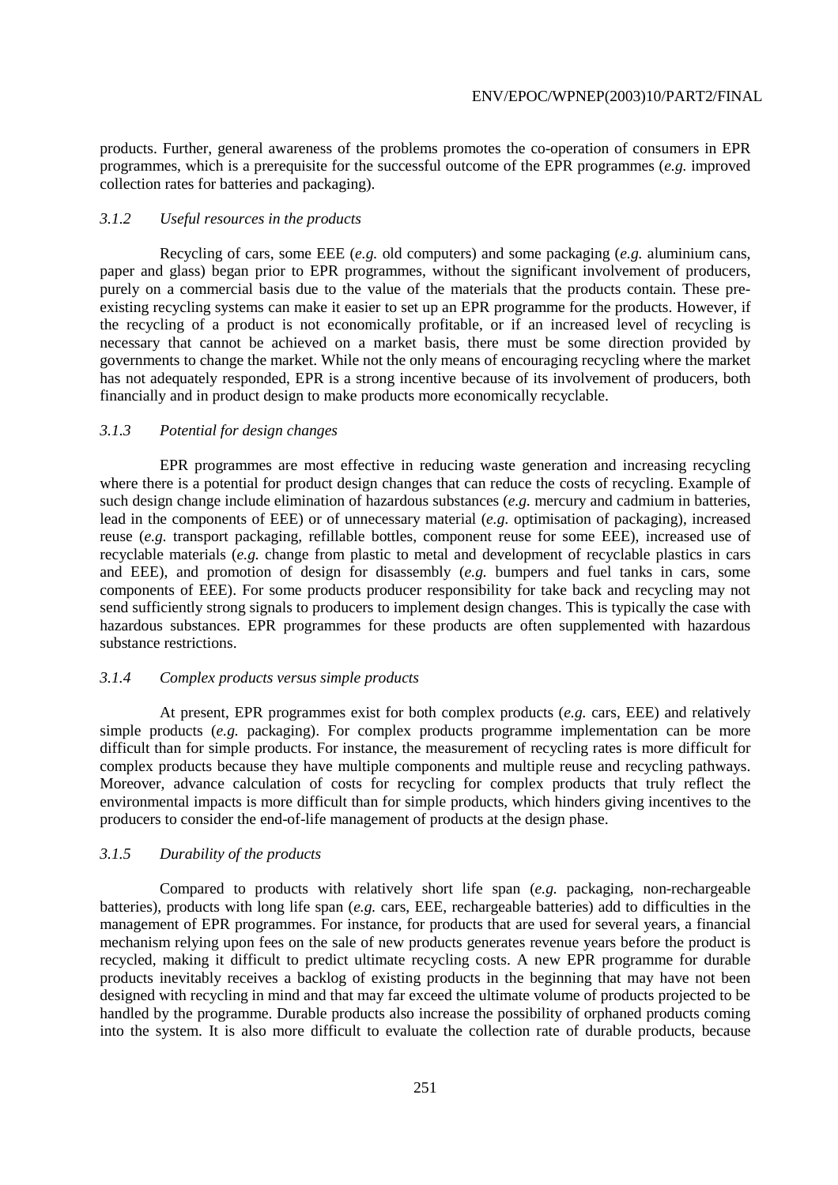products. Further, general awareness of the problems promotes the co-operation of consumers in EPR programmes, which is a prerequisite for the successful outcome of the EPR programmes (*e.g.* improved collection rates for batteries and packaging).

#### *3.1.2 Useful resources in the products*

Recycling of cars, some EEE (*e.g.* old computers) and some packaging (*e.g.* aluminium cans, paper and glass) began prior to EPR programmes, without the significant involvement of producers, purely on a commercial basis due to the value of the materials that the products contain. These pre-existing recycling systems can make it easier to set up an EPR programme for the products. However, if the recycling of a product is not economically profitable, or if an increased level of recycling is necessary that cannot be achieved on a market basis, there must be some direction provided by governments to change the market. While not the only means of encouraging recycling where the market has not adequately responded, EPR is a strong incentive because of its involvement of producers, both financially and in product design to make products more economically recyclable.

#### *3.1.3 Potential for design changes*

EPR programmes are most effective in reducing waste generation and increasing recycling where there is a potential for product design changes that can reduce the costs of recycling. Example of such design change include elimination of hazardous substances (*e.g.* mercury and cadmium in batteries, lead in the components of EEE) or of unnecessary material (*e.g.* optimisation of packaging), increased reuse (*e.g.* transport packaging, refillable bottles, component reuse for some EEE), increased use of recyclable materials (*e.g.* change from plastic to metal and development of recyclable plastics in cars and EEE), and promotion of design for disassembly (*e.g.* bumpers and fuel tanks in cars, some components of EEE). For some products producer responsibility for take back and recycling may not send sufficiently strong signals to producers to implement design changes. This is typically the case with hazardous substances. EPR programmes for these products are often supplemented with hazardous substance restrictions.

#### *3.1.4 Complex products versus simple products*

At present, EPR programmes exist for both complex products (*e.g.* cars, EEE) and relatively simple products (*e.g.* packaging). For complex products programme implementation can be more difficult than for simple products. For instance, the measurement of recycling rates is more difficult for complex products because they have multiple components and multiple reuse and recycling pathways. Moreover, advance calculation of costs for recycling for complex products that truly reflect the environmental impacts is more difficult than for simple products, which hinders giving incentives to the producers to consider the end-of-life management of products at the design phase.

#### *3.1.5 Durability of the products*

Compared to products with relatively short life span (*e.g.* packaging, non-rechargeable batteries), products with long life span (*e.g.* cars, EEE, rechargeable batteries) add to difficulties in the management of EPR programmes. For instance, for products that are used for several years, a financial mechanism relying upon fees on the sale of new products generates revenue years before the product is recycled, making it difficult to predict ultimate recycling costs. A new EPR programme for durable products inevitably receives a backlog of existing products in the beginning that may have not been designed with recycling in mind and that may far exceed the ultimate volume of products projected to be handled by the programme. Durable products also increase the possibility of orphaned products coming into the system. It is also more difficult to evaluate the collection rate of durable products, because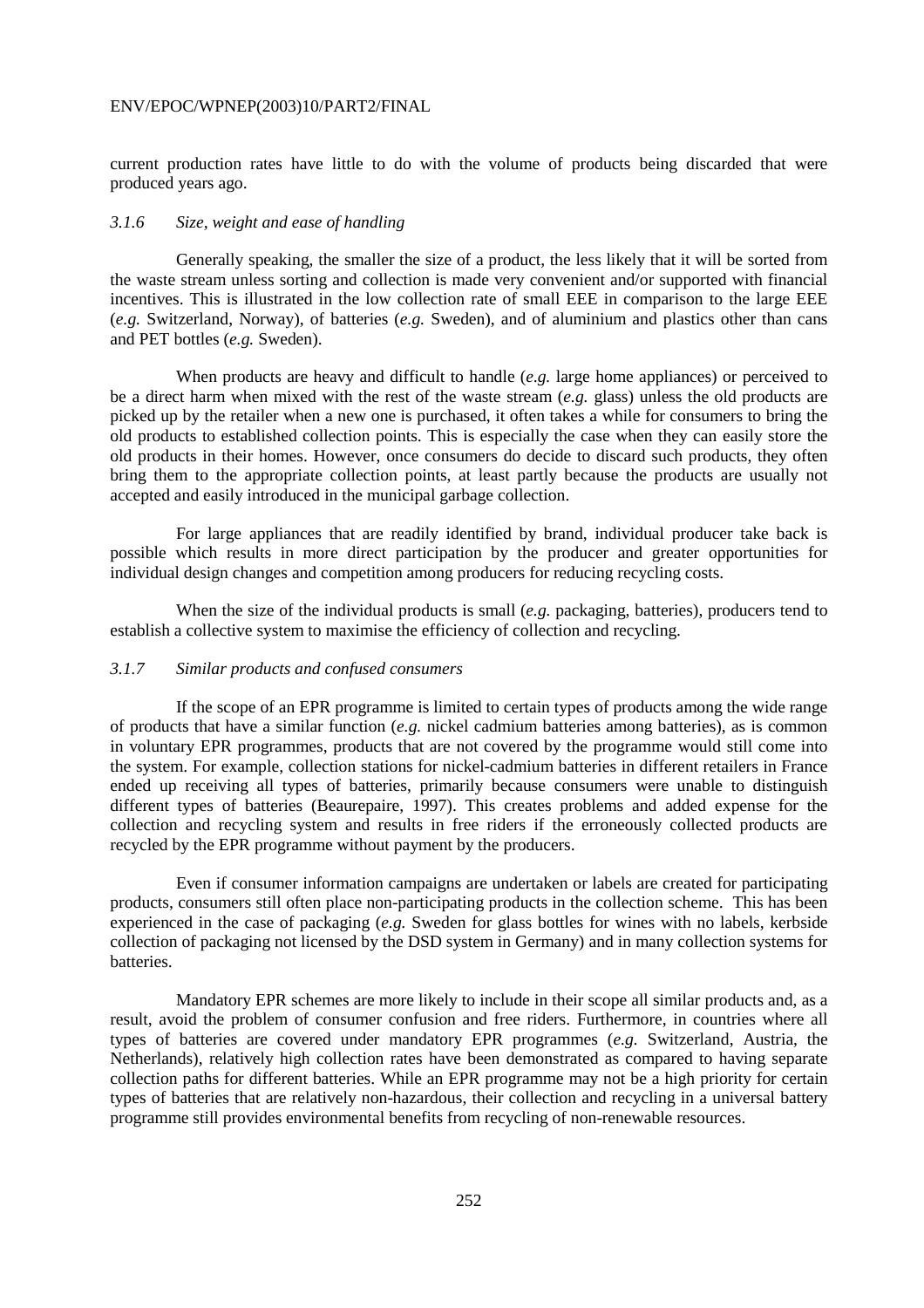current production rates have little to do with the volume of products being discarded that were produced years ago.

### *3.1.6 Size, weight and ease of handling*

Generally speaking, the smaller the size of a product, the less likely that it will be sorted from the waste stream unless sorting and collection is made very convenient and/or supported with financial incentives. This is illustrated in the low collection rate of small EEE in comparison to the large EEE (*e.g.* Switzerland, Norway), of batteries (*e.g.* Sweden), and of aluminium and plastics other than cans and PET bottles (*e.g.* Sweden).

When products are heavy and difficult to handle (*e.g.* large home appliances) or perceived to be a direct harm when mixed with the rest of the waste stream (*e.g.* glass) unless the old products are picked up by the retailer when a new one is purchased, it often takes a while for consumers to bring the old products to established collection points. This is especially the case when they can easily store the old products in their homes. However, once consumers do decide to discard such products, they often bring them to the appropriate collection points, at least partly because the products are usually not accepted and easily introduced in the municipal garbage collection.

For large appliances that are readily identified by brand, individual producer take back is possible which results in more direct participation by the producer and greater opportunities for individual design changes and competition among producers for reducing recycling costs.

When the size of the individual products is small (*e.g.* packaging, batteries), producers tend to establish a collective system to maximise the efficiency of collection and recycling.

### *3.1.7 Similar products and confused consumers*

If the scope of an EPR programme is limited to certain types of products among the wide range of products that have a similar function (*e.g.* nickel cadmium batteries among batteries), as is common in voluntary EPR programmes, products that are not covered by the programme would still come into the system. For example, collection stations for nickel-cadmium batteries in different retailers in France ended up receiving all types of batteries, primarily because consumers were unable to distinguish different types of batteries (Beaurepaire, 1997). This creates problems and added expense for the collection and recycling system and results in free riders if the erroneously collected products are recycled by the EPR programme without payment by the producers.

Even if consumer information campaigns are undertaken or labels are created for participating products, consumers still often place non-participating products in the collection scheme. This has been experienced in the case of packaging (*e.g.* Sweden for glass bottles for wines with no labels, kerbside collection of packaging not licensed by the DSD system in Germany) and in many collection systems for batteries.

Mandatory EPR schemes are more likely to include in their scope all similar products and, as a result, avoid the problem of consumer confusion and free riders. Furthermore, in countries where all types of batteries are covered under mandatory EPR programmes (*e.g.* Switzerland, Austria, the Netherlands), relatively high collection rates have been demonstrated as compared to having separate collection paths for different batteries. While an EPR programme may not be a high priority for certain types of batteries that are relatively non-hazardous, their collection and recycling in a universal battery programme still provides environmental benefits from recycling of non-renewable resources.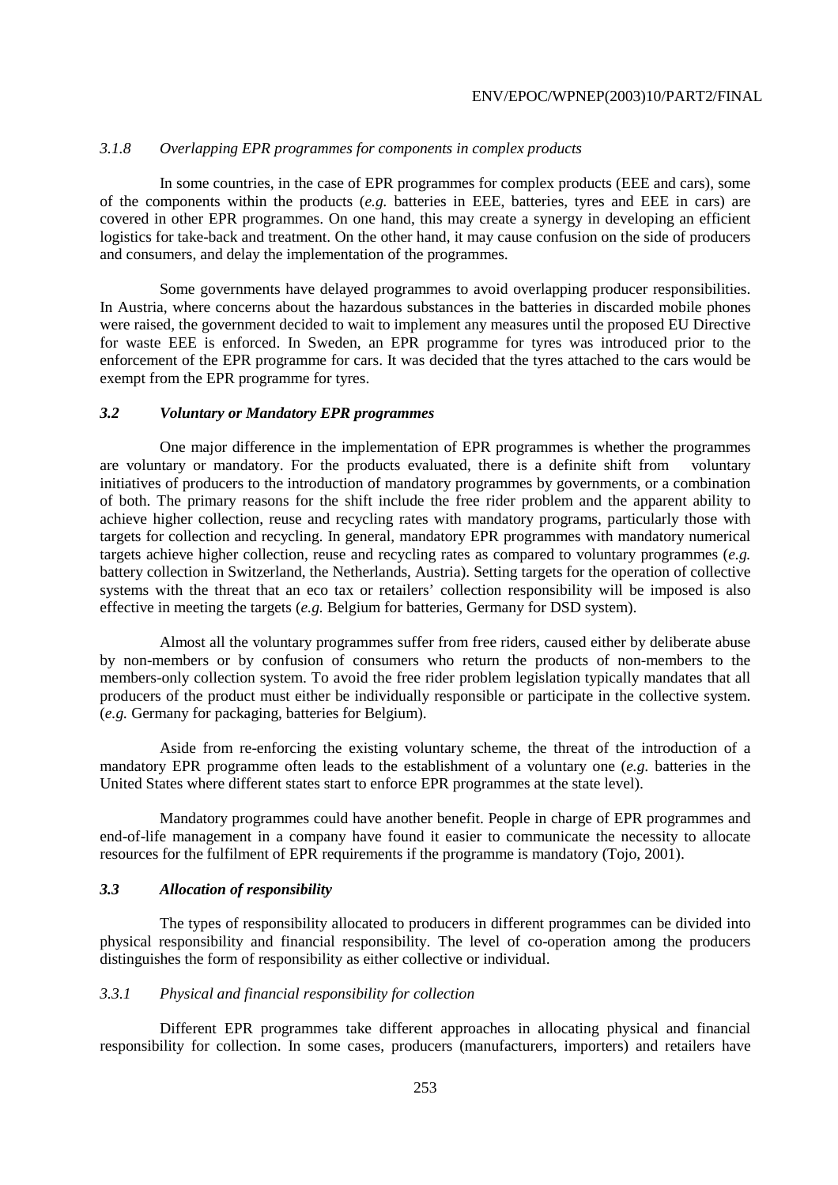### *3.1.8 Overlapping EPR programmes for components in complex products*

In some countries, in the case of EPR programmes for complex products (EEE and cars), some of the components within the products (*e.g.* batteries in EEE, batteries, tyres and EEE in cars) are covered in other EPR programmes. On one hand, this may create a synergy in developing an efficient logistics for take-back and treatment. On the other hand, it may cause confusion on the side of producers and consumers, and delay the implementation of the programmes.

Some governments have delayed programmes to avoid overlapping producer responsibilities. In Austria, where concerns about the hazardous substances in the batteries in discarded mobile phones were raised, the government decided to wait to implement any measures until the proposed EU Directive for waste EEE is enforced. In Sweden, an EPR programme for tyres was introduced prior to the enforcement of the EPR programme for cars. It was decided that the tyres attached to the cars would be exempt from the EPR programme for tyres.

## ***3.2 Voluntary or Mandatory EPR programmes***

One major difference in the implementation of EPR programmes is whether the programmes are voluntary or mandatory. For the products evaluated, there is a definite shift from voluntary initiatives of producers to the introduction of mandatory programmes by governments, or a combination of both. The primary reasons for the shift include the free rider problem and the apparent ability to achieve higher collection, reuse and recycling rates with mandatory programs, particularly those with targets for collection and recycling. In general, mandatory EPR programmes with mandatory numerical targets achieve higher collection, reuse and recycling rates as compared to voluntary programmes (*e.g.* battery collection in Switzerland, the Netherlands, Austria). Setting targets for the operation of collective systems with the threat that an eco tax or retailers' collection responsibility will be imposed is also effective in meeting the targets (*e.g.* Belgium for batteries, Germany for DSD system).

Almost all the voluntary programmes suffer from free riders, caused either by deliberate abuse by non-members or by confusion of consumers who return the products of non-members to the members-only collection system. To avoid the free rider problem legislation typically mandates that all producers of the product must either be individually responsible or participate in the collective system. (*e.g.* Germany for packaging, batteries for Belgium).

Aside from re-enforcing the existing voluntary scheme, the threat of the introduction of a mandatory EPR programme often leads to the establishment of a voluntary one (*e.g.* batteries in the United States where different states start to enforce EPR programmes at the state level).

Mandatory programmes could have another benefit. People in charge of EPR programmes and end-of-life management in a company have found it easier to communicate the necessity to allocate resources for the fulfilment of EPR requirements if the programme is mandatory (Tojo, 2001).

## ***3.3 Allocation of responsibility***

The types of responsibility allocated to producers in different programmes can be divided into physical responsibility and financial responsibility. The level of co-operation among the producers distinguishes the form of responsibility as either collective or individual.

### *3.3.1 Physical and financial responsibility for collection*

Different EPR programmes take different approaches in allocating physical and financial responsibility for collection. In some cases, producers (manufacturers, importers) and retailers have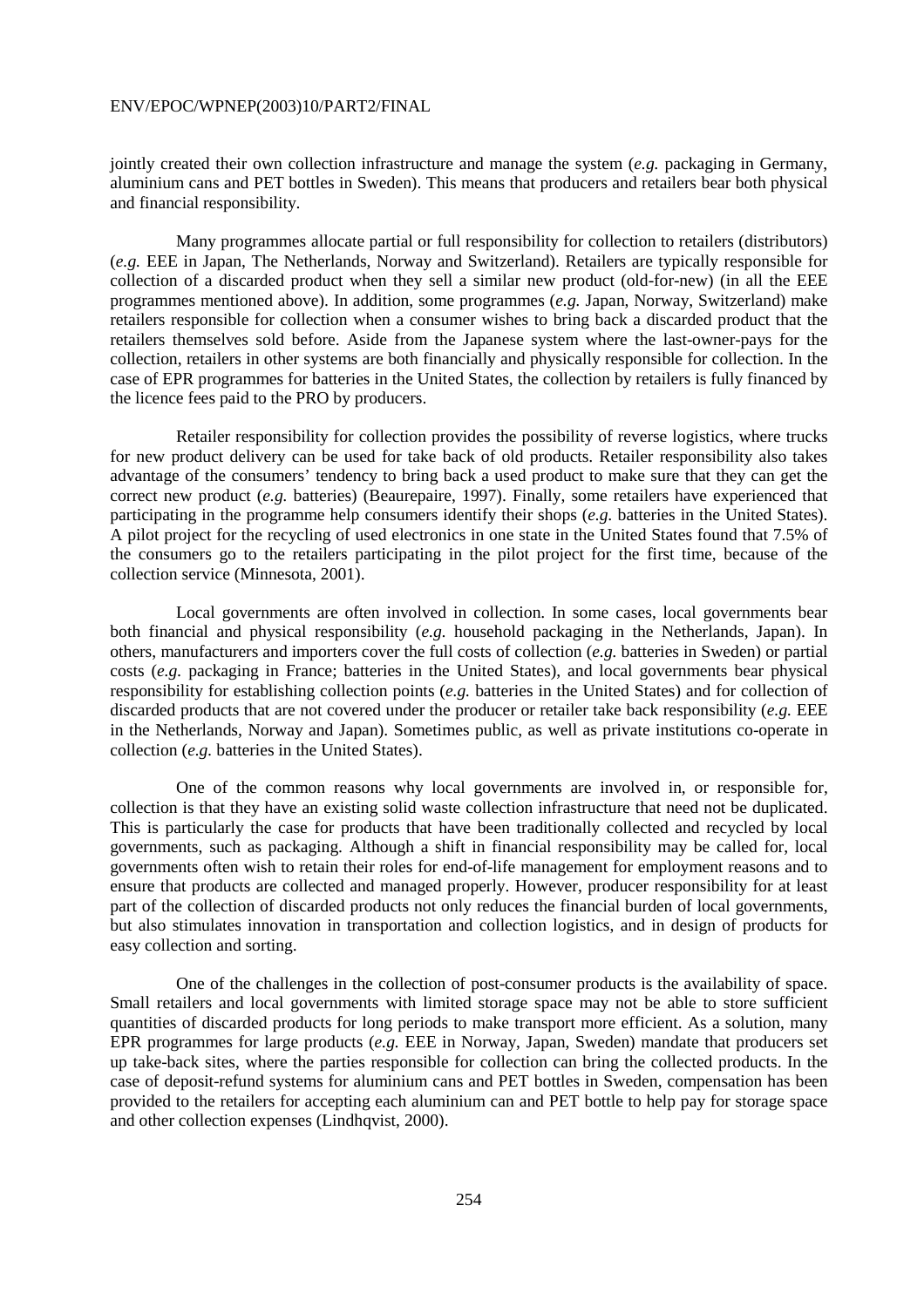jointly created their own collection infrastructure and manage the system (*e.g.* packaging in Germany, aluminium cans and PET bottles in Sweden). This means that producers and retailers bear both physical and financial responsibility.

Many programmes allocate partial or full responsibility for collection to retailers (distributors) (*e.g.* EEE in Japan, The Netherlands, Norway and Switzerland). Retailers are typically responsible for collection of a discarded product when they sell a similar new product (old-for-new) (in all the EEE programmes mentioned above). In addition, some programmes (*e.g.* Japan, Norway, Switzerland) make retailers responsible for collection when a consumer wishes to bring back a discarded product that the retailers themselves sold before. Aside from the Japanese system where the last-owner-pays for the collection, retailers in other systems are both financially and physically responsible for collection. In the case of EPR programmes for batteries in the United States, the collection by retailers is fully financed by the licence fees paid to the PRO by producers.

Retailer responsibility for collection provides the possibility of reverse logistics, where trucks for new product delivery can be used for take back of old products. Retailer responsibility also takes advantage of the consumers' tendency to bring back a used product to make sure that they can get the correct new product (*e.g.* batteries) (Beaurepaire, 1997). Finally, some retailers have experienced that participating in the programme help consumers identify their shops (*e.g.* batteries in the United States). A pilot project for the recycling of used electronics in one state in the United States found that 7.5% of the consumers go to the retailers participating in the pilot project for the first time, because of the collection service (Minnesota, 2001).

Local governments are often involved in collection. In some cases, local governments bear both financial and physical responsibility (*e.g.* household packaging in the Netherlands, Japan). In others, manufacturers and importers cover the full costs of collection (*e.g.* batteries in Sweden) or partial costs (*e.g.* packaging in France; batteries in the United States), and local governments bear physical responsibility for establishing collection points (*e.g.* batteries in the United States) and for collection of discarded products that are not covered under the producer or retailer take back responsibility (*e.g.* EEE in the Netherlands, Norway and Japan). Sometimes public, as well as private institutions co-operate in collection (*e.g.* batteries in the United States).

One of the common reasons why local governments are involved in, or responsible for, collection is that they have an existing solid waste collection infrastructure that need not be duplicated. This is particularly the case for products that have been traditionally collected and recycled by local governments, such as packaging. Although a shift in financial responsibility may be called for, local governments often wish to retain their roles for end-of-life management for employment reasons and to ensure that products are collected and managed properly. However, producer responsibility for at least part of the collection of discarded products not only reduces the financial burden of local governments, but also stimulates innovation in transportation and collection logistics, and in design of products for easy collection and sorting.

One of the challenges in the collection of post-consumer products is the availability of space. Small retailers and local governments with limited storage space may not be able to store sufficient quantities of discarded products for long periods to make transport more efficient. As a solution, many EPR programmes for large products (*e.g.* EEE in Norway, Japan, Sweden) mandate that producers set up take-back sites, where the parties responsible for collection can bring the collected products. In the case of deposit-refund systems for aluminium cans and PET bottles in Sweden, compensation has been provided to the retailers for accepting each aluminium can and PET bottle to help pay for storage space and other collection expenses (Lindhqvist, 2000).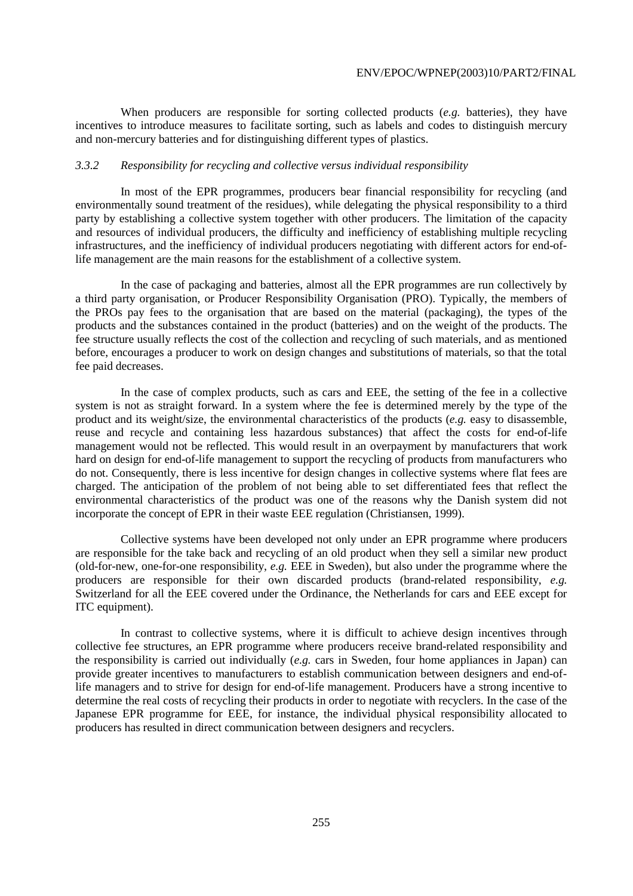When producers are responsible for sorting collected products (*e.g.* batteries), they have incentives to introduce measures to facilitate sorting, such as labels and codes to distinguish mercury and non-mercury batteries and for distinguishing different types of plastics.

### *3.3.2 Responsibility for recycling and collective versus individual responsibility*

In most of the EPR programmes, producers bear financial responsibility for recycling (and environmentally sound treatment of the residues), while delegating the physical responsibility to a third party by establishing a collective system together with other producers. The limitation of the capacity and resources of individual producers, the difficulty and inefficiency of establishing multiple recycling infrastructures, and the inefficiency of individual producers negotiating with different actors for end-of-life management are the main reasons for the establishment of a collective system.

In the case of packaging and batteries, almost all the EPR programmes are run collectively by a third party organisation, or Producer Responsibility Organisation (PRO). Typically, the members of the PROs pay fees to the organisation that are based on the material (packaging), the types of the products and the substances contained in the product (batteries) and on the weight of the products. The fee structure usually reflects the cost of the collection and recycling of such materials, and as mentioned before, encourages a producer to work on design changes and substitutions of materials, so that the total fee paid decreases.

In the case of complex products, such as cars and EEE, the setting of the fee in a collective system is not as straight forward. In a system where the fee is determined merely by the type of the product and its weight/size, the environmental characteristics of the products (*e.g.* easy to disassemble, reuse and recycle and containing less hazardous substances) that affect the costs for end-of-life management would not be reflected. This would result in an overpayment by manufacturers that work hard on design for end-of-life management to support the recycling of products from manufacturers who do not. Consequently, there is less incentive for design changes in collective systems where flat fees are charged. The anticipation of the problem of not being able to set differentiated fees that reflect the environmental characteristics of the product was one of the reasons why the Danish system did not incorporate the concept of EPR in their waste EEE regulation (Christiansen, 1999).

Collective systems have been developed not only under an EPR programme where producers are responsible for the take back and recycling of an old product when they sell a similar new product (old-for-new, one-for-one responsibility, *e.g.* EEE in Sweden), but also under the programme where the producers are responsible for their own discarded products (brand-related responsibility, *e.g.* Switzerland for all the EEE covered under the Ordinance, the Netherlands for cars and EEE except for ITC equipment).

In contrast to collective systems, where it is difficult to achieve design incentives through collective fee structures, an EPR programme where producers receive brand-related responsibility and the responsibility is carried out individually (*e.g.* cars in Sweden, four home appliances in Japan) can provide greater incentives to manufacturers to establish communication between designers and end-of-life managers and to strive for design for end-of-life management. Producers have a strong incentive to determine the real costs of recycling their products in order to negotiate with recyclers. In the case of the Japanese EPR programme for EEE, for instance, the individual physical responsibility allocated to producers has resulted in direct communication between designers and recyclers.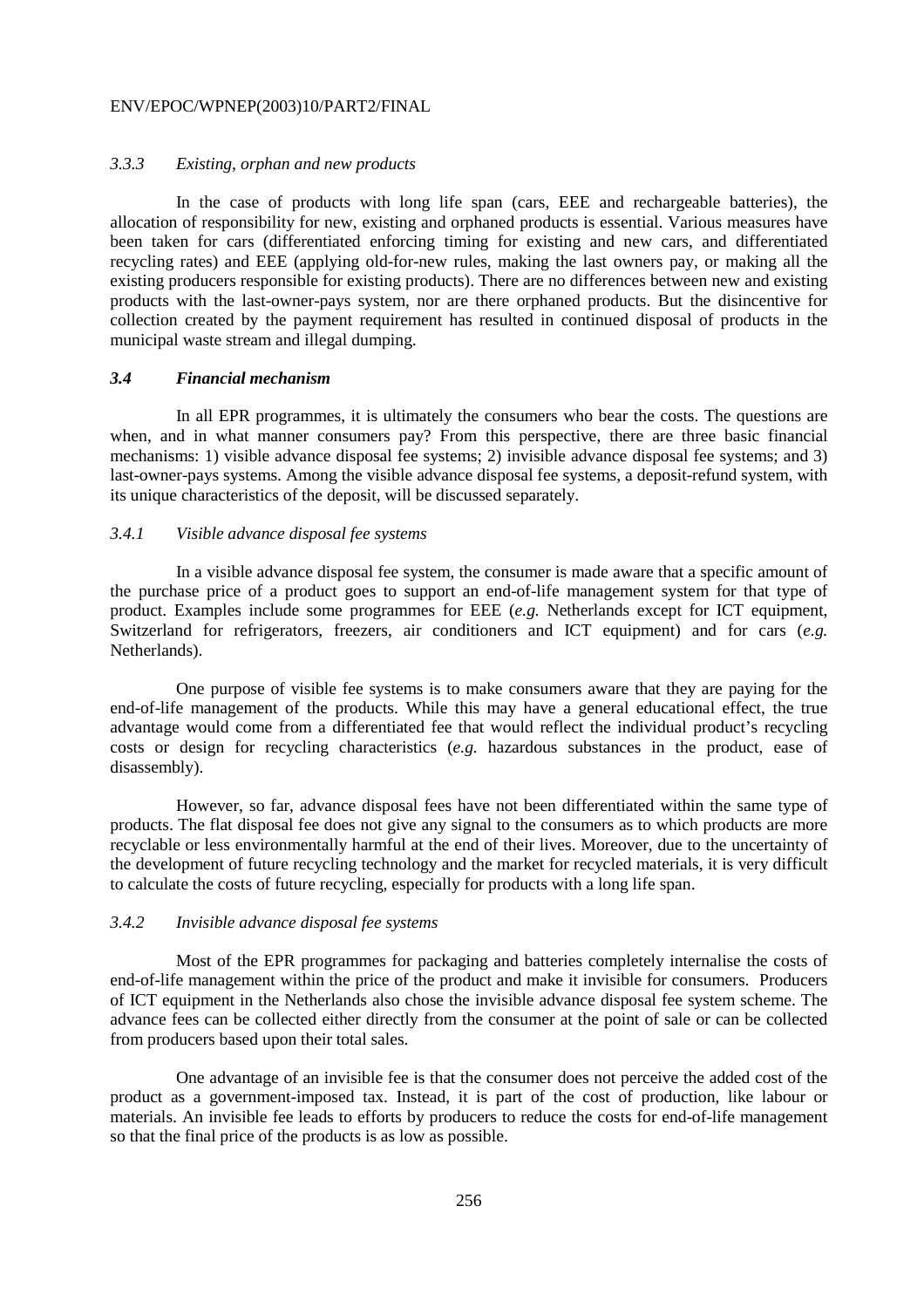### *3.3.3 Existing, orphan and new products*

In the case of products with long life span (cars, EEE and rechargeable batteries), the allocation of responsibility for new, existing and orphaned products is essential. Various measures have been taken for cars (differentiated enforcing timing for existing and new cars, and differentiated recycling rates) and EEE (applying old-for-new rules, making the last owners pay, or making all the existing producers responsible for existing products). There are no differences between new and existing products with the last-owner-pays system, nor are there orphaned products. But the disincentive for collection created by the payment requirement has resulted in continued disposal of products in the municipal waste stream and illegal dumping.

## *3.4 Financial mechanism*

In all EPR programmes, it is ultimately the consumers who bear the costs. The questions are when, and in what manner consumers pay? From this perspective, there are three basic financial mechanisms: 1) visible advance disposal fee systems; 2) invisible advance disposal fee systems; and 3) last-owner-pays systems. Among the visible advance disposal fee systems, a deposit-refund system, with its unique characteristics of the deposit, will be discussed separately.

### *3.4.1 Visible advance disposal fee systems*

In a visible advance disposal fee system, the consumer is made aware that a specific amount of the purchase price of a product goes to support an end-of-life management system for that type of product. Examples include some programmes for EEE (*e.g.* Netherlands except for ICT equipment, Switzerland for refrigerators, freezers, air conditioners and ICT equipment) and for cars (*e.g.* Netherlands).

One purpose of visible fee systems is to make consumers aware that they are paying for the end-of-life management of the products. While this may have a general educational effect, the true advantage would come from a differentiated fee that would reflect the individual product's recycling costs or design for recycling characteristics (*e.g.* hazardous substances in the product, ease of disassembly).

However, so far, advance disposal fees have not been differentiated within the same type of products. The flat disposal fee does not give any signal to the consumers as to which products are more recyclable or less environmentally harmful at the end of their lives. Moreover, due to the uncertainty of the development of future recycling technology and the market for recycled materials, it is very difficult to calculate the costs of future recycling, especially for products with a long life span.

### *3.4.2 Invisible advance disposal fee systems*

Most of the EPR programmes for packaging and batteries completely internalise the costs of end-of-life management within the price of the product and make it invisible for consumers. Producers of ICT equipment in the Netherlands also chose the invisible advance disposal fee system scheme. The advance fees can be collected either directly from the consumer at the point of sale or can be collected from producers based upon their total sales.

One advantage of an invisible fee is that the consumer does not perceive the added cost of the product as a government-imposed tax. Instead, it is part of the cost of production, like labour or materials. An invisible fee leads to efforts by producers to reduce the costs for end-of-life management so that the final price of the products is as low as possible.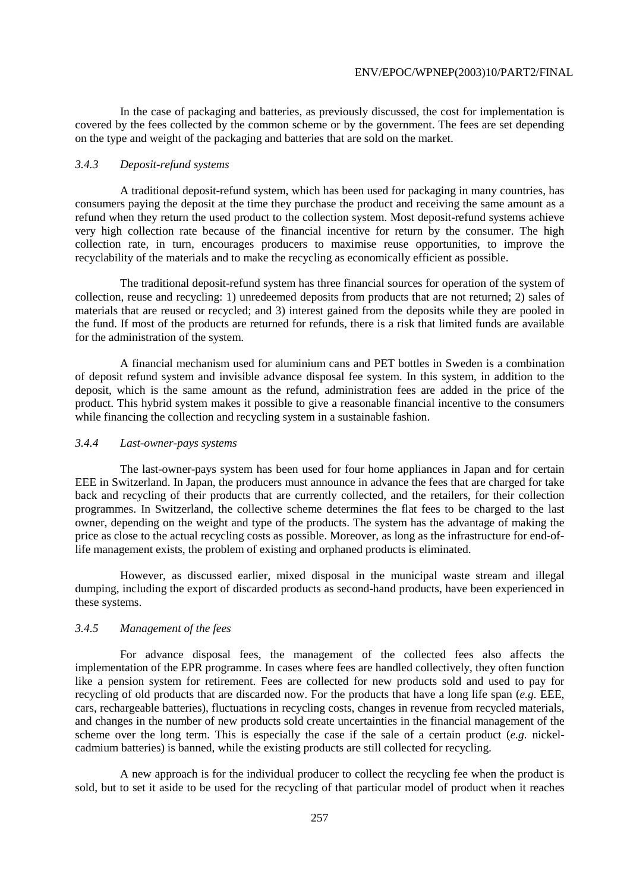In the case of packaging and batteries, as previously discussed, the cost for implementation is covered by the fees collected by the common scheme or by the government. The fees are set depending on the type and weight of the packaging and batteries that are sold on the market.

### *3.4.3 Deposit-refund systems*

A traditional deposit-refund system, which has been used for packaging in many countries, has consumers paying the deposit at the time they purchase the product and receiving the same amount as a refund when they return the used product to the collection system. Most deposit-refund systems achieve very high collection rate because of the financial incentive for return by the consumer. The high collection rate, in turn, encourages producers to maximise reuse opportunities, to improve the recyclability of the materials and to make the recycling as economically efficient as possible.

The traditional deposit-refund system has three financial sources for operation of the system of collection, reuse and recycling: 1) unredeemed deposits from products that are not returned; 2) sales of materials that are reused or recycled; and 3) interest gained from the deposits while they are pooled in the fund. If most of the products are returned for refunds, there is a risk that limited funds are available for the administration of the system.

A financial mechanism used for aluminium cans and PET bottles in Sweden is a combination of deposit refund system and invisible advance disposal fee system. In this system, in addition to the deposit, which is the same amount as the refund, administration fees are added in the price of the product. This hybrid system makes it possible to give a reasonable financial incentive to the consumers while financing the collection and recycling system in a sustainable fashion.

### *3.4.4 Last-owner-pays systems*

The last-owner-pays system has been used for four home appliances in Japan and for certain EEE in Switzerland. In Japan, the producers must announce in advance the fees that are charged for take back and recycling of their products that are currently collected, and the retailers, for their collection programmes. In Switzerland, the collective scheme determines the flat fees to be charged to the last owner, depending on the weight and type of the products. The system has the advantage of making the price as close to the actual recycling costs as possible. Moreover, as long as the infrastructure for end-of-life management exists, the problem of existing and orphaned products is eliminated.

However, as discussed earlier, mixed disposal in the municipal waste stream and illegal dumping, including the export of discarded products as second-hand products, have been experienced in these systems.

### *3.4.5 Management of the fees*

For advance disposal fees, the management of the collected fees also affects the implementation of the EPR programme. In cases where fees are handled collectively, they often function like a pension system for retirement. Fees are collected for new products sold and used to pay for recycling of old products that are discarded now. For the products that have a long life span (*e.g.* EEE, cars, rechargeable batteries), fluctuations in recycling costs, changes in revenue from recycled materials, and changes in the number of new products sold create uncertainties in the financial management of the scheme over the long term. This is especially the case if the sale of a certain product (*e.g.* nickel-cadmium batteries) is banned, while the existing products are still collected for recycling.

A new approach is for the individual producer to collect the recycling fee when the product is sold, but to set it aside to be used for the recycling of that particular model of product when it reaches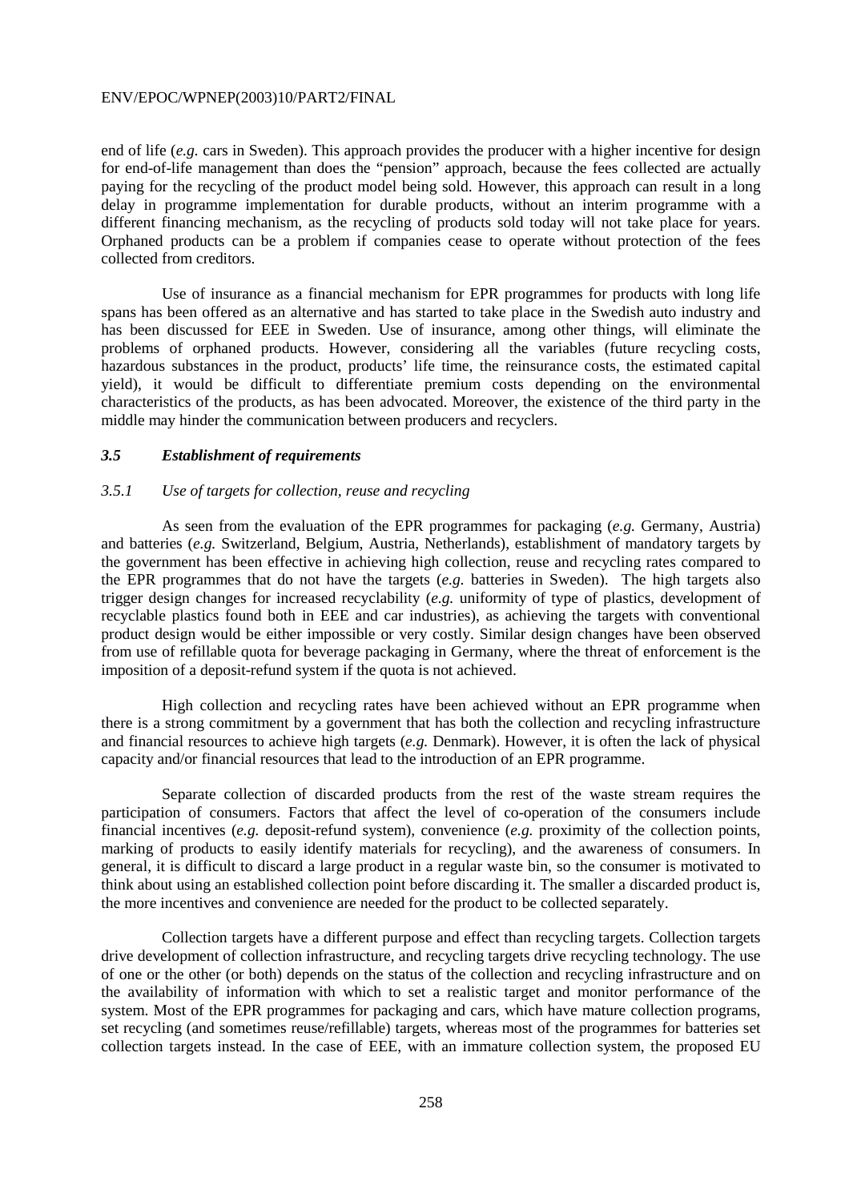end of life (*e.g.* cars in Sweden). This approach provides the producer with a higher incentive for design for end-of-life management than does the "pension" approach, because the fees collected are actually paying for the recycling of the product model being sold. However, this approach can result in a long delay in programme implementation for durable products, without an interim programme with a different financing mechanism, as the recycling of products sold today will not take place for years. Orphaned products can be a problem if companies cease to operate without protection of the fees collected from creditors.

Use of insurance as a financial mechanism for EPR programmes for products with long life spans has been offered as an alternative and has started to take place in the Swedish auto industry and has been discussed for EEE in Sweden. Use of insurance, among other things, will eliminate the problems of orphaned products. However, considering all the variables (future recycling costs, hazardous substances in the product, products' life time, the reinsurance costs, the estimated capital yield), it would be difficult to differentiate premium costs depending on the environmental characteristics of the products, as has been advocated. Moreover, the existence of the third party in the middle may hinder the communication between producers and recyclers.

### *3.5 Establishment of requirements*

#### *3.5.1 Use of targets for collection, reuse and recycling*

As seen from the evaluation of the EPR programmes for packaging (*e.g.* Germany, Austria) and batteries (*e.g.* Switzerland, Belgium, Austria, Netherlands), establishment of mandatory targets by the government has been effective in achieving high collection, reuse and recycling rates compared to the EPR programmes that do not have the targets (*e.g.* batteries in Sweden). The high targets also trigger design changes for increased recyclability (*e.g.* uniformity of type of plastics, development of recyclable plastics found both in EEE and car industries), as achieving the targets with conventional product design would be either impossible or very costly. Similar design changes have been observed from use of refillable quota for beverage packaging in Germany, where the threat of enforcement is the imposition of a deposit-refund system if the quota is not achieved.

High collection and recycling rates have been achieved without an EPR programme when there is a strong commitment by a government that has both the collection and recycling infrastructure and financial resources to achieve high targets (*e.g.* Denmark). However, it is often the lack of physical capacity and/or financial resources that lead to the introduction of an EPR programme.

Separate collection of discarded products from the rest of the waste stream requires the participation of consumers. Factors that affect the level of co-operation of the consumers include financial incentives (*e.g.* deposit-refund system), convenience (*e.g.* proximity of the collection points, marking of products to easily identify materials for recycling), and the awareness of consumers. In general, it is difficult to discard a large product in a regular waste bin, so the consumer is motivated to think about using an established collection point before discarding it. The smaller a discarded product is, the more incentives and convenience are needed for the product to be collected separately.

Collection targets have a different purpose and effect than recycling targets. Collection targets drive development of collection infrastructure, and recycling targets drive recycling technology. The use of one or the other (or both) depends on the status of the collection and recycling infrastructure and on the availability of information with which to set a realistic target and monitor performance of the system. Most of the EPR programmes for packaging and cars, which have mature collection programs, set recycling (and sometimes reuse/refillable) targets, whereas most of the programmes for batteries set collection targets instead. In the case of EEE, with an immature collection system, the proposed EU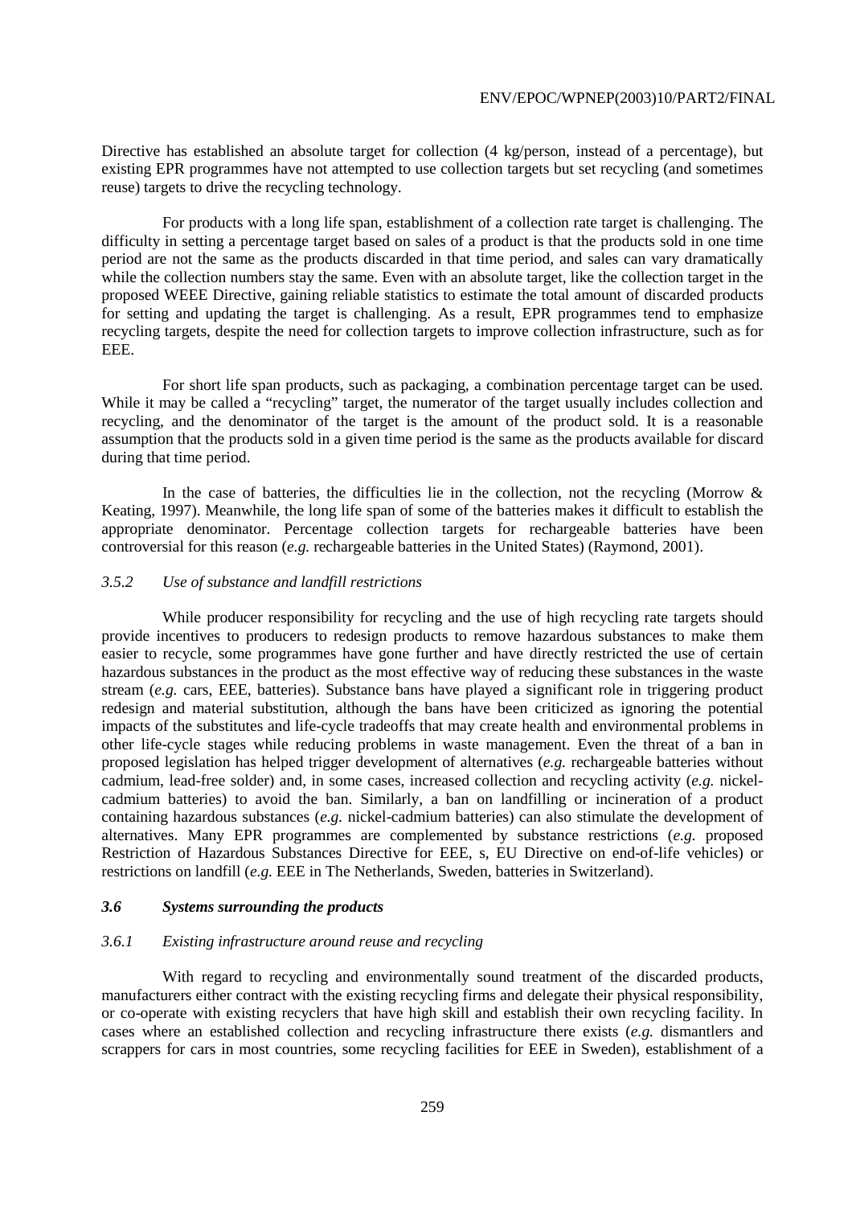Directive has established an absolute target for collection (4 kg/person, instead of a percentage), but existing EPR programmes have not attempted to use collection targets but set recycling (and sometimes reuse) targets to drive the recycling technology.

For products with a long life span, establishment of a collection rate target is challenging. The difficulty in setting a percentage target based on sales of a product is that the products sold in one time period are not the same as the products discarded in that time period, and sales can vary dramatically while the collection numbers stay the same. Even with an absolute target, like the collection target in the proposed WEEE Directive, gaining reliable statistics to estimate the total amount of discarded products for setting and updating the target is challenging. As a result, EPR programmes tend to emphasize recycling targets, despite the need for collection targets to improve collection infrastructure, such as for EEE.

For short life span products, such as packaging, a combination percentage target can be used. While it may be called a "recycling" target, the numerator of the target usually includes collection and recycling, and the denominator of the target is the amount of the product sold. It is a reasonable assumption that the products sold in a given time period is the same as the products available for discard during that time period.

In the case of batteries, the difficulties lie in the collection, not the recycling (Morrow & Keating, 1997). Meanwhile, the long life span of some of the batteries makes it difficult to establish the appropriate denominator. Percentage collection targets for rechargeable batteries have been controversial for this reason (*e.g.* rechargeable batteries in the United States) (Raymond, 2001).

### *3.5.2 Use of substance and landfill restrictions*

While producer responsibility for recycling and the use of high recycling rate targets should provide incentives to producers to redesign products to remove hazardous substances to make them easier to recycle, some programmes have gone further and have directly restricted the use of certain hazardous substances in the product as the most effective way of reducing these substances in the waste stream (*e.g.* cars, EEE, batteries). Substance bans have played a significant role in triggering product redesign and material substitution, although the bans have been criticized as ignoring the potential impacts of the substitutes and life-cycle tradeoffs that may create health and environmental problems in other life-cycle stages while reducing problems in waste management. Even the threat of a ban in proposed legislation has helped trigger development of alternatives (*e.g.* rechargeable batteries without cadmium, lead-free solder) and, in some cases, increased collection and recycling activity (*e.g.* nickel-cadmium batteries) to avoid the ban. Similarly, a ban on landfilling or incineration of a product containing hazardous substances (*e.g.* nickel-cadmium batteries) can also stimulate the development of alternatives. Many EPR programmes are complemented by substance restrictions (*e.g.* proposed Restriction of Hazardous Substances Directive for EEE, s, EU Directive on end-of-life vehicles) or restrictions on landfill (*e.g.* EEE in The Netherlands, Sweden, batteries in Switzerland).

## ***3.6 Systems surrounding the products***

### *3.6.1 Existing infrastructure around reuse and recycling*

With regard to recycling and environmentally sound treatment of the discarded products, manufacturers either contract with the existing recycling firms and delegate their physical responsibility, or co-operate with existing recyclers that have high skill and establish their own recycling facility. In cases where an established collection and recycling infrastructure there exists (*e.g.* dismantlers and scrappers for cars in most countries, some recycling facilities for EEE in Sweden), establishment of a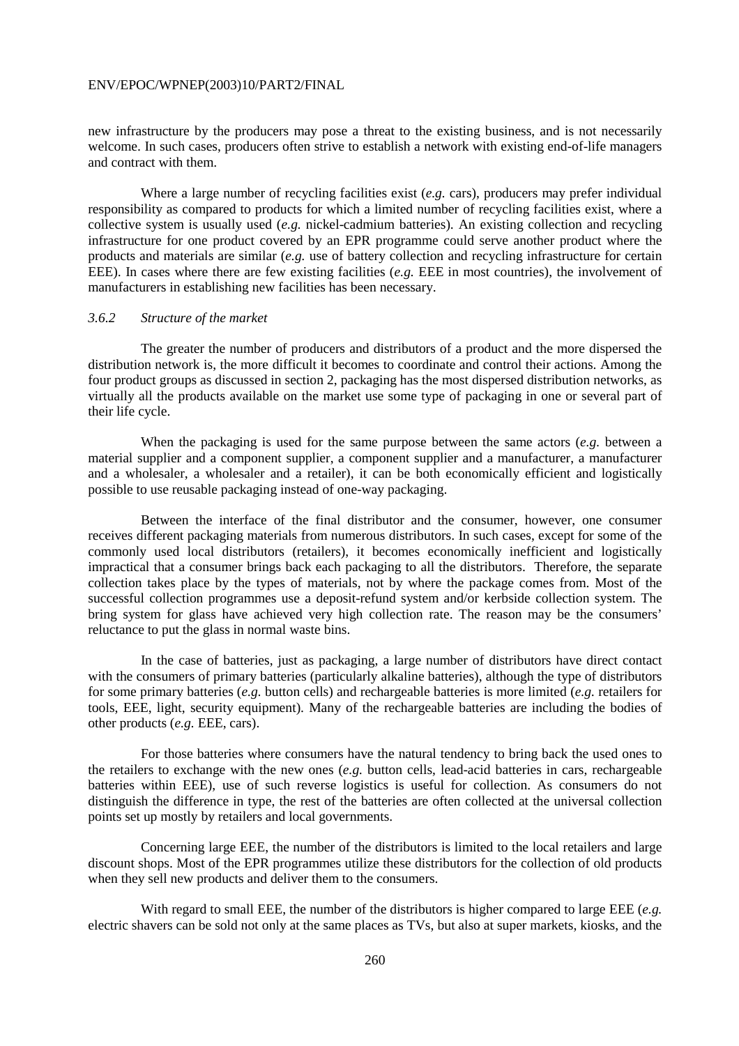new infrastructure by the producers may pose a threat to the existing business, and is not necessarily welcome. In such cases, producers often strive to establish a network with existing end-of-life managers and contract with them.

Where a large number of recycling facilities exist (*e.g.* cars), producers may prefer individual responsibility as compared to products for which a limited number of recycling facilities exist, where a collective system is usually used (*e.g.* nickel-cadmium batteries). An existing collection and recycling infrastructure for one product covered by an EPR programme could serve another product where the products and materials are similar (*e.g.* use of battery collection and recycling infrastructure for certain EEE). In cases where there are few existing facilities (*e.g.* EEE in most countries), the involvement of manufacturers in establishing new facilities has been necessary.

### *3.6.2 Structure of the market*

The greater the number of producers and distributors of a product and the more dispersed the distribution network is, the more difficult it becomes to coordinate and control their actions. Among the four product groups as discussed in section 2, packaging has the most dispersed distribution networks, as virtually all the products available on the market use some type of packaging in one or several part of their life cycle.

When the packaging is used for the same purpose between the same actors (*e.g.* between a material supplier and a component supplier, a component supplier and a manufacturer, a manufacturer and a wholesaler, a wholesaler and a retailer), it can be both economically efficient and logistically possible to use reusable packaging instead of one-way packaging.

Between the interface of the final distributor and the consumer, however, one consumer receives different packaging materials from numerous distributors. In such cases, except for some of the commonly used local distributors (retailers), it becomes economically inefficient and logistically impractical that a consumer brings back each packaging to all the distributors. Therefore, the separate collection takes place by the types of materials, not by where the package comes from. Most of the successful collection programmes use a deposit-refund system and/or kerbside collection system. The bring system for glass have achieved very high collection rate. The reason may be the consumers' reluctance to put the glass in normal waste bins.

In the case of batteries, just as packaging, a large number of distributors have direct contact with the consumers of primary batteries (particularly alkaline batteries), although the type of distributors for some primary batteries (*e.g.* button cells) and rechargeable batteries is more limited (*e.g.* retailers for tools, EEE, light, security equipment). Many of the rechargeable batteries are including the bodies of other products (*e.g.* EEE, cars).

For those batteries where consumers have the natural tendency to bring back the used ones to the retailers to exchange with the new ones (*e.g.* button cells, lead-acid batteries in cars, rechargeable batteries within EEE), use of such reverse logistics is useful for collection. As consumers do not distinguish the difference in type, the rest of the batteries are often collected at the universal collection points set up mostly by retailers and local governments.

Concerning large EEE, the number of the distributors is limited to the local retailers and large discount shops. Most of the EPR programmes utilize these distributors for the collection of old products when they sell new products and deliver them to the consumers.

With regard to small EEE, the number of the distributors is higher compared to large EEE (*e.g.* electric shavers can be sold not only at the same places as TVs, but also at super markets, kiosks, and the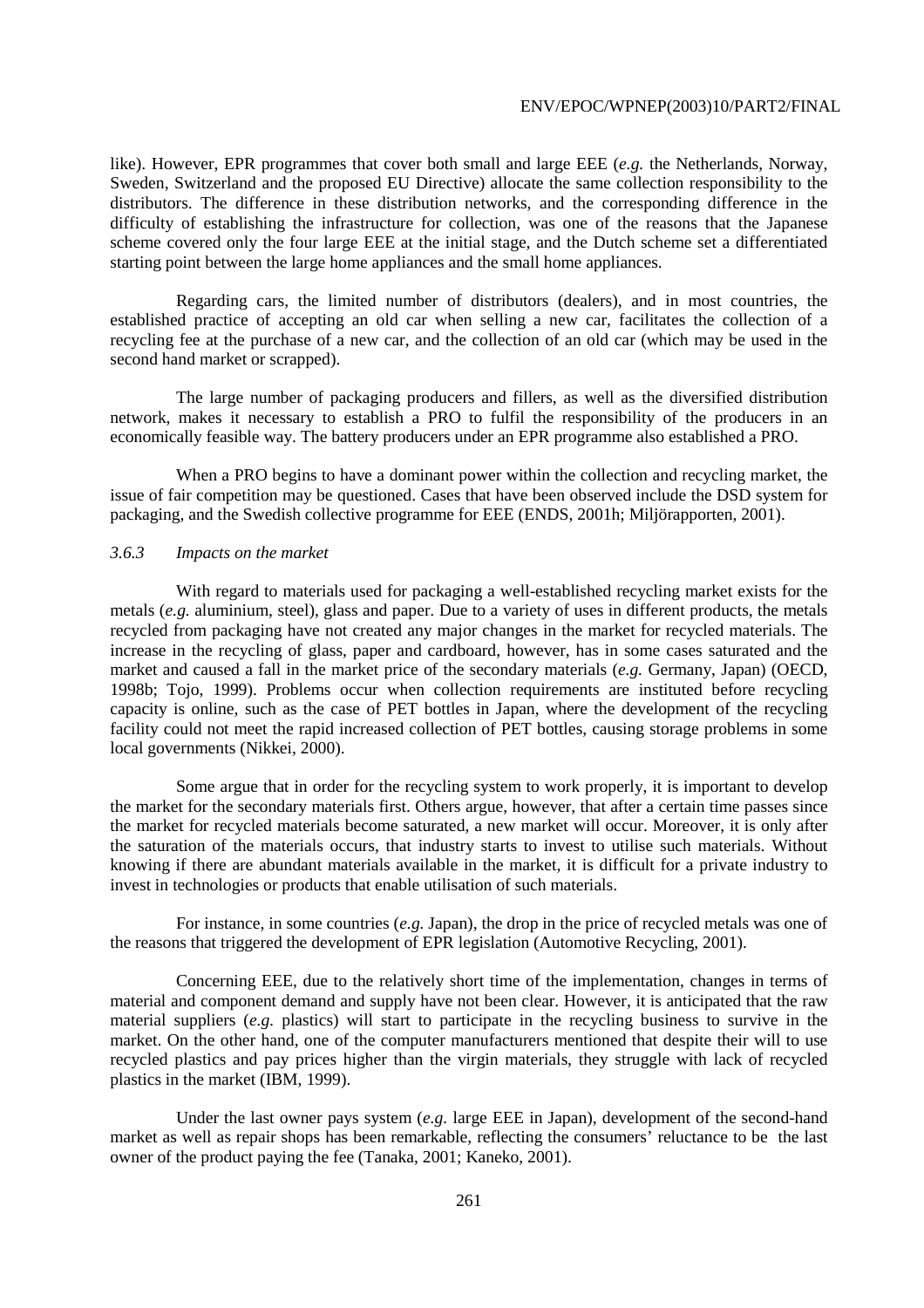like). However, EPR programmes that cover both small and large EEE (*e.g.* the Netherlands, Norway, Sweden, Switzerland and the proposed EU Directive) allocate the same collection responsibility to the distributors. The difference in these distribution networks, and the corresponding difference in the difficulty of establishing the infrastructure for collection, was one of the reasons that the Japanese scheme covered only the four large EEE at the initial stage, and the Dutch scheme set a differentiated starting point between the large home appliances and the small home appliances.

Regarding cars, the limited number of distributors (dealers), and in most countries, the established practice of accepting an old car when selling a new car, facilitates the collection of a recycling fee at the purchase of a new car, and the collection of an old car (which may be used in the second hand market or scrapped).

The large number of packaging producers and fillers, as well as the diversified distribution network, makes it necessary to establish a PRO to fulfil the responsibility of the producers in an economically feasible way. The battery producers under an EPR programme also established a PRO.

When a PRO begins to have a dominant power within the collection and recycling market, the issue of fair competition may be questioned. Cases that have been observed include the DSD system for packaging, and the Swedish collective programme for EEE (ENDS, 2001h; Miljörapporten, 2001).

### *3.6.3 Impacts on the market*

With regard to materials used for packaging a well-established recycling market exists for the metals (*e.g.* aluminium, steel), glass and paper. Due to a variety of uses in different products, the metals recycled from packaging have not created any major changes in the market for recycled materials. The increase in the recycling of glass, paper and cardboard, however, has in some cases saturated and the market and caused a fall in the market price of the secondary materials (*e.g.* Germany, Japan) (OECD, 1998b; Tojo, 1999). Problems occur when collection requirements are instituted before recycling capacity is online, such as the case of PET bottles in Japan, where the development of the recycling facility could not meet the rapid increased collection of PET bottles, causing storage problems in some local governments (Nikkei, 2000).

Some argue that in order for the recycling system to work properly, it is important to develop the market for the secondary materials first. Others argue, however, that after a certain time passes since the market for recycled materials become saturated, a new market will occur. Moreover, it is only after the saturation of the materials occurs, that industry starts to invest to utilise such materials. Without knowing if there are abundant materials available in the market, it is difficult for a private industry to invest in technologies or products that enable utilisation of such materials.

For instance, in some countries (*e.g.* Japan), the drop in the price of recycled metals was one of the reasons that triggered the development of EPR legislation (Automotive Recycling, 2001).

Concerning EEE, due to the relatively short time of the implementation, changes in terms of material and component demand and supply have not been clear. However, it is anticipated that the raw material suppliers (*e.g.* plastics) will start to participate in the recycling business to survive in the market. On the other hand, one of the computer manufacturers mentioned that despite their will to use recycled plastics and pay prices higher than the virgin materials, they struggle with lack of recycled plastics in the market (IBM, 1999).

Under the last owner pays system (*e.g.* large EEE in Japan), development of the second-hand market as well as repair shops has been remarkable, reflecting the consumers' reluctance to be the last owner of the product paying the fee (Tanaka, 2001; Kaneko, 2001).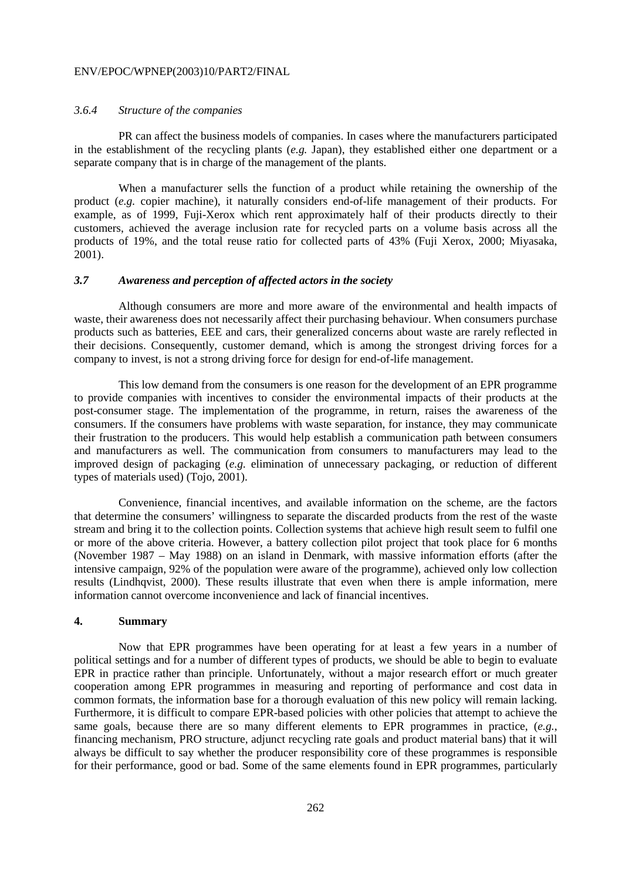#### *3.6.4 Structure of the companies*

PR can affect the business models of companies. In cases where the manufacturers participated in the establishment of the recycling plants (*e.g.* Japan), they established either one department or a separate company that is in charge of the management of the plants.

When a manufacturer sells the function of a product while retaining the ownership of the product (*e.g.* copier machine), it naturally considers end-of-life management of their products. For example, as of 1999, Fuji-Xerox which rent approximately half of their products directly to their customers, achieved the average inclusion rate for recycled parts on a volume basis across all the products of 19%, and the total reuse ratio for collected parts of 43% (Fuji Xerox, 2000; Miyasaka, 2001).

### *3.7 Awareness and perception of affected actors in the society*

Although consumers are more and more aware of the environmental and health impacts of waste, their awareness does not necessarily affect their purchasing behaviour. When consumers purchase products such as batteries, EEE and cars, their generalized concerns about waste are rarely reflected in their decisions. Consequently, customer demand, which is among the strongest driving forces for a company to invest, is not a strong driving force for design for end-of-life management.

This low demand from the consumers is one reason for the development of an EPR programme to provide companies with incentives to consider the environmental impacts of their products at the post-consumer stage. The implementation of the programme, in return, raises the awareness of the consumers. If the consumers have problems with waste separation, for instance, they may communicate their frustration to the producers. This would help establish a communication path between consumers and manufacturers as well. The communication from consumers to manufacturers may lead to the improved design of packaging (*e.g.* elimination of unnecessary packaging, or reduction of different types of materials used) (Tojo, 2001).

Convenience, financial incentives, and available information on the scheme, are the factors that determine the consumers' willingness to separate the discarded products from the rest of the waste stream and bring it to the collection points. Collection systems that achieve high result seem to fulfil one or more of the above criteria. However, a battery collection pilot project that took place for 6 months (November 1987 – May 1988) on an island in Denmark, with massive information efforts (after the intensive campaign, 92% of the population were aware of the programme), achieved only low collection results (Lindhqvist, 2000). These results illustrate that even when there is ample information, mere information cannot overcome inconvenience and lack of financial incentives.

## 4. Summary

Now that EPR programmes have been operating for at least a few years in a number of political settings and for a number of different types of products, we should be able to begin to evaluate EPR in practice rather than principle. Unfortunately, without a major research effort or much greater cooperation among EPR programmes in measuring and reporting of performance and cost data in common formats, the information base for a thorough evaluation of this new policy will remain lacking. Furthermore, it is difficult to compare EPR-based policies with other policies that attempt to achieve the same goals, because there are so many different elements to EPR programmes in practice, (*e.g.*, financing mechanism, PRO structure, adjunct recycling rate goals and product material bans) that it will always be difficult to say whether the producer responsibility core of these programmes is responsible for their performance, good or bad. Some of the same elements found in EPR programmes, particularly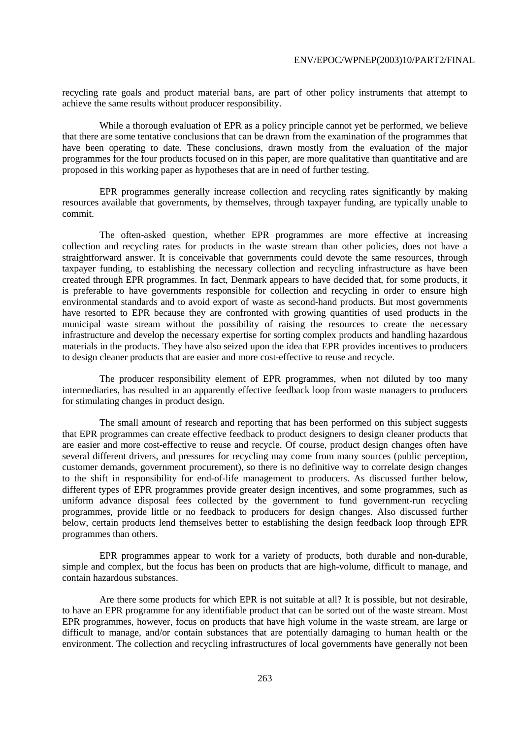recycling rate goals and product material bans, are part of other policy instruments that attempt to achieve the same results without producer responsibility.

While a thorough evaluation of EPR as a policy principle cannot yet be performed, we believe that there are some tentative conclusions that can be drawn from the examination of the programmes that have been operating to date. These conclusions, drawn mostly from the evaluation of the major programmes for the four products focused on in this paper, are more qualitative than quantitative and are proposed in this working paper as hypotheses that are in need of further testing.

EPR programmes generally increase collection and recycling rates significantly by making resources available that governments, by themselves, through taxpayer funding, are typically unable to commit.

The often-asked question, whether EPR programmes are more effective at increasing collection and recycling rates for products in the waste stream than other policies, does not have a straightforward answer. It is conceivable that governments could devote the same resources, through taxpayer funding, to establishing the necessary collection and recycling infrastructure as have been created through EPR programmes. In fact, Denmark appears to have decided that, for some products, it is preferable to have governments responsible for collection and recycling in order to ensure high environmental standards and to avoid export of waste as second-hand products. But most governments have resorted to EPR because they are confronted with growing quantities of used products in the municipal waste stream without the possibility of raising the resources to create the necessary infrastructure and develop the necessary expertise for sorting complex products and handling hazardous materials in the products. They have also seized upon the idea that EPR provides incentives to producers to design cleaner products that are easier and more cost-effective to reuse and recycle.

The producer responsibility element of EPR programmes, when not diluted by too many intermediaries, has resulted in an apparently effective feedback loop from waste managers to producers for stimulating changes in product design.

The small amount of research and reporting that has been performed on this subject suggests that EPR programmes can create effective feedback to product designers to design cleaner products that are easier and more cost-effective to reuse and recycle. Of course, product design changes often have several different drivers, and pressures for recycling may come from many sources (public perception, customer demands, government procurement), so there is no definitive way to correlate design changes to the shift in responsibility for end-of-life management to producers. As discussed further below, different types of EPR programmes provide greater design incentives, and some programmes, such as uniform advance disposal fees collected by the government to fund government-run recycling programmes, provide little or no feedback to producers for design changes. Also discussed further below, certain products lend themselves better to establishing the design feedback loop through EPR programmes than others.

EPR programmes appear to work for a variety of products, both durable and non-durable, simple and complex, but the focus has been on products that are high-volume, difficult to manage, and contain hazardous substances.

Are there some products for which EPR is not suitable at all? It is possible, but not desirable, to have an EPR programme for any identifiable product that can be sorted out of the waste stream. Most EPR programmes, however, focus on products that have high volume in the waste stream, are large or difficult to manage, and/or contain substances that are potentially damaging to human health or the environment. The collection and recycling infrastructures of local governments have generally not been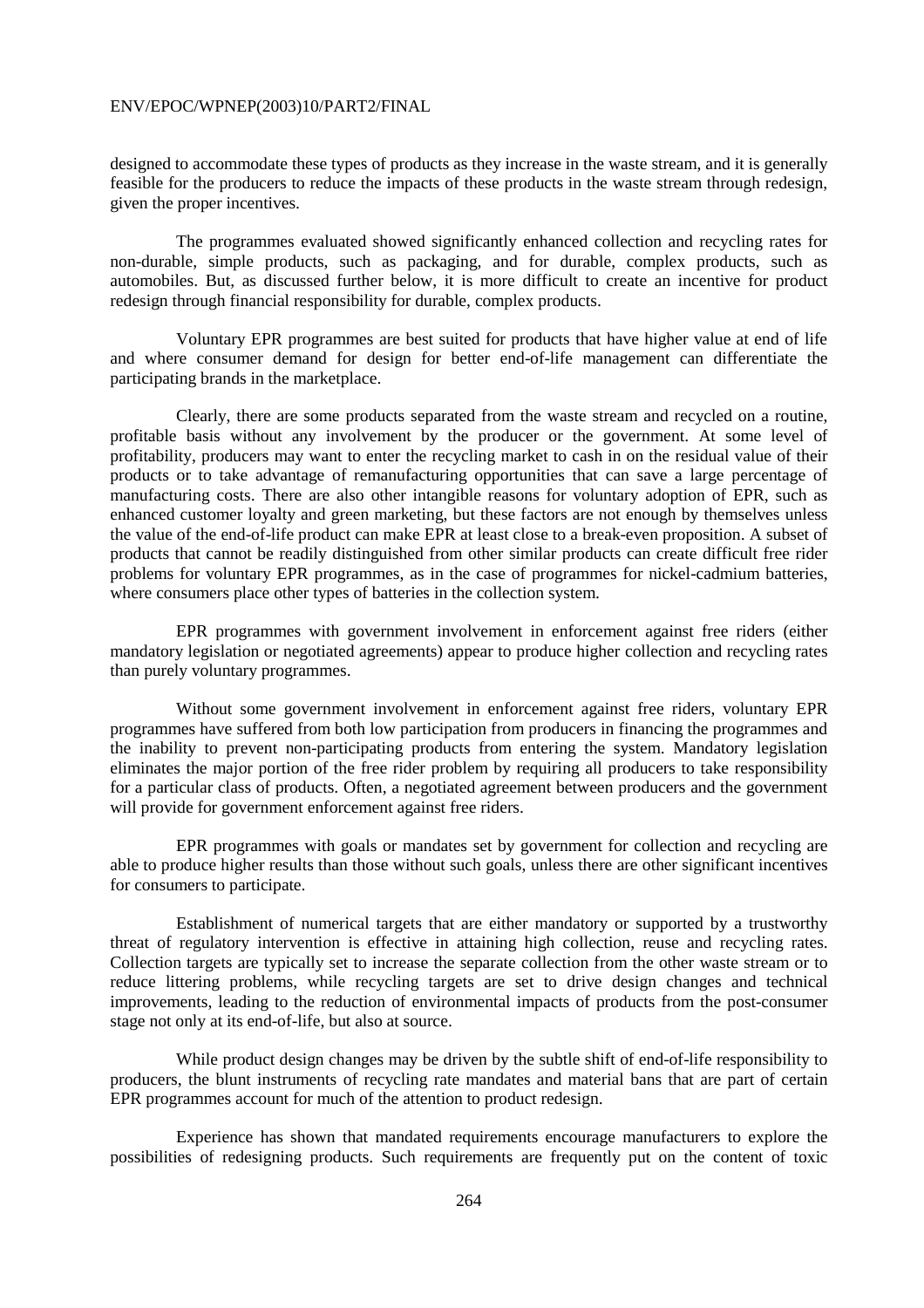designed to accommodate these types of products as they increase in the waste stream, and it is generally feasible for the producers to reduce the impacts of these products in the waste stream through redesign, given the proper incentives.

The programmes evaluated showed significantly enhanced collection and recycling rates for non-durable, simple products, such as packaging, and for durable, complex products, such as automobiles. But, as discussed further below, it is more difficult to create an incentive for product redesign through financial responsibility for durable, complex products.

Voluntary EPR programmes are best suited for products that have higher value at end of life and where consumer demand for design for better end-of-life management can differentiate the participating brands in the marketplace.

Clearly, there are some products separated from the waste stream and recycled on a routine, profitable basis without any involvement by the producer or the government. At some level of profitability, producers may want to enter the recycling market to cash in on the residual value of their products or to take advantage of remanufacturing opportunities that can save a large percentage of manufacturing costs. There are also other intangible reasons for voluntary adoption of EPR, such as enhanced customer loyalty and green marketing, but these factors are not enough by themselves unless the value of the end-of-life product can make EPR at least close to a break-even proposition. A subset of products that cannot be readily distinguished from other similar products can create difficult free rider problems for voluntary EPR programmes, as in the case of programmes for nickel-cadmium batteries, where consumers place other types of batteries in the collection system.

EPR programmes with government involvement in enforcement against free riders (either mandatory legislation or negotiated agreements) appear to produce higher collection and recycling rates than purely voluntary programmes.

Without some government involvement in enforcement against free riders, voluntary EPR programmes have suffered from both low participation from producers in financing the programmes and the inability to prevent non-participating products from entering the system. Mandatory legislation eliminates the major portion of the free rider problem by requiring all producers to take responsibility for a particular class of products. Often, a negotiated agreement between producers and the government will provide for government enforcement against free riders.

EPR programmes with goals or mandates set by government for collection and recycling are able to produce higher results than those without such goals, unless there are other significant incentives for consumers to participate.

Establishment of numerical targets that are either mandatory or supported by a trustworthy threat of regulatory intervention is effective in attaining high collection, reuse and recycling rates. Collection targets are typically set to increase the separate collection from the other waste stream or to reduce littering problems, while recycling targets are set to drive design changes and technical improvements, leading to the reduction of environmental impacts of products from the post-consumer stage not only at its end-of-life, but also at source.

While product design changes may be driven by the subtle shift of end-of-life responsibility to producers, the blunt instruments of recycling rate mandates and material bans that are part of certain EPR programmes account for much of the attention to product redesign.

Experience has shown that mandated requirements encourage manufacturers to explore the possibilities of redesigning products. Such requirements are frequently put on the content of toxic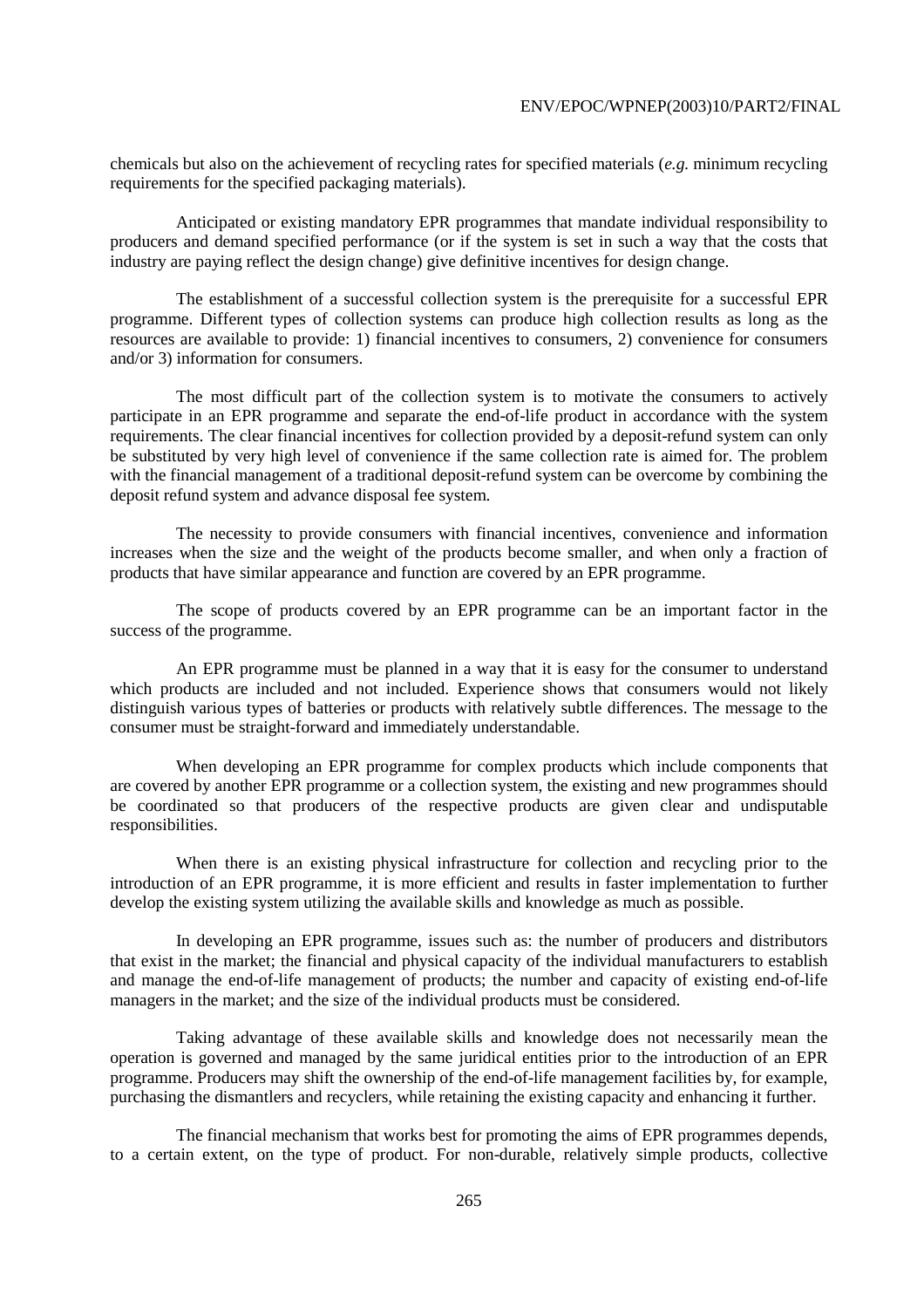chemicals but also on the achievement of recycling rates for specified materials (*e.g.* minimum recycling requirements for the specified packaging materials).

Anticipated or existing mandatory EPR programmes that mandate individual responsibility to producers and demand specified performance (or if the system is set in such a way that the costs that industry are paying reflect the design change) give definitive incentives for design change.

The establishment of a successful collection system is the prerequisite for a successful EPR programme. Different types of collection systems can produce high collection results as long as the resources are available to provide: 1) financial incentives to consumers, 2) convenience for consumers and/or 3) information for consumers.

The most difficult part of the collection system is to motivate the consumers to actively participate in an EPR programme and separate the end-of-life product in accordance with the system requirements. The clear financial incentives for collection provided by a deposit-refund system can only be substituted by very high level of convenience if the same collection rate is aimed for. The problem with the financial management of a traditional deposit-refund system can be overcome by combining the deposit refund system and advance disposal fee system.

The necessity to provide consumers with financial incentives, convenience and information increases when the size and the weight of the products become smaller, and when only a fraction of products that have similar appearance and function are covered by an EPR programme.

The scope of products covered by an EPR programme can be an important factor in the success of the programme.

An EPR programme must be planned in a way that it is easy for the consumer to understand which products are included and not included. Experience shows that consumers would not likely distinguish various types of batteries or products with relatively subtle differences. The message to the consumer must be straight-forward and immediately understandable.

When developing an EPR programme for complex products which include components that are covered by another EPR programme or a collection system, the existing and new programmes should be coordinated so that producers of the respective products are given clear and undisputable responsibilities.

When there is an existing physical infrastructure for collection and recycling prior to the introduction of an EPR programme, it is more efficient and results in faster implementation to further develop the existing system utilizing the available skills and knowledge as much as possible.

In developing an EPR programme, issues such as: the number of producers and distributors that exist in the market; the financial and physical capacity of the individual manufacturers to establish and manage the end-of-life management of products; the number and capacity of existing end-of-life managers in the market; and the size of the individual products must be considered.

Taking advantage of these available skills and knowledge does not necessarily mean the operation is governed and managed by the same juridical entities prior to the introduction of an EPR programme. Producers may shift the ownership of the end-of-life management facilities by, for example, purchasing the dismantlers and recyclers, while retaining the existing capacity and enhancing it further.

The financial mechanism that works best for promoting the aims of EPR programmes depends, to a certain extent, on the type of product. For non-durable, relatively simple products, collective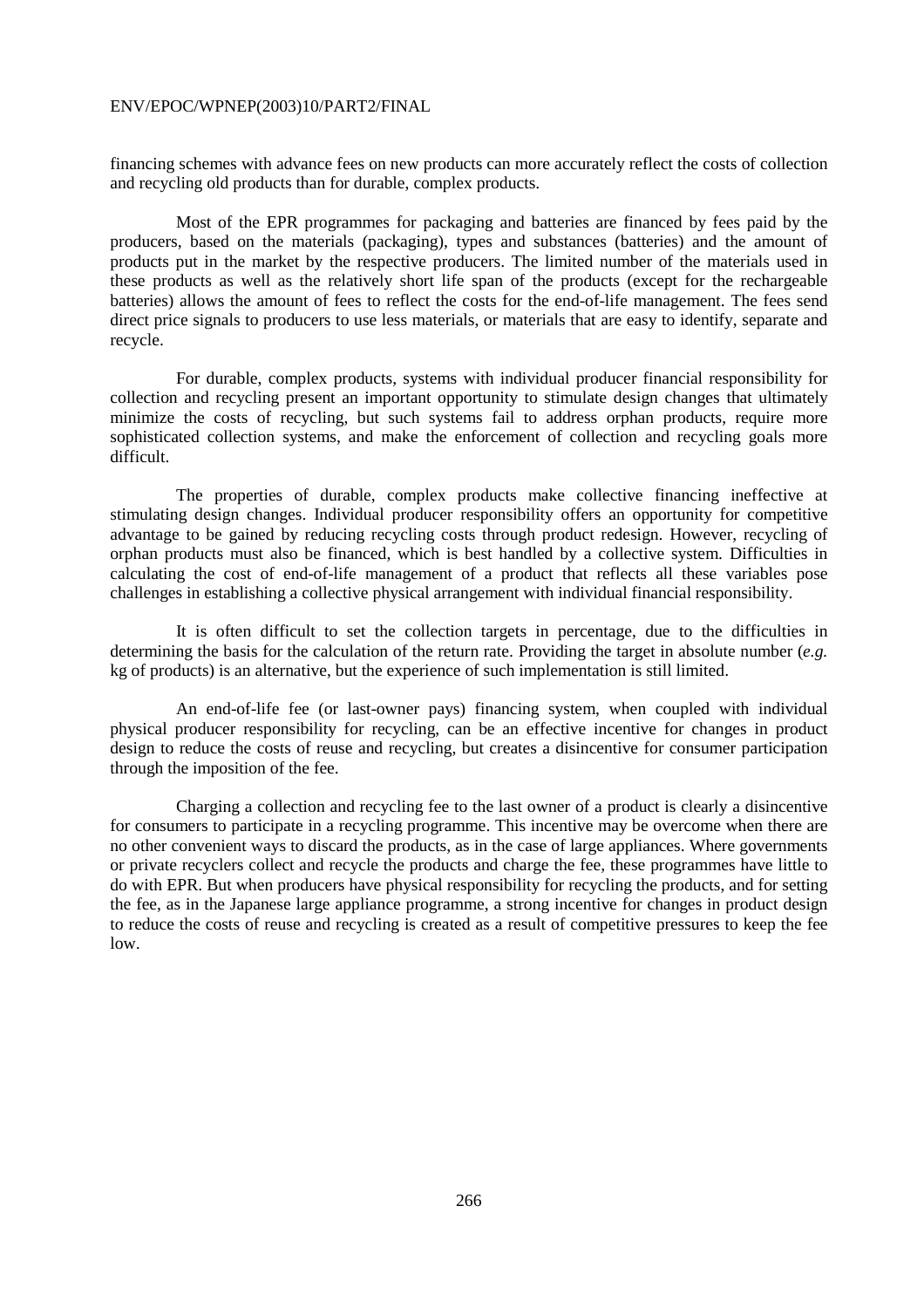financing schemes with advance fees on new products can more accurately reflect the costs of collection and recycling old products than for durable, complex products.

Most of the EPR programmes for packaging and batteries are financed by fees paid by the producers, based on the materials (packaging), types and substances (batteries) and the amount of products put in the market by the respective producers. The limited number of the materials used in these products as well as the relatively short life span of the products (except for the rechargeable batteries) allows the amount of fees to reflect the costs for the end-of-life management. The fees send direct price signals to producers to use less materials, or materials that are easy to identify, separate and recycle.

For durable, complex products, systems with individual producer financial responsibility for collection and recycling present an important opportunity to stimulate design changes that ultimately minimize the costs of recycling, but such systems fail to address orphan products, require more sophisticated collection systems, and make the enforcement of collection and recycling goals more difficult.

The properties of durable, complex products make collective financing ineffective at stimulating design changes. Individual producer responsibility offers an opportunity for competitive advantage to be gained by reducing recycling costs through product redesign. However, recycling of orphan products must also be financed, which is best handled by a collective system. Difficulties in calculating the cost of end-of-life management of a product that reflects all these variables pose challenges in establishing a collective physical arrangement with individual financial responsibility.

It is often difficult to set the collection targets in percentage, due to the difficulties in determining the basis for the calculation of the return rate. Providing the target in absolute number (*e.g.* kg of products) is an alternative, but the experience of such implementation is still limited.

An end-of-life fee (or last-owner pays) financing system, when coupled with individual physical producer responsibility for recycling, can be an effective incentive for changes in product design to reduce the costs of reuse and recycling, but creates a disincentive for consumer participation through the imposition of the fee.

Charging a collection and recycling fee to the last owner of a product is clearly a disincentive for consumers to participate in a recycling programme. This incentive may be overcome when there are no other convenient ways to discard the products, as in the case of large appliances. Where governments or private recyclers collect and recycle the products and charge the fee, these programmes have little to do with EPR. But when producers have physical responsibility for recycling the products, and for setting the fee, as in the Japanese large appliance programme, a strong incentive for changes in product design to reduce the costs of reuse and recycling is created as a result of competitive pressures to keep the fee low.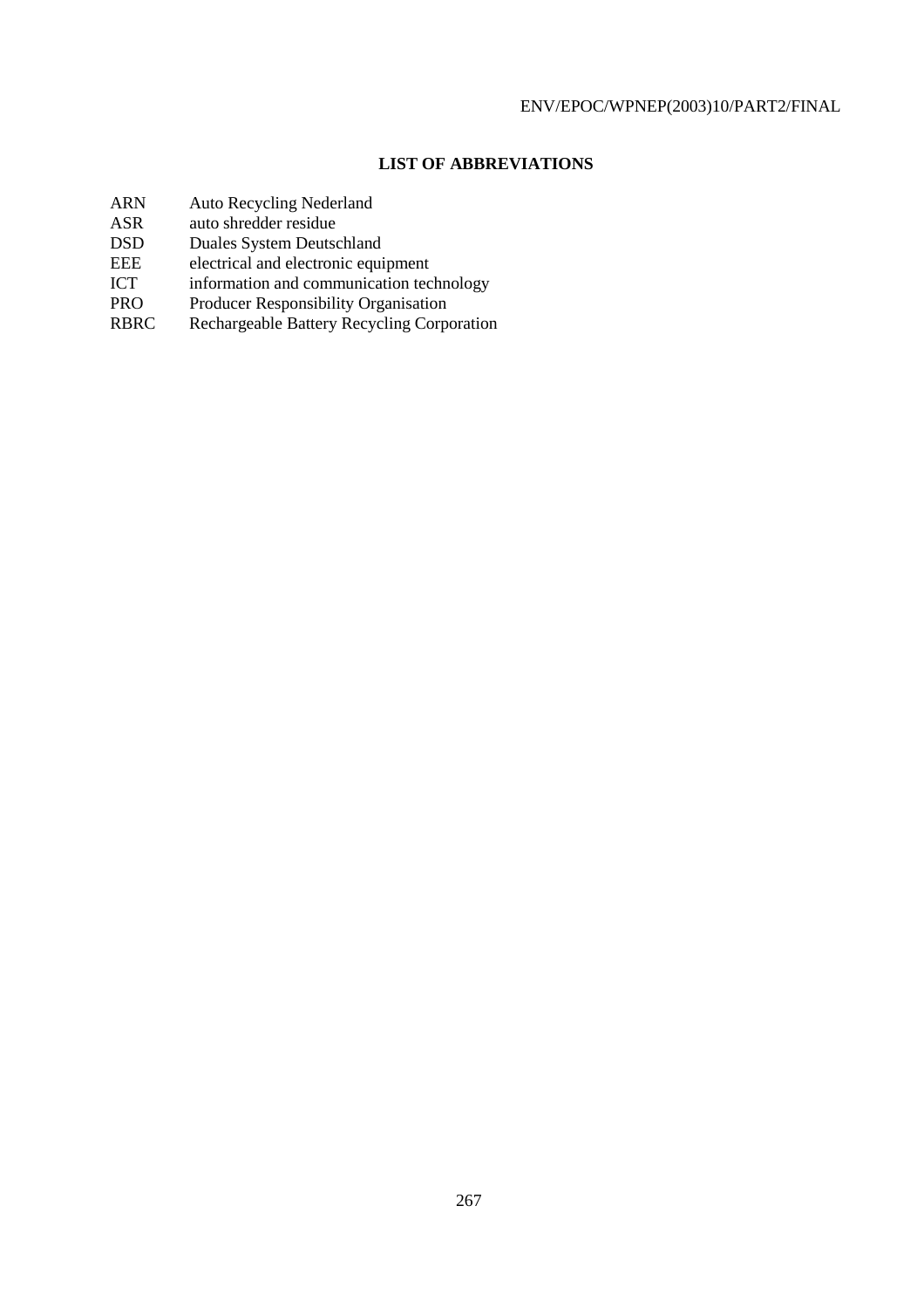## LIST OF ABBREVIATIONS

| | |
|---|---|
| ARN | Auto Recycling Nederland |
| ASR | auto shredder residue |
| DSD | Duales System Deutschland |
| EEE | electrical and electronic equipment |
| ICT | information and communication technology |
| PRO | Producer Responsibility Organisation |
| RBRC | Rechargeable Battery Recycling Corporation |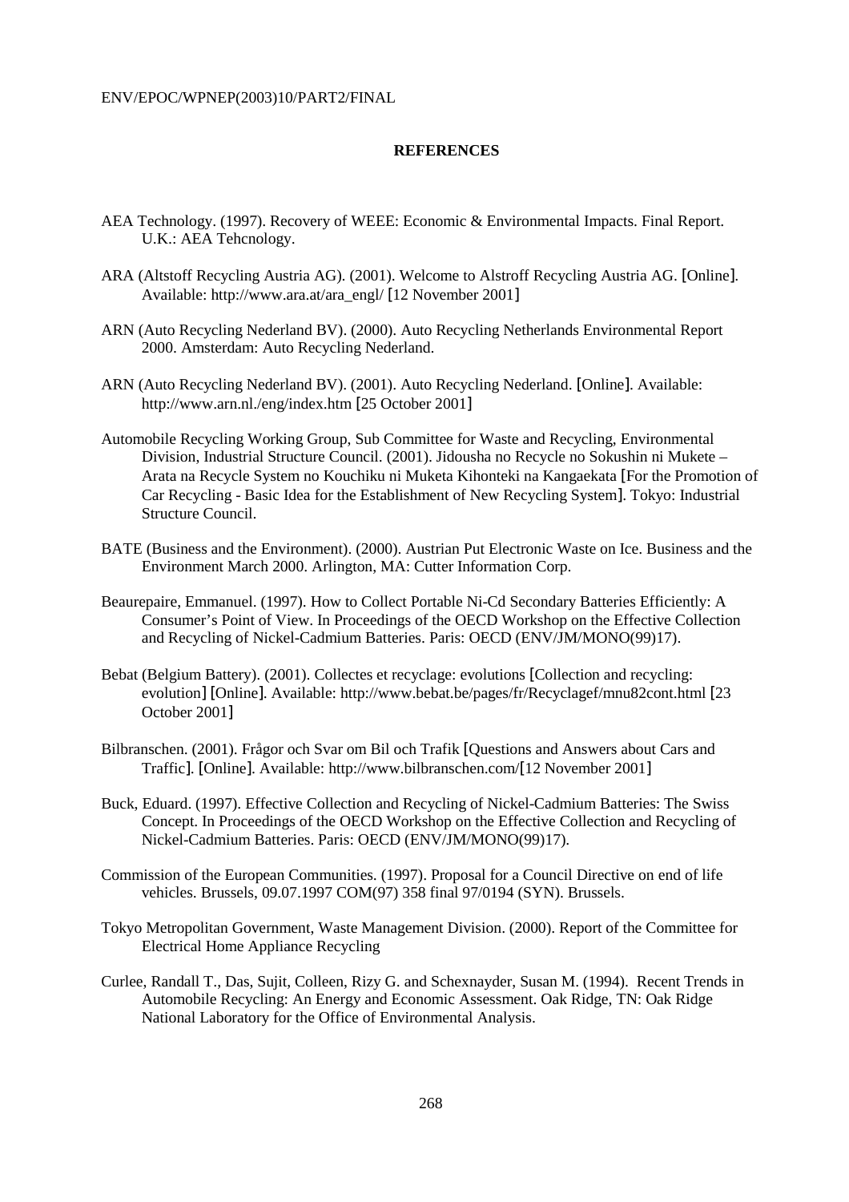## REFERENCES

AEA Technology. (1997). Recovery of WEEE: Economic & Environmental Impacts. Final Report. U.K.: AEA Tehcnology.

ARA (Altstoff Recycling Austria AG). (2001). Welcome to Alstroff Recycling Austria AG. [Online]. Available: http://www.ara.at/ara_engl/ [12 November 2001]

ARN (Auto Recycling Nederland BV). (2000). Auto Recycling Netherlands Environmental Report 2000. Amsterdam: Auto Recycling Nederland.

ARN (Auto Recycling Nederland BV). (2001). Auto Recycling Nederland. [Online]. Available: http://www.arn.nl./eng/index.htm [25 October 2001]

Automobile Recycling Working Group, Sub Committee for Waste and Recycling, Environmental Division, Industrial Structure Council. (2001). Jidousha no Recycle no Sokushin ni Mukete – Arata na Recycle System no Kouchiku ni Muketa Kihonteki na Kangaekata [For the Promotion of Car Recycling - Basic Idea for the Establishment of New Recycling System]. Tokyo: Industrial Structure Council.

BATE (Business and the Environment). (2000). Austrian Put Electronic Waste on Ice. Business and the Environment March 2000. Arlington, MA: Cutter Information Corp.

Beaurepaire, Emmanuel. (1997). How to Collect Portable Ni-Cd Secondary Batteries Efficiently: A Consumer's Point of View. In Proceedings of the OECD Workshop on the Effective Collection and Recycling of Nickel-Cadmium Batteries. Paris: OECD (ENV/JM/MONO(99)17).

Bebat (Belgium Battery). (2001). Collectes et recyclage: evolutions [Collection and recycling: evolution] [Online]. Available: http://www.bebat.be/pages/fr/Recyclagef/mnu82cont.html [23 October 2001]

Bilbranschen. (2001). Frågor och Svar om Bil och Trafik [Questions and Answers about Cars and Traffic]. [Online]. Available: http://www.bilbranschen.com/[12 November 2001]

Buck, Eduard. (1997). Effective Collection and Recycling of Nickel-Cadmium Batteries: The Swiss Concept. In Proceedings of the OECD Workshop on the Effective Collection and Recycling of Nickel-Cadmium Batteries. Paris: OECD (ENV/JM/MONO(99)17).

Commission of the European Communities. (1997). Proposal for a Council Directive on end of life vehicles. Brussels, 09.07.1997 COM(97) 358 final 97/0194 (SYN). Brussels.

Tokyo Metropolitan Government, Waste Management Division. (2000). Report of the Committee for Electrical Home Appliance Recycling

Curlee, Randall T., Das, Sujit, Colleen, Rizy G. and Schexnayder, Susan M. (1994). Recent Trends in Automobile Recycling: An Energy and Economic Assessment. Oak Ridge, TN: Oak Ridge National Laboratory for the Office of Environmental Analysis.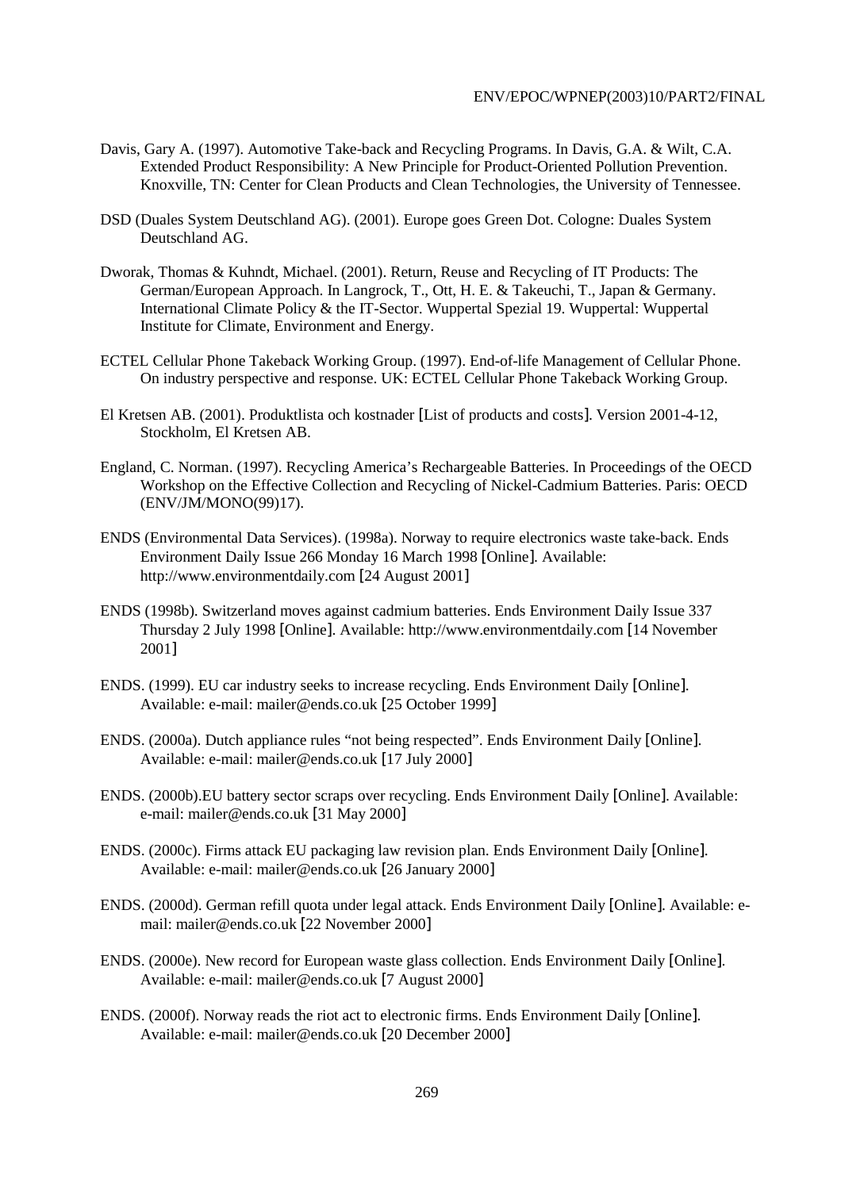Davis, Gary A. (1997). Automotive Take-back and Recycling Programs. In Davis, G.A. & Wilt, C.A. Extended Product Responsibility: A New Principle for Product-Oriented Pollution Prevention. Knoxville, TN: Center for Clean Products and Clean Technologies, the University of Tennessee.

DSD (Duales System Deutschland AG). (2001). Europe goes Green Dot. Cologne: Duales System Deutschland AG.

Dworak, Thomas & Kuhndt, Michael. (2001). Return, Reuse and Recycling of IT Products: The German/European Approach. In Langrock, T., Ott, H. E. & Takeuchi, T., Japan & Germany. International Climate Policy & the IT-Sector. Wuppertal Spezial 19. Wuppertal: Wuppertal Institute for Climate, Environment and Energy.

ECTEL Cellular Phone Takeback Working Group. (1997). End-of-life Management of Cellular Phone. On industry perspective and response. UK: ECTEL Cellular Phone Takeback Working Group.

El Kretsen AB. (2001). Produktlista och kostnader [List of products and costs]. Version 2001-4-12, Stockholm, El Kretsen AB.

England, C. Norman. (1997). Recycling America's Rechargeable Batteries. In Proceedings of the OECD Workshop on the Effective Collection and Recycling of Nickel-Cadmium Batteries. Paris: OECD (ENV/JM/MONO(99)17).

ENDS (Environmental Data Services). (1998a). Norway to require electronics waste take-back. Ends Environment Daily Issue 266 Monday 16 March 1998 [Online]. Available: http://www.environmentdaily.com [24 August 2001]

ENDS (1998b). Switzerland moves against cadmium batteries. Ends Environment Daily Issue 337 Thursday 2 July 1998 [Online]. Available: http://www.environmentdaily.com [14 November 2001]

ENDS. (1999). EU car industry seeks to increase recycling. Ends Environment Daily [Online]. Available: e-mail: mailer@ends.co.uk [25 October 1999]

ENDS. (2000a). Dutch appliance rules "not being respected". Ends Environment Daily [Online]. Available: e-mail: mailer@ends.co.uk [17 July 2000]

ENDS. (2000b).EU battery sector scraps over recycling. Ends Environment Daily [Online]. Available: e-mail: mailer@ends.co.uk [31 May 2000]

ENDS. (2000c). Firms attack EU packaging law revision plan. Ends Environment Daily [Online]. Available: e-mail: mailer@ends.co.uk [26 January 2000]

ENDS. (2000d). German refill quota under legal attack. Ends Environment Daily [Online]. Available: e-mail: mailer@ends.co.uk [22 November 2000]

ENDS. (2000e). New record for European waste glass collection. Ends Environment Daily [Online]. Available: e-mail: mailer@ends.co.uk [7 August 2000]

ENDS. (2000f). Norway reads the riot act to electronic firms. Ends Environment Daily [Online]. Available: e-mail: mailer@ends.co.uk [20 December 2000]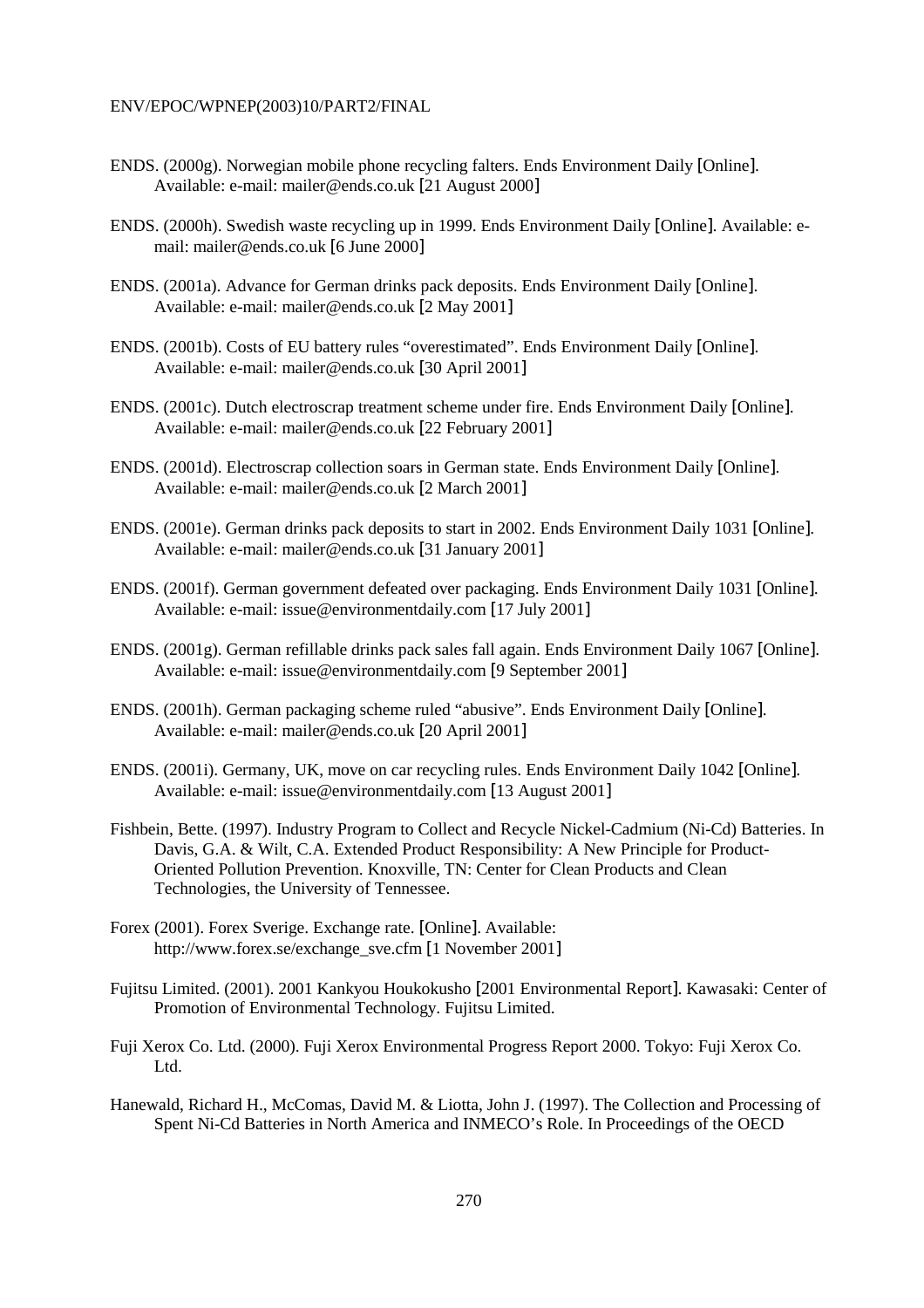ENDS. (2000g). Norwegian mobile phone recycling falters. Ends Environment Daily [Online]. Available: e-mail: mailer@ends.co.uk [21 August 2000]

ENDS. (2000h). Swedish waste recycling up in 1999. Ends Environment Daily [Online]. Available: e-mail: mailer@ends.co.uk [6 June 2000]

ENDS. (2001a). Advance for German drinks pack deposits. Ends Environment Daily [Online]. Available: e-mail: mailer@ends.co.uk [2 May 2001]

ENDS. (2001b). Costs of EU battery rules "overestimated". Ends Environment Daily [Online]. Available: e-mail: mailer@ends.co.uk [30 April 2001]

ENDS. (2001c). Dutch electroscrap treatment scheme under fire. Ends Environment Daily [Online]. Available: e-mail: mailer@ends.co.uk [22 February 2001]

ENDS. (2001d). Electroscrap collection soars in German state. Ends Environment Daily [Online]. Available: e-mail: mailer@ends.co.uk [2 March 2001]

ENDS. (2001e). German drinks pack deposits to start in 2002. Ends Environment Daily 1031 [Online]. Available: e-mail: mailer@ends.co.uk [31 January 2001]

ENDS. (2001f). German government defeated over packaging. Ends Environment Daily 1031 [Online]. Available: e-mail: issue@environmentdaily.com [17 July 2001]

ENDS. (2001g). German refillable drinks pack sales fall again. Ends Environment Daily 1067 [Online]. Available: e-mail: issue@environmentdaily.com [9 September 2001]

ENDS. (2001h). German packaging scheme ruled "abusive". Ends Environment Daily [Online]. Available: e-mail: mailer@ends.co.uk [20 April 2001]

ENDS. (2001i). Germany, UK, move on car recycling rules. Ends Environment Daily 1042 [Online]. Available: e-mail: issue@environmentdaily.com [13 August 2001]

Fishbein, Bette. (1997). Industry Program to Collect and Recycle Nickel-Cadmium (Ni-Cd) Batteries. In Davis, G.A. & Wilt, C.A. Extended Product Responsibility: A New Principle for Product-Oriented Pollution Prevention. Knoxville, TN: Center for Clean Products and Clean Technologies, the University of Tennessee.

Forex (2001). Forex Sverige. Exchange rate. [Online]. Available: http://www.forex.se/exchange_sve.cfm [1 November 2001]

Fujitsu Limited. (2001). 2001 Kankyou Houkokusho [2001 Environmental Report]. Kawasaki: Center of Promotion of Environmental Technology. Fujitsu Limited.

Fuji Xerox Co. Ltd. (2000). Fuji Xerox Environmental Progress Report 2000. Tokyo: Fuji Xerox Co. Ltd.

Hanewald, Richard H., McComas, David M. & Liotta, John J. (1997). The Collection and Processing of Spent Ni-Cd Batteries in North America and INMECO's Role. In Proceedings of the OECD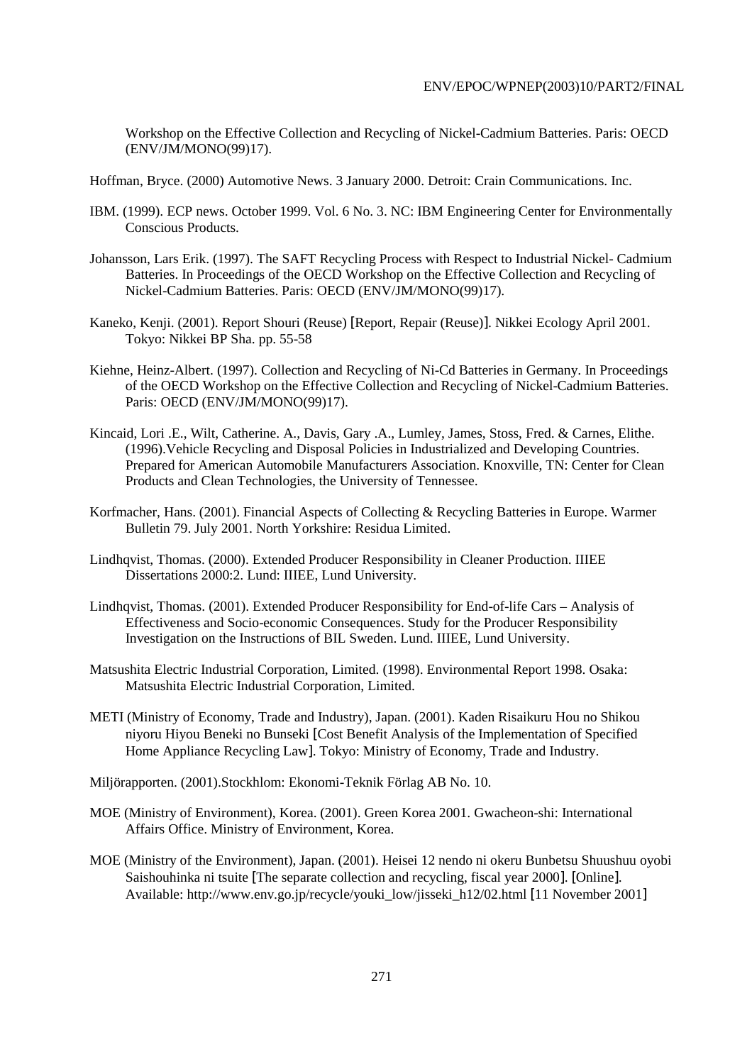Workshop on the Effective Collection and Recycling of Nickel-Cadmium Batteries. Paris: OECD (ENV/JM/MONO(99)17).

Hoffman, Bryce. (2000) Automotive News. 3 January 2000. Detroit: Crain Communications. Inc.

IBM. (1999). ECP news. October 1999. Vol. 6 No. 3. NC: IBM Engineering Center for Environmentally Conscious Products.

Johansson, Lars Erik. (1997). The SAFT Recycling Process with Respect to Industrial Nickel- Cadmium Batteries. In Proceedings of the OECD Workshop on the Effective Collection and Recycling of Nickel-Cadmium Batteries. Paris: OECD (ENV/JM/MONO(99)17).

Kaneko, Kenji. (2001). Report Shouri (Reuse) [Report, Repair (Reuse)]. Nikkei Ecology April 2001. Tokyo: Nikkei BP Sha. pp. 55-58

Kiehne, Heinz-Albert. (1997). Collection and Recycling of Ni-Cd Batteries in Germany. In Proceedings of the OECD Workshop on the Effective Collection and Recycling of Nickel-Cadmium Batteries. Paris: OECD (ENV/JM/MONO(99)17).

Kincaid, Lori .E., Wilt, Catherine. A., Davis, Gary .A., Lumley, James, Stoss, Fred. & Carnes, Elithe. (1996).Vehicle Recycling and Disposal Policies in Industrialized and Developing Countries. Prepared for American Automobile Manufacturers Association. Knoxville, TN: Center for Clean Products and Clean Technologies, the University of Tennessee.

Korfmacher, Hans. (2001). Financial Aspects of Collecting & Recycling Batteries in Europe. Warmer Bulletin 79. July 2001. North Yorkshire: Residua Limited.

Lindhqvist, Thomas. (2000). Extended Producer Responsibility in Cleaner Production. IIIEE Dissertations 2000:2. Lund: IIIEE, Lund University.

Lindhqvist, Thomas. (2001). Extended Producer Responsibility for End-of-life Cars – Analysis of Effectiveness and Socio-economic Consequences. Study for the Producer Responsibility Investigation on the Instructions of BIL Sweden. Lund. IIIEE, Lund University.

Matsushita Electric Industrial Corporation, Limited. (1998). Environmental Report 1998. Osaka: Matsushita Electric Industrial Corporation, Limited.

METI (Ministry of Economy, Trade and Industry), Japan. (2001). Kaden Risaikuru Hou no Shikou niyoru Hiyou Beneki no Bunseki [Cost Benefit Analysis of the Implementation of Specified Home Appliance Recycling Law]. Tokyo: Ministry of Economy, Trade and Industry.

Miljörapporten. (2001).Stockhlom: Ekonomi-Teknik Förlag AB No. 10.

MOE (Ministry of Environment), Korea. (2001). Green Korea 2001. Gwacheon-shi: International Affairs Office. Ministry of Environment, Korea.

MOE (Ministry of the Environment), Japan. (2001). Heisei 12 nendo ni okeru Bunbetsu Shuushuu oyobi Saishouhinka ni tsuite [The separate collection and recycling, fiscal year 2000]. [Online]. Available: http://www.env.go.jp/recycle/youki_low/jisseki_h12/02.html [11 November 2001]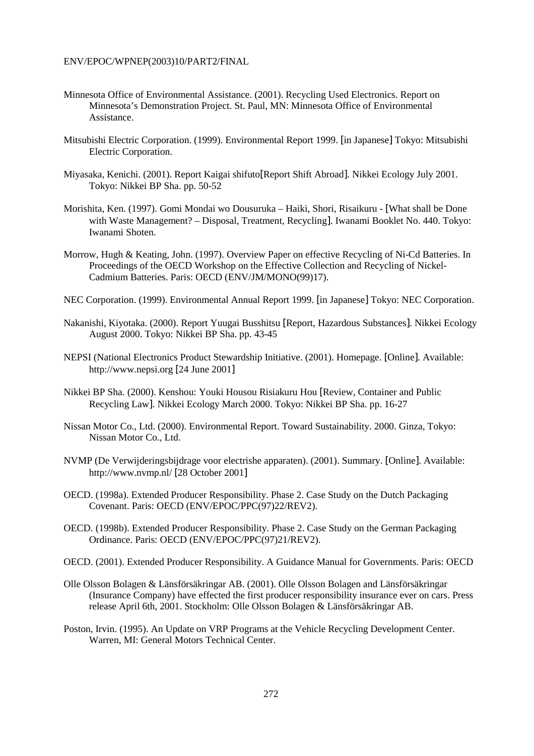Minnesota Office of Environmental Assistance. (2001). Recycling Used Electronics. Report on Minnesota's Demonstration Project. St. Paul, MN: Minnesota Office of Environmental Assistance.

Mitsubishi Electric Corporation. (1999). Environmental Report 1999. [in Japanese] Tokyo: Mitsubishi Electric Corporation.

Miyasaka, Kenichi. (2001). Report Kaigai shifuto[Report Shift Abroad]. Nikkei Ecology July 2001. Tokyo: Nikkei BP Sha. pp. 50-52

Morishita, Ken. (1997). Gomi Mondai wo Dousuruka – Haiki, Shori, Risaikuru - [What shall be Done with Waste Management? – Disposal, Treatment, Recycling]. Iwanami Booklet No. 440. Tokyo: Iwanami Shoten.

Morrow, Hugh & Keating, John. (1997). Overview Paper on effective Recycling of Ni-Cd Batteries. In Proceedings of the OECD Workshop on the Effective Collection and Recycling of Nickel-Cadmium Batteries. Paris: OECD (ENV/JM/MONO(99)17).

NEC Corporation. (1999). Environmental Annual Report 1999. [in Japanese] Tokyo: NEC Corporation.

Nakanishi, Kiyotaka. (2000). Report Yuugai Busshitsu [Report, Hazardous Substances]. Nikkei Ecology August 2000. Tokyo: Nikkei BP Sha. pp. 43-45

NEPSI (National Electronics Product Stewardship Initiative. (2001). Homepage. [Online]. Available: http://www.nepsi.org [24 June 2001]

Nikkei BP Sha. (2000). Kenshou: Youki Housou Risiakuru Hou [Review, Container and Public Recycling Law]. Nikkei Ecology March 2000. Tokyo: Nikkei BP Sha. pp. 16-27

Nissan Motor Co., Ltd. (2000). Environmental Report. Toward Sustainability. 2000. Ginza, Tokyo: Nissan Motor Co., Ltd.

NVMP (De Verwijderingsbijdrage voor electrishe apparaten). (2001). Summary. [Online]. Available: http://www.nvmp.nl/ [28 October 2001]

OECD. (1998a). Extended Producer Responsibility. Phase 2. Case Study on the Dutch Packaging Covenant. Paris: OECD (ENV/EPOC/PPC(97)22/REV2).

OECD. (1998b). Extended Producer Responsibility. Phase 2. Case Study on the German Packaging Ordinance. Paris: OECD (ENV/EPOC/PPC(97)21/REV2).

OECD. (2001). Extended Producer Responsibility. A Guidance Manual for Governments. Paris: OECD

Olle Olsson Bolagen & Länsförsäkringar AB. (2001). Olle Olsson Bolagen and Länsförsäkringar (Insurance Company) have effected the first producer responsibility insurance ever on cars. Press release April 6th, 2001. Stockholm: Olle Olsson Bolagen & Länsförsäkringar AB.

Poston, Irvin. (1995). An Update on VRP Programs at the Vehicle Recycling Development Center. Warren, MI: General Motors Technical Center.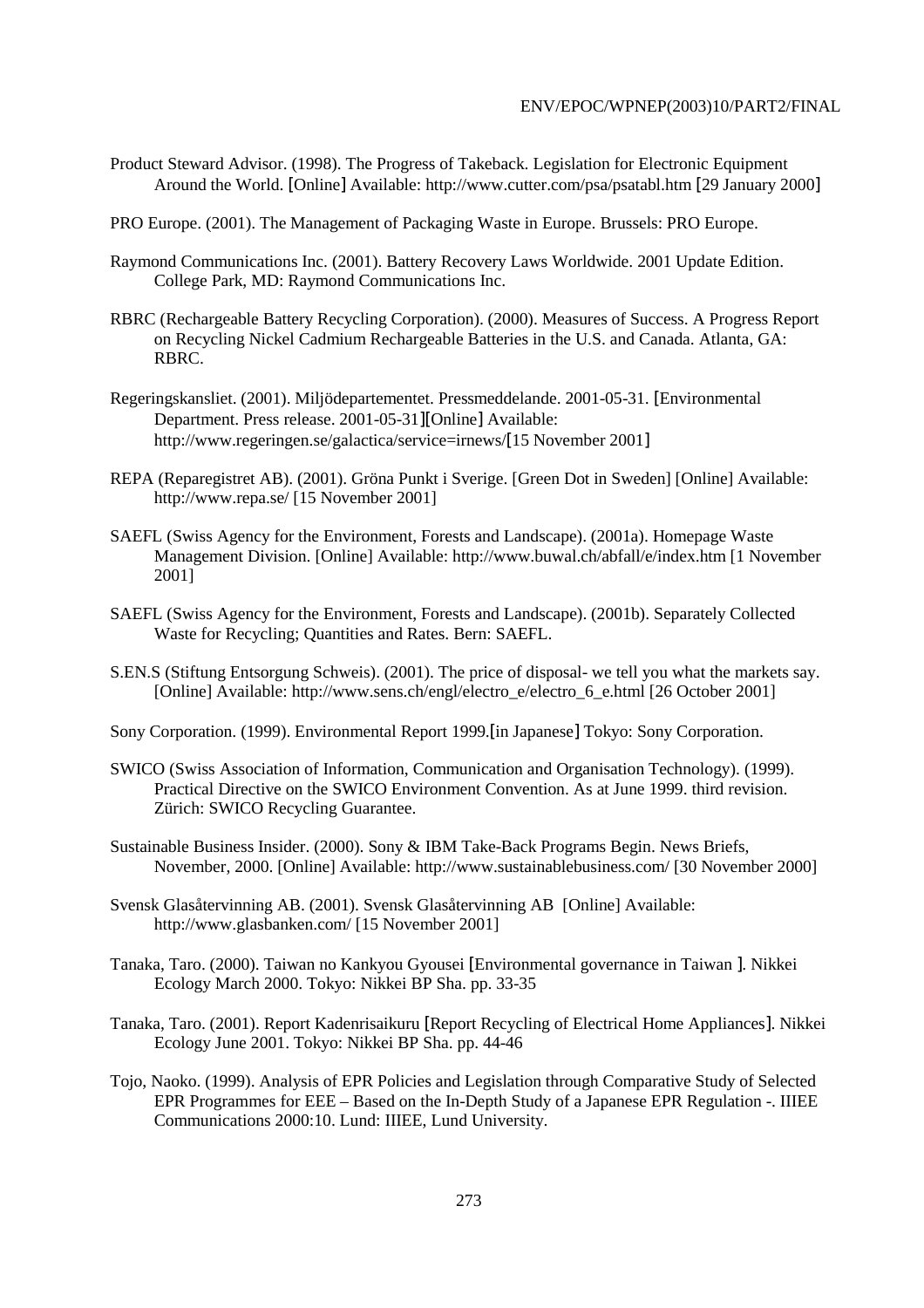Product Steward Advisor. (1998). The Progress of Takeback. Legislation for Electronic Equipment Around the World. [Online] Available: http://www.cutter.com/psa/psatabl.htm [29 January 2000]

PRO Europe. (2001). The Management of Packaging Waste in Europe. Brussels: PRO Europe.

Raymond Communications Inc. (2001). Battery Recovery Laws Worldwide. 2001 Update Edition. College Park, MD: Raymond Communications Inc.

RBRC (Rechargeable Battery Recycling Corporation). (2000). Measures of Success. A Progress Report on Recycling Nickel Cadmium Rechargeable Batteries in the U.S. and Canada. Atlanta, GA: RBRC.

Regeringskansliet. (2001). Miljödepartementet. Pressmeddelande. 2001-05-31. [Environmental Department. Press release. 2001-05-31][Online] Available: http://www.regeringen.se/galactica/service=irnews/[15 November 2001]

REPA (Reparegistret AB). (2001). Gröna Punkt i Sverige. [Green Dot in Sweden] [Online] Available: http://www.repa.se/ [15 November 2001]

SAEFL (Swiss Agency for the Environment, Forests and Landscape). (2001a). Homepage Waste Management Division. [Online] Available: http://www.buwal.ch/abfall/e/index.htm [1 November 2001]

SAEFL (Swiss Agency for the Environment, Forests and Landscape). (2001b). Separately Collected Waste for Recycling; Quantities and Rates. Bern: SAEFL.

S.EN.S (Stiftung Entsorgung Schweis). (2001). The price of disposal- we tell you what the markets say. [Online] Available: http://www.sens.ch/engl/electro_e/electro_6_e.html [26 October 2001]

Sony Corporation. (1999). Environmental Report 1999.[in Japanese] Tokyo: Sony Corporation.

SWICO (Swiss Association of Information, Communication and Organisation Technology). (1999). Practical Directive on the SWICO Environment Convention. As at June 1999. third revision. Zürich: SWICO Recycling Guarantee.

Sustainable Business Insider. (2000). Sony & IBM Take-Back Programs Begin. News Briefs, November, 2000. [Online] Available: http://www.sustainablebusiness.com/ [30 November 2000]

Svensk Glasåtervinning AB. (2001). Svensk Glasåtervinning AB [Online] Available: http://www.glasbanken.com/ [15 November 2001]

Tanaka, Taro. (2000). Taiwan no Kankyou Gyousei [Environmental governance in Taiwan ]. Nikkei Ecology March 2000. Tokyo: Nikkei BP Sha. pp. 33-35

Tanaka, Taro. (2001). Report Kadenrisaikuru [Report Recycling of Electrical Home Appliances]. Nikkei Ecology June 2001. Tokyo: Nikkei BP Sha. pp. 44-46

Tojo, Naoko. (1999). Analysis of EPR Policies and Legislation through Comparative Study of Selected EPR Programmes for EEE – Based on the In-Depth Study of a Japanese EPR Regulation -. IIIEE Communications 2000:10. Lund: IIIEE, Lund University.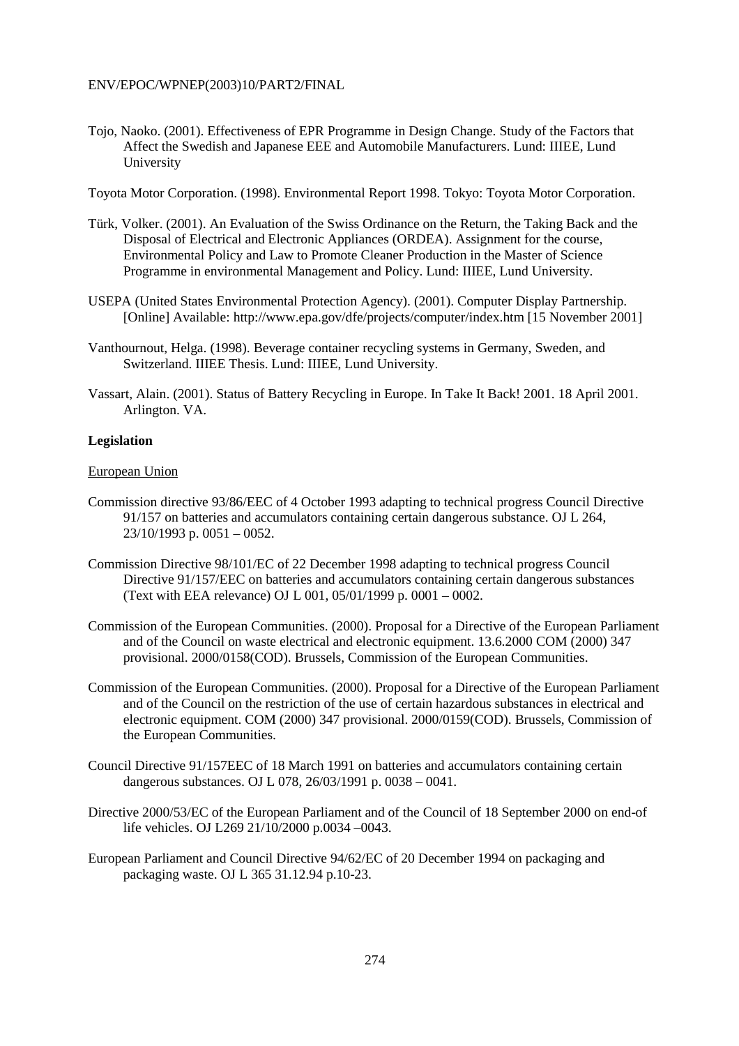Tojo, Naoko. (2001). Effectiveness of EPR Programme in Design Change. Study of the Factors that Affect the Swedish and Japanese EEE and Automobile Manufacturers. Lund: IIIEE, Lund University

Toyota Motor Corporation. (1998). Environmental Report 1998. Tokyo: Toyota Motor Corporation.

Türk, Volker. (2001). An Evaluation of the Swiss Ordinance on the Return, the Taking Back and the Disposal of Electrical and Electronic Appliances (ORDEA). Assignment for the course, Environmental Policy and Law to Promote Cleaner Production in the Master of Science Programme in environmental Management and Policy. Lund: IIIEE, Lund University.

USEPA (United States Environmental Protection Agency). (2001). Computer Display Partnership. [Online] Available: http://www.epa.gov/dfe/projects/computer/index.htm [15 November 2001]

Vanthournout, Helga. (1998). Beverage container recycling systems in Germany, Sweden, and Switzerland. IIIEE Thesis. Lund: IIIEE, Lund University.

Vassart, Alain. (2001). Status of Battery Recycling in Europe. In Take It Back! 2001. 18 April 2001. Arlington. VA.

**Legislation**

European Union

Commission directive 93/86/EEC of 4 October 1993 adapting to technical progress Council Directive 91/157 on batteries and accumulators containing certain dangerous substance. OJ L 264, 23/10/1993 p. 0051 – 0052.

Commission Directive 98/101/EC of 22 December 1998 adapting to technical progress Council Directive 91/157/EEC on batteries and accumulators containing certain dangerous substances (Text with EEA relevance) OJ L 001, 05/01/1999 p. 0001 – 0002.

Commission of the European Communities. (2000). Proposal for a Directive of the European Parliament and of the Council on waste electrical and electronic equipment. 13.6.2000 COM (2000) 347 provisional. 2000/0158(COD). Brussels, Commission of the European Communities.

Commission of the European Communities. (2000). Proposal for a Directive of the European Parliament and of the Council on the restriction of the use of certain hazardous substances in electrical and electronic equipment. COM (2000) 347 provisional. 2000/0159(COD). Brussels, Commission of the European Communities.

Council Directive 91/157EEC of 18 March 1991 on batteries and accumulators containing certain dangerous substances. OJ L 078, 26/03/1991 p. 0038 – 0041.

Directive 2000/53/EC of the European Parliament and of the Council of 18 September 2000 on end-of life vehicles. OJ L269 21/10/2000 p.0034 –0043.

European Parliament and Council Directive 94/62/EC of 20 December 1994 on packaging and packaging waste. OJ L 365 31.12.94 p.10-23.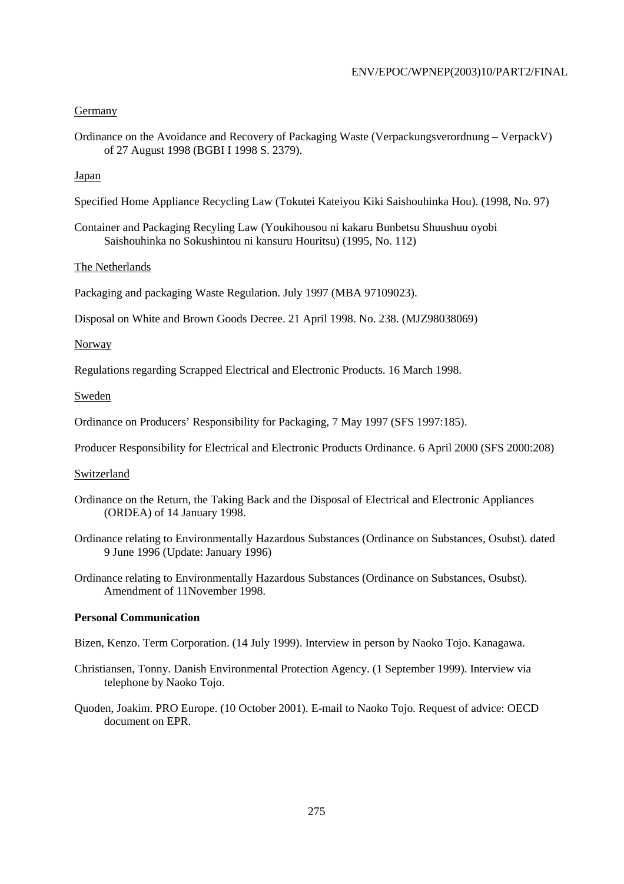Germany

Ordinance on the Avoidance and Recovery of Packaging Waste (Verpackungsverordnung – VerpackV) of 27 August 1998 (BGBI I 1998 S. 2379).

Japan

Specified Home Appliance Recycling Law (Tokutei Kateiyou Kiki Saishouhinka Hou). (1998, No. 97)

Container and Packaging Recyling Law (Youkihousou ni kakaru Bunbetsu Shuushuu oyobi Saishouhinka no Sokushintou ni kansuru Houritsu) (1995, No. 112)

The Netherlands

Packaging and packaging Waste Regulation. July 1997 (MBA 97109023).

Disposal on White and Brown Goods Decree. 21 April 1998. No. 238. (MJZ98038069)

Norway

Regulations regarding Scrapped Electrical and Electronic Products. 16 March 1998.

Sweden

Ordinance on Producers' Responsibility for Packaging, 7 May 1997 (SFS 1997:185).

Producer Responsibility for Electrical and Electronic Products Ordinance. 6 April 2000 (SFS 2000:208)

Switzerland

Ordinance on the Return, the Taking Back and the Disposal of Electrical and Electronic Appliances (ORDEA) of 14 January 1998.

Ordinance relating to Environmentally Hazardous Substances (Ordinance on Substances, Osubst). dated 9 June 1996 (Update: January 1996)

Ordinance relating to Environmentally Hazardous Substances (Ordinance on Substances, Osubst). Amendment of 11November 1998.

**Personal Communication**

Bizen, Kenzo. Term Corporation. (14 July 1999). Interview in person by Naoko Tojo. Kanagawa.

Christiansen, Tonny. Danish Environmental Protection Agency. (1 September 1999). Interview via telephone by Naoko Tojo.

Quoden, Joakim. PRO Europe. (10 October 2001). E-mail to Naoko Tojo. Request of advice: OECD document on EPR.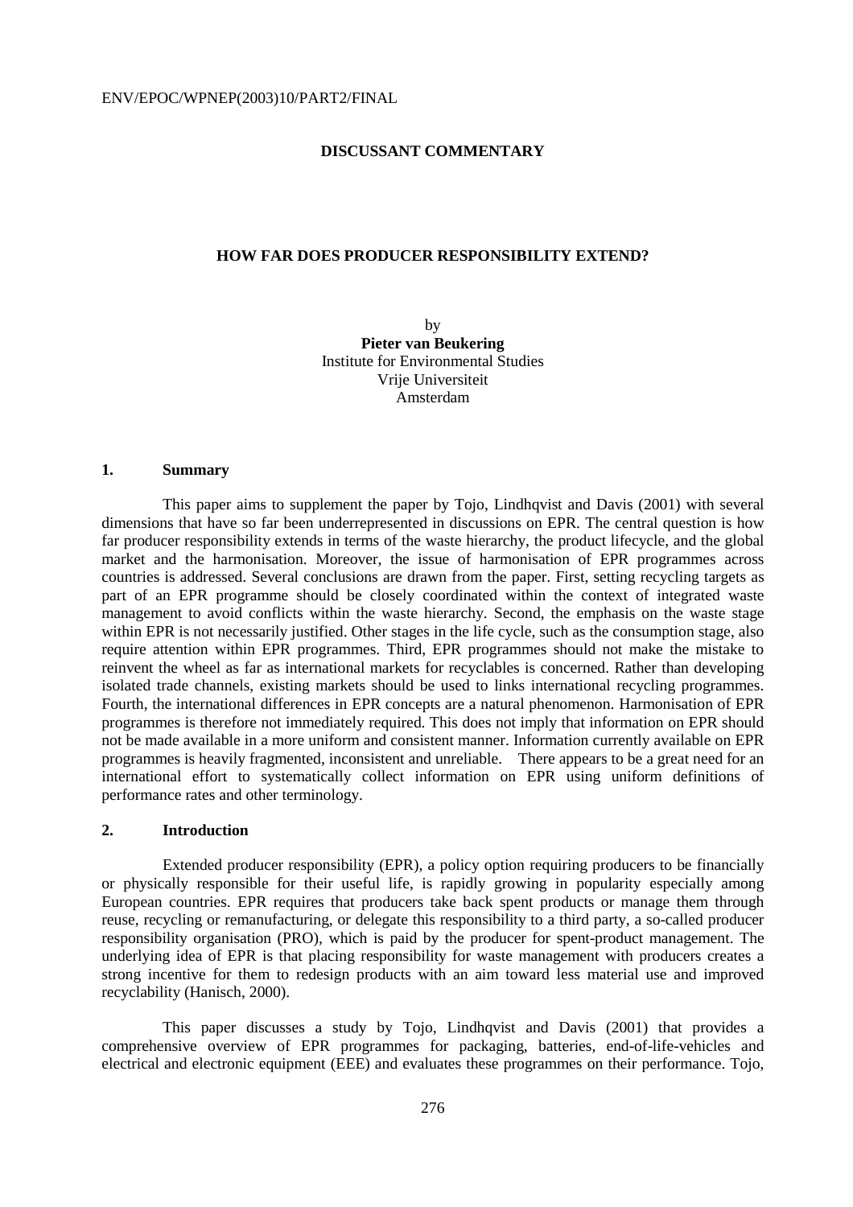## DISCUSSANT COMMENTARY

## HOW FAR DOES PRODUCER RESPONSIBILITY EXTEND?

by
**Pieter van Beukering**
Institute for Environmental Studies
Vrije Universiteit
Amsterdam

### 1. Summary

This paper aims to supplement the paper by Tojo, Lindhqvist and Davis (2001) with several dimensions that have so far been underrepresented in discussions on EPR. The central question is how far producer responsibility extends in terms of the waste hierarchy, the product lifecycle, and the global market and the harmonisation. Moreover, the issue of harmonisation of EPR programmes across countries is addressed. Several conclusions are drawn from the paper. First, setting recycling targets as part of an EPR programme should be closely coordinated within the context of integrated waste management to avoid conflicts within the waste hierarchy. Second, the emphasis on the waste stage within EPR is not necessarily justified. Other stages in the life cycle, such as the consumption stage, also require attention within EPR programmes. Third, EPR programmes should not make the mistake to reinvent the wheel as far as international markets for recyclables is concerned. Rather than developing isolated trade channels, existing markets should be used to links international recycling programmes. Fourth, the international differences in EPR concepts are a natural phenomenon. Harmonisation of EPR programmes is therefore not immediately required. This does not imply that information on EPR should not be made available in a more uniform and consistent manner. Information currently available on EPR programmes is heavily fragmented, inconsistent and unreliable. There appears to be a great need for an international effort to systematically collect information on EPR using uniform definitions of performance rates and other terminology.

### 2. Introduction

Extended producer responsibility (EPR), a policy option requiring producers to be financially or physically responsible for their useful life, is rapidly growing in popularity especially among European countries. EPR requires that producers take back spent products or manage them through reuse, recycling or remanufacturing, or delegate this responsibility to a third party, a so-called producer responsibility organisation (PRO), which is paid by the producer for spent-product management. The underlying idea of EPR is that placing responsibility for waste management with producers creates a strong incentive for them to redesign products with an aim toward less material use and improved recyclability (Hanisch, 2000).

This paper discusses a study by Tojo, Lindhqvist and Davis (2001) that provides a comprehensive overview of EPR programmes for packaging, batteries, end-of-life-vehicles and electrical and electronic equipment (EEE) and evaluates these programmes on their performance. Tojo,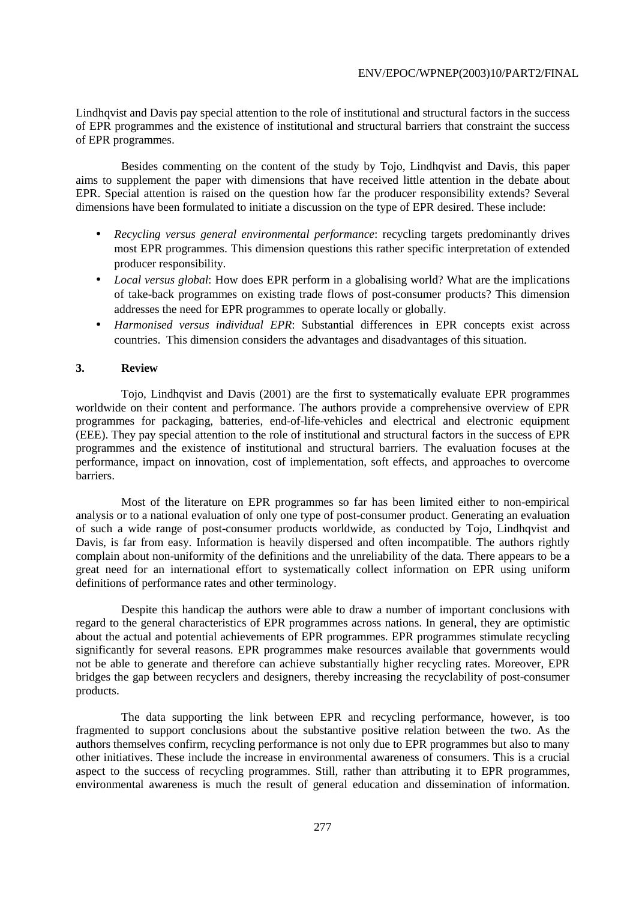Lindhqvist and Davis pay special attention to the role of institutional and structural factors in the success of EPR programmes and the existence of institutional and structural barriers that constraint the success of EPR programmes.

Besides commenting on the content of the study by Tojo, Lindhqvist and Davis, this paper aims to supplement the paper with dimensions that have received little attention in the debate about EPR. Special attention is raised on the question how far the producer responsibility extends? Several dimensions have been formulated to initiate a discussion on the type of EPR desired. These include:

- *Recycling versus general environmental performance*: recycling targets predominantly drives most EPR programmes. This dimension questions this rather specific interpretation of extended producer responsibility.
- *Local versus global*: How does EPR perform in a globalising world? What are the implications of take-back programmes on existing trade flows of post-consumer products? This dimension addresses the need for EPR programmes to operate locally or globally.
- *Harmonised versus individual EPR*: Substantial differences in EPR concepts exist across countries. This dimension considers the advantages and disadvantages of this situation.

## 3. Review

Tojo, Lindhqvist and Davis (2001) are the first to systematically evaluate EPR programmes worldwide on their content and performance. The authors provide a comprehensive overview of EPR programmes for packaging, batteries, end-of-life-vehicles and electrical and electronic equipment (EEE). They pay special attention to the role of institutional and structural factors in the success of EPR programmes and the existence of institutional and structural barriers. The evaluation focuses at the performance, impact on innovation, cost of implementation, soft effects, and approaches to overcome barriers.

Most of the literature on EPR programmes so far has been limited either to non-empirical analysis or to a national evaluation of only one type of post-consumer product. Generating an evaluation of such a wide range of post-consumer products worldwide, as conducted by Tojo, Lindhqvist and Davis, is far from easy. Information is heavily dispersed and often incompatible. The authors rightly complain about non-uniformity of the definitions and the unreliability of the data. There appears to be a great need for an international effort to systematically collect information on EPR using uniform definitions of performance rates and other terminology.

Despite this handicap the authors were able to draw a number of important conclusions with regard to the general characteristics of EPR programmes across nations. In general, they are optimistic about the actual and potential achievements of EPR programmes. EPR programmes stimulate recycling significantly for several reasons. EPR programmes make resources available that governments would not be able to generate and therefore can achieve substantially higher recycling rates. Moreover, EPR bridges the gap between recyclers and designers, thereby increasing the recyclability of post-consumer products.

The data supporting the link between EPR and recycling performance, however, is too fragmented to support conclusions about the substantive positive relation between the two. As the authors themselves confirm, recycling performance is not only due to EPR programmes but also to many other initiatives. These include the increase in environmental awareness of consumers. This is a crucial aspect to the success of recycling programmes. Still, rather than attributing it to EPR programmes, environmental awareness is much the result of general education and dissemination of information.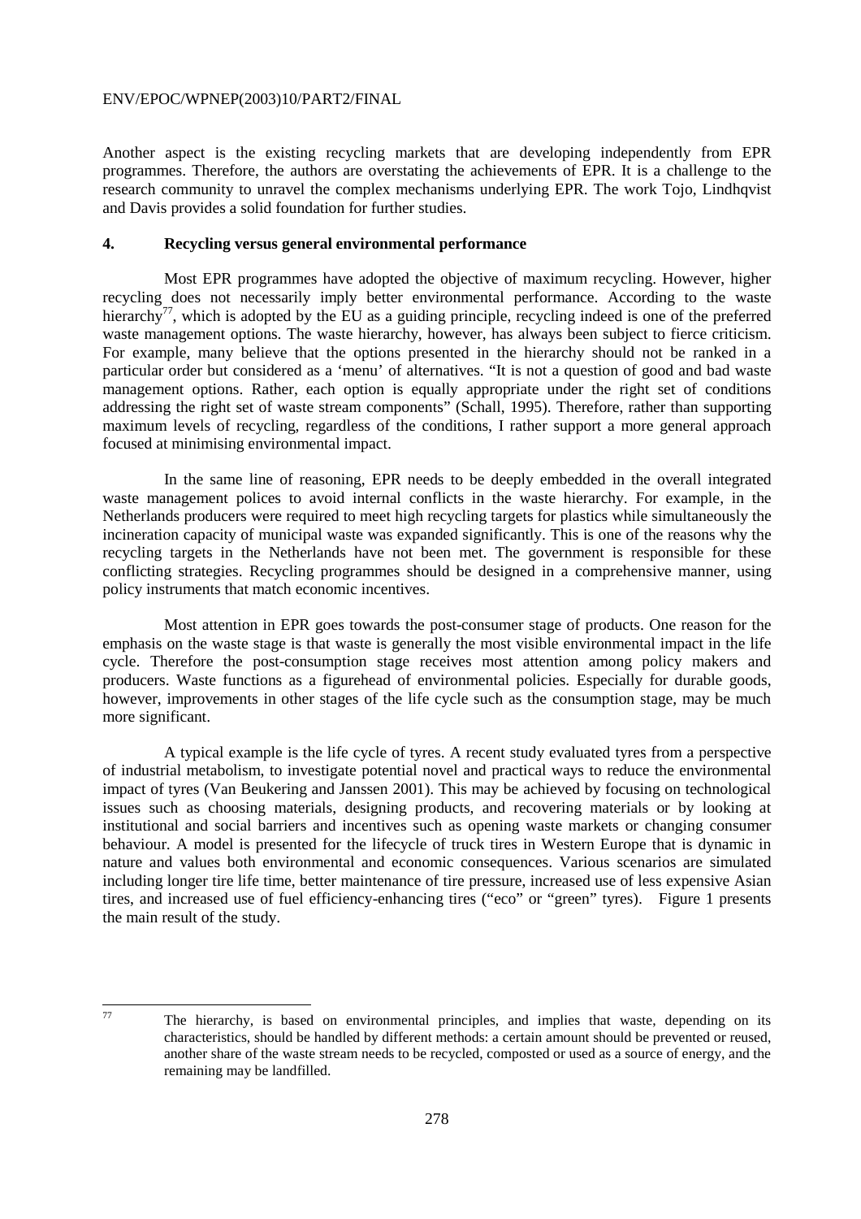Another aspect is the existing recycling markets that are developing independently from EPR programmes. Therefore, the authors are overstating the achievements of EPR. It is a challenge to the research community to unravel the complex mechanisms underlying EPR. The work Tojo, Lindhqvist and Davis provides a solid foundation for further studies.

## 4. Recycling versus general environmental performance

Most EPR programmes have adopted the objective of maximum recycling. However, higher recycling does not necessarily imply better environmental performance. According to the waste hierarchy[77], which is adopted by the EU as a guiding principle, recycling indeed is one of the preferred waste management options. The waste hierarchy, however, has always been subject to fierce criticism. For example, many believe that the options presented in the hierarchy should not be ranked in a particular order but considered as a 'menu' of alternatives. "It is not a question of good and bad waste management options. Rather, each option is equally appropriate under the right set of conditions addressing the right set of waste stream components" (Schall, 1995). Therefore, rather than supporting maximum levels of recycling, regardless of the conditions, I rather support a more general approach focused at minimising environmental impact.

In the same line of reasoning, EPR needs to be deeply embedded in the overall integrated waste management polices to avoid internal conflicts in the waste hierarchy. For example, in the Netherlands producers were required to meet high recycling targets for plastics while simultaneously the incineration capacity of municipal waste was expanded significantly. This is one of the reasons why the recycling targets in the Netherlands have not been met. The government is responsible for these conflicting strategies. Recycling programmes should be designed in a comprehensive manner, using policy instruments that match economic incentives.

Most attention in EPR goes towards the post-consumer stage of products. One reason for the emphasis on the waste stage is that waste is generally the most visible environmental impact in the life cycle. Therefore the post-consumption stage receives most attention among policy makers and producers. Waste functions as a figurehead of environmental policies. Especially for durable goods, however, improvements in other stages of the life cycle such as the consumption stage, may be much more significant.

A typical example is the life cycle of tyres. A recent study evaluated tyres from a perspective of industrial metabolism, to investigate potential novel and practical ways to reduce the environmental impact of tyres (Van Beukering and Janssen 2001). This may be achieved by focusing on technological issues such as choosing materials, designing products, and recovering materials or by looking at institutional and social barriers and incentives such as opening waste markets or changing consumer behaviour. A model is presented for the lifecycle of truck tires in Western Europe that is dynamic in nature and values both environmental and economic consequences. Various scenarios are simulated including longer tire life time, better maintenance of tire pressure, increased use of less expensive Asian tires, and increased use of fuel efficiency-enhancing tires ("eco" or "green" tyres). Figure 1 presents the main result of the study.

[77] The hierarchy, is based on environmental principles, and implies that waste, depending on its characteristics, should be handled by different methods: a certain amount should be prevented or reused, another share of the waste stream needs to be recycled, composted or used as a source of energy, and the remaining may be landfilled.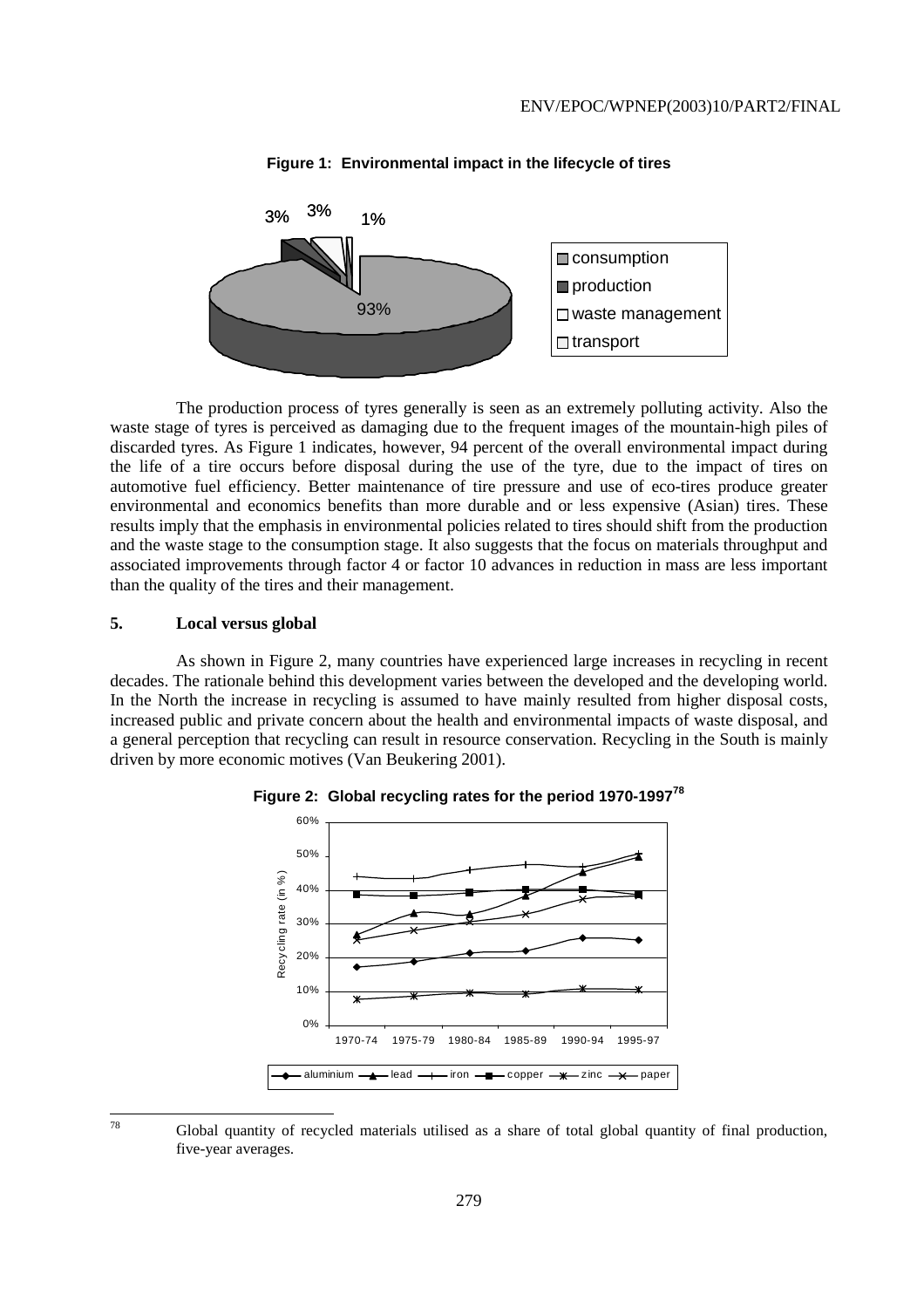**Figure 1: Environmental impact in the lifecycle of tires**

The production process of tyres generally is seen as an extremely polluting activity. Also the waste stage of tyres is perceived as damaging due to the frequent images of the mountain-high piles of discarded tyres. As Figure 1 indicates, however, 94 percent of the overall environmental impact during the life of a tire occurs before disposal during the use of the tyre, due to the impact of tires on automotive fuel efficiency. Better maintenance of tire pressure and use of eco-tires produce greater environmental and economics benefits than more durable and or less expensive (Asian) tires. These results imply that the emphasis in environmental policies related to tires should shift from the production and the waste stage to the consumption stage. It also suggests that the focus on materials throughput and associated improvements through factor 4 or factor 10 advances in reduction in mass are less important than the quality of the tires and their management.

## 5. Local versus global

As shown in Figure 2, many countries have experienced large increases in recycling in recent decades. The rationale behind this development varies between the developed and the developing world. In the North the increase in recycling is assumed to have mainly resulted from higher disposal costs, increased public and private concern about the health and environmental impacts of waste disposal, and a general perception that recycling can result in resource conservation. Recycling in the South is mainly driven by more economic motives (Van Beukering 2001).

**Figure 2: Global recycling rates for the period 1970-1997**[78]

[78] Global quantity of recycled materials utilised as a share of total global quantity of final production, five-year averages.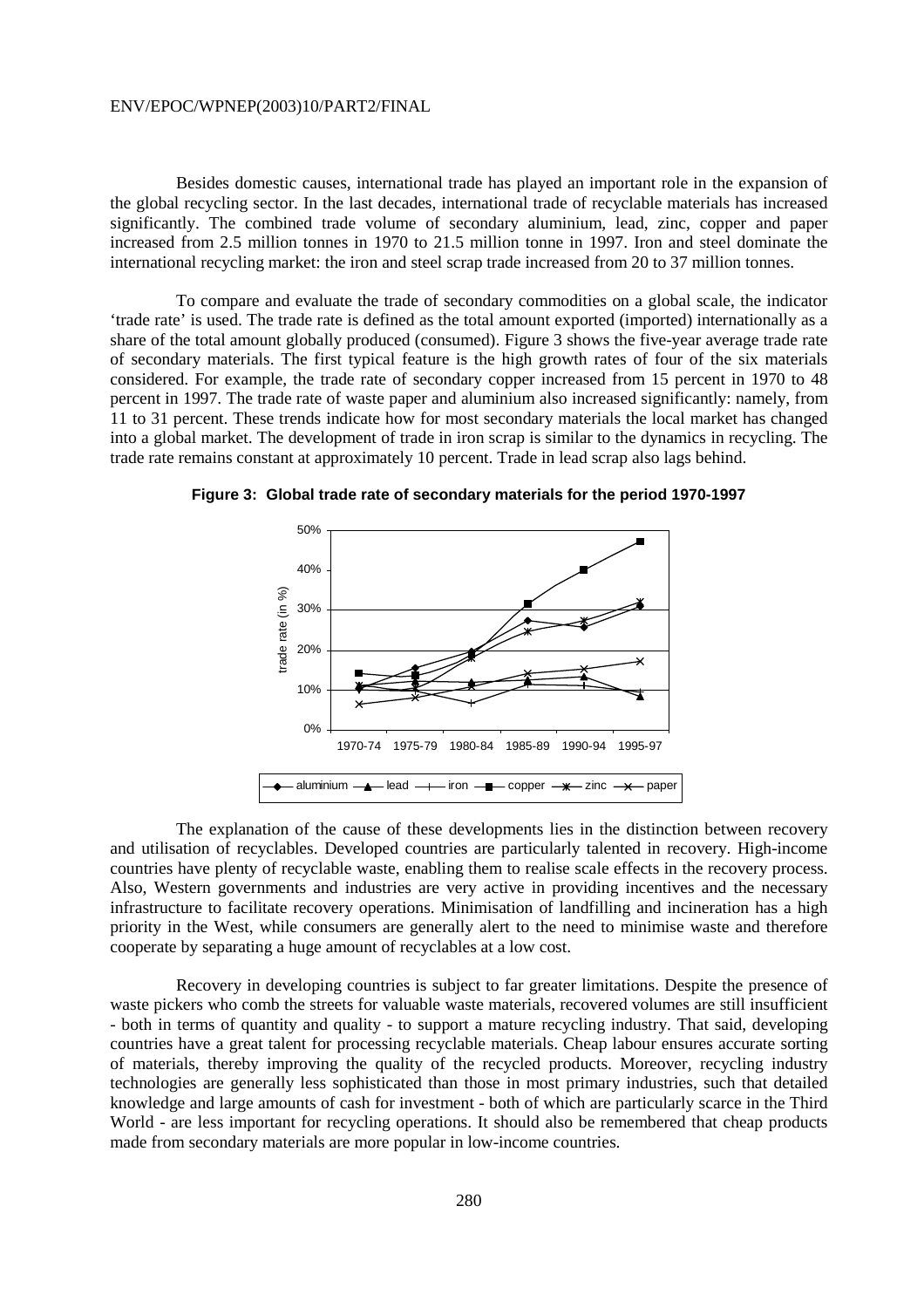Besides domestic causes, international trade has played an important role in the expansion of the global recycling sector. In the last decades, international trade of recyclable materials has increased significantly. The combined trade volume of secondary aluminium, lead, zinc, copper and paper increased from 2.5 million tonnes in 1970 to 21.5 million tonne in 1997. Iron and steel dominate the international recycling market: the iron and steel scrap trade increased from 20 to 37 million tonnes.

To compare and evaluate the trade of secondary commodities on a global scale, the indicator 'trade rate' is used. The trade rate is defined as the total amount exported (imported) internationally as a share of the total amount globally produced (consumed). Figure 3 shows the five-year average trade rate of secondary materials. The first typical feature is the high growth rates of four of the six materials considered. For example, the trade rate of secondary copper increased from 15 percent in 1970 to 48 percent in 1997. The trade rate of waste paper and aluminium also increased significantly: namely, from 11 to 31 percent. These trends indicate how for most secondary materials the local market has changed into a global market. The development of trade in iron scrap is similar to the dynamics in recycling. The trade rate remains constant at approximately 10 percent. Trade in lead scrap also lags behind.

**Figure 3: Global trade rate of secondary materials for the period 1970-1997**

The explanation of the cause of these developments lies in the distinction between recovery and utilisation of recyclables. Developed countries are particularly talented in recovery. High-income countries have plenty of recyclable waste, enabling them to realise scale effects in the recovery process. Also, Western governments and industries are very active in providing incentives and the necessary infrastructure to facilitate recovery operations. Minimisation of landfilling and incineration has a high priority in the West, while consumers are generally alert to the need to minimise waste and therefore cooperate by separating a huge amount of recyclables at a low cost.

Recovery in developing countries is subject to far greater limitations. Despite the presence of waste pickers who comb the streets for valuable waste materials, recovered volumes are still insufficient - both in terms of quantity and quality - to support a mature recycling industry. That said, developing countries have a great talent for processing recyclable materials. Cheap labour ensures accurate sorting of materials, thereby improving the quality of the recycled products. Moreover, recycling industry technologies are generally less sophisticated than those in most primary industries, such that detailed knowledge and large amounts of cash for investment - both of which are particularly scarce in the Third World - are less important for recycling operations. It should also be remembered that cheap products made from secondary materials are more popular in low-income countries.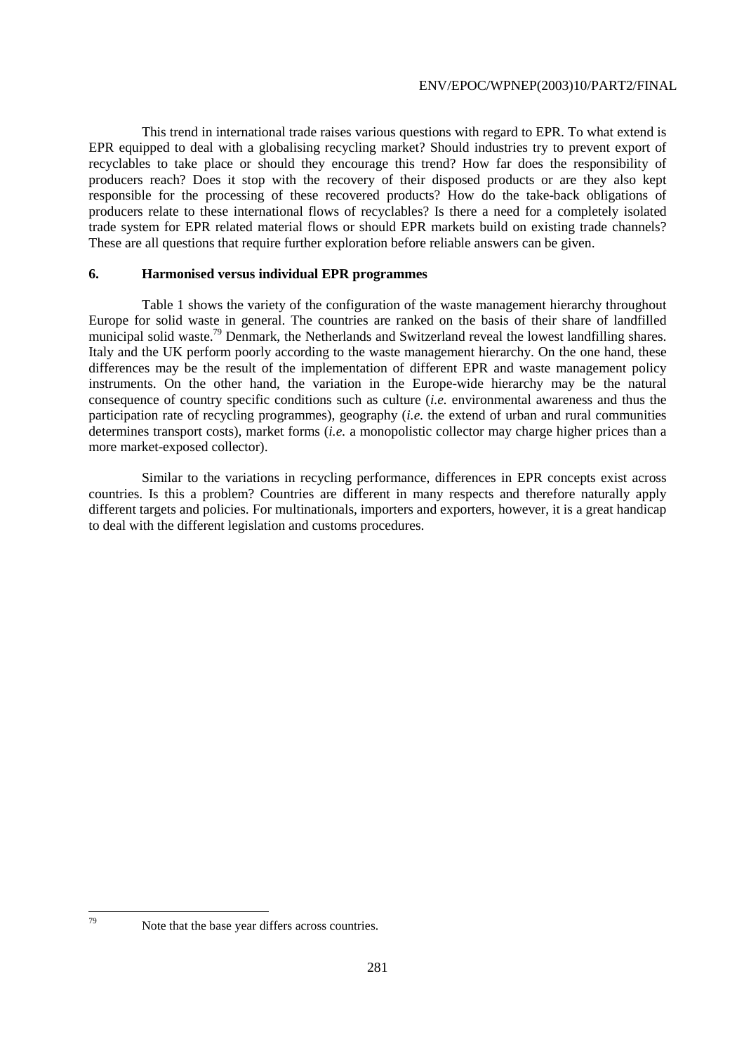This trend in international trade raises various questions with regard to EPR. To what extend is EPR equipped to deal with a globalising recycling market? Should industries try to prevent export of recyclables to take place or should they encourage this trend? How far does the responsibility of producers reach? Does it stop with the recovery of their disposed products or are they also kept responsible for the processing of these recovered products? How do the take-back obligations of producers relate to these international flows of recyclables? Is there a need for a completely isolated trade system for EPR related material flows or should EPR markets build on existing trade channels? These are all questions that require further exploration before reliable answers can be given.

## 6. Harmonised versus individual EPR programmes

Table 1 shows the variety of the configuration of the waste management hierarchy throughout Europe for solid waste in general. The countries are ranked on the basis of their share of landfilled municipal solid waste.[79] Denmark, the Netherlands and Switzerland reveal the lowest landfilling shares. Italy and the UK perform poorly according to the waste management hierarchy. On the one hand, these differences may be the result of the implementation of different EPR and waste management policy instruments. On the other hand, the variation in the Europe-wide hierarchy may be the natural consequence of country specific conditions such as culture (*i.e.* environmental awareness and thus the participation rate of recycling programmes), geography (*i.e.* the extend of urban and rural communities determines transport costs), market forms (*i.e.* a monopolistic collector may charge higher prices than a more market-exposed collector).

Similar to the variations in recycling performance, differences in EPR concepts exist across countries. Is this a problem? Countries are different in many respects and therefore naturally apply different targets and policies. For multinationals, importers and exporters, however, it is a great handicap to deal with the different legislation and customs procedures.

---

[79] Note that the base year differs across countries.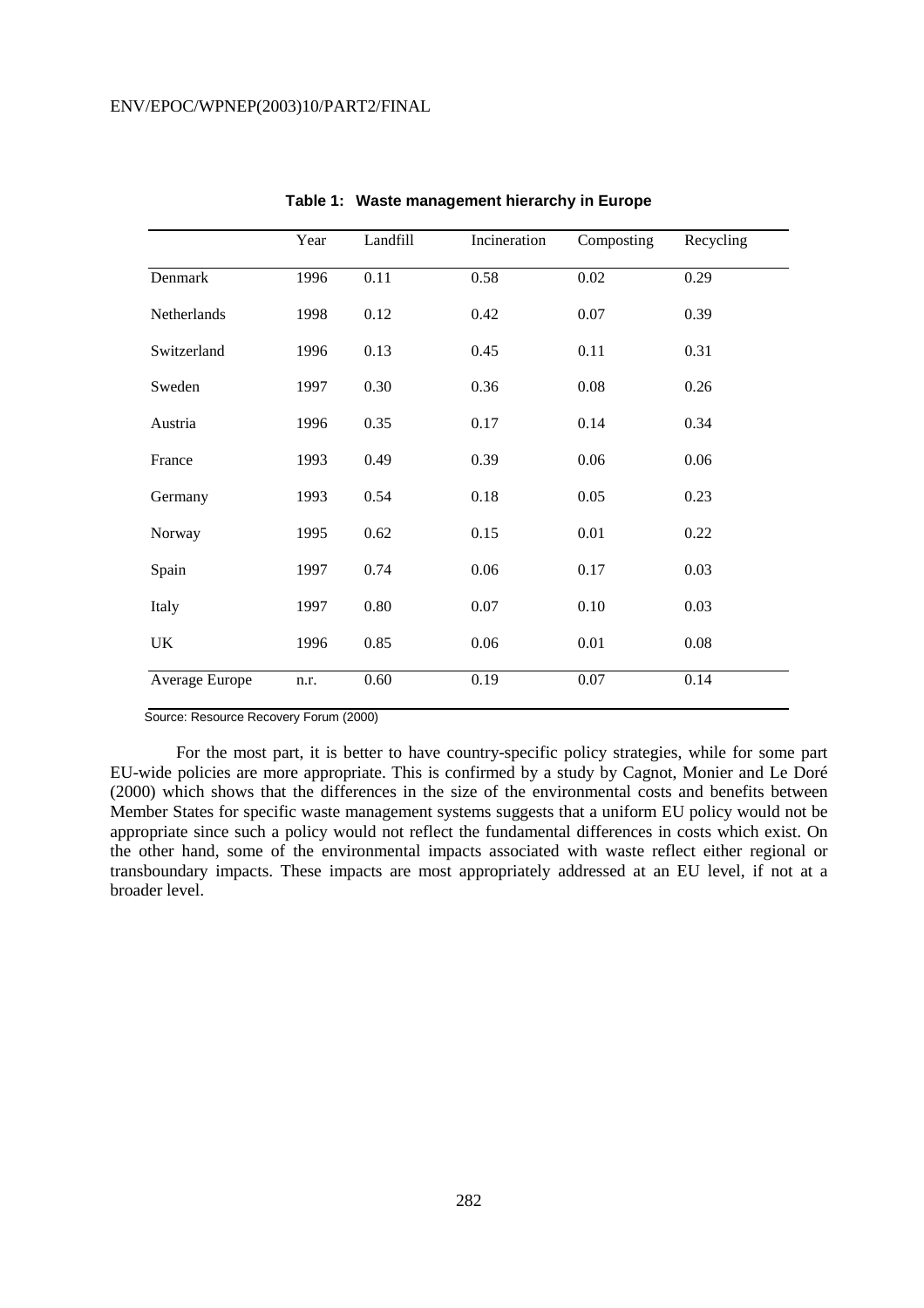**Table 1: Waste management hierarchy in Europe**

| | Year | Landfill | Incineration | Composting | Recycling |
|---|---|---|---|---|---|
| Denmark | 1996 | 0.11 | 0.58 | 0.02 | 0.29 |
| Netherlands | 1998 | 0.12 | 0.42 | 0.07 | 0.39 |
| Switzerland | 1996 | 0.13 | 0.45 | 0.11 | 0.31 |
| Sweden | 1997 | 0.30 | 0.36 | 0.08 | 0.26 |
| Austria | 1996 | 0.35 | 0.17 | 0.14 | 0.34 |
| France | 1993 | 0.49 | 0.39 | 0.06 | 0.06 |
| Germany | 1993 | 0.54 | 0.18 | 0.05 | 0.23 |
| Norway | 1995 | 0.62 | 0.15 | 0.01 | 0.22 |
| Spain | 1997 | 0.74 | 0.06 | 0.17 | 0.03 |
| Italy | 1997 | 0.80 | 0.07 | 0.10 | 0.03 |
| UK | 1996 | 0.85 | 0.06 | 0.01 | 0.08 |
| Average Europe | n.r. | 0.60 | 0.19 | 0.07 | 0.14 |

Source: Resource Recovery Forum (2000)

For the most part, it is better to have country-specific policy strategies, while for some part EU-wide policies are more appropriate. This is confirmed by a study by Cagnot, Monier and Le Doré (2000) which shows that the differences in the size of the environmental costs and benefits between Member States for specific waste management systems suggests that a uniform EU policy would not be appropriate since such a policy would not reflect the fundamental differences in costs which exist. On the other hand, some of the environmental impacts associated with waste reflect either regional or transboundary impacts. These impacts are most appropriately addressed at an EU level, if not at a broader level.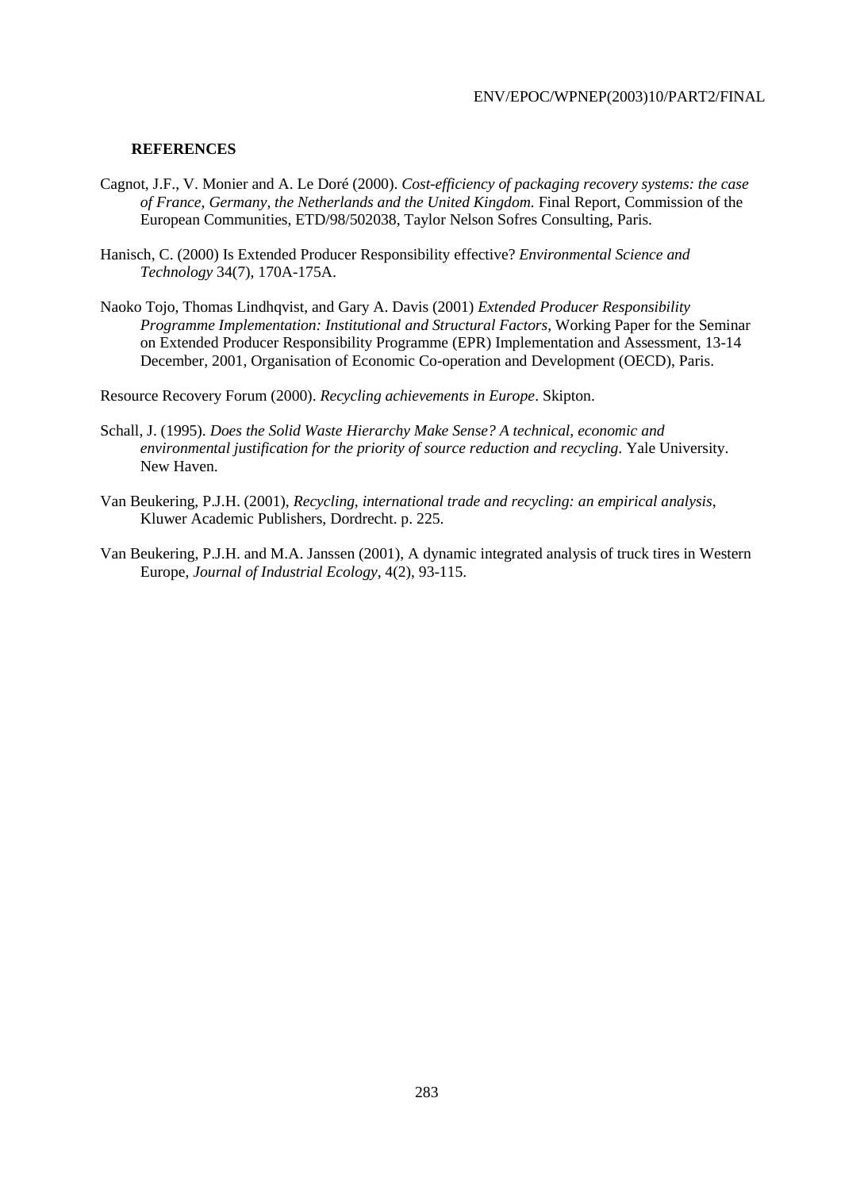**REFERENCES**

Cagnot, J.F., V. Monier and A. Le Doré (2000). *Cost-efficiency of packaging recovery systems: the case of France, Germany, the Netherlands and the United Kingdom.* Final Report, Commission of the European Communities, ETD/98/502038, Taylor Nelson Sofres Consulting, Paris.

Hanisch, C. (2000) Is Extended Producer Responsibility effective? *Environmental Science and Technology* 34(7), 170A-175A.

Naoko Tojo, Thomas Lindhqvist, and Gary A. Davis (2001) *Extended Producer Responsibility Programme Implementation: Institutional and Structural Factors*, Working Paper for the Seminar on Extended Producer Responsibility Programme (EPR) Implementation and Assessment, 13-14 December, 2001, Organisation of Economic Co-operation and Development (OECD), Paris.

Resource Recovery Forum (2000). *Recycling achievements in Europe*. Skipton.

Schall, J. (1995). *Does the Solid Waste Hierarchy Make Sense? A technical, economic and environmental justification for the priority of source reduction and recycling*. Yale University. New Haven.

Van Beukering, P.J.H. (2001), *Recycling, international trade and recycling: an empirical analysis*, Kluwer Academic Publishers, Dordrecht. p. 225.

Van Beukering, P.J.H. and M.A. Janssen (2001), A dynamic integrated analysis of truck tires in Western Europe, *Journal of Industrial Ecology*, 4(2), 93-115.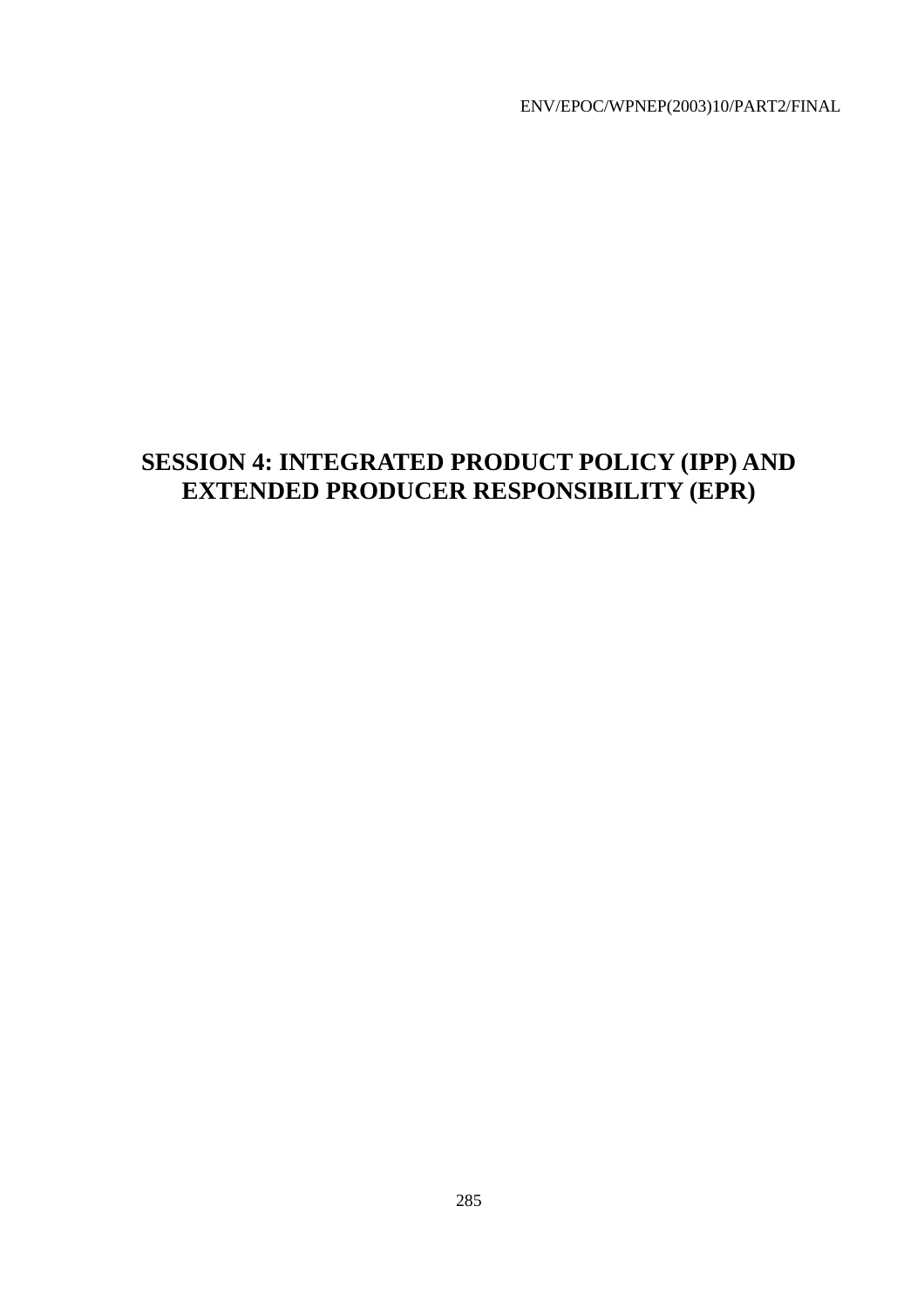# SESSION 4: INTEGRATED PRODUCT POLICY (IPP) AND EXTENDED PRODUCER RESPONSIBILITY (EPR)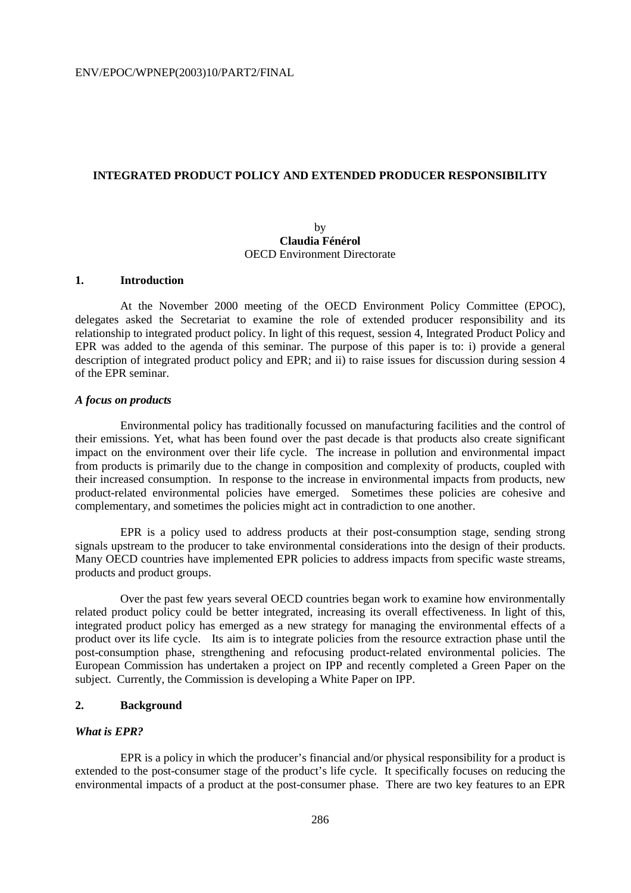ENV/EPOC/WPNEP(2003)10/PART2/FINAL

## INTEGRATED PRODUCT POLICY AND EXTENDED PRODUCER RESPONSIBILITY

by
**Claudia Fénérol**
OECD Environment Directorate

### 1. Introduction

At the November 2000 meeting of the OECD Environment Policy Committee (EPOC), delegates asked the Secretariat to examine the role of extended producer responsibility and its relationship to integrated product policy. In light of this request, session 4, Integrated Product Policy and EPR was added to the agenda of this seminar. The purpose of this paper is to: i) provide a general description of integrated product policy and EPR; and ii) to raise issues for discussion during session 4 of the EPR seminar.

#### *A focus on products*

Environmental policy has traditionally focussed on manufacturing facilities and the control of their emissions. Yet, what has been found over the past decade is that products also create significant impact on the environment over their life cycle. The increase in pollution and environmental impact from products is primarily due to the change in composition and complexity of products, coupled with their increased consumption. In response to the increase in environmental impacts from products, new product-related environmental policies have emerged. Sometimes these policies are cohesive and complementary, and sometimes the policies might act in contradiction to one another.

EPR is a policy used to address products at their post-consumption stage, sending strong signals upstream to the producer to take environmental considerations into the design of their products. Many OECD countries have implemented EPR policies to address impacts from specific waste streams, products and product groups.

Over the past few years several OECD countries began work to examine how environmentally related product policy could be better integrated, increasing its overall effectiveness. In light of this, integrated product policy has emerged as a new strategy for managing the environmental effects of a product over its life cycle. Its aim is to integrate policies from the resource extraction phase until the post-consumption phase, strengthening and refocusing product-related environmental policies. The European Commission has undertaken a project on IPP and recently completed a Green Paper on the subject. Currently, the Commission is developing a White Paper on IPP.

### 2. Background

#### *What is EPR?*

EPR is a policy in which the producer's financial and/or physical responsibility for a product is extended to the post-consumer stage of the product's life cycle. It specifically focuses on reducing the environmental impacts of a product at the post-consumer phase. There are two key features to an EPR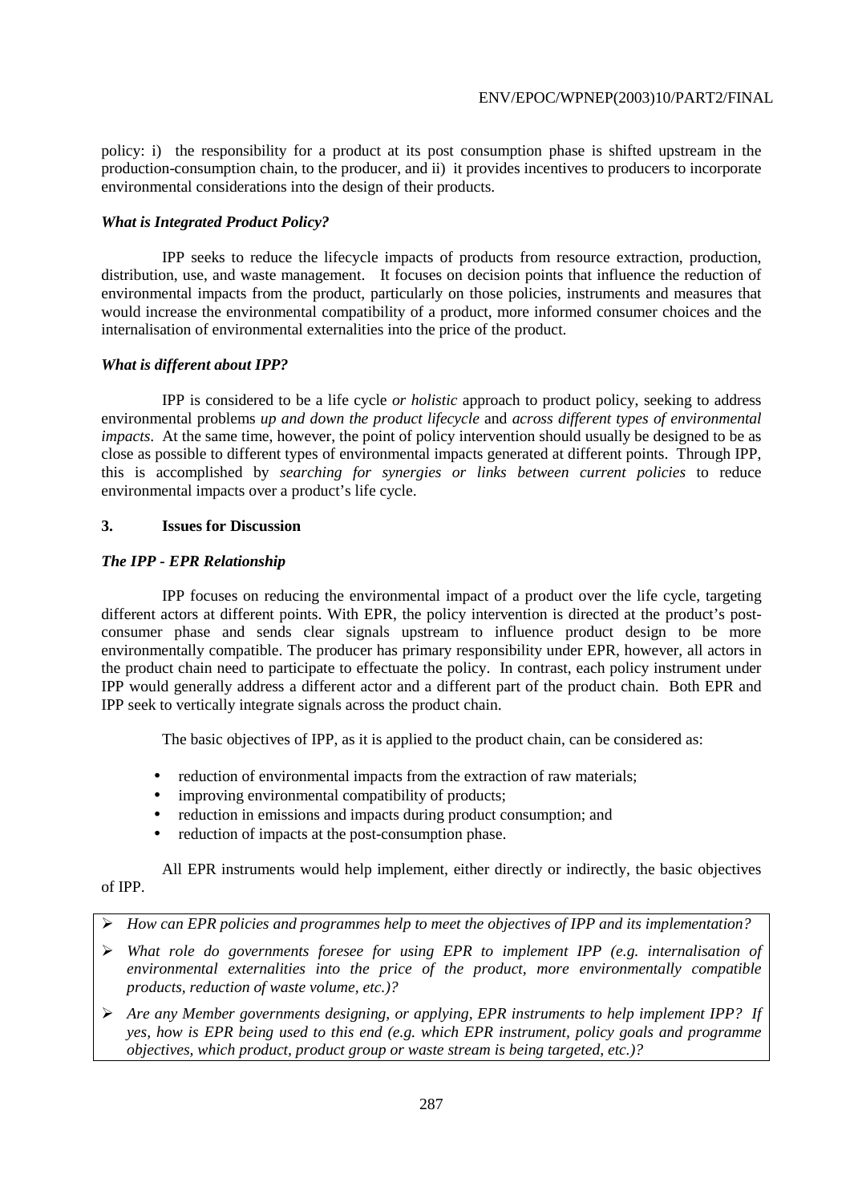policy: i) the responsibility for a product at its post consumption phase is shifted upstream in the production-consumption chain, to the producer, and ii) it provides incentives to producers to incorporate environmental considerations into the design of their products.

### *What is Integrated Product Policy?*

IPP seeks to reduce the lifecycle impacts of products from resource extraction, production, distribution, use, and waste management. It focuses on decision points that influence the reduction of environmental impacts from the product, particularly on those policies, instruments and measures that would increase the environmental compatibility of a product, more informed consumer choices and the internalisation of environmental externalities into the price of the product.

### *What is different about IPP?*

IPP is considered to be a life cycle *or holistic* approach to product policy, seeking to address environmental problems *up and down the product lifecycle* and *across different types of environmental impacts*. At the same time, however, the point of policy intervention should usually be designed to be as close as possible to different types of environmental impacts generated at different points. Through IPP, this is accomplished by *searching for synergies or links between current policies* to reduce environmental impacts over a product's life cycle.

## 3. Issues for Discussion

### *The IPP - EPR Relationship*

IPP focuses on reducing the environmental impact of a product over the life cycle, targeting different actors at different points. With EPR, the policy intervention is directed at the product's post-consumer phase and sends clear signals upstream to influence product design to be more environmentally compatible. The producer has primary responsibility under EPR, however, all actors in the product chain need to participate to effectuate the policy. In contrast, each policy instrument under IPP would generally address a different actor and a different part of the product chain. Both EPR and IPP seek to vertically integrate signals across the product chain.

The basic objectives of IPP, as it is applied to the product chain, can be considered as:

- reduction of environmental impacts from the extraction of raw materials;
- improving environmental compatibility of products;
- reduction in emissions and impacts during product consumption; and
- reduction of impacts at the post-consumption phase.

All EPR instruments would help implement, either directly or indirectly, the basic objectives of IPP.

- *How can EPR policies and programmes help to meet the objectives of IPP and its implementation?*
- *What role do governments foresee for using EPR to implement IPP (e.g. internalisation of environmental externalities into the price of the product, more environmentally compatible products, reduction of waste volume, etc.)?*
- *Are any Member governments designing, or applying, EPR instruments to help implement IPP? If yes, how is EPR being used to this end (e.g. which EPR instrument, policy goals and programme objectives, which product, product group or waste stream is being targeted, etc.)?*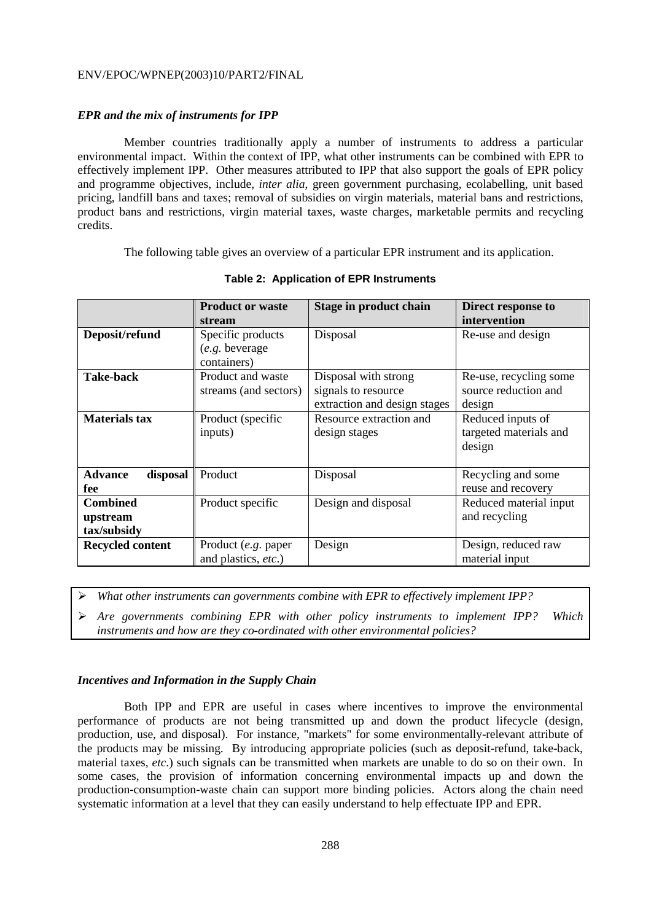### *EPR and the mix of instruments for IPP*

Member countries traditionally apply a number of instruments to address a particular environmental impact. Within the context of IPP, what other instruments can be combined with EPR to effectively implement IPP. Other measures attributed to IPP that also support the goals of EPR policy and programme objectives, include, *inter alia*, green government purchasing, ecolabelling, unit based pricing, landfill bans and taxes; removal of subsidies on virgin materials, material bans and restrictions, product bans and restrictions, virgin material taxes, waste charges, marketable permits and recycling credits.

The following table gives an overview of a particular EPR instrument and its application.

**Table 2: Application of EPR Instruments**

| | **Product or waste stream** | **Stage in product chain** | **Direct response to intervention** |
|---|---|---|---|
| **Deposit/refund** | Specific products (*e.g.* beverage containers) | Disposal | Re-use and design |
| **Take-back** | Product and waste streams (and sectors) | Disposal with strong signals to resource extraction and design stages | Re-use, recycling some source reduction and design |
| **Materials tax** | Product (specific inputs) | Resource extraction and design stages | Reduced inputs of targeted materials and design |
| **Advance disposal fee** | Product | Disposal | Recycling and some reuse and recovery |
| **Combined upstream tax/subsidy** | Product specific | Design and disposal | Reduced material input and recycling |
| **Recycled content** | Product (*e.g.* paper and plastics, *etc*.) | Design | Design, reduced raw material input |

- *What other instruments can governments combine with EPR to effectively implement IPP?*
- *Are governments combining EPR with other policy instruments to implement IPP? Which instruments and how are they co-ordinated with other environmental policies?*

### *Incentives and Information in the Supply Chain*

Both IPP and EPR are useful in cases where incentives to improve the environmental performance of products are not being transmitted up and down the product lifecycle (design, production, use, and disposal). For instance, "markets" for some environmentally-relevant attribute of the products may be missing. By introducing appropriate policies (such as deposit-refund, take-back, material taxes, *etc.*) such signals can be transmitted when markets are unable to do so on their own. In some cases, the provision of information concerning environmental impacts up and down the production-consumption-waste chain can support more binding policies. Actors along the chain need systematic information at a level that they can easily understand to help effectuate IPP and EPR.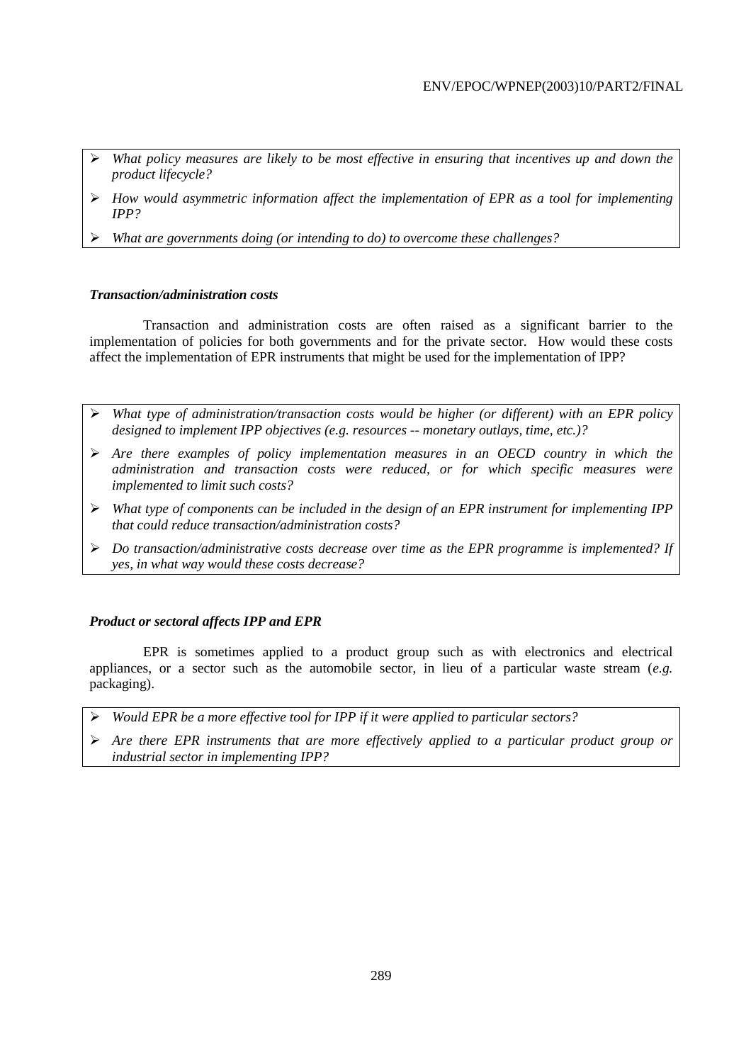- *What policy measures are likely to be most effective in ensuring that incentives up and down the product lifecycle?*
- *How would asymmetric information affect the implementation of EPR as a tool for implementing IPP?*
- *What are governments doing (or intending to do) to overcome these challenges?*

***Transaction/administration costs***

Transaction and administration costs are often raised as a significant barrier to the implementation of policies for both governments and for the private sector. How would these costs affect the implementation of EPR instruments that might be used for the implementation of IPP?

- *What type of administration/transaction costs would be higher (or different) with an EPR policy designed to implement IPP objectives (e.g. resources -- monetary outlays, time, etc.)?*
- *Are there examples of policy implementation measures in an OECD country in which the administration and transaction costs were reduced, or for which specific measures were implemented to limit such costs?*
- *What type of components can be included in the design of an EPR instrument for implementing IPP that could reduce transaction/administration costs?*
- *Do transaction/administrative costs decrease over time as the EPR programme is implemented? If yes, in what way would these costs decrease?*

***Product or sectoral affects IPP and EPR***

EPR is sometimes applied to a product group such as with electronics and electrical appliances, or a sector such as the automobile sector, in lieu of a particular waste stream (*e.g.* packaging).

- *Would EPR be a more effective tool for IPP if it were applied to particular sectors?*
- *Are there EPR instruments that are more effectively applied to a particular product group or industrial sector in implementing IPP?*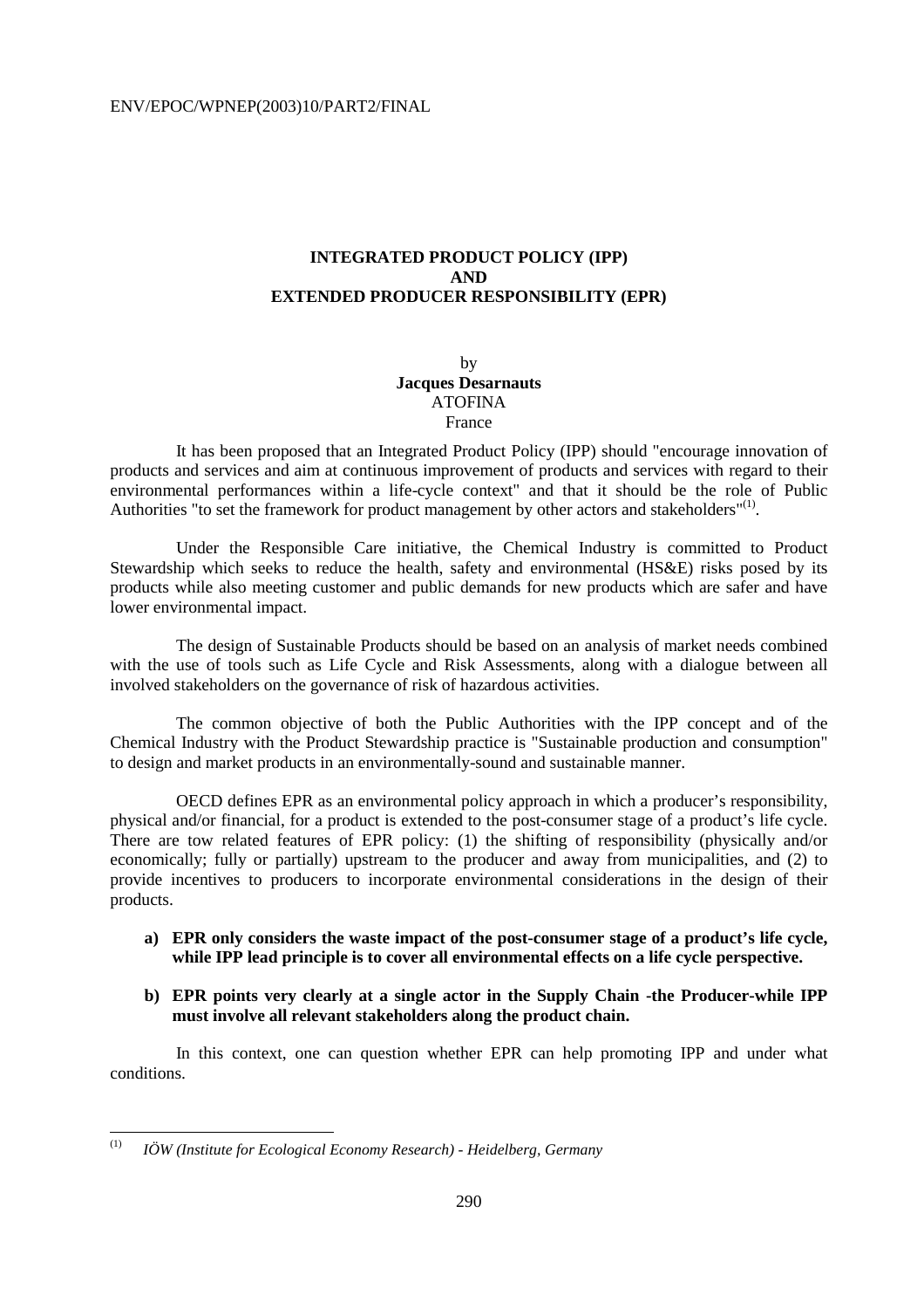# INTEGRATED PRODUCT POLICY (IPP) AND EXTENDED PRODUCER RESPONSIBILITY (EPR)

by
**Jacques Desarnauts**
ATOFINA
France

It has been proposed that an Integrated Product Policy (IPP) should "encourage innovation of products and services and aim at continuous improvement of products and services with regard to their environmental performances within a life-cycle context" and that it should be the role of Public Authorities "to set the framework for product management by other actors and stakeholders"[(1)].

Under the Responsible Care initiative, the Chemical Industry is committed to Product Stewardship which seeks to reduce the health, safety and environmental (HS&E) risks posed by its products while also meeting customer and public demands for new products which are safer and have lower environmental impact.

The design of Sustainable Products should be based on an analysis of market needs combined with the use of tools such as Life Cycle and Risk Assessments, along with a dialogue between all involved stakeholders on the governance of risk of hazardous activities.

The common objective of both the Public Authorities with the IPP concept and of the Chemical Industry with the Product Stewardship practice is "Sustainable production and consumption" to design and market products in an environmentally-sound and sustainable manner.

OECD defines EPR as an environmental policy approach in which a producer's responsibility, physical and/or financial, for a product is extended to the post-consumer stage of a product's life cycle. There are tow related features of EPR policy: (1) the shifting of responsibility (physically and/or economically; fully or partially) upstream to the producer and away from municipalities, and (2) to provide incentives to producers to incorporate environmental considerations in the design of their products.

a) **EPR only considers the waste impact of the post-consumer stage of a product's life cycle, while IPP lead principle is to cover all environmental effects on a life cycle perspective.**

b) **EPR points very clearly at a single actor in the Supply Chain -the Producer-while IPP must involve all relevant stakeholders along the product chain.**

In this context, one can question whether EPR can help promoting IPP and under what conditions.

---

(1) *IÖW (Institute for Ecological Economy Research) - Heidelberg, Germany*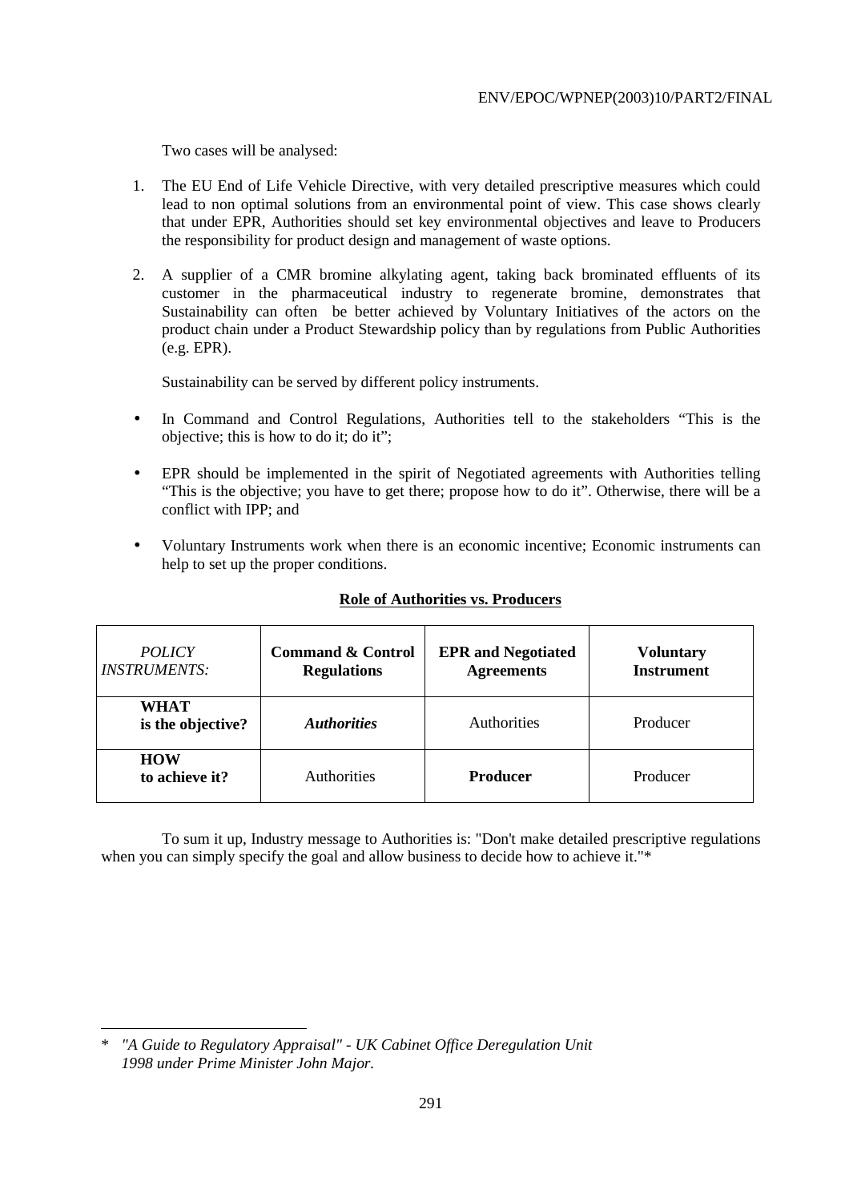Two cases will be analysed:

1. The EU End of Life Vehicle Directive, with very detailed prescriptive measures which could lead to non optimal solutions from an environmental point of view. This case shows clearly that under EPR, Authorities should set key environmental objectives and leave to Producers the responsibility for product design and management of waste options.

2. A supplier of a CMR bromine alkylating agent, taking back brominated effluents of its customer in the pharmaceutical industry to regenerate bromine, demonstrates that Sustainability can often be better achieved by Voluntary Initiatives of the actors on the product chain under a Product Stewardship policy than by regulations from Public Authorities (e.g. EPR).

Sustainability can be served by different policy instruments.

- In Command and Control Regulations, Authorities tell to the stakeholders "This is the objective; this is how to do it; do it";
- EPR should be implemented in the spirit of Negotiated agreements with Authorities telling "This is the objective; you have to get there; propose how to do it". Otherwise, there will be a conflict with IPP; and
- Voluntary Instruments work when there is an economic incentive; Economic instruments can help to set up the proper conditions.

**Role of Authorities vs. Producers**

| *POLICY INSTRUMENTS:* | **Command & Control Regulations** | **EPR and Negotiated Agreements** | **Voluntary Instrument** |
|---|---|---|---|
| **WHAT is the objective?** | ***Authorities*** | Authorities | Producer |
| **HOW to achieve it?** | Authorities | **Producer** | Producer |

To sum it up, Industry message to Authorities is: "Don't make detailed prescriptive regulations when you can simply specify the goal and allow business to decide how to achieve it."*

---

\* *"A Guide to Regulatory Appraisal" - UK Cabinet Office Deregulation Unit 1998 under Prime Minister John Major.*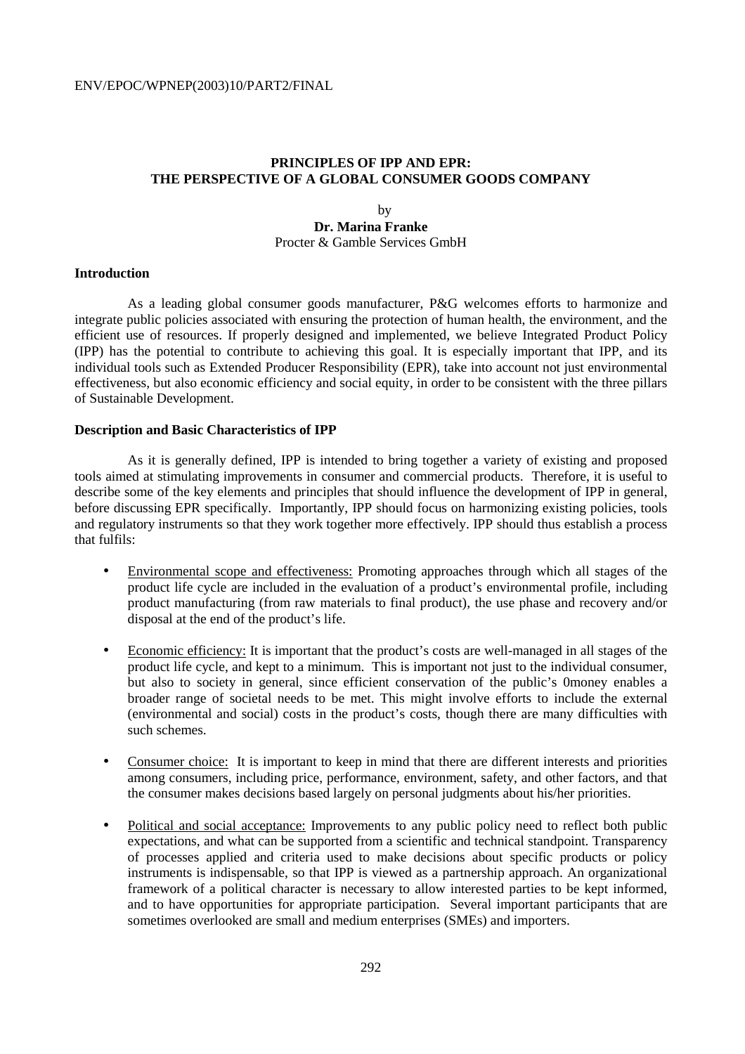## PRINCIPLES OF IPP AND EPR: THE PERSPECTIVE OF A GLOBAL CONSUMER GOODS COMPANY

by

**Dr. Marina Franke**

Procter & Gamble Services GmbH

### Introduction

As a leading global consumer goods manufacturer, P&G welcomes efforts to harmonize and integrate public policies associated with ensuring the protection of human health, the environment, and the efficient use of resources. If properly designed and implemented, we believe Integrated Product Policy (IPP) has the potential to contribute to achieving this goal. It is especially important that IPP, and its individual tools such as Extended Producer Responsibility (EPR), take into account not just environmental effectiveness, but also economic efficiency and social equity, in order to be consistent with the three pillars of Sustainable Development.

### Description and Basic Characteristics of IPP

As it is generally defined, IPP is intended to bring together a variety of existing and proposed tools aimed at stimulating improvements in consumer and commercial products. Therefore, it is useful to describe some of the key elements and principles that should influence the development of IPP in general, before discussing EPR specifically. Importantly, IPP should focus on harmonizing existing policies, tools and regulatory instruments so that they work together more effectively. IPP should thus establish a process that fulfils:

- Environmental scope and effectiveness: Promoting approaches through which all stages of the product life cycle are included in the evaluation of a product's environmental profile, including product manufacturing (from raw materials to final product), the use phase and recovery and/or disposal at the end of the product's life.
- Economic efficiency: It is important that the product's costs are well-managed in all stages of the product life cycle, and kept to a minimum. This is important not just to the individual consumer, but also to society in general, since efficient conservation of the public's 0money enables a broader range of societal needs to be met. This might involve efforts to include the external (environmental and social) costs in the product's costs, though there are many difficulties with such schemes.
- Consumer choice: It is important to keep in mind that there are different interests and priorities among consumers, including price, performance, environment, safety, and other factors, and that the consumer makes decisions based largely on personal judgments about his/her priorities.
- Political and social acceptance: Improvements to any public policy need to reflect both public expectations, and what can be supported from a scientific and technical standpoint. Transparency of processes applied and criteria used to make decisions about specific products or policy instruments is indispensable, so that IPP is viewed as a partnership approach. An organizational framework of a political character is necessary to allow interested parties to be kept informed, and to have opportunities for appropriate participation. Several important participants that are sometimes overlooked are small and medium enterprises (SMEs) and importers.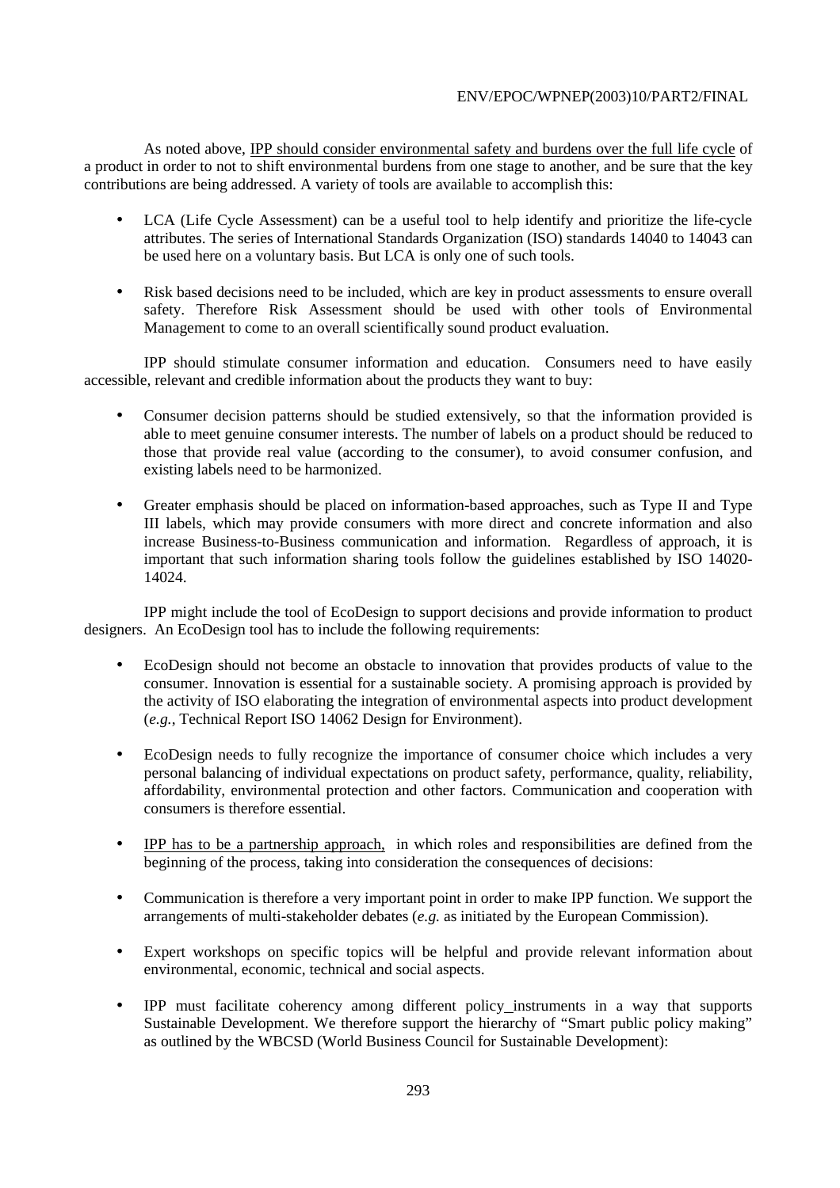As noted above, IPP should consider environmental safety and burdens over the full life cycle of a product in order to not to shift environmental burdens from one stage to another, and be sure that the key contributions are being addressed. A variety of tools are available to accomplish this:

- LCA (Life Cycle Assessment) can be a useful tool to help identify and prioritize the life-cycle attributes. The series of International Standards Organization (ISO) standards 14040 to 14043 can be used here on a voluntary basis. But LCA is only one of such tools.

- Risk based decisions need to be included, which are key in product assessments to ensure overall safety. Therefore Risk Assessment should be used with other tools of Environmental Management to come to an overall scientifically sound product evaluation.

IPP should stimulate consumer information and education. Consumers need to have easily accessible, relevant and credible information about the products they want to buy:

- Consumer decision patterns should be studied extensively, so that the information provided is able to meet genuine consumer interests. The number of labels on a product should be reduced to those that provide real value (according to the consumer), to avoid consumer confusion, and existing labels need to be harmonized.

- Greater emphasis should be placed on information-based approaches, such as Type II and Type III labels, which may provide consumers with more direct and concrete information and also increase Business-to-Business communication and information. Regardless of approach, it is important that such information sharing tools follow the guidelines established by ISO 14020-14024.

IPP might include the tool of EcoDesign to support decisions and provide information to product designers. An EcoDesign tool has to include the following requirements:

- EcoDesign should not become an obstacle to innovation that provides products of value to the consumer. Innovation is essential for a sustainable society. A promising approach is provided by the activity of ISO elaborating the integration of environmental aspects into product development (*e.g.*, Technical Report ISO 14062 Design for Environment).

- EcoDesign needs to fully recognize the importance of consumer choice which includes a very personal balancing of individual expectations on product safety, performance, quality, reliability, affordability, environmental protection and other factors. Communication and cooperation with consumers is therefore essential.

- IPP has to be a partnership approach, in which roles and responsibilities are defined from the beginning of the process, taking into consideration the consequences of decisions:

- Communication is therefore a very important point in order to make IPP function. We support the arrangements of multi-stakeholder debates (*e.g.* as initiated by the European Commission).

- Expert workshops on specific topics will be helpful and provide relevant information about environmental, economic, technical and social aspects.

- IPP must facilitate coherency among different policy_instruments in a way that supports Sustainable Development. We therefore support the hierarchy of "Smart public policy making" as outlined by the WBCSD (World Business Council for Sustainable Development):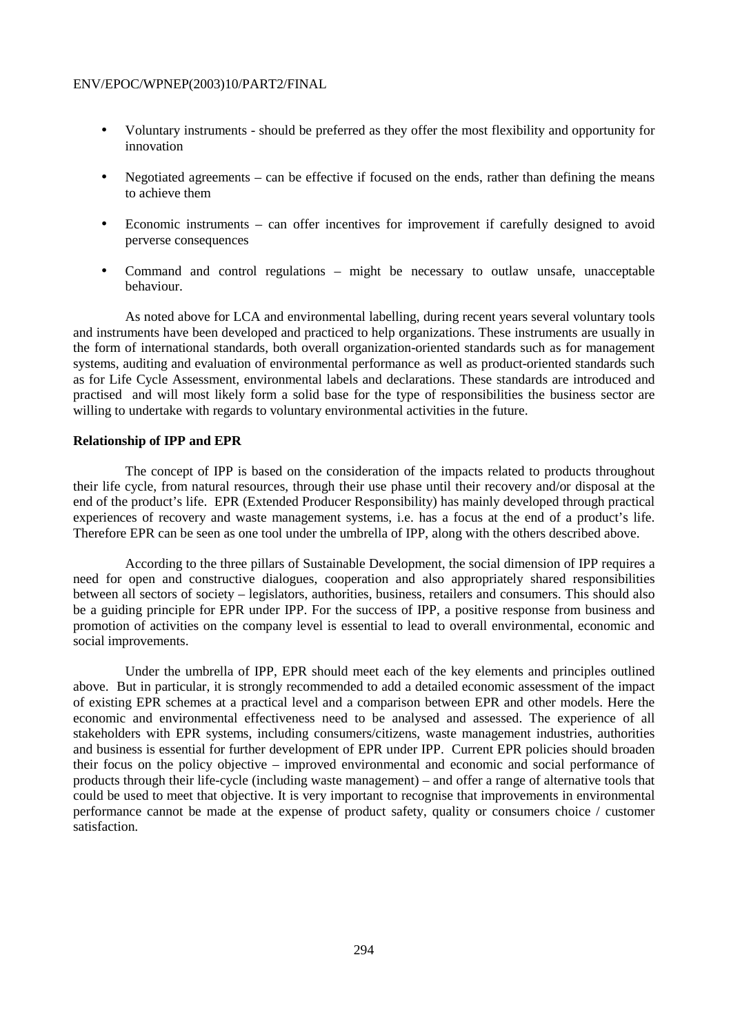- Voluntary instruments - should be preferred as they offer the most flexibility and opportunity for innovation

- Negotiated agreements – can be effective if focused on the ends, rather than defining the means to achieve them

- Economic instruments – can offer incentives for improvement if carefully designed to avoid perverse consequences

- Command and control regulations – might be necessary to outlaw unsafe, unacceptable behaviour.

As noted above for LCA and environmental labelling, during recent years several voluntary tools and instruments have been developed and practiced to help organizations. These instruments are usually in the form of international standards, both overall organization-oriented standards such as for management systems, auditing and evaluation of environmental performance as well as product-oriented standards such as for Life Cycle Assessment, environmental labels and declarations. These standards are introduced and practised and will most likely form a solid base for the type of responsibilities the business sector are willing to undertake with regards to voluntary environmental activities in the future.

**Relationship of IPP and EPR**

The concept of IPP is based on the consideration of the impacts related to products throughout their life cycle, from natural resources, through their use phase until their recovery and/or disposal at the end of the product's life. EPR (Extended Producer Responsibility) has mainly developed through practical experiences of recovery and waste management systems, i.e. has a focus at the end of a product's life. Therefore EPR can be seen as one tool under the umbrella of IPP, along with the others described above.

According to the three pillars of Sustainable Development, the social dimension of IPP requires a need for open and constructive dialogues, cooperation and also appropriately shared responsibilities between all sectors of society – legislators, authorities, business, retailers and consumers. This should also be a guiding principle for EPR under IPP. For the success of IPP, a positive response from business and promotion of activities on the company level is essential to lead to overall environmental, economic and social improvements.

Under the umbrella of IPP, EPR should meet each of the key elements and principles outlined above. But in particular, it is strongly recommended to add a detailed economic assessment of the impact of existing EPR schemes at a practical level and a comparison between EPR and other models. Here the economic and environmental effectiveness need to be analysed and assessed. The experience of all stakeholders with EPR systems, including consumers/citizens, waste management industries, authorities and business is essential for further development of EPR under IPP. Current EPR policies should broaden their focus on the policy objective – improved environmental and economic and social performance of products through their life-cycle (including waste management) – and offer a range of alternative tools that could be used to meet that objective. It is very important to recognise that improvements in environmental performance cannot be made at the expense of product safety, quality or consumers choice / customer satisfaction.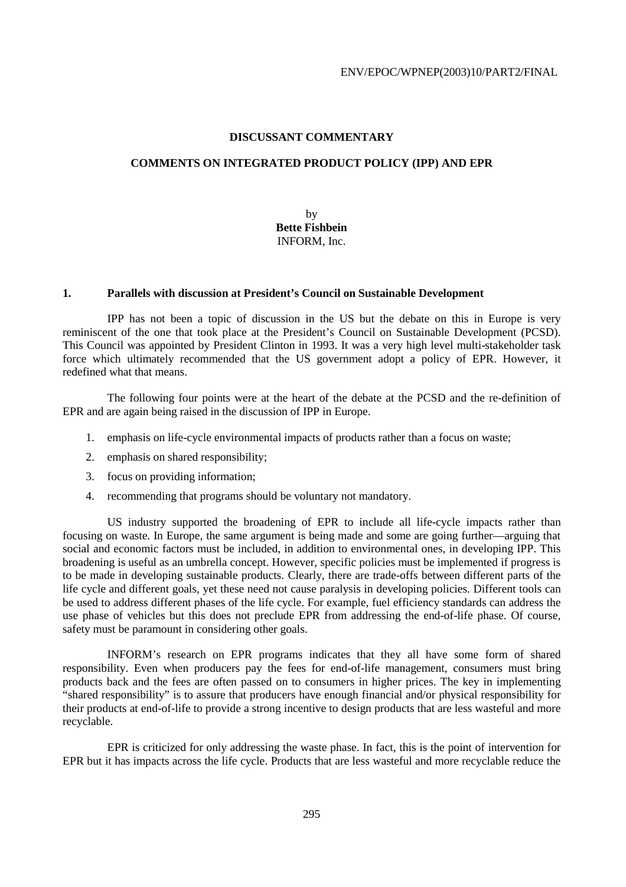## DISCUSSANT COMMENTARY

## COMMENTS ON INTEGRATED PRODUCT POLICY (IPP) AND EPR

by
**Bette Fishbein**
INFORM, Inc.

### 1. Parallels with discussion at President's Council on Sustainable Development

IPP has not been a topic of discussion in the US but the debate on this in Europe is very reminiscent of the one that took place at the President's Council on Sustainable Development (PCSD). This Council was appointed by President Clinton in 1993. It was a very high level multi-stakeholder task force which ultimately recommended that the US government adopt a policy of EPR. However, it redefined what that means.

The following four points were at the heart of the debate at the PCSD and the re-definition of EPR and are again being raised in the discussion of IPP in Europe.

1. emphasis on life-cycle environmental impacts of products rather than a focus on waste;
2. emphasis on shared responsibility;
3. focus on providing information;
4. recommending that programs should be voluntary not mandatory.

US industry supported the broadening of EPR to include all life-cycle impacts rather than focusing on waste. In Europe, the same argument is being made and some are going further—arguing that social and economic factors must be included, in addition to environmental ones, in developing IPP. This broadening is useful as an umbrella concept. However, specific policies must be implemented if progress is to be made in developing sustainable products. Clearly, there are trade-offs between different parts of the life cycle and different goals, yet these need not cause paralysis in developing policies. Different tools can be used to address different phases of the life cycle. For example, fuel efficiency standards can address the use phase of vehicles but this does not preclude EPR from addressing the end-of-life phase. Of course, safety must be paramount in considering other goals.

INFORM's research on EPR programs indicates that they all have some form of shared responsibility. Even when producers pay the fees for end-of-life management, consumers must bring products back and the fees are often passed on to consumers in higher prices. The key in implementing "shared responsibility" is to assure that producers have enough financial and/or physical responsibility for their products at end-of-life to provide a strong incentive to design products that are less wasteful and more recyclable.

EPR is criticized for only addressing the waste phase. In fact, this is the point of intervention for EPR but it has impacts across the life cycle. Products that are less wasteful and more recyclable reduce the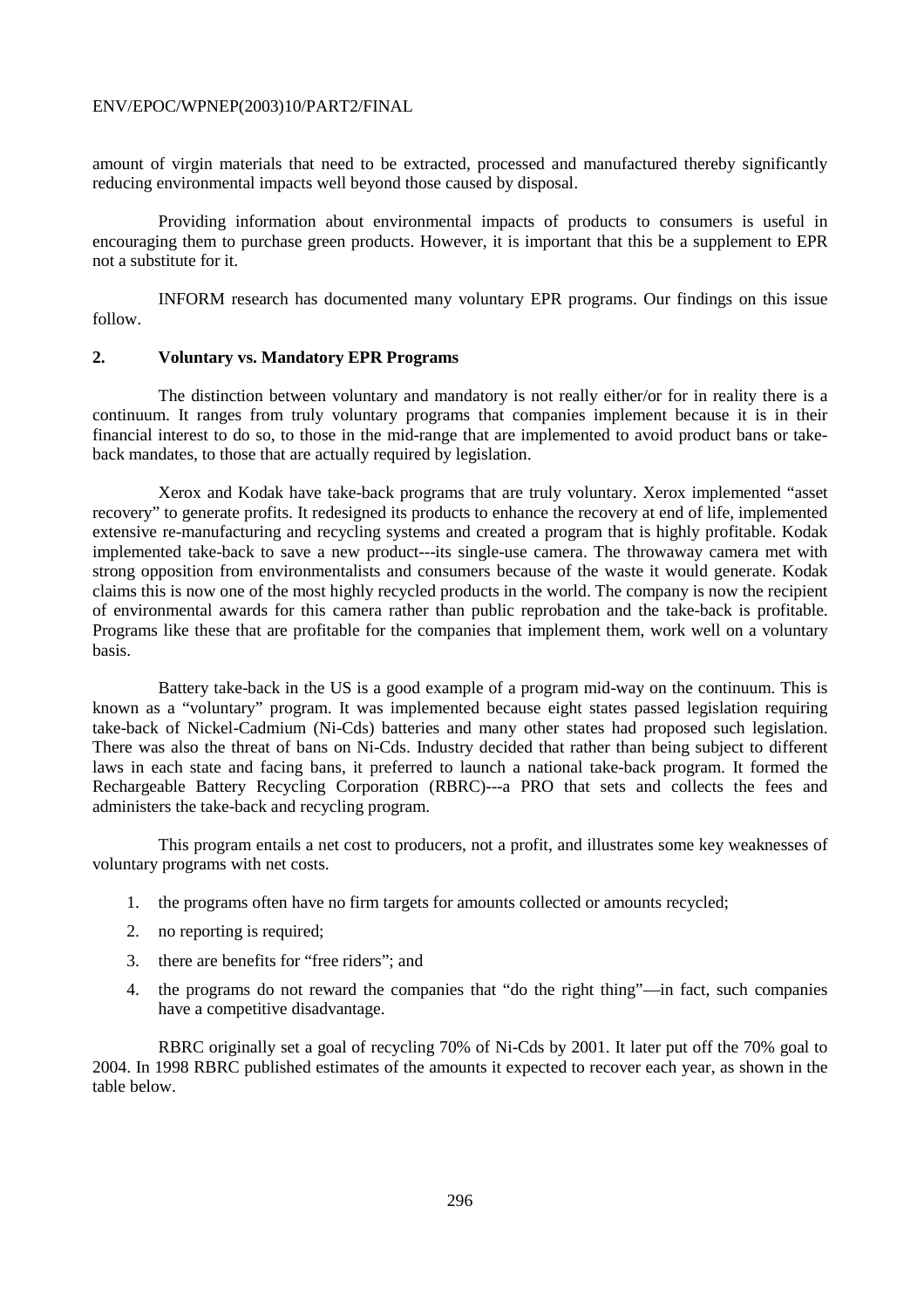amount of virgin materials that need to be extracted, processed and manufactured thereby significantly reducing environmental impacts well beyond those caused by disposal.

Providing information about environmental impacts of products to consumers is useful in encouraging them to purchase green products. However, it is important that this be a supplement to EPR not a substitute for it.

INFORM research has documented many voluntary EPR programs. Our findings on this issue follow.

## 2. Voluntary vs. Mandatory EPR Programs

The distinction between voluntary and mandatory is not really either/or for in reality there is a continuum. It ranges from truly voluntary programs that companies implement because it is in their financial interest to do so, to those in the mid-range that are implemented to avoid product bans or take-back mandates, to those that are actually required by legislation.

Xerox and Kodak have take-back programs that are truly voluntary. Xerox implemented "asset recovery" to generate profits. It redesigned its products to enhance the recovery at end of life, implemented extensive re-manufacturing and recycling systems and created a program that is highly profitable. Kodak implemented take-back to save a new product---its single-use camera. The throwaway camera met with strong opposition from environmentalists and consumers because of the waste it would generate. Kodak claims this is now one of the most highly recycled products in the world. The company is now the recipient of environmental awards for this camera rather than public reprobation and the take-back is profitable. Programs like these that are profitable for the companies that implement them, work well on a voluntary basis.

Battery take-back in the US is a good example of a program mid-way on the continuum. This is known as a "voluntary" program. It was implemented because eight states passed legislation requiring take-back of Nickel-Cadmium (Ni-Cds) batteries and many other states had proposed such legislation. There was also the threat of bans on Ni-Cds. Industry decided that rather than being subject to different laws in each state and facing bans, it preferred to launch a national take-back program. It formed the Rechargeable Battery Recycling Corporation (RBRC)---a PRO that sets and collects the fees and administers the take-back and recycling program.

This program entails a net cost to producers, not a profit, and illustrates some key weaknesses of voluntary programs with net costs.

1. the programs often have no firm targets for amounts collected or amounts recycled;
2. no reporting is required;
3. there are benefits for "free riders"; and
4. the programs do not reward the companies that "do the right thing"—in fact, such companies have a competitive disadvantage.

RBRC originally set a goal of recycling 70% of Ni-Cds by 2001. It later put off the 70% goal to 2004. In 1998 RBRC published estimates of the amounts it expected to recover each year, as shown in the table below.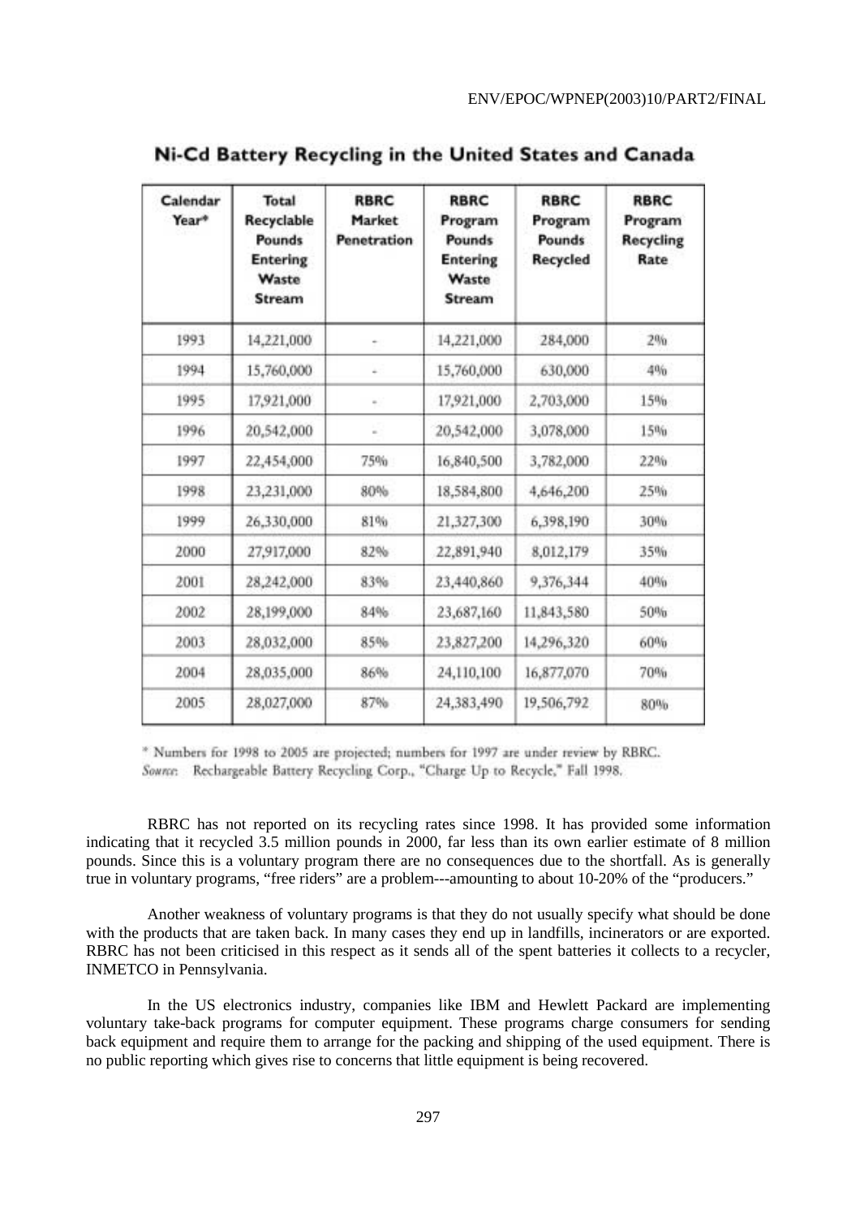## Ni-Cd Battery Recycling in the United States and Canada

| Calendar Year* | Total Recyclable Pounds Entering Waste Stream | RBRC Market Penetration | RBRC Program Pounds Entering Waste Stream | RBRC Program Pounds Recycled | RBRC Program Recycling Rate |
|---|---|---|---|---|---|
| 1993 | 14,221,000 | - | 14,221,000 | 284,000 | 2% |
| 1994 | 15,760,000 | - | 15,760,000 | 630,000 | 4% |
| 1995 | 17,921,000 | - | 17,921,000 | 2,703,000 | 15% |
| 1996 | 20,542,000 | - | 20,542,000 | 3,078,000 | 15% |
| 1997 | 22,454,000 | 75% | 16,840,500 | 3,782,000 | 22% |
| 1998 | 23,231,000 | 80% | 18,584,800 | 4,646,200 | 25% |
| 1999 | 26,330,000 | 81% | 21,327,300 | 6,398,190 | 30% |
| 2000 | 27,917,000 | 82% | 22,891,940 | 8,012,179 | 35% |
| 2001 | 28,242,000 | 83% | 23,440,860 | 9,376,344 | 40% |
| 2002 | 28,199,000 | 84% | 23,687,160 | 11,843,580 | 50% |
| 2003 | 28,032,000 | 85% | 23,827,200 | 14,296,320 | 60% |
| 2004 | 28,035,000 | 86% | 24,110,100 | 16,877,070 | 70% |
| 2005 | 28,027,000 | 87% | 24,383,490 | 19,506,792 | 80% |

\* Numbers for 1998 to 2005 are projected; numbers for 1997 are under review by RBRC.
*Source:* Rechargeable Battery Recycling Corp., "Charge Up to Recycle," Fall 1998.

RBRC has not reported on its recycling rates since 1998. It has provided some information indicating that it recycled 3.5 million pounds in 2000, far less than its own earlier estimate of 8 million pounds. Since this is a voluntary program there are no consequences due to the shortfall. As is generally true in voluntary programs, "free riders" are a problem---amounting to about 10-20% of the "producers."

Another weakness of voluntary programs is that they do not usually specify what should be done with the products that are taken back. In many cases they end up in landfills, incinerators or are exported. RBRC has not been criticised in this respect as it sends all of the spent batteries it collects to a recycler, INMETCO in Pennsylvania.

In the US electronics industry, companies like IBM and Hewlett Packard are implementing voluntary take-back programs for computer equipment. These programs charge consumers for sending back equipment and require them to arrange for the packing and shipping of the used equipment. There is no public reporting which gives rise to concerns that little equipment is being recovered.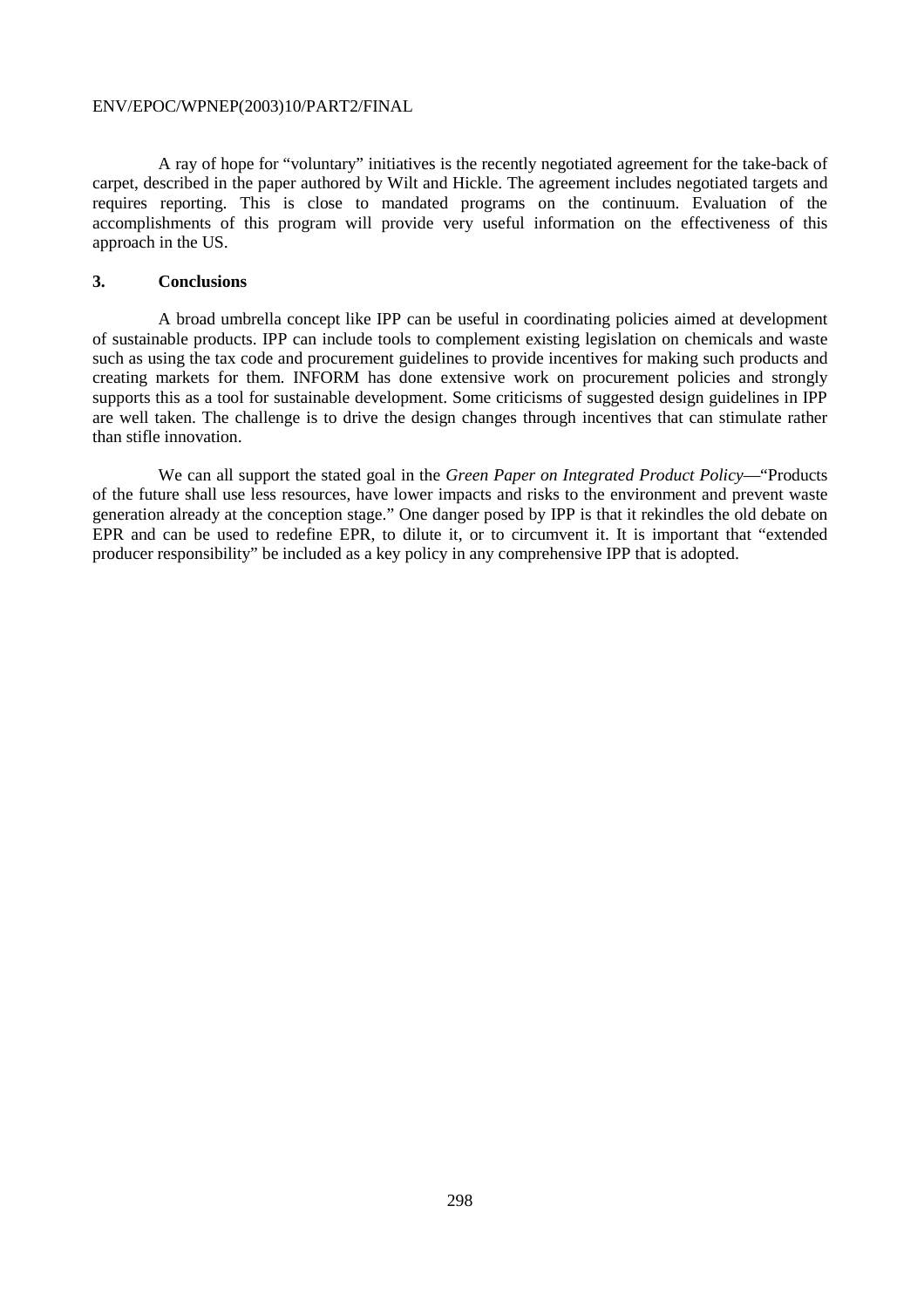A ray of hope for "voluntary" initiatives is the recently negotiated agreement for the take-back of carpet, described in the paper authored by Wilt and Hickle. The agreement includes negotiated targets and requires reporting. This is close to mandated programs on the continuum. Evaluation of the accomplishments of this program will provide very useful information on the effectiveness of this approach in the US.

## 3. Conclusions

A broad umbrella concept like IPP can be useful in coordinating policies aimed at development of sustainable products. IPP can include tools to complement existing legislation on chemicals and waste such as using the tax code and procurement guidelines to provide incentives for making such products and creating markets for them. INFORM has done extensive work on procurement policies and strongly supports this as a tool for sustainable development. Some criticisms of suggested design guidelines in IPP are well taken. The challenge is to drive the design changes through incentives that can stimulate rather than stifle innovation.

We can all support the stated goal in the *Green Paper on Integrated Product Policy*—"Products of the future shall use less resources, have lower impacts and risks to the environment and prevent waste generation already at the conception stage." One danger posed by IPP is that it rekindles the old debate on EPR and can be used to redefine EPR, to dilute it, or to circumvent it. It is important that "extended producer responsibility" be included as a key policy in any comprehensive IPP that is adopted.